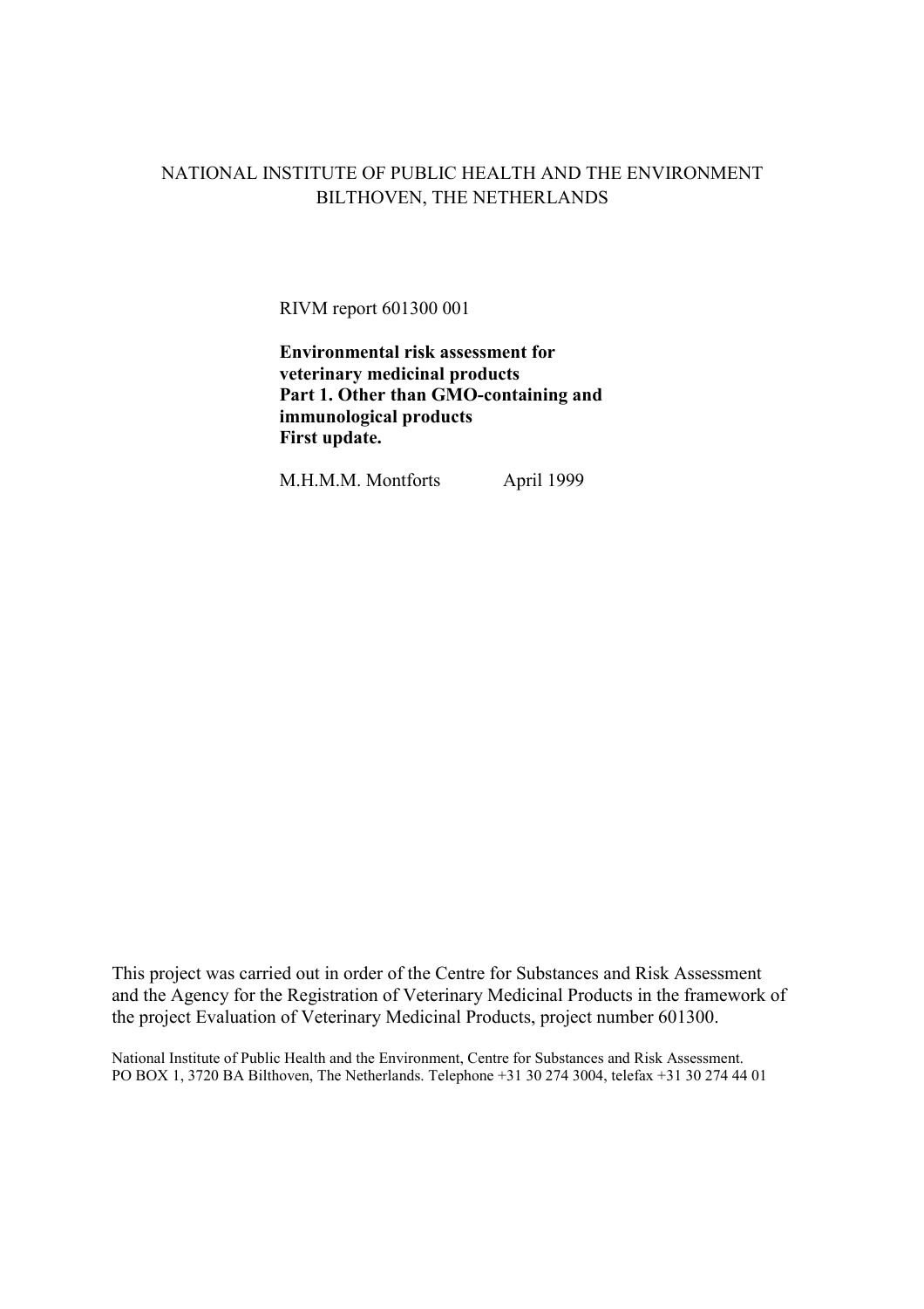NATIONAL INSTITUTE OF PUBLIC HEALTH AND THE ENVIRONMENT
BILTHOVEN, THE NETHERLANDS

RIVM report 601300 001

**Environmental risk assessment for veterinary medicinal products**
**Part 1. Other than GMO-containing and immunological products**
**First update.**

M.H.M.M. Montforts April 1999

This project was carried out in order of the Centre for Substances and Risk Assessment and the Agency for the Registration of Veterinary Medicinal Products in the framework of the project Evaluation of Veterinary Medicinal Products, project number 601300.

National Institute of Public Health and the Environment, Centre for Substances and Risk Assessment.
PO BOX 1, 3720 BA Bilthoven, The Netherlands. Telephone +31 30 274 3004, telefax +31 30 274 44 01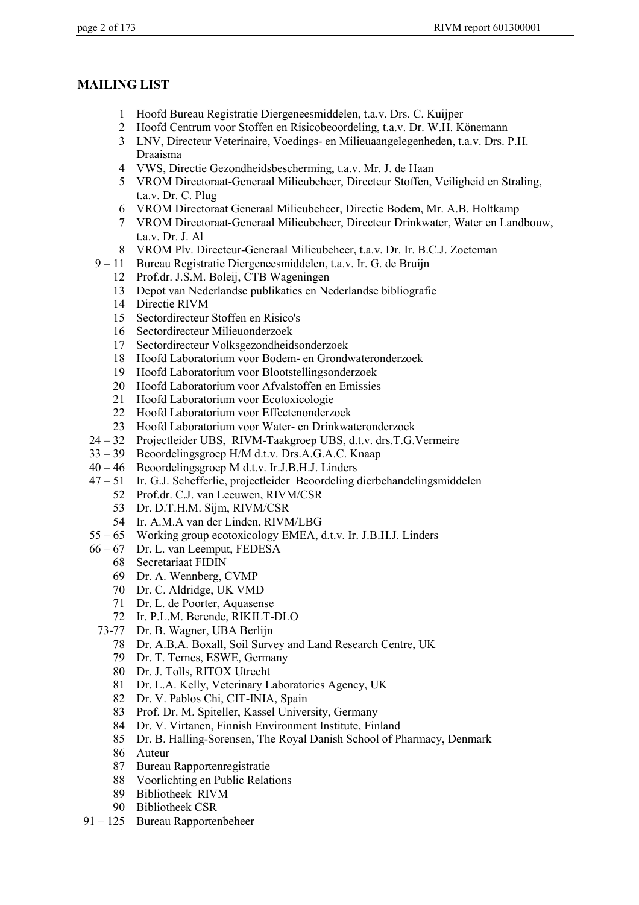## MAILING LIST

1 Hoofd Bureau Registratie Diergeneesmiddelen, t.a.v. Drs. C. Kuijper
2 Hoofd Centrum voor Stoffen en Risicobeoordeling, t.a.v. Dr. W.H. Könemann
3 LNV, Directeur Veterinaire, Voedings- en Milieuaangelegenheden, t.a.v. Drs. P.H. Draaisma
4 VWS, Directie Gezondheidsbescherming, t.a.v. Mr. J. de Haan
5 VROM Directoraat-Generaal Milieubeheer, Directeur Stoffen, Veiligheid en Straling, t.a.v. Dr. C. Plug
6 VROM Directoraat Generaal Milieubeheer, Directie Bodem, Mr. A.B. Holtkamp
7 VROM Directoraat-Generaal Milieubeheer, Directeur Drinkwater, Water en Landbouw, t.a.v. Dr. J. Al
8 VROM Plv. Directeur-Generaal Milieubeheer, t.a.v. Dr. Ir. B.C.J. Zoeteman
9 – 11 Bureau Registratie Diergeneesmiddelen, t.a.v. Ir. G. de Bruijn
12 Prof.dr. J.S.M. Boleij, CTB Wageningen
13 Depot van Nederlandse publikaties en Nederlandse bibliografie
14 Directie RIVM
15 Sectordirecteur Stoffen en Risico's
16 Sectordirecteur Milieuonderzoek
17 Sectordirecteur Volksgezondheidsonderzoek
18 Hoofd Laboratorium voor Bodem- en Grondwateronderzoek
19 Hoofd Laboratorium voor Blootstellingsonderzoek
20 Hoofd Laboratorium voor Afvalstoffen en Emissies
21 Hoofd Laboratorium voor Ecotoxicologie
22 Hoofd Laboratorium voor Effectenonderzoek
23 Hoofd Laboratorium voor Water- en Drinkwateronderzoek
24 – 32 Projectleider UBS, RIVM-Taakgroep UBS, d.t.v. drs.T.G.Vermeire
33 – 39 Beoordelingsgroep H/M d.t.v. Drs.A.G.A.C. Knaap
40 – 46 Beoordelingsgroep M d.t.v. Ir.J.B.H.J. Linders
47 – 51 Ir. G.J. Schefferlie, projectleider Beoordeling dierbehandelingsmiddelen
52 Prof.dr. C.J. van Leeuwen, RIVM/CSR
53 Dr. D.T.H.M. Sijm, RIVM/CSR
54 Ir. A.M.A van der Linden, RIVM/LBG
55 – 65 Working group ecotoxicology EMEA, d.t.v. Ir. J.B.H.J. Linders
66 – 67 Dr. L. van Leemput, FEDESA
68 Secretariaat FIDIN
69 Dr. A. Wennberg, CVMP
70 Dr. C. Aldridge, UK VMD
71 Dr. L. de Poorter, Aquasense
72 Ir. P.L.M. Berende, RIKILT-DLO
73-77 Dr. B. Wagner, UBA Berlijn
78 Dr. A.B.A. Boxall, Soil Survey and Land Research Centre, UK
79 Dr. T. Ternes, ESWE, Germany
80 Dr. J. Tolls, RITOX Utrecht
81 Dr. L.A. Kelly, Veterinary Laboratories Agency, UK
82 Dr. V. Pablos Chi, CIT-INIA, Spain
83 Prof. Dr. M. Spiteller, Kassel University, Germany
84 Dr. V. Virtanen, Finnish Environment Institute, Finland
85 Dr. B. Halling-Sorensen, The Royal Danish School of Pharmacy, Denmark
86 Auteur
87 Bureau Rapportenregistratie
88 Voorlichting en Public Relations
89 Bibliotheek RIVM
90 Bibliotheek CSR
91 – 125 Bureau Rapportenbeheer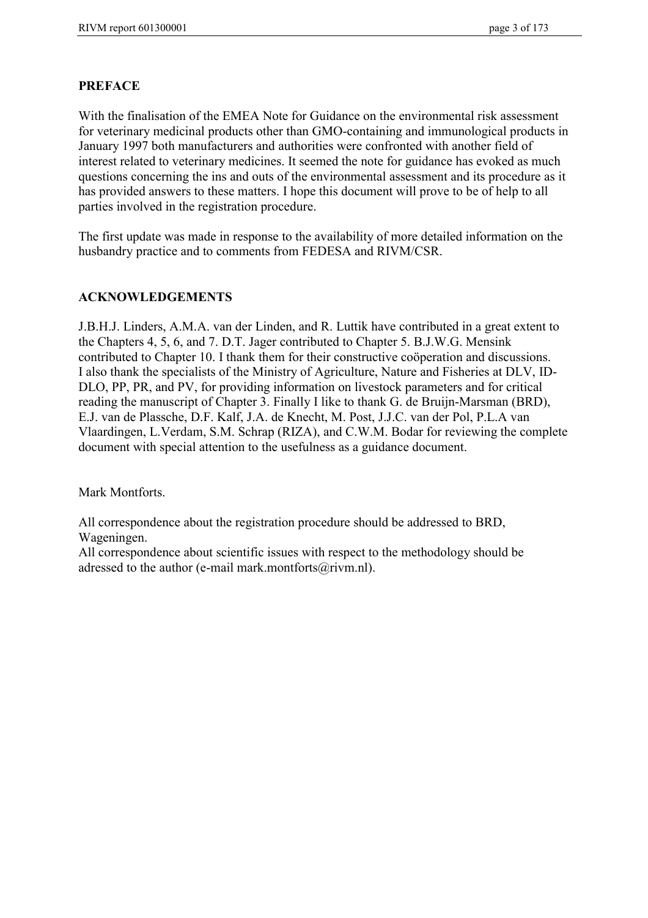## PREFACE

With the finalisation of the EMEA Note for Guidance on the environmental risk assessment for veterinary medicinal products other than GMO-containing and immunological products in January 1997 both manufacturers and authorities were confronted with another field of interest related to veterinary medicines. It seemed the note for guidance has evoked as much questions concerning the ins and outs of the environmental assessment and its procedure as it has provided answers to these matters. I hope this document will prove to be of help to all parties involved in the registration procedure.

The first update was made in response to the availability of more detailed information on the husbandry practice and to comments from FEDESA and RIVM/CSR.

## ACKNOWLEDGEMENTS

J.B.H.J. Linders, A.M.A. van der Linden, and R. Luttik have contributed in a great extent to the Chapters 4, 5, 6, and 7. D.T. Jager contributed to Chapter 5. B.J.W.G. Mensink contributed to Chapter 10. I thank them for their constructive coöperation and discussions. I also thank the specialists of the Ministry of Agriculture, Nature and Fisheries at DLV, ID-DLO, PP, PR, and PV, for providing information on livestock parameters and for critical reading the manuscript of Chapter 3. Finally I like to thank G. de Bruijn-Marsman (BRD), E.J. van de Plassche, D.F. Kalf, J.A. de Knecht, M. Post, J.J.C. van der Pol, P.L.A van Vlaardingen, L.Verdam, S.M. Schrap (RIZA), and C.W.M. Bodar for reviewing the complete document with special attention to the usefulness as a guidance document.

Mark Montforts.

All correspondence about the registration procedure should be addressed to BRD, Wageningen.
All correspondence about scientific issues with respect to the methodology should be adressed to the author (e-mail mark.montforts@rivm.nl).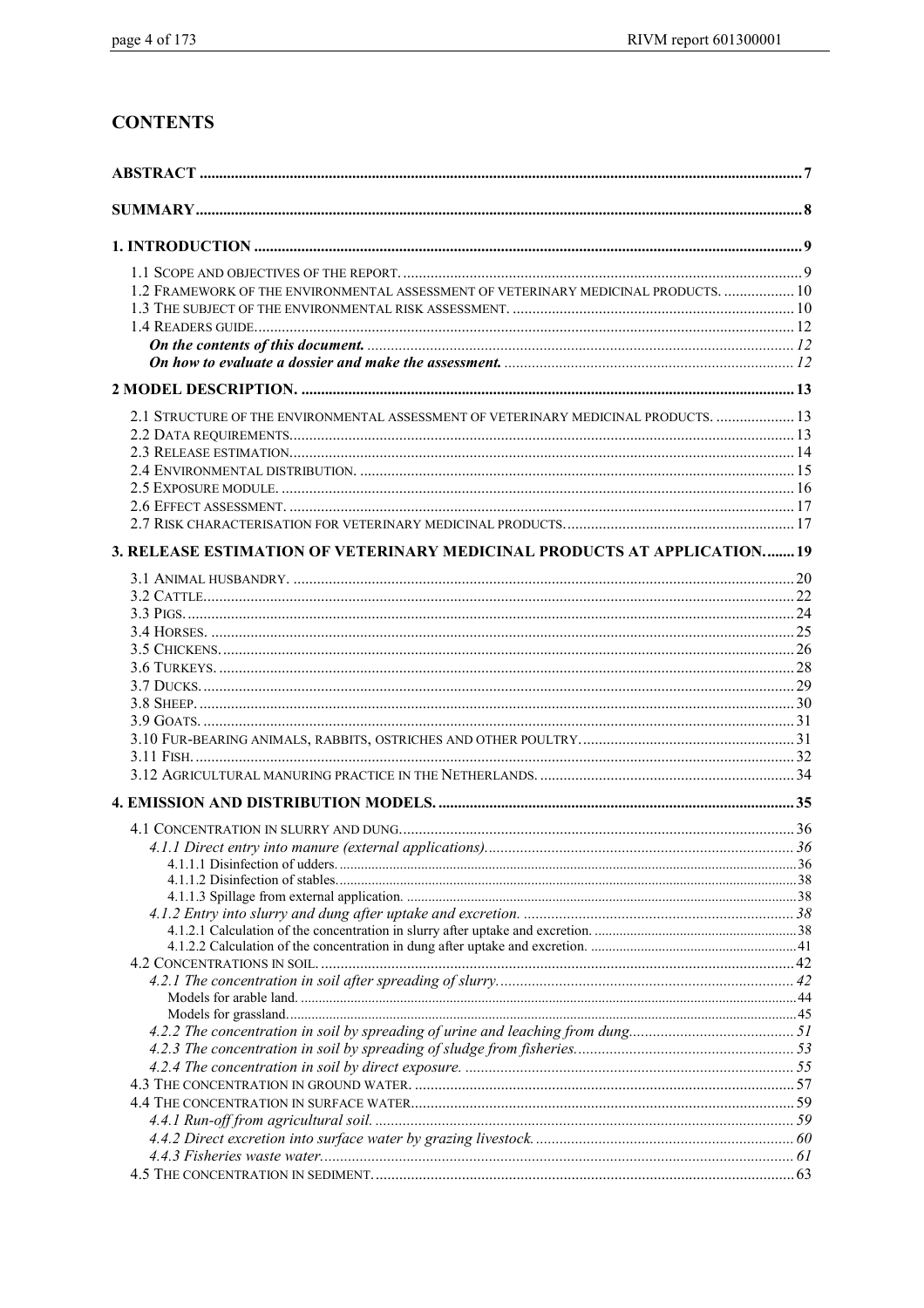# CONTENTS

**ABSTRACT** ........................................................................ 7

**SUMMARY** ........................................................................ 8

**1. INTRODUCTION** ........................................................................ 9

1.1 Scope and objectives of the report. ........................................................................ 9
1.2 Framework of the environmental assessment of veterinary medicinal products. .................. 10
1.3 The subject of the environmental risk assessment. ........................................................................ 10
1.4 Readers guide. ........................................................................ 12
***On the contents of this document.*** ........................................................................ *12*
***On how to evaluate a dossier and make the assessment.*** ........................................................................ *12*

**2 MODEL DESCRIPTION.** ........................................................................ 13

2.1 Structure of the environmental assessment of veterinary medicinal products. .................... 13
2.2 Data requirements. ........................................................................ 13
2.3 Release estimation. ........................................................................ 14
2.4 Environmental distribution. ........................................................................ 15
2.5 Exposure module. ........................................................................ 16
2.6 Effect assessment. ........................................................................ 17
2.7 Risk characterisation for veterinary medicinal products. ........................................................................ 17

**3. RELEASE ESTIMATION OF VETERINARY MEDICINAL PRODUCTS AT APPLICATION.** ....... 19

3.1 Animal husbandry. ........................................................................ 20
3.2 Cattle. ........................................................................ 22
3.3 Pigs. ........................................................................ 24
3.4 Horses. ........................................................................ 25
3.5 Chickens. ........................................................................ 26
3.6 Turkeys. ........................................................................ 28
3.7 Ducks. ........................................................................ 29
3.8 Sheep. ........................................................................ 30
3.9 Goats. ........................................................................ 31
3.10 Fur-bearing animals, rabbits, ostriches and other poultry. ........................................................................ 31
3.11 Fish. ........................................................................ 32
3.12 Agricultural manuring practice in the Netherlands. ........................................................................ 34

**4. EMISSION AND DISTRIBUTION MODELS.** ........................................................................ 35

4.1 Concentration in slurry and dung. ........................................................................ 36
*4.1.1 Direct entry into manure (external applications).* ........................................................................ *36*
4.1.1.1 Disinfection of udders. ........................................................................ 36
4.1.1.2 Disinfection of stables. ........................................................................ 38
4.1.1.3 Spillage from external application. ........................................................................ 38
*4.1.2 Entry into slurry and dung after uptake and excretion.* ........................................................................ *38*
4.1.2.1 Calculation of the concentration in slurry after uptake and excretion. ........................................................................ 38
4.1.2.2 Calculation of the concentration in dung after uptake and excretion. ........................................................................ 41
4.2 Concentrations in soil. ........................................................................ 42
*4.2.1 The concentration in soil after spreading of slurry.* ........................................................................ *42*
Models for arable land. ........................................................................ 44
Models for grassland. ........................................................................ 45
*4.2.2 The concentration in soil by spreading of urine and leaching from dung.* ........................................................................ *51*
*4.2.3 The concentration in soil by spreading of sludge from fisheries.* ........................................................................ *53*
*4.2.4 The concentration in soil by direct exposure.* ........................................................................ *55*
4.3 The concentration in ground water. ........................................................................ 57
4.4 The concentration in surface water. ........................................................................ 59
*4.4.1 Run-off from agricultural soil.* ........................................................................ *59*
*4.4.2 Direct excretion into surface water by grazing livestock.* ........................................................................ *60*
*4.4.3 Fisheries waste water.* ........................................................................ *61*
4.5 The concentration in sediment. ........................................................................ 63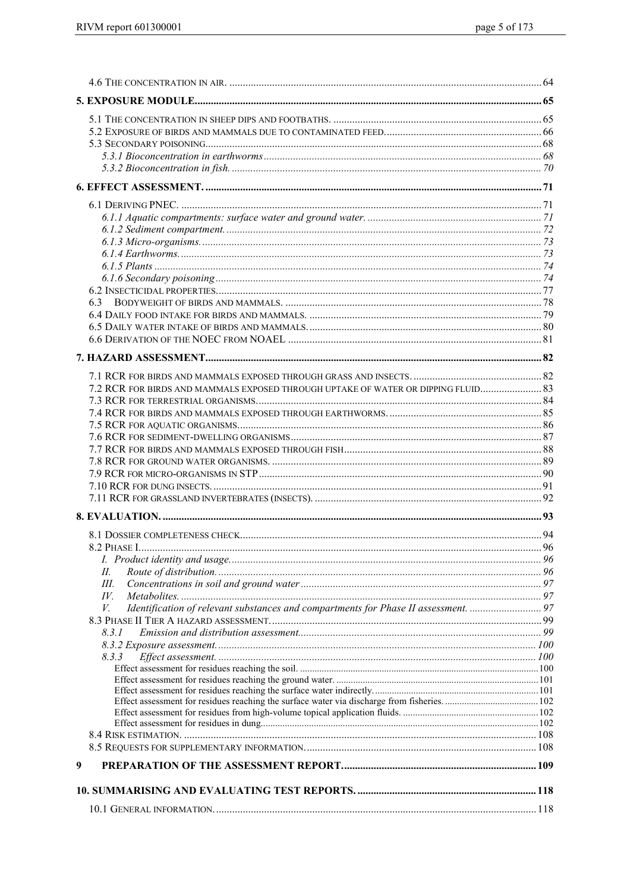4.6 THE CONCENTRATION IN AIR. .......... 64

**5. EXPOSURE MODULE.......... 65**

5.1 THE CONCENTRATION IN SHEEP DIPS AND FOOTBATHS. .......... 65
5.2 EXPOSURE OF BIRDS AND MAMMALS DUE TO CONTAMINATED FEED. .......... 66
5.3 SECONDARY POISONING.......... 68
*5.3.1 Bioconcentration in earthworms.......... 68*
*5.3.2 Bioconcentration in fish. .......... 70*

**6. EFFECT ASSESSMENT. .......... 71**

6.1 DERIVING PNEC. .......... 71
*6.1.1 Aquatic compartments: surface water and ground water. .......... 71*
*6.1.2 Sediment compartment. .......... 72*
*6.1.3 Micro-organisms. .......... 73*
*6.1.4 Earthworms. .......... 73*
*6.1.5 Plants .......... 74*
*6.1.6 Secondary poisoning .......... 74*
6.2 INSECTICIDAL PROPERTIES.......... 77
6.3 BODYWEIGHT OF BIRDS AND MAMMALS. .......... 78
6.4 DAILY FOOD INTAKE FOR BIRDS AND MAMMALS. .......... 79
6.5 DAILY WATER INTAKE OF BIRDS AND MAMMALS. .......... 80
6.6 DERIVATION OF THE NOEC FROM NOAEL .......... 81

**7. HAZARD ASSESSMENT.......... 82**

7.1 RCR FOR BIRDS AND MAMMALS EXPOSED THROUGH GRASS AND INSECTS. .......... 82
7.2 RCR FOR BIRDS AND MAMMALS EXPOSED THROUGH UPTAKE OF WATER OR DIPPING FLUID.......... 83
7.3 RCR FOR TERRESTRIAL ORGANISMS.......... 84
7.4 RCR FOR BIRDS AND MAMMALS EXPOSED THROUGH EARTHWORMS. .......... 85
7.5 RCR FOR AQUATIC ORGANISMS.......... 86
7.6 RCR FOR SEDIMENT-DWELLING ORGANISMS.......... 87
7.7 RCR FOR BIRDS AND MAMMALS EXPOSED THROUGH FISH.......... 88
7.8 RCR FOR GROUND WATER ORGANISMS. .......... 89
7.9 RCR FOR MICRO-ORGANISMS IN STP.......... 90
7.10 RCR FOR DUNG INSECTS. .......... 91
7.11 RCR FOR GRASSLAND INVERTEBRATES (INSECTS). .......... 92

**8. EVALUATION. .......... 93**

8.1 DOSSIER COMPLETENESS CHECK.......... 94
8.2 PHASE I.......... 96
*I. Product identity and usage. .......... 96*
*II. Route of distribution. .......... 96*
*III. Concentrations in soil and ground water .......... 97*
*IV. Metabolites. .......... 97*
*V. Identification of relevant substances and compartments for Phase II assessment. .......... 97*
8.3 PHASE II TIER A HAZARD ASSESSMENT. .......... 99
*8.3.1 Emission and distribution assessment. .......... 99*
*8.3.2 Exposure assessment. .......... 100*
*8.3.3 Effect assessment. .......... 100*
Effect assessment for residues reaching the soil. .......... 100
Effect assessment for residues reaching the ground water. .......... 101
Effect assessment for residues reaching the surface water indirectly. .......... 101
Effect assessment for residues reaching the surface water via discharge from fisheries. .......... 102
Effect assessment for residues from high-volume topical application fluids. .......... 102
Effect assessment for residues in dung. .......... 102
8.4 RISK ESTIMATION. .......... 108
8.5 REQUESTS FOR SUPPLEMENTARY INFORMATION. .......... 108

**9 PREPARATION OF THE ASSESSMENT REPORT. .......... 109**

**10. SUMMARISING AND EVALUATING TEST REPORTS. .......... 118**

10.1 GENERAL INFORMATION. .......... 118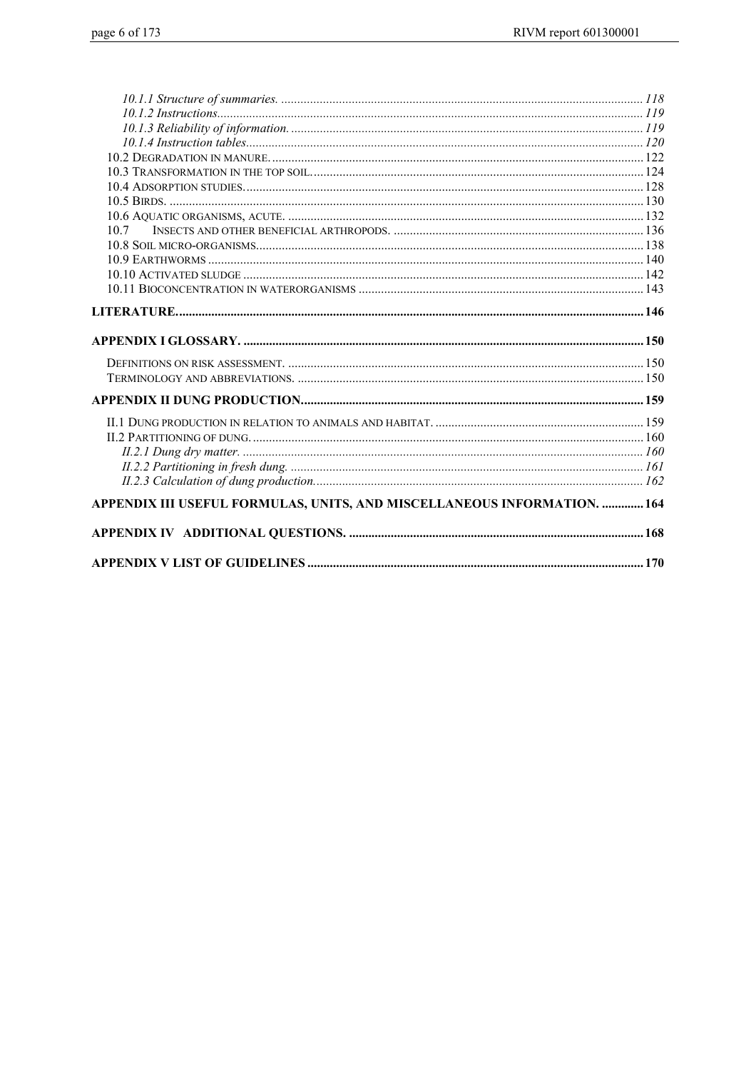*10.1.1 Structure of summaries.* ................................................................................................ *118*
*10.1.2 Instructions*.................................................................................................................. *119*
*10.1.3 Reliability of information.* ............................................................................................ *119*
*10.1.4 Instruction tables*.......................................................................................................... *120*
10.2 Degradation in manure.................................................................................................... 122
10.3 Transformation in the top soil........................................................................................ 124
10.4 Adsorption studies.......................................................................................................... 128
10.5 Birds. ............................................................................................................................... 130
10.6 Aquatic organisms, acute. .............................................................................................. 132
10.7 Insects and other beneficial arthropods. ........................................................................ 136
10.8 Soil micro-organisms....................................................................................................... 138
10.9 Earthworms ..................................................................................................................... 140
10.10 Activated sludge ........................................................................................................... 142
10.11 Bioconcentration in waterorganisms ............................................................................ 143

**LITERATURE.............................................................................................................................. 146**

**APPENDIX I GLOSSARY. ........................................................................................................... 150**

Definitions on risk assessment. ............................................................................................... 150
Terminology and abbreviations. ............................................................................................. 150

**APPENDIX II DUNG PRODUCTION........................................................................................... 159**

II.1 Dung production in relation to animals and habitat. ................................................... 159
II.2 Partitioning of dung. ....................................................................................................... 160
*II.2.1 Dung dry matter.* ............................................................................................................ *160*
*II.2.2 Partitioning in fresh dung.* ............................................................................................. *161*
*II.2.3 Calculation of dung production.*..................................................................................... *162*

**APPENDIX III USEFUL FORMULAS, UNITS, AND MISCELLANEOUS INFORMATION. ............. 164**

**APPENDIX IV ADDITIONAL QUESTIONS. .................................................................................. 168**

**APPENDIX V LIST OF GUIDELINES ........................................................................................... 170**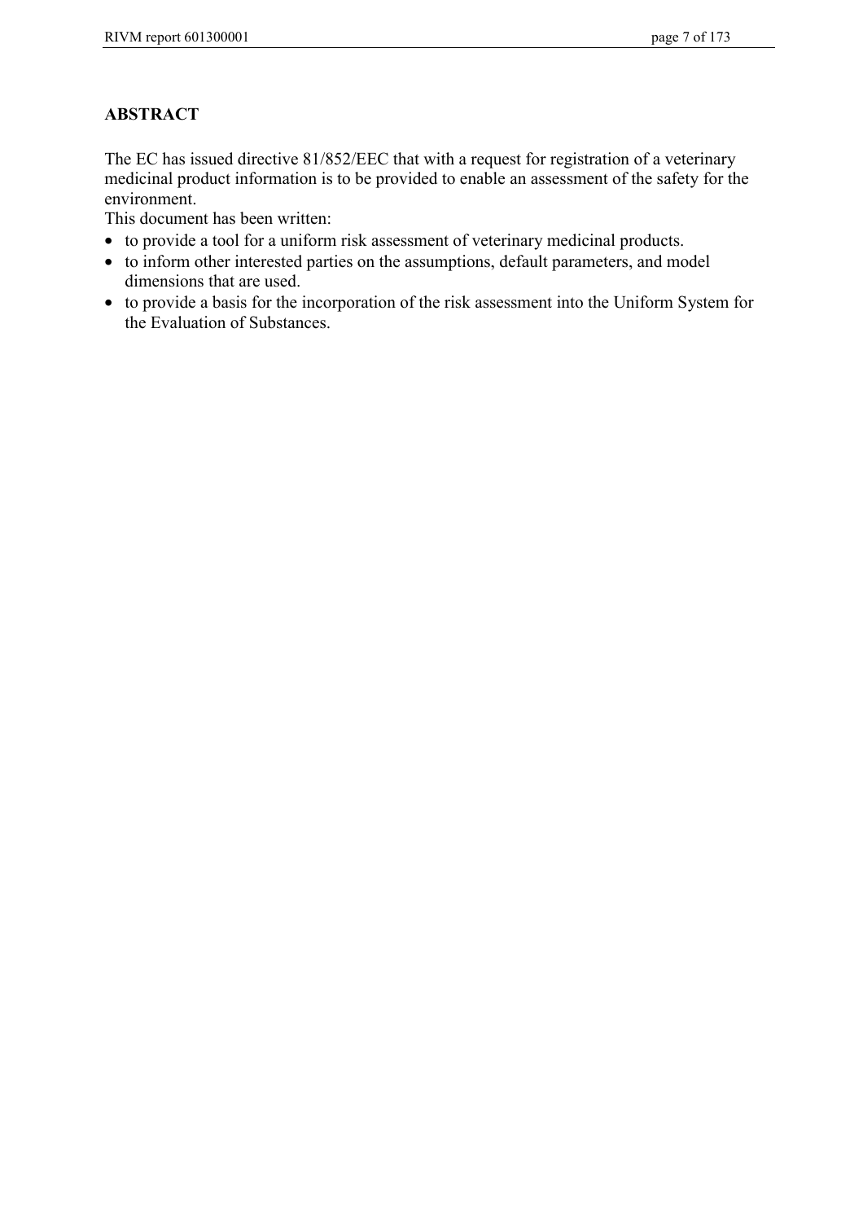# ABSTRACT

The EC has issued directive 81/852/EEC that with a request for registration of a veterinary medicinal product information is to be provided to enable an assessment of the safety for the environment.
This document has been written:

- to provide a tool for a uniform risk assessment of veterinary medicinal products.
- to inform other interested parties on the assumptions, default parameters, and model dimensions that are used.
- to provide a basis for the incorporation of the risk assessment into the Uniform System for the Evaluation of Substances.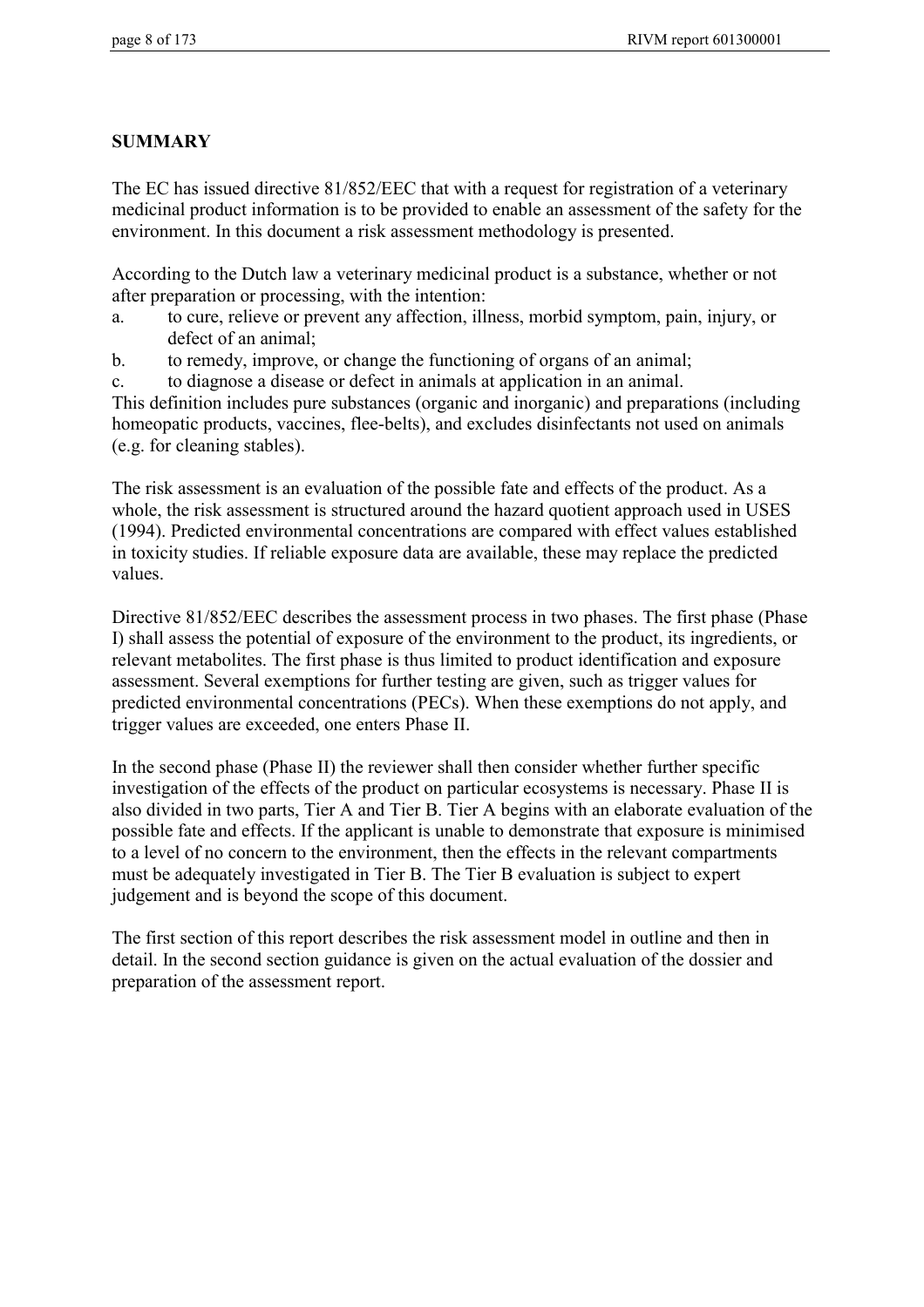## SUMMARY

The EC has issued directive 81/852/EEC that with a request for registration of a veterinary medicinal product information is to be provided to enable an assessment of the safety for the environment. In this document a risk assessment methodology is presented.

According to the Dutch law a veterinary medicinal product is a substance, whether or not after preparation or processing, with the intention:

a. to cure, relieve or prevent any affection, illness, morbid symptom, pain, injury, or defect of an animal;
b. to remedy, improve, or change the functioning of organs of an animal;
c. to diagnose a disease or defect in animals at application in an animal.

This definition includes pure substances (organic and inorganic) and preparations (including homeopatic products, vaccines, flee-belts), and excludes disinfectants not used on animals (e.g. for cleaning stables).

The risk assessment is an evaluation of the possible fate and effects of the product. As a whole, the risk assessment is structured around the hazard quotient approach used in USES (1994). Predicted environmental concentrations are compared with effect values established in toxicity studies. If reliable exposure data are available, these may replace the predicted values.

Directive 81/852/EEC describes the assessment process in two phases. The first phase (Phase I) shall assess the potential of exposure of the environment to the product, its ingredients, or relevant metabolites. The first phase is thus limited to product identification and exposure assessment. Several exemptions for further testing are given, such as trigger values for predicted environmental concentrations (PECs). When these exemptions do not apply, and trigger values are exceeded, one enters Phase II.

In the second phase (Phase II) the reviewer shall then consider whether further specific investigation of the effects of the product on particular ecosystems is necessary. Phase II is also divided in two parts, Tier A and Tier B. Tier A begins with an elaborate evaluation of the possible fate and effects. If the applicant is unable to demonstrate that exposure is minimised to a level of no concern to the environment, then the effects in the relevant compartments must be adequately investigated in Tier B. The Tier B evaluation is subject to expert judgement and is beyond the scope of this document.

The first section of this report describes the risk assessment model in outline and then in detail. In the second section guidance is given on the actual evaluation of the dossier and preparation of the assessment report.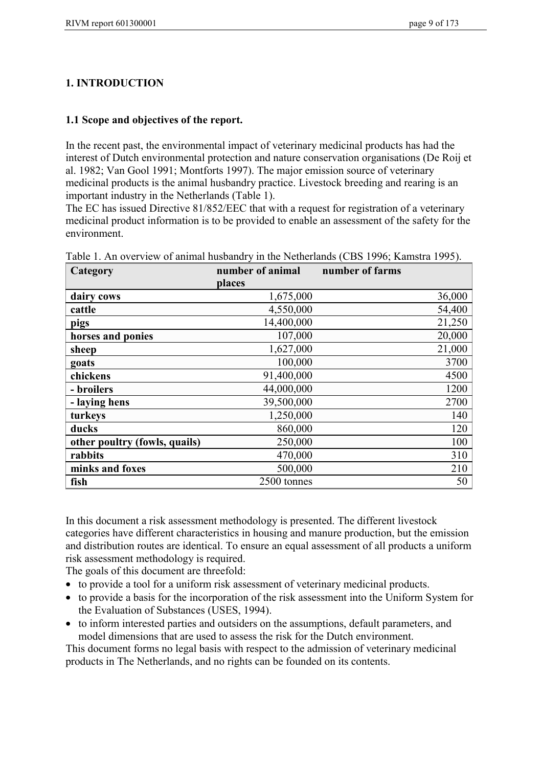# 1. INTRODUCTION

## 1.1 Scope and objectives of the report.

In the recent past, the environmental impact of veterinary medicinal products has had the interest of Dutch environmental protection and nature conservation organisations (De Roij et al. 1982; Van Gool 1991; Montforts 1997). The major emission source of veterinary medicinal products is the animal husbandry practice. Livestock breeding and rearing is an important industry in the Netherlands (Table 1).
The EC has issued Directive 81/852/EEC that with a request for registration of a veterinary medicinal product information is to be provided to enable an assessment of the safety for the environment.

Table 1. An overview of animal husbandry in the Netherlands (CBS 1996; Kamstra 1995).

| Category | number of animal places | number of farms |
|---|---|---|
| **dairy cows** | 1,675,000 | 36,000 |
| **cattle** | 4,550,000 | 54,400 |
| **pigs** | 14,400,000 | 21,250 |
| **horses and ponies** | 107,000 | 20,000 |
| **sheep** | 1,627,000 | 21,000 |
| **goats** | 100,000 | 3700 |
| **chickens** | 91,400,000 | 4500 |
| **- broilers** | 44,000,000 | 1200 |
| **- laying hens** | 39,500,000 | 2700 |
| **turkeys** | 1,250,000 | 140 |
| **ducks** | 860,000 | 120 |
| **other poultry (fowls, quails)** | 250,000 | 100 |
| **rabbits** | 470,000 | 310 |
| **minks and foxes** | 500,000 | 210 |
| **fish** | 2500 tonnes | 50 |

In this document a risk assessment methodology is presented. The different livestock categories have different characteristics in housing and manure production, but the emission and distribution routes are identical. To ensure an equal assessment of all products a uniform risk assessment methodology is required.
The goals of this document are threefold:

- to provide a tool for a uniform risk assessment of veterinary medicinal products.
- to provide a basis for the incorporation of the risk assessment into the Uniform System for the Evaluation of Substances (USES, 1994).
- to inform interested parties and outsiders on the assumptions, default parameters, and model dimensions that are used to assess the risk for the Dutch environment.

This document forms no legal basis with respect to the admission of veterinary medicinal products in The Netherlands, and no rights can be founded on its contents.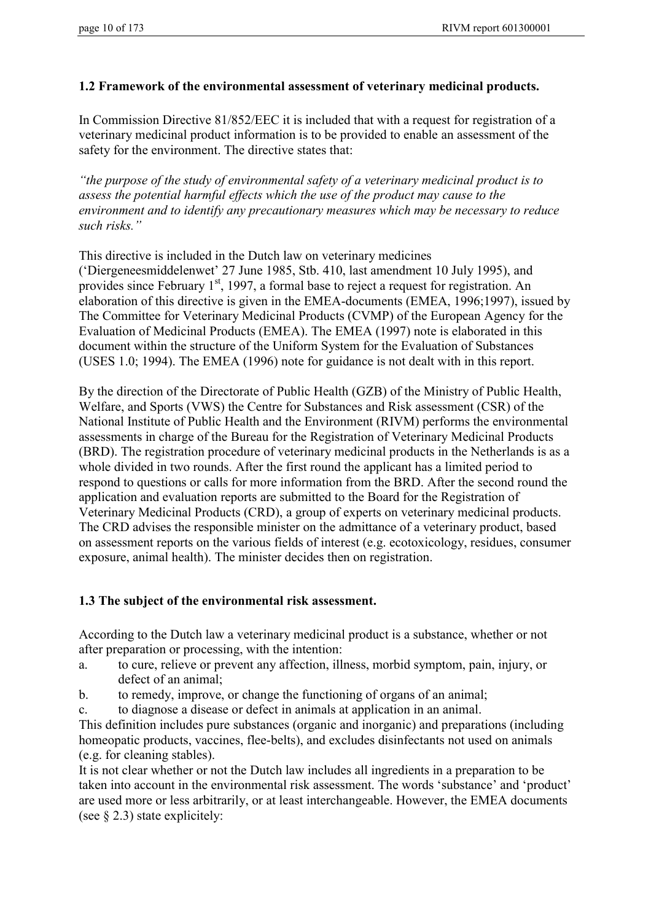## 1.2 Framework of the environmental assessment of veterinary medicinal products.

In Commission Directive 81/852/EEC it is included that with a request for registration of a veterinary medicinal product information is to be provided to enable an assessment of the safety for the environment. The directive states that:

*"the purpose of the study of environmental safety of a veterinary medicinal product is to assess the potential harmful effects which the use of the product may cause to the environment and to identify any precautionary measures which may be necessary to reduce such risks."*

This directive is included in the Dutch law on veterinary medicines ('Diergeneesmiddelenwet' 27 June 1985, Stb. 410, last amendment 10 July 1995), and provides since February 1st, 1997, a formal base to reject a request for registration. An elaboration of this directive is given in the EMEA-documents (EMEA, 1996;1997), issued by The Committee for Veterinary Medicinal Products (CVMP) of the European Agency for the Evaluation of Medicinal Products (EMEA). The EMEA (1997) note is elaborated in this document within the structure of the Uniform System for the Evaluation of Substances (USES 1.0; 1994). The EMEA (1996) note for guidance is not dealt with in this report.

By the direction of the Directorate of Public Health (GZB) of the Ministry of Public Health, Welfare, and Sports (VWS) the Centre for Substances and Risk assessment (CSR) of the National Institute of Public Health and the Environment (RIVM) performs the environmental assessments in charge of the Bureau for the Registration of Veterinary Medicinal Products (BRD). The registration procedure of veterinary medicinal products in the Netherlands is as a whole divided in two rounds. After the first round the applicant has a limited period to respond to questions or calls for more information from the BRD. After the second round the application and evaluation reports are submitted to the Board for the Registration of Veterinary Medicinal Products (CRD), a group of experts on veterinary medicinal products. The CRD advises the responsible minister on the admittance of a veterinary product, based on assessment reports on the various fields of interest (e.g. ecotoxicology, residues, consumer exposure, animal health). The minister decides then on registration.

## 1.3 The subject of the environmental risk assessment.

According to the Dutch law a veterinary medicinal product is a substance, whether or not after preparation or processing, with the intention:

a. to cure, relieve or prevent any affection, illness, morbid symptom, pain, injury, or defect of an animal;
b. to remedy, improve, or change the functioning of organs of an animal;
c. to diagnose a disease or defect in animals at application in an animal.

This definition includes pure substances (organic and inorganic) and preparations (including homeopatic products, vaccines, flee-belts), and excludes disinfectants not used on animals (e.g. for cleaning stables).

It is not clear whether or not the Dutch law includes all ingredients in a preparation to be taken into account in the environmental risk assessment. The words 'substance' and 'product' are used more or less arbitrarily, or at least interchangeable. However, the EMEA documents (see § 2.3) state explicitely: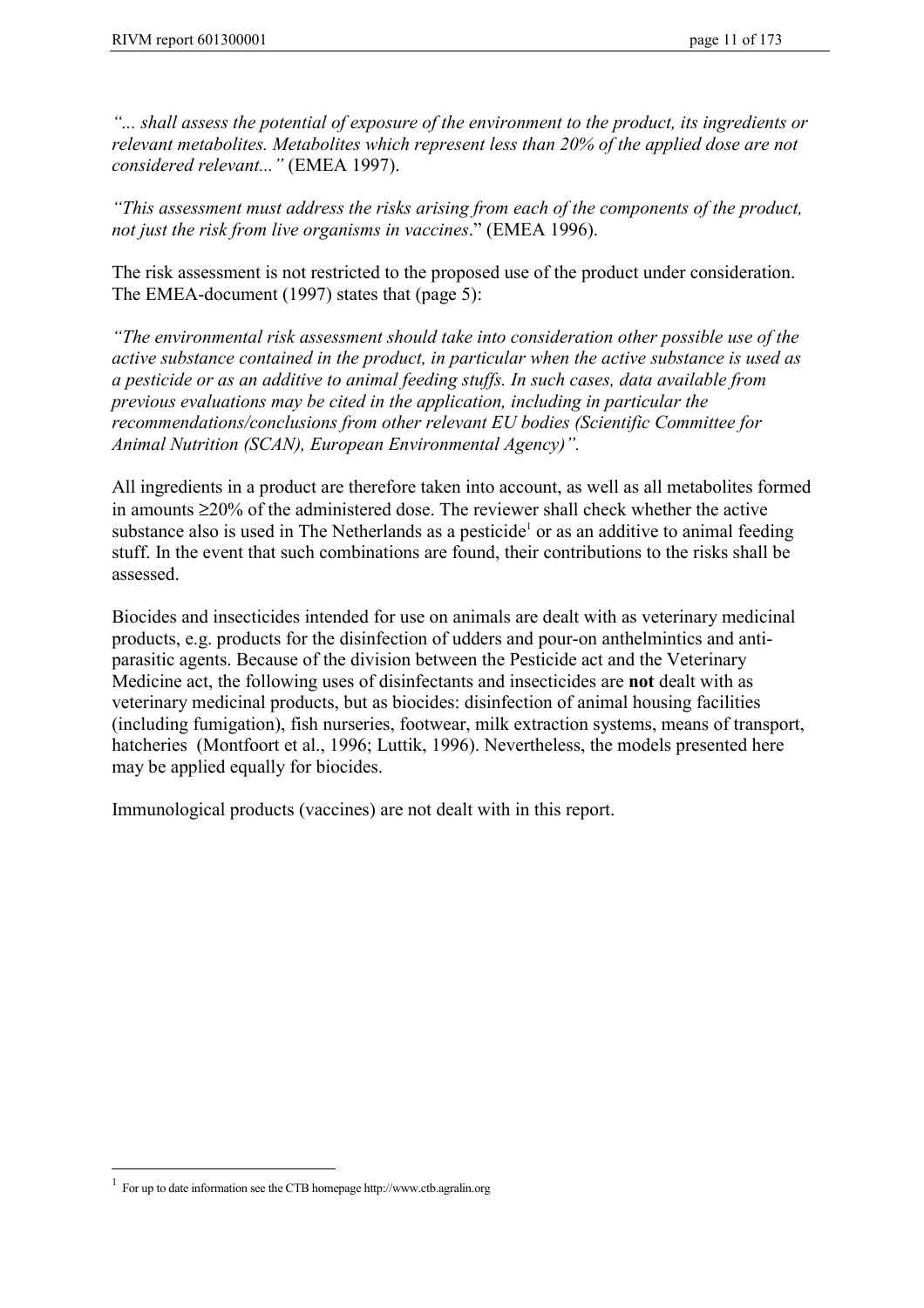*"... shall assess the potential of exposure of the environment to the product, its ingredients or relevant metabolites. Metabolites which represent less than 20% of the applied dose are not considered relevant..."* (EMEA 1997).

*"This assessment must address the risks arising from each of the components of the product, not just the risk from live organisms in vaccines*." (EMEA 1996).

The risk assessment is not restricted to the proposed use of the product under consideration. The EMEA-document (1997) states that (page 5):

*"The environmental risk assessment should take into consideration other possible use of the active substance contained in the product, in particular when the active substance is used as a pesticide or as an additive to animal feeding stuffs. In such cases, data available from previous evaluations may be cited in the application, including in particular the recommendations/conclusions from other relevant EU bodies (Scientific Committee for Animal Nutrition (SCAN), European Environmental Agency)".*

All ingredients in a product are therefore taken into account, as well as all metabolites formed in amounts ≥20% of the administered dose. The reviewer shall check whether the active substance also is used in The Netherlands as a pesticide[1] or as an additive to animal feeding stuff. In the event that such combinations are found, their contributions to the risks shall be assessed.

Biocides and insecticides intended for use on animals are dealt with as veterinary medicinal products, e.g. products for the disinfection of udders and pour-on anthelmintics and anti-parasitic agents. Because of the division between the Pesticide act and the Veterinary Medicine act, the following uses of disinfectants and insecticides are **not** dealt with as veterinary medicinal products, but as biocides: disinfection of animal housing facilities (including fumigation), fish nurseries, footwear, milk extraction systems, means of transport, hatcheries (Montfoort et al., 1996; Luttik, 1996). Nevertheless, the models presented here may be applied equally for biocides.

Immunological products (vaccines) are not dealt with in this report.

[1] For up to date information see the CTB homepage http://www.ctb.agralin.org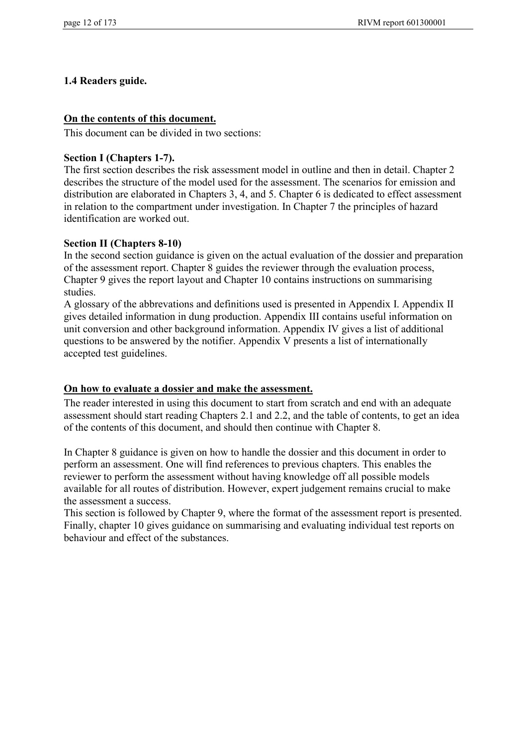## 1.4 Readers guide.

**<u>On the contents of this document.</u>**

This document can be divided in two sections:

**Section I (Chapters 1-7).**

The first section describes the risk assessment model in outline and then in detail. Chapter 2 describes the structure of the model used for the assessment. The scenarios for emission and distribution are elaborated in Chapters 3, 4, and 5. Chapter 6 is dedicated to effect assessment in relation to the compartment under investigation. In Chapter 7 the principles of hazard identification are worked out.

**Section II (Chapters 8-10)**

In the second section guidance is given on the actual evaluation of the dossier and preparation of the assessment report. Chapter 8 guides the reviewer through the evaluation process, Chapter 9 gives the report layout and Chapter 10 contains instructions on summarising studies.

A glossary of the abbrevations and definitions used is presented in Appendix I. Appendix II gives detailed information in dung production. Appendix III contains useful information on unit conversion and other background information. Appendix IV gives a list of additional questions to be answered by the notifier. Appendix V presents a list of internationally accepted test guidelines.

**<u>On how to evaluate a dossier and make the assessment.</u>**

The reader interested in using this document to start from scratch and end with an adequate assessment should start reading Chapters 2.1 and 2.2, and the table of contents, to get an idea of the contents of this document, and should then continue with Chapter 8.

In Chapter 8 guidance is given on how to handle the dossier and this document in order to perform an assessment. One will find references to previous chapters. This enables the reviewer to perform the assessment without having knowledge off all possible models available for all routes of distribution. However, expert judgement remains crucial to make the assessment a success.

This section is followed by Chapter 9, where the format of the assessment report is presented. Finally, chapter 10 gives guidance on summarising and evaluating individual test reports on behaviour and effect of the substances.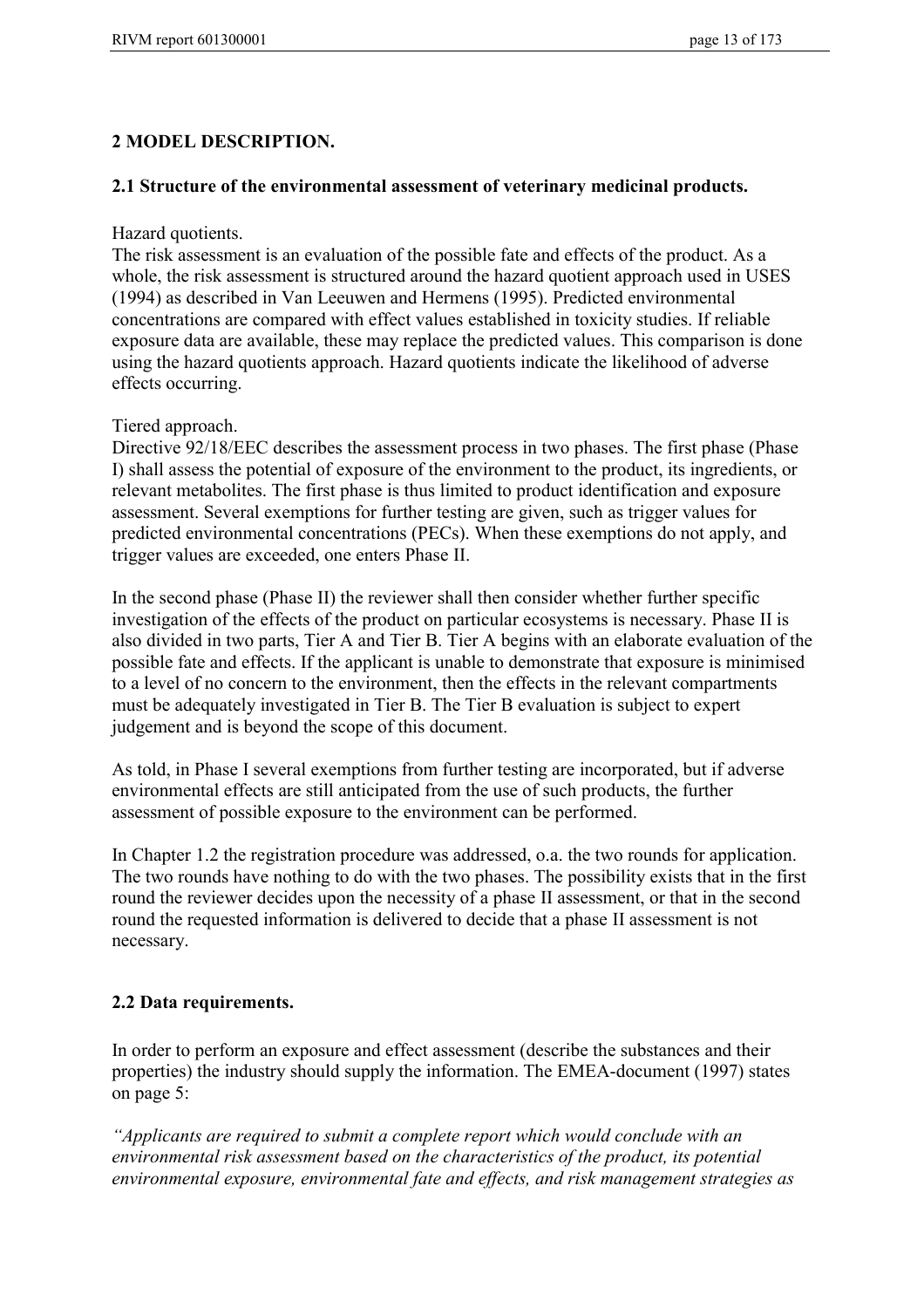## 2 MODEL DESCRIPTION.

### 2.1 Structure of the environmental assessment of veterinary medicinal products.

Hazard quotients.
The risk assessment is an evaluation of the possible fate and effects of the product. As a whole, the risk assessment is structured around the hazard quotient approach used in USES (1994) as described in Van Leeuwen and Hermens (1995). Predicted environmental concentrations are compared with effect values established in toxicity studies. If reliable exposure data are available, these may replace the predicted values. This comparison is done using the hazard quotients approach. Hazard quotients indicate the likelihood of adverse effects occurring.

Tiered approach.
Directive 92/18/EEC describes the assessment process in two phases. The first phase (Phase I) shall assess the potential of exposure of the environment to the product, its ingredients, or relevant metabolites. The first phase is thus limited to product identification and exposure assessment. Several exemptions for further testing are given, such as trigger values for predicted environmental concentrations (PECs). When these exemptions do not apply, and trigger values are exceeded, one enters Phase II.

In the second phase (Phase II) the reviewer shall then consider whether further specific investigation of the effects of the product on particular ecosystems is necessary. Phase II is also divided in two parts, Tier A and Tier B. Tier A begins with an elaborate evaluation of the possible fate and effects. If the applicant is unable to demonstrate that exposure is minimised to a level of no concern to the environment, then the effects in the relevant compartments must be adequately investigated in Tier B. The Tier B evaluation is subject to expert judgement and is beyond the scope of this document.

As told, in Phase I several exemptions from further testing are incorporated, but if adverse environmental effects are still anticipated from the use of such products, the further assessment of possible exposure to the environment can be performed.

In Chapter 1.2 the registration procedure was addressed, o.a. the two rounds for application. The two rounds have nothing to do with the two phases. The possibility exists that in the first round the reviewer decides upon the necessity of a phase II assessment, or that in the second round the requested information is delivered to decide that a phase II assessment is not necessary.

### 2.2 Data requirements.

In order to perform an exposure and effect assessment (describe the substances and their properties) the industry should supply the information. The EMEA-document (1997) states on page 5:

*"Applicants are required to submit a complete report which would conclude with an environmental risk assessment based on the characteristics of the product, its potential environmental exposure, environmental fate and effects, and risk management strategies as*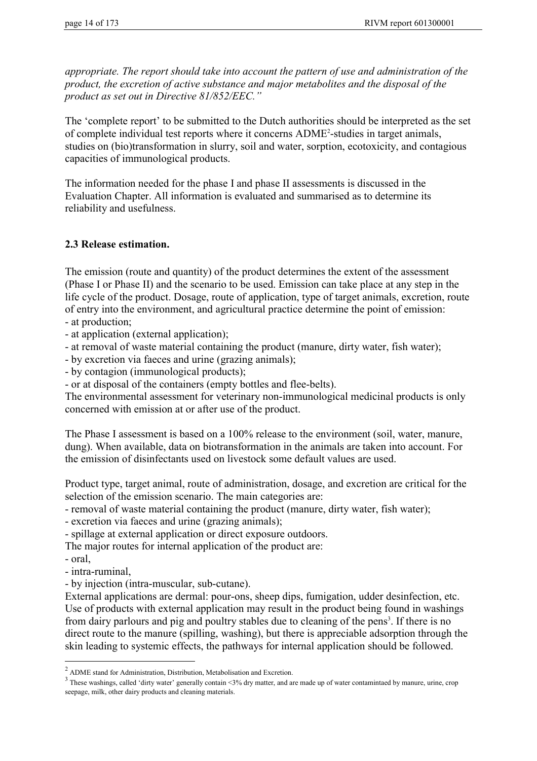*appropriate. The report should take into account the pattern of use and administration of the product, the excretion of active substance and major metabolites and the disposal of the product as set out in Directive 81/852/EEC."*

The 'complete report' to be submitted to the Dutch authorities should be interpreted as the set of complete individual test reports where it concerns ADME[2]-studies in target animals, studies on (bio)transformation in slurry, soil and water, sorption, ecotoxicity, and contagious capacities of immunological products.

The information needed for the phase I and phase II assessments is discussed in the Evaluation Chapter. All information is evaluated and summarised as to determine its reliability and usefulness.

### 2.3 Release estimation.

The emission (route and quantity) of the product determines the extent of the assessment (Phase I or Phase II) and the scenario to be used. Emission can take place at any step in the life cycle of the product. Dosage, route of application, type of target animals, excretion, route of entry into the environment, and agricultural practice determine the point of emission:
- at production;
- at application (external application);
- at removal of waste material containing the product (manure, dirty water, fish water);
- by excretion via faeces and urine (grazing animals);
- by contagion (immunological products);
- or at disposal of the containers (empty bottles and flee-belts).

The environmental assessment for veterinary non-immunological medicinal products is only concerned with emission at or after use of the product.

The Phase I assessment is based on a 100% release to the environment (soil, water, manure, dung). When available, data on biotransformation in the animals are taken into account. For the emission of disinfectants used on livestock some default values are used.

Product type, target animal, route of administration, dosage, and excretion are critical for the selection of the emission scenario. The main categories are:
- removal of waste material containing the product (manure, dirty water, fish water);
- excretion via faeces and urine (grazing animals);
- spillage at external application or direct exposure outdoors.

The major routes for internal application of the product are:
- oral,
- intra-ruminal,
- by injection (intra-muscular, sub-cutane).

External applications are dermal: pour-ons, sheep dips, fumigation, udder desinfection, etc. Use of products with external application may result in the product being found in washings from dairy parlours and pig and poultry stables due to cleaning of the pens[3]. If there is no direct route to the manure (spilling, washing), but there is appreciable adsorption through the skin leading to systemic effects, the pathways for internal application should be followed.

---

[2] ADME stand for Administration, Distribution, Metabolisation and Excretion.

[3] These washings, called 'dirty water' generally contain <3% dry matter, and are made up of water contamintaed by manure, urine, crop seepage, milk, other dairy products and cleaning materials.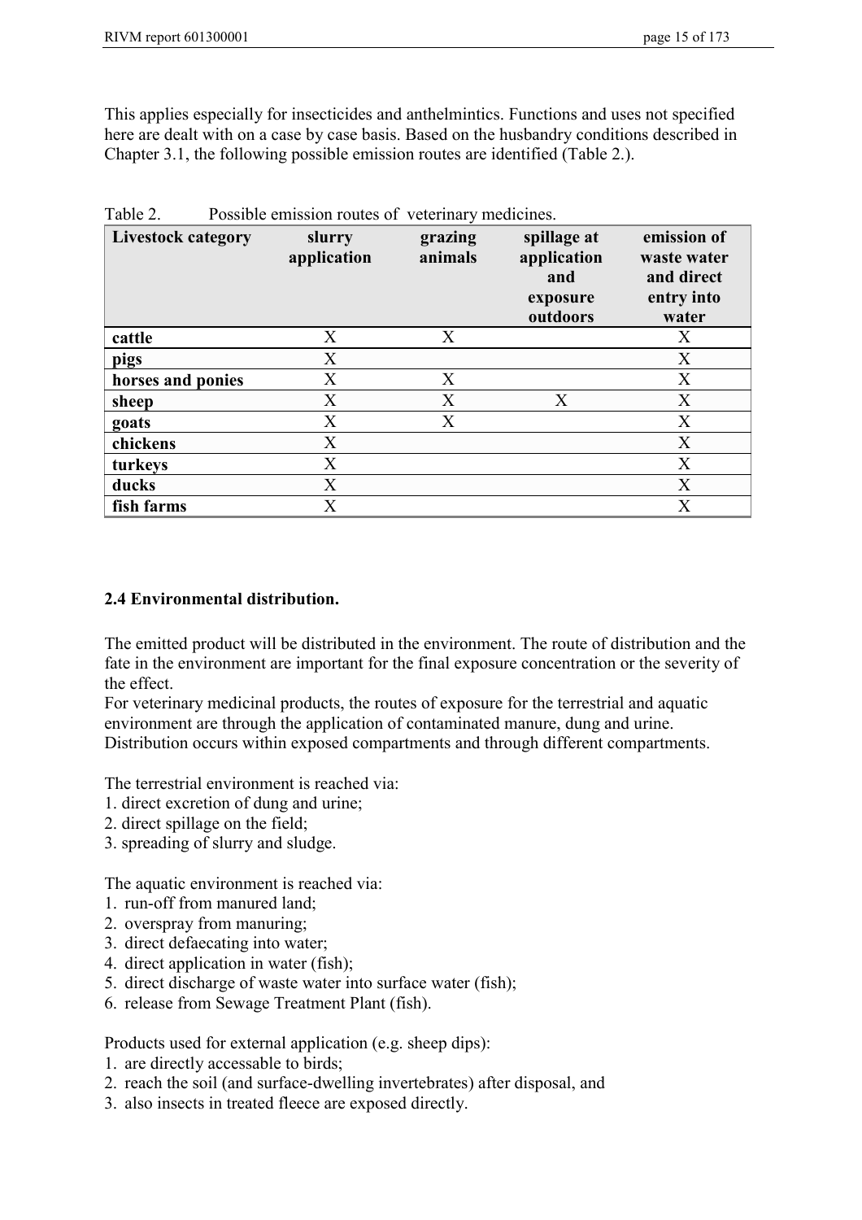This applies especially for insecticides and anthelmintics. Functions and uses not specified here are dealt with on a case by case basis. Based on the husbandry conditions described in Chapter 3.1, the following possible emission routes are identified (Table 2.).

Table 2. Possible emission routes of veterinary medicines.

| Livestock category | slurry application | grazing animals | spillage at application and exposure outdoors | emission of waste water and direct entry into water |
|---|---|---|---|---|
| cattle | X | X | | X |
| pigs | X | | | X |
| horses and ponies | X | X | | X |
| sheep | X | X | X | X |
| goats | X | X | | X |
| chickens | X | | | X |
| turkeys | X | | | X |
| ducks | X | | | X |
| fish farms | X | | | X |

## 2.4 Environmental distribution.

The emitted product will be distributed in the environment. The route of distribution and the fate in the environment are important for the final exposure concentration or the severity of the effect.

For veterinary medicinal products, the routes of exposure for the terrestrial and aquatic environment are through the application of contaminated manure, dung and urine. Distribution occurs within exposed compartments and through different compartments.

The terrestrial environment is reached via:

1. direct excretion of dung and urine;
2. direct spillage on the field;
3. spreading of slurry and sludge.

The aquatic environment is reached via:

1. run-off from manured land;
2. overspray from manuring;
3. direct defaecating into water;
4. direct application in water (fish);
5. direct discharge of waste water into surface water (fish);
6. release from Sewage Treatment Plant (fish).

Products used for external application (e.g. sheep dips):

1. are directly accessable to birds;
2. reach the soil (and surface-dwelling invertebrates) after disposal, and
3. also insects in treated fleece are exposed directly.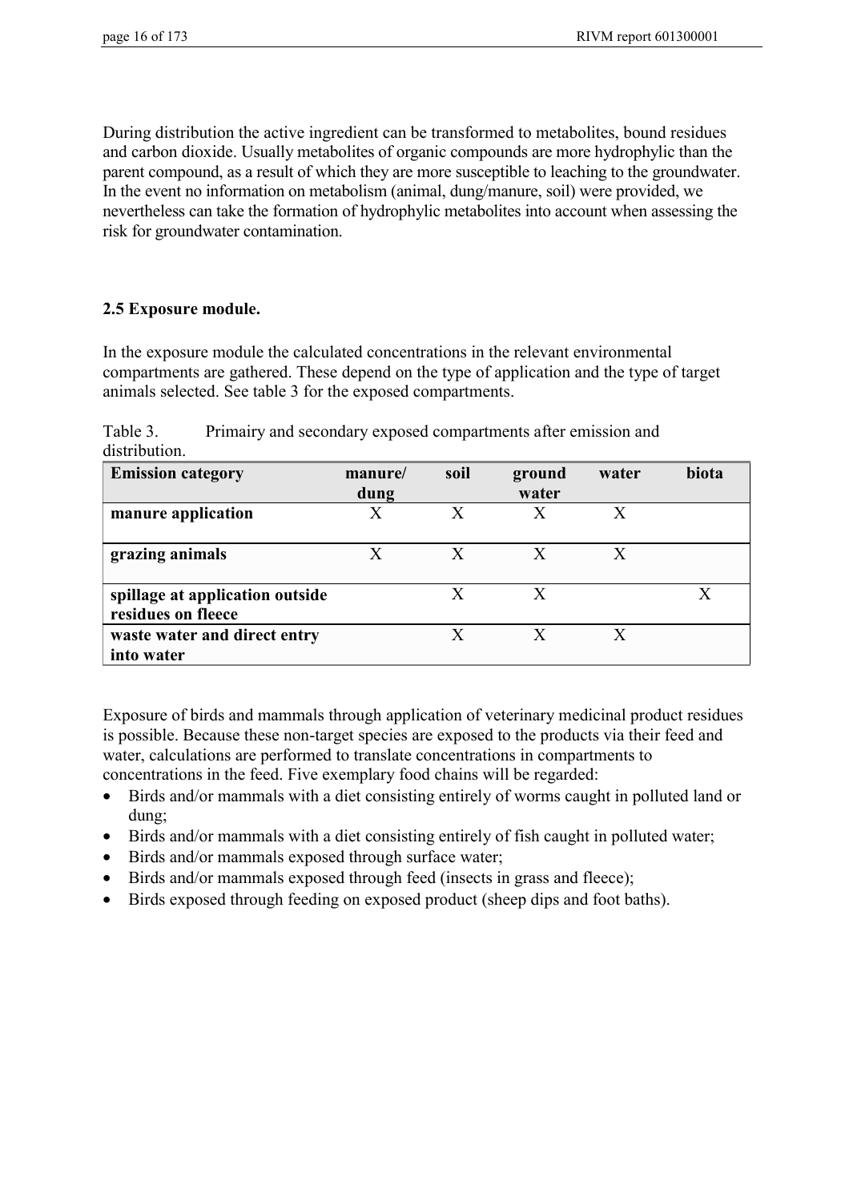During distribution the active ingredient can be transformed to metabolites, bound residues and carbon dioxide. Usually metabolites of organic compounds are more hydrophylic than the parent compound, as a result of which they are more susceptible to leaching to the groundwater. In the event no information on metabolism (animal, dung/manure, soil) were provided, we nevertheless can take the formation of hydrophylic metabolites into account when assessing the risk for groundwater contamination.

## 2.5 Exposure module.

In the exposure module the calculated concentrations in the relevant environmental compartments are gathered. These depend on the type of application and the type of target animals selected. See table 3 for the exposed compartments.

Table 3. Primairy and secondary exposed compartments after emission and distribution.

| Emission category | manure/ dung | soil | ground water | water | biota |
|---|---|---|---|---|---|
| **manure application** | X | X | X | X | |
| **grazing animals** | X | X | X | X | |
| **spillage at application outside residues on fleece** | | X | X | | X |
| **waste water and direct entry into water** | | X | X | X | |

Exposure of birds and mammals through application of veterinary medicinal product residues is possible. Because these non-target species are exposed to the products via their feed and water, calculations are performed to translate concentrations in compartments to concentrations in the feed. Five exemplary food chains will be regarded:

- Birds and/or mammals with a diet consisting entirely of worms caught in polluted land or dung;
- Birds and/or mammals with a diet consisting entirely of fish caught in polluted water;
- Birds and/or mammals exposed through surface water;
- Birds and/or mammals exposed through feed (insects in grass and fleece);
- Birds exposed through feeding on exposed product (sheep dips and foot baths).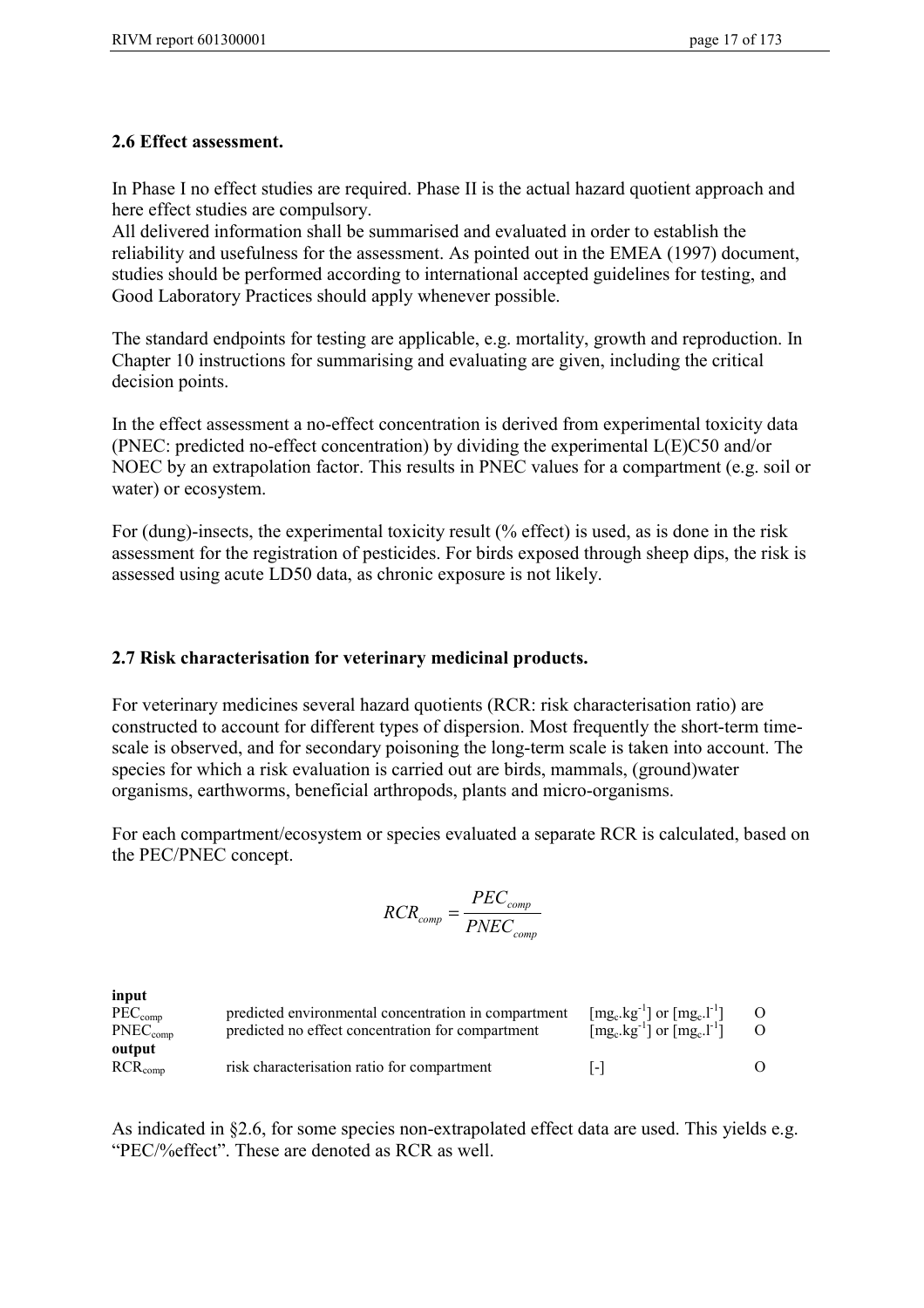## 2.6 Effect assessment.

In Phase I no effect studies are required. Phase II is the actual hazard quotient approach and here effect studies are compulsory.
All delivered information shall be summarised and evaluated in order to establish the reliability and usefulness for the assessment. As pointed out in the EMEA (1997) document, studies should be performed according to international accepted guidelines for testing, and Good Laboratory Practices should apply whenever possible.

The standard endpoints for testing are applicable, e.g. mortality, growth and reproduction. In Chapter 10 instructions for summarising and evaluating are given, including the critical decision points.

In the effect assessment a no-effect concentration is derived from experimental toxicity data (PNEC: predicted no-effect concentration) by dividing the experimental L(E)C50 and/or NOEC by an extrapolation factor. This results in PNEC values for a compartment (e.g. soil or water) or ecosystem.

For (dung)-insects, the experimental toxicity result (% effect) is used, as is done in the risk assessment for the registration of pesticides. For birds exposed through sheep dips, the risk is assessed using acute LD50 data, as chronic exposure is not likely.

## 2.7 Risk characterisation for veterinary medicinal products.

For veterinary medicines several hazard quotients (RCR: risk characterisation ratio) are constructed to account for different types of dispersion. Most frequently the short-term time-scale is observed, and for secondary poisoning the long-term scale is taken into account. The species for which a risk evaluation is carried out are birds, mammals, (ground)water organisms, earthworms, beneficial arthropods, plants and micro-organisms.

For each compartment/ecosystem or species evaluated a separate RCR is calculated, based on the PEC/PNEC concept.

$$RCR_{comp} = \frac{PEC_{comp}}{PNEC_{comp}}$$

| | | | |
|---|---|---|---|
| **input** | | | |
| $PEC_{comp}$ | predicted environmental concentration in compartment | $[mg_c.kg^{-1}]$ or $[mg_c.l^{-1}]$ | O |
| $PNEC_{comp}$ | predicted no effect concentration for compartment | $[mg_c.kg^{-1}]$ or $[mg_c.l^{-1}]$ | O |
| **output** | | | |
| $RCR_{comp}$ | risk characterisation ratio for compartment | [-] | O |

As indicated in §2.6, for some species non-extrapolated effect data are used. This yields e.g. “PEC/%effect”. These are denoted as RCR as well.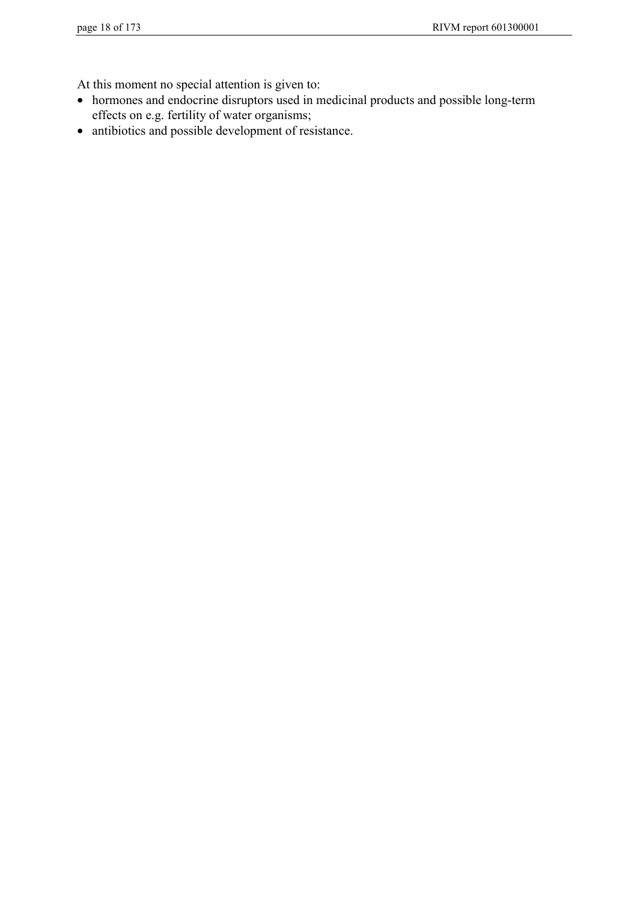At this moment no special attention is given to:

- hormones and endocrine disruptors used in medicinal products and possible long-term effects on e.g. fertility of water organisms;
- antibiotics and possible development of resistance.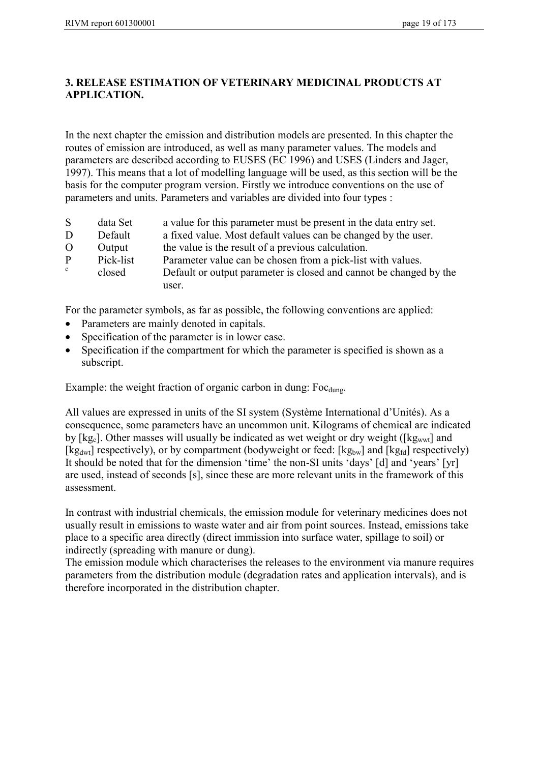# 3. RELEASE ESTIMATION OF VETERINARY MEDICINAL PRODUCTS AT APPLICATION.

In the next chapter the emission and distribution models are presented. In this chapter the routes of emission are introduced, as well as many parameter values. The models and parameters are described according to EUSES (EC 1996) and USES (Linders and Jager, 1997). This means that a lot of modelling language will be used, as this section will be the basis for the computer program version. Firstly we introduce conventions on the use of parameters and units. Parameters and variables are divided into four types :

| | | |
|---|---|---|
| S | data Set | a value for this parameter must be present in the data entry set. |
| D | Default | a fixed value. Most default values can be changed by the user. |
| O | Output | the value is the result of a previous calculation. |
| P | Pick-list | Parameter value can be chosen from a pick-list with values. |
| $^c$ | closed | Default or output parameter is closed and cannot be changed by the user. |

For the parameter symbols, as far as possible, the following conventions are applied:

- Parameters are mainly denoted in capitals.
- Specification of the parameter is in lower case.
- Specification if the compartment for which the parameter is specified is shown as a subscript.

Example: the weight fraction of organic carbon in dung: $Foc_{dung}$.

All values are expressed in units of the SI system (Système International d'Unités). As a consequence, some parameters have an uncommon unit. Kilograms of chemical are indicated by [$kg_c$]. Other masses will usually be indicated as wet weight or dry weight ([$kg_{wwt}$] and [$kg_{dwt}$] respectively), or by compartment (bodyweight or feed: [$kg_{bw}$] and [$kg_{fd}$] respectively) It should be noted that for the dimension 'time' the non-SI units 'days' [d] and 'years' [yr] are used, instead of seconds [s], since these are more relevant units in the framework of this assessment.

In contrast with industrial chemicals, the emission module for veterinary medicines does not usually result in emissions to waste water and air from point sources. Instead, emissions take place to a specific area directly (direct immission into surface water, spillage to soil) or indirectly (spreading with manure or dung).
The emission module which characterises the releases to the environment via manure requires parameters from the distribution module (degradation rates and application intervals), and is therefore incorporated in the distribution chapter.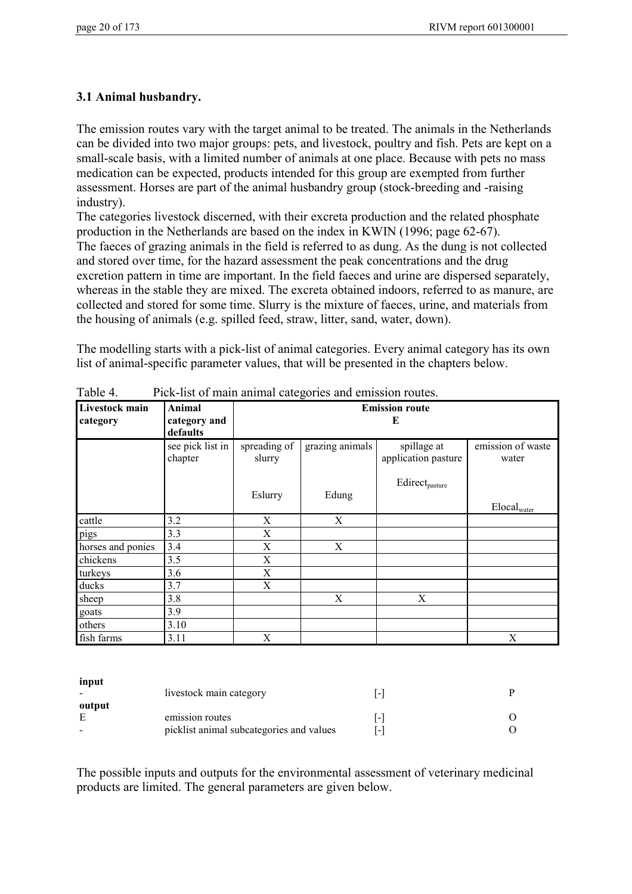### 3.1 Animal husbandry.

The emission routes vary with the target animal to be treated. The animals in the Netherlands can be divided into two major groups: pets, and livestock, poultry and fish. Pets are kept on a small-scale basis, with a limited number of animals at one place. Because with pets no mass medication can be expected, products intended for this group are exempted from further assessment. Horses are part of the animal husbandry group (stock-breeding and -raising industry).

The categories livestock discerned, with their excreta production and the related phosphate production in the Netherlands are based on the index in KWIN (1996; page 62-67).

The faeces of grazing animals in the field is referred to as dung. As the dung is not collected and stored over time, for the hazard assessment the peak concentrations and the drug excretion pattern in time are important. In the field faeces and urine are dispersed separately, whereas in the stable they are mixed. The excreta obtained indoors, referred to as manure, are collected and stored for some time. Slurry is the mixture of faeces, urine, and materials from the housing of animals (e.g. spilled feed, straw, litter, sand, water, down).

The modelling starts with a pick-list of animal categories. Every animal category has its own list of animal-specific parameter values, that will be presented in the chapters below.

Table 4. Pick-list of main animal categories and emission routes.

| Livestock main category | Animal category and defaults | Emission route E | | | |
|---|---|---|---|---|---|
| | see pick list in chapter | spreading of slurry<br><br>Eslurry | grazing animals<br><br>Edung | spillage at application pasture<br><br>$Edirect_{pasture}$ | emission of waste water<br><br>$Elocal_{water}$ |
| cattle | 3.2 | X | X | | |
| pigs | 3.3 | X | | | |
| horses and ponies | 3.4 | X | X | | |
| chickens | 3.5 | X | | | |
| turkeys | 3.6 | X | | | |
| ducks | 3.7 | X | | | |
| sheep | 3.8 | | X | X | |
| goats | 3.9 | | | | |
| others | 3.10 | | | | |
| fish farms | 3.11 | X | | | X |

| **input** | | | |
|---|---|---|---|
| - | livestock main category | [-] | P |
| **output** | | | |
| E | emission routes | [-] | O |
| - | picklist animal subcategories and values | [-] | O |

The possible inputs and outputs for the environmental assessment of veterinary medicinal products are limited. The general parameters are given below.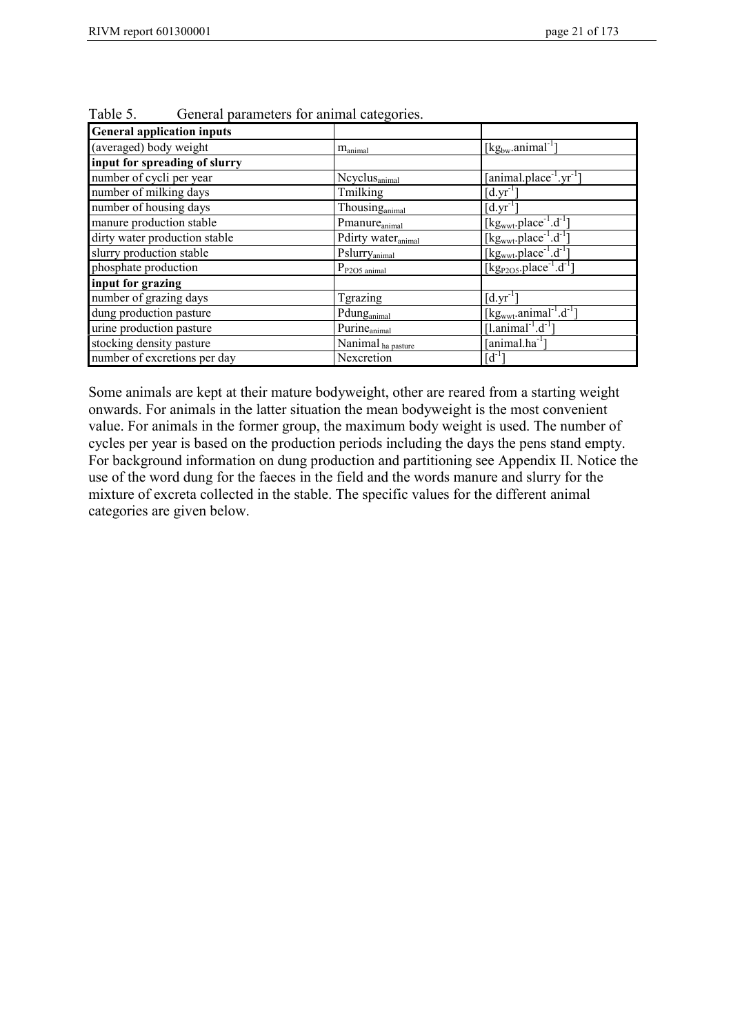Table 5. General parameters for animal categories.

| **General application inputs** | | |
|---|---|---|
| (averaged) body weight | $m_{animal}$ | $[kg_{bw}.animal^{-1}]$ |
| **input for spreading of slurry** | | |
| number of cycli per year | $Ncyclus_{animal}$ | $[animal.place^{-1}.yr^{-1}]$ |
| number of milking days | Tmilking | $[d.yr^{-1}]$ |
| number of housing days | $Thousing_{animal}$ | $[d.yr^{-1}]$ |
| manure production stable | $Pmanure_{animal}$ | $[kg_{wwt}.place^{-1}.d^{-1}]$ |
| dirty water production stable | $Pdirty\ water_{animal}$ | $[kg_{wwt}.place^{-1}.d^{-1}]$ |
| slurry production stable | $Pslurry_{animal}$ | $[kg_{wwt}.place^{-1}.d^{-1}]$ |
| phosphate production | $P_{P2O5\ animal}$ | $[kg_{P2O5}.place^{-1}.d^{-1}]$ |
| **input for grazing** | | |
| number of grazing days | Tgrazing | $[d.yr^{-1}]$ |
| dung production pasture | $Pdung_{animal}$ | $[kg_{wwt}.animal^{-1}.d^{-1}]$ |
| urine production pasture | $Purine_{animal}$ | $[l.animal^{-1}.d^{-1}]$ |
| stocking density pasture | $Nanimal_{ha\ pasture}$ | $[animal.ha^{-1}]$ |
| number of excretions per day | Nexcretion | $[d^{-1}]$ |

Some animals are kept at their mature bodyweight, other are reared from a starting weight onwards. For animals in the latter situation the mean bodyweight is the most convenient value. For animals in the former group, the maximum body weight is used. The number of cycles per year is based on the production periods including the days the pens stand empty. For background information on dung production and partitioning see Appendix II. Notice the use of the word dung for the faeces in the field and the words manure and slurry for the mixture of excreta collected in the stable. The specific values for the different animal categories are given below.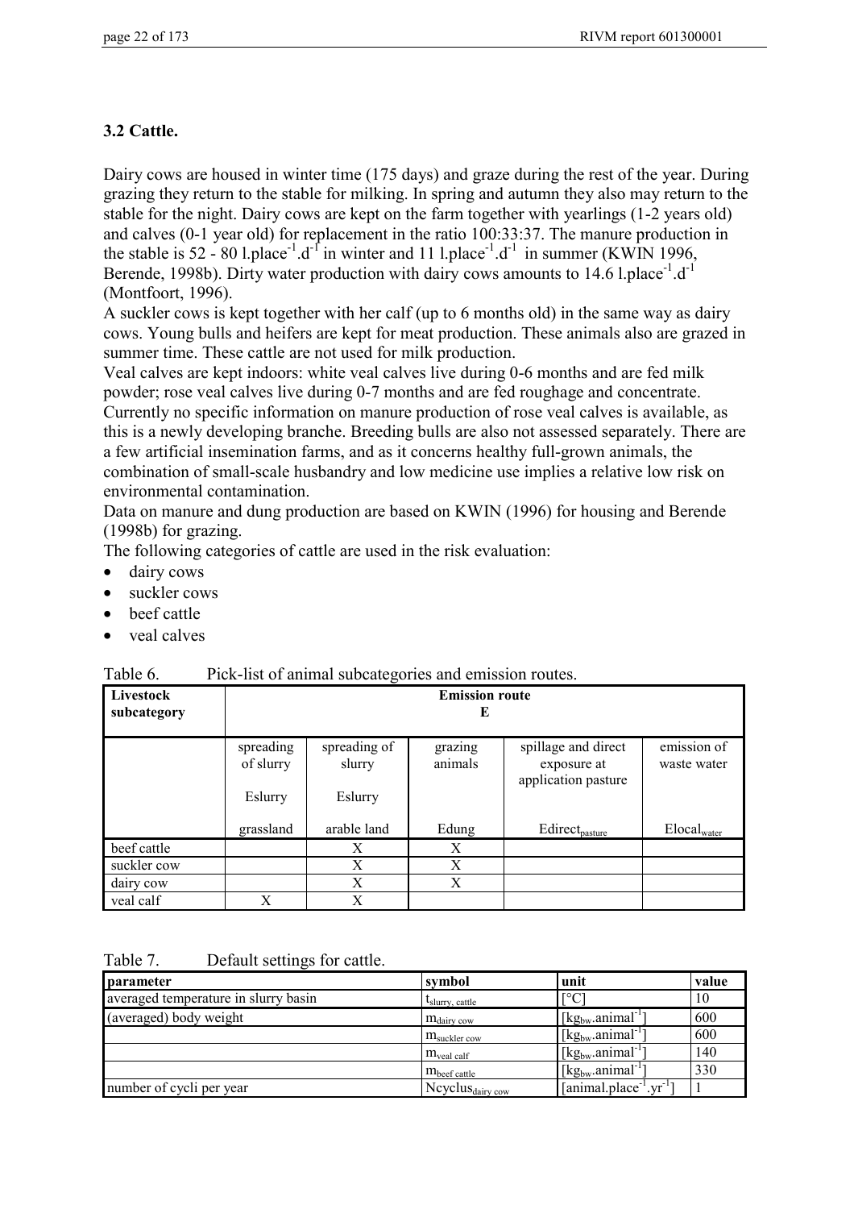### 3.2 Cattle.

Dairy cows are housed in winter time (175 days) and graze during the rest of the year. During grazing they return to the stable for milking. In spring and autumn they also may return to the stable for the night. Dairy cows are kept on the farm together with yearlings (1-2 years old) and calves (0-1 year old) for replacement in the ratio 100:33:37. The manure production in the stable is 52 - 80 $l.place^{-1}.d^{-1}$ in winter and 11 $l.place^{-1}.d^{-1}$ in summer (KWIN 1996, Berende, 1998b). Dirty water production with dairy cows amounts to 14.6 $l.place^{-1}.d^{-1}$ (Montfoort, 1996).
A suckler cows is kept together with her calf (up to 6 months old) in the same way as dairy cows. Young bulls and heifers are kept for meat production. These animals also are grazed in summer time. These cattle are not used for milk production.
Veal calves are kept indoors: white veal calves live during 0-6 months and are fed milk powder; rose veal calves live during 0-7 months and are fed roughage and concentrate. Currently no specific information on manure production of rose veal calves is available, as this is a newly developing branche. Breeding bulls are also not assessed separately. There are a few artificial insemination farms, and as it concerns healthy full-grown animals, the combination of small-scale husbandry and low medicine use implies a relative low risk on environmental contamination.
Data on manure and dung production are based on KWIN (1996) for housing and Berende (1998b) for grazing.
The following categories of cattle are used in the risk evaluation:

- dairy cows
- suckler cows
- beef cattle
- veal calves

Table 6. Pick-list of animal subcategories and emission routes.

| Livestock subcategory | Emission route E | | | | |
|---|---|---|---|---|---|
| | spreading of slurry Eslurry grassland | spreading of slurry Eslurry arable land | grazing animals Edung | spillage and direct exposure at application pasture $Edirect_{pasture}$ | emission of waste water $Elocal_{water}$ |
| beef cattle | | X | X | | |
| suckler cow | | X | X | | |
| dairy cow | | X | X | | |
| veal calf | X | X | | | |

Table 7. Default settings for cattle.

| parameter | symbol | unit | value |
|---|---|---|---|
| averaged temperature in slurry basin | $t_{slurry,\ cattle}$ | [°C] | 10 |
| (averaged) body weight | $m_{dairy\ cow}$ | $[kg_{bw}.animal^{-1}]$ | 600 |
| | $m_{suckler\ cow}$ | $[kg_{bw}.animal^{-1}]$ | 600 |
| | $m_{veal\ calf}$ | $[kg_{bw}.animal^{-1}]$ | 140 |
| | $m_{beef\ cattle}$ | $[kg_{bw}.animal^{-1}]$ | 330 |
| number of cycli per year | $Ncyclus_{dairy\ cow}$ | $[animal.place^{-1}.yr^{-1}]$ | 1 |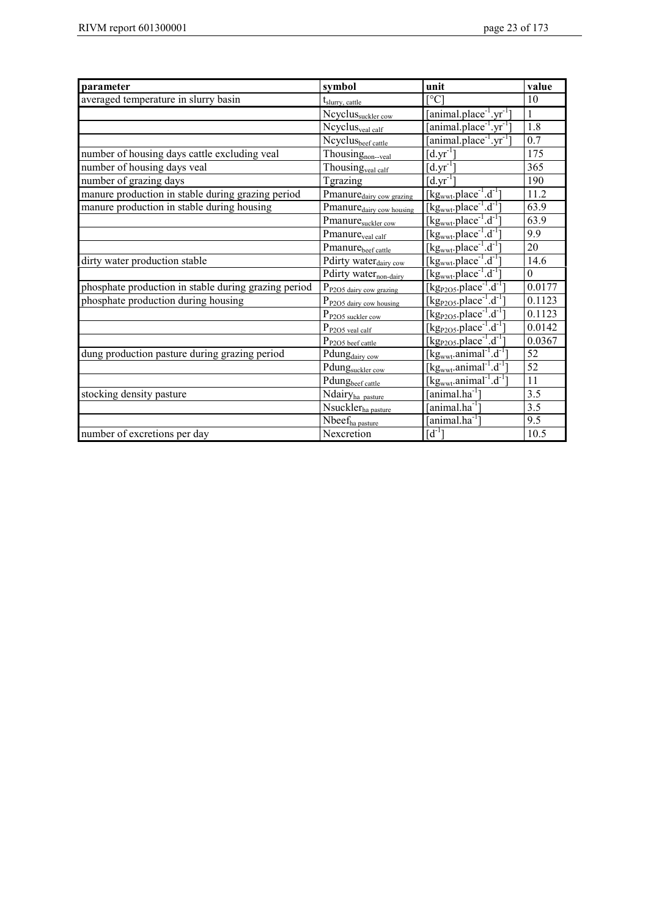| parameter | symbol | unit | value |
|---|---|---|---|
| averaged temperature in slurry basin | $t_{slurry,\ cattle}$ | [°C] | 10 |
| | $Ncyclus_{suckler\ cow}$ | [animal.place$^{-1}$.yr$^{-1}$] | 1 |
| | $Ncyclus_{veal\ calf}$ | [animal.place$^{-1}$.yr$^{-1}$] | 1.8 |
| | $Ncyclus_{beef\ cattle}$ | [animal.place$^{-1}$.yr$^{-1}$] | 0.7 |
| number of housing days cattle excluding veal | $Thousing_{non\text{--}veal}$ | [d.yr$^{-1}$] | 175 |
| number of housing days veal | $Thousing_{veal\ calf}$ | [d.yr$^{-1}$] | 365 |
| number of grazing days | Tgrazing | [d.yr$^{-1}$] | 190 |
| manure production in stable during grazing period | $Pmanure_{dairy\ cow\ grazing}$ | [kg$_{wwt}$.place$^{-1}$.d$^{-1}$] | 11.2 |
| manure production in stable during housing | $Pmanure_{dairy\ cow\ housing}$ | [kg$_{wwt}$.place$^{-1}$.d$^{-1}$] | 63.9 |
| | $Pmanure_{suckler\ cow}$ | [kg$_{wwt}$.place$^{-1}$.d$^{-1}$] | 63.9 |
| | $Pmanure_{veal\ calf}$ | [kg$_{wwt}$.place$^{-1}$.d$^{-1}$] | 9.9 |
| | $Pmanure_{beef\ cattle}$ | [kg$_{wwt}$.place$^{-1}$.d$^{-1}$] | 20 |
| dirty water production stable | $Pdirty\ water_{dairy\ cow}$ | [kg$_{wwt}$.place$^{-1}$.d$^{-1}$] | 14.6 |
| | $Pdirty\ water_{non\text{-}dairy}$ | [kg$_{wwt}$.place$^{-1}$.d$^{-1}$] | 0 |
| phosphate production in stable during grazing period | $P_{P2O5\ dairy\ cow\ grazing}$ | [kg$_{P2O5}$.place$^{-1}$.d$^{-1}$] | 0.0177 |
| phosphate production during housing | $P_{P2O5\ dairy\ cow\ housing}$ | [kg$_{P2O5}$.place$^{-1}$.d$^{-1}$] | 0.1123 |
| | $P_{P2O5\ suckler\ cow}$ | [kg$_{P2O5}$.place$^{-1}$.d$^{-1}$] | 0.1123 |
| | $P_{P2O5\ veal\ calf}$ | [kg$_{P2O5}$.place$^{-1}$.d$^{-1}$] | 0.0142 |
| | $P_{P2O5\ beef\ cattle}$ | [kg$_{P2O5}$.place$^{-1}$.d$^{-1}$] | 0.0367 |
| dung production pasture during grazing period | $Pdung_{dairy\ cow}$ | [kg$_{wwt}$.animal$^{-1}$.d$^{-1}$] | 52 |
| | $Pdung_{suckler\ cow}$ | [kg$_{wwt}$.animal$^{-1}$.d$^{-1}$] | 52 |
| | $Pdung_{beef\ cattle}$ | [kg$_{wwt}$.animal$^{-1}$.d$^{-1}$] | 11 |
| stocking density pasture | $Ndairy_{ha\ pasture}$ | [animal.ha$^{-1}$] | 3.5 |
| | $Nsuckler_{ha\ pasture}$ | [animal.ha$^{-1}$] | 3.5 |
| | $Nbeef_{ha\ pasture}$ | [animal.ha$^{-1}$] | 9.5 |
| number of excretions per day | Nexcretion | [d$^{-1}$] | 10.5 |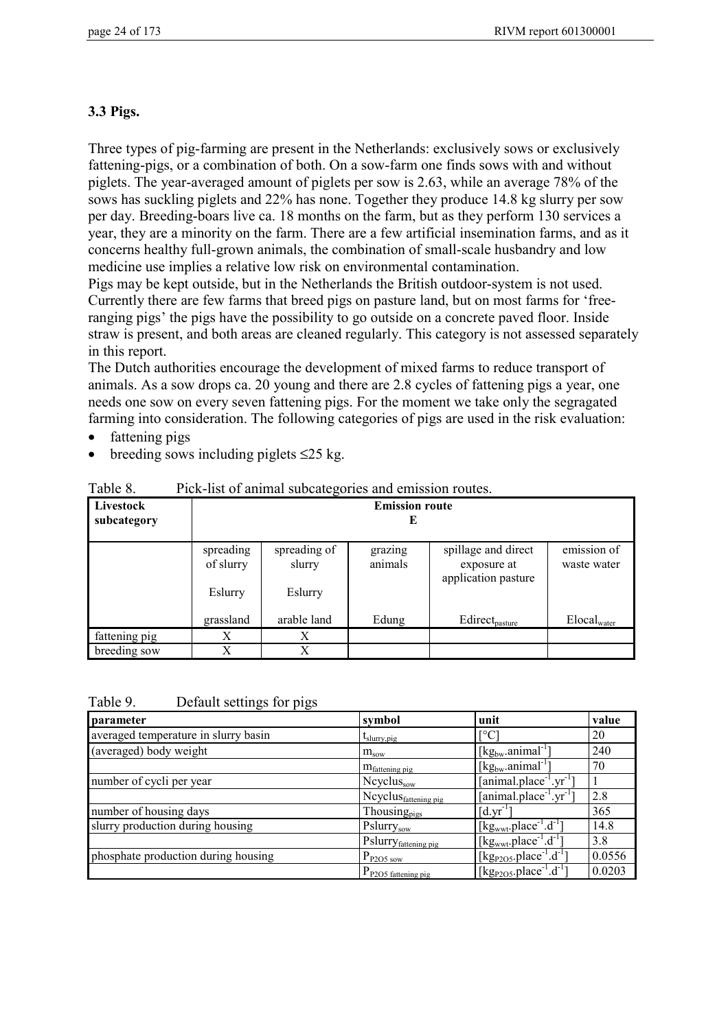### 3.3 Pigs.

Three types of pig-farming are present in the Netherlands: exclusively sows or exclusively fattening-pigs, or a combination of both. On a sow-farm one finds sows with and without piglets. The year-averaged amount of piglets per sow is 2.63, while an average 78% of the sows has suckling piglets and 22% has none. Together they produce 14.8 kg slurry per sow per day. Breeding-boars live ca. 18 months on the farm, but as they perform 130 services a year, they are a minority on the farm. There are a few artificial insemination farms, and as it concerns healthy full-grown animals, the combination of small-scale husbandry and low medicine use implies a relative low risk on environmental contamination.
Pigs may be kept outside, but in the Netherlands the British outdoor-system is not used. Currently there are few farms that breed pigs on pasture land, but on most farms for 'free-ranging pigs' the pigs have the possibility to go outside on a concrete paved floor. Inside straw is present, and both areas are cleaned regularly. This category is not assessed separately in this report.
The Dutch authorities encourage the development of mixed farms to reduce transport of animals. As a sow drops ca. 20 young and there are 2.8 cycles of fattening pigs a year, one needs one sow on every seven fattening pigs. For the moment we take only the segragated farming into consideration. The following categories of pigs are used in the risk evaluation:

- fattening pigs
- breeding sows including piglets ≤25 kg.

Table 8. Pick-list of animal subcategories and emission routes.

| Livestock subcategory | Emission route E | | | | |
|---|---|---|---|---|---|
| | spreading of slurry<br>Eslurry<br>grassland | spreading of slurry<br>Eslurry<br>arable land | grazing animals<br><br>Edung | spillage and direct exposure at application pasture<br>$Edirect_{pasture}$ | emission of waste water<br><br>$Elocal_{water}$ |
| fattening pig | X | X | | | |
| breeding sow | X | X | | | |

Table 9. Default settings for pigs

| parameter | symbol | unit | value |
|---|---|---|---|
| averaged temperature in slurry basin | $t_{slurry,pig}$ | [°C] | 20 |
| (averaged) body weight | $m_{sow}$ | $[kg_{bw}.animal^{-1}]$ | 240 |
| | $m_{fattening\ pig}$ | $[kg_{bw}.animal^{-1}]$ | 70 |
| number of cycli per year | $Ncyclus_{sow}$ | $[animal.place^{-1}.yr^{-1}]$ | 1 |
| | $Ncyclus_{fattening\ pig}$ | $[animal.place^{-1}.yr^{-1}]$ | 2.8 |
| number of housing days | $Thousing_{pigs}$ | $[d.yr^{-1}]$ | 365 |
| slurry production during housing | $Pslurry_{sow}$ | $[kg_{wwt}.place^{-1}.d^{-1}]$ | 14.8 |
| | $Pslurry_{fattening\ pig}$ | $[kg_{wwt}.place^{-1}.d^{-1}]$ | 3.8 |
| phosphate production during housing | $P_{P2O5\ sow}$ | $[kg_{P2O5}.place^{-1}.d^{-1}]$ | 0.0556 |
| | $P_{P2O5\ fattening\ pig}$ | $[kg_{P2O5}.place^{-1}.d^{-1}]$ | 0.0203 |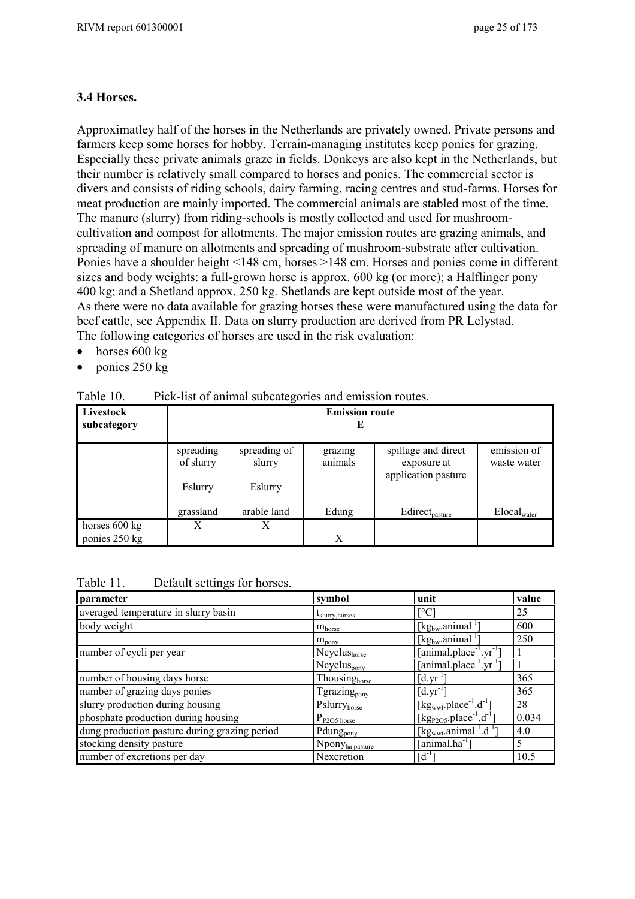### 3.4 Horses.

Approximatley half of the horses in the Netherlands are privately owned. Private persons and farmers keep some horses for hobby. Terrain-managing institutes keep ponies for grazing. Especially these private animals graze in fields. Donkeys are also kept in the Netherlands, but their number is relatively small compared to horses and ponies. The commercial sector is divers and consists of riding schools, dairy farming, racing centres and stud-farms. Horses for meat production are mainly imported. The commercial animals are stabled most of the time. The manure (slurry) from riding-schools is mostly collected and used for mushroom-cultivation and compost for allotments. The major emission routes are grazing animals, and spreading of manure on allotments and spreading of mushroom-substrate after cultivation. Ponies have a shoulder height <148 cm, horses >148 cm. Horses and ponies come in different sizes and body weights: a full-grown horse is approx. 600 kg (or more); a Halflinger pony 400 kg; and a Shetland approx. 250 kg. Shetlands are kept outside most of the year. As there were no data available for grazing horses these were manufactured using the data for beef cattle, see Appendix II. Data on slurry production are derived from PR Lelystad. The following categories of horses are used in the risk evaluation:

- horses 600 kg
- ponies 250 kg

Table 10. Pick-list of animal subcategories and emission routes.

| Livestock subcategory | Emission route E | | | | |
|---|---|---|---|---|---|
| | spreading of slurry<br>Eslurry<br>grassland | spreading of slurry<br>Eslurry<br>arable land | grazing animals<br><br>Edung | spillage and direct exposure at application pasture<br>$Edirect_{pasture}$ | emission of waste water<br><br>$Elocal_{water}$ |
| horses 600 kg | X | X | | | |
| ponies 250 kg | | | X | | |

Table 11. Default settings for horses.

| parameter | symbol | unit | value |
|---|---|---|---|
| averaged temperature in slurry basin | $t_{slurry,horses}$ | [°C] | 25 |
| body weight | $m_{horse}$ | $[kg_{bw}.animal^{-1}]$ | 600 |
| | $m_{pony}$ | $[kg_{bw}.animal^{-1}]$ | 250 |
| number of cycli per year | $Ncyclus_{horse}$ | $[animal.place^{-1}.yr^{-1}]$ | 1 |
| | $Ncyclus_{pony}$ | $[animal.place^{-1}.yr^{-1}]$ | 1 |
| number of housing days horse | $Thousing_{horse}$ | $[d.yr^{-1}]$ | 365 |
| number of grazing days ponies | $Tgrazing_{pony}$ | $[d.yr^{-1}]$ | 365 |
| slurry production during housing | $Pslurry_{horse}$ | $[kg_{wwt}.place^{-1}.d^{-1}]$ | 28 |
| phosphate production during housing | $P_{P2O5\ horse}$ | $[kg_{P2O5}.place^{-1}.d^{-1}]$ | 0.034 |
| dung production pasture during grazing period | $Pdung_{pony}$ | $[kg_{wwt}.animal^{-1}.d^{-1}]$ | 4.0 |
| stocking density pasture | $Npony_{ha\ pasture}$ | $[animal.ha^{-1}]$ | 5 |
| number of excretions per day | Nexcretion | $[d^{-1}]$ | 10.5 |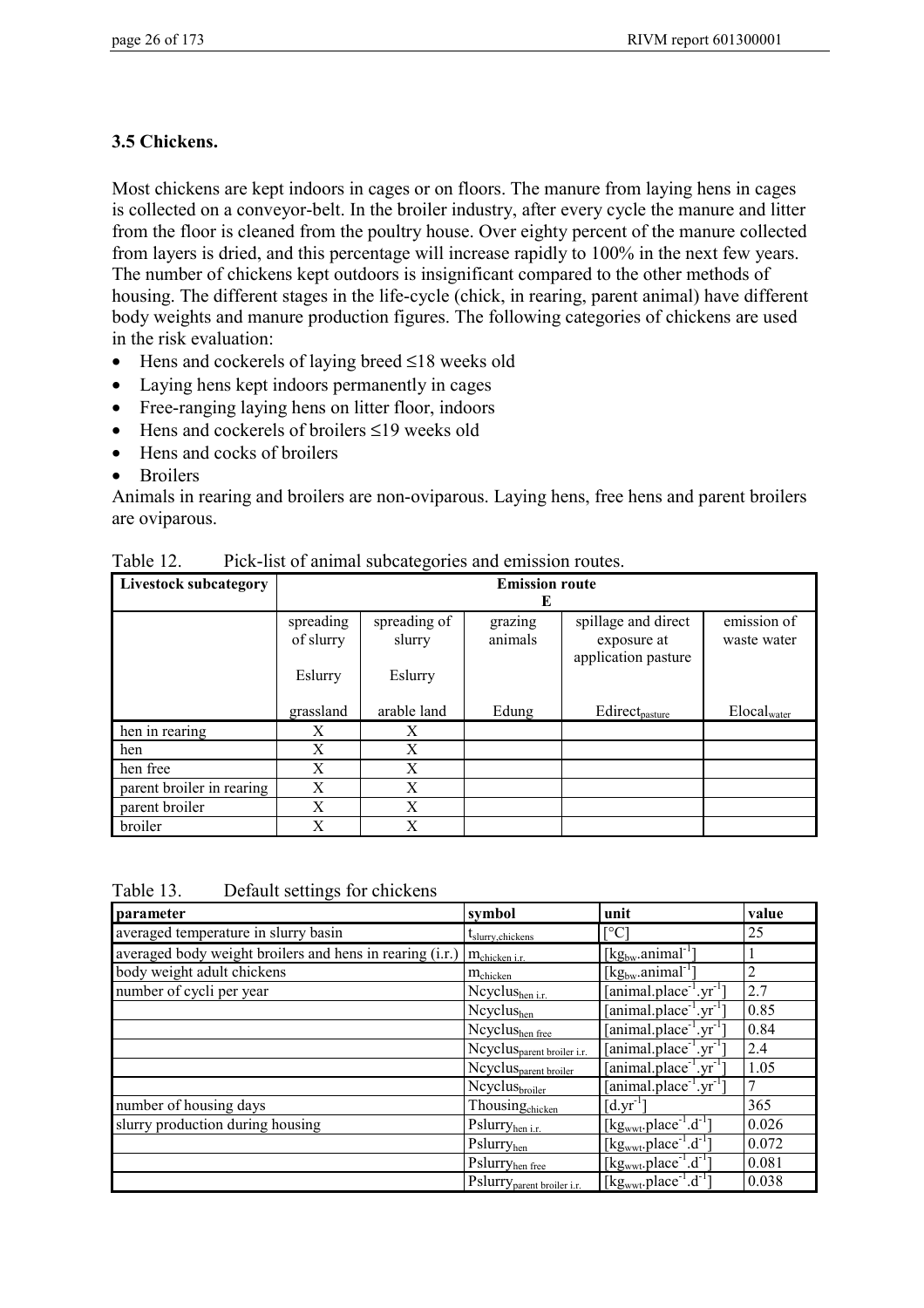### 3.5 Chickens.

Most chickens are kept indoors in cages or on floors. The manure from laying hens in cages is collected on a conveyor-belt. In the broiler industry, after every cycle the manure and litter from the floor is cleaned from the poultry house. Over eighty percent of the manure collected from layers is dried, and this percentage will increase rapidly to 100% in the next few years. The number of chickens kept outdoors is insignificant compared to the other methods of housing. The different stages in the life-cycle (chick, in rearing, parent animal) have different body weights and manure production figures. The following categories of chickens are used in the risk evaluation:

- Hens and cockerels of laying breed ≤18 weeks old
- Laying hens kept indoors permanently in cages
- Free-ranging laying hens on litter floor, indoors
- Hens and cockerels of broilers ≤19 weeks old
- Hens and cocks of broilers
- Broilers

Animals in rearing and broilers are non-oviparous. Laying hens, free hens and parent broilers are oviparous.

Table 12. Pick-list of animal subcategories and emission routes.

| Livestock subcategory | Emission route E | | | | |
|---|---|---|---|---|---|
| | spreading of slurry Eslurry grassland | spreading of slurry Eslurry arable land | grazing animals Edung | spillage and direct exposure at application pasture $Edirect_{pasture}$ | emission of waste water $Elocal_{water}$ |
| hen in rearing | X | X | | | |
| hen | X | X | | | |
| hen free | X | X | | | |
| parent broiler in rearing | X | X | | | |
| parent broiler | X | X | | | |
| broiler | X | X | | | |

Table 13. Default settings for chickens

| parameter | symbol | unit | value |
|---|---|---|---|
| averaged temperature in slurry basin | $t_{slurry,chickens}$ | [°C] | 25 |
| averaged body weight broilers and hens in rearing (i.r.) | $m_{chicken\ i.r.}$ | $[kg_{bw}.animal^{-1}]$ | 1 |
| body weight adult chickens | $m_{chicken}$ | $[kg_{bw}.animal^{-1}]$ | 2 |
| number of cycli per year | $Ncyclus_{hen\ i.r.}$ | $[animal.place^{-1}.yr^{-1}]$ | 2.7 |
| | $Ncyclus_{hen}$ | $[animal.place^{-1}.yr^{-1}]$ | 0.85 |
| | $Ncyclus_{hen\ free}$ | $[animal.place^{-1}.yr^{-1}]$ | 0.84 |
| | $Ncyclus_{parent\ broiler\ i.r.}$ | $[animal.place^{-1}.yr^{-1}]$ | 2.4 |
| | $Ncyclus_{parent\ broiler}$ | $[animal.place^{-1}.yr^{-1}]$ | 1.05 |
| | $Ncyclus_{broiler}$ | $[animal.place^{-1}.yr^{-1}]$ | 7 |
| number of housing days | $Thousing_{chicken}$ | $[d.yr^{-1}]$ | 365 |
| slurry production during housing | $Pslurry_{hen\ i.r.}$ | $[kg_{wwt}.place^{-1}.d^{-1}]$ | 0.026 |
| | $Pslurry_{hen}$ | $[kg_{wwt}.place^{-1}.d^{-1}]$ | 0.072 |
| | $Pslurry_{hen\ free}$ | $[kg_{wwt}.place^{-1}.d^{-1}]$ | 0.081 |
| | $Pslurry_{parent\ broiler\ i.r.}$ | $[kg_{wwt}.place^{-1}.d^{-1}]$ | 0.038 |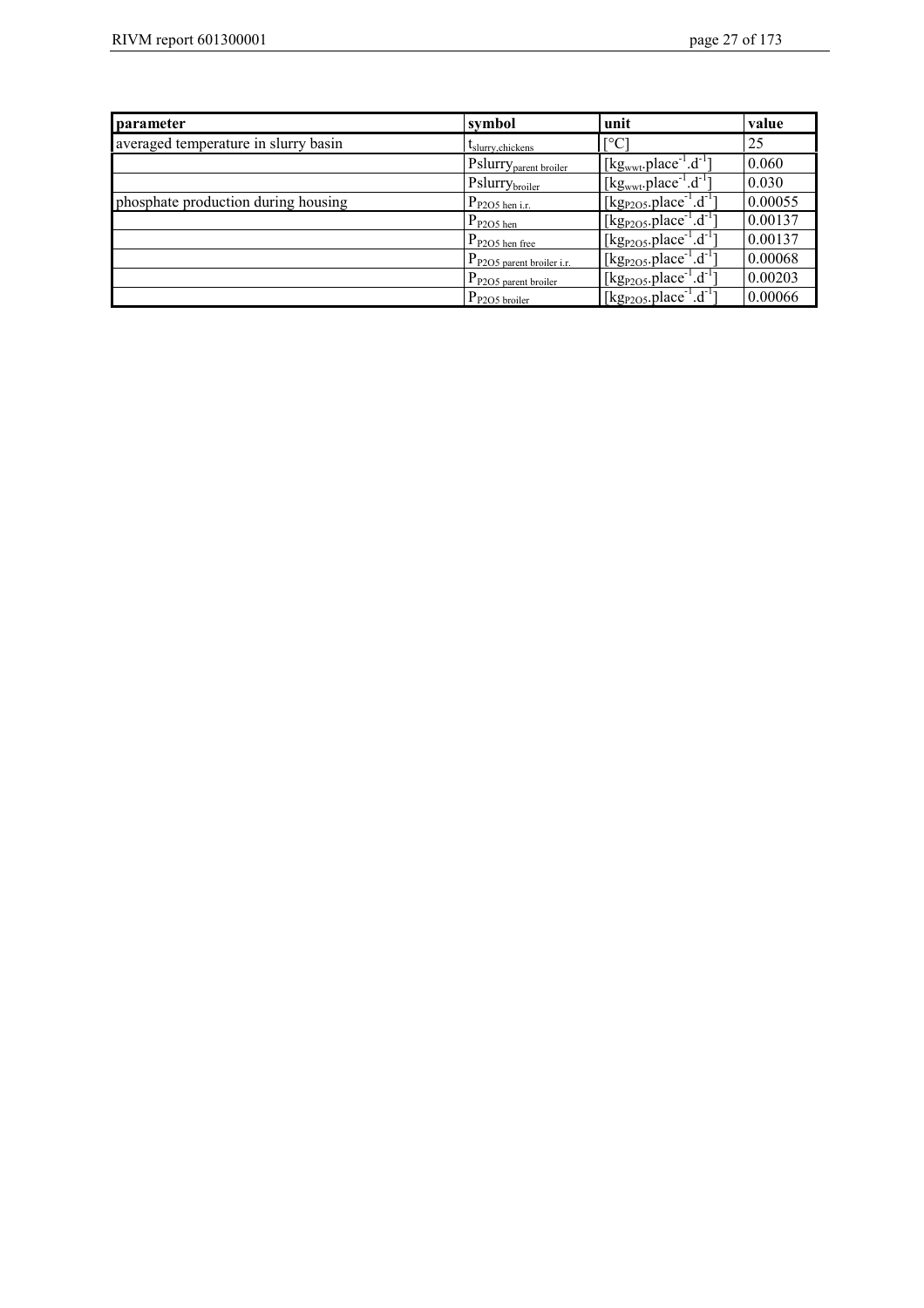| parameter | symbol | unit | value |
| --- | --- | --- | --- |
| averaged temperature in slurry basin | $t_{slurry,chickens}$ | [°C] | 25 |
| | $Pslurry_{parent\ broiler}$ | $[kg_{wwt}.place^{-1}.d^{-1}]$ | 0.060 |
| | $Pslurry_{broiler}$ | $[kg_{wwt}.place^{-1}.d^{-1}]$ | 0.030 |
| phosphate production during housing | $P_{P2O5\ hen\ i.r.}$ | $[kg_{P2O5}.place^{-1}.d^{-1}]$ | 0.00055 |
| | $P_{P2O5\ hen}$ | $[kg_{P2O5}.place^{-1}.d^{-1}]$ | 0.00137 |
| | $P_{P2O5\ hen\ free}$ | $[kg_{P2O5}.place^{-1}.d^{-1}]$ | 0.00137 |
| | $P_{P2O5\ parent\ broiler\ i.r.}$ | $[kg_{P2O5}.place^{-1}.d^{-1}]$ | 0.00068 |
| | $P_{P2O5\ parent\ broiler}$ | $[kg_{P2O5}.place^{-1}.d^{-1}]$ | 0.00203 |
| | $P_{P2O5\ broiler}$ | $[kg_{P2O5}.place^{-1}.d^{-1}]$ | 0.00066 |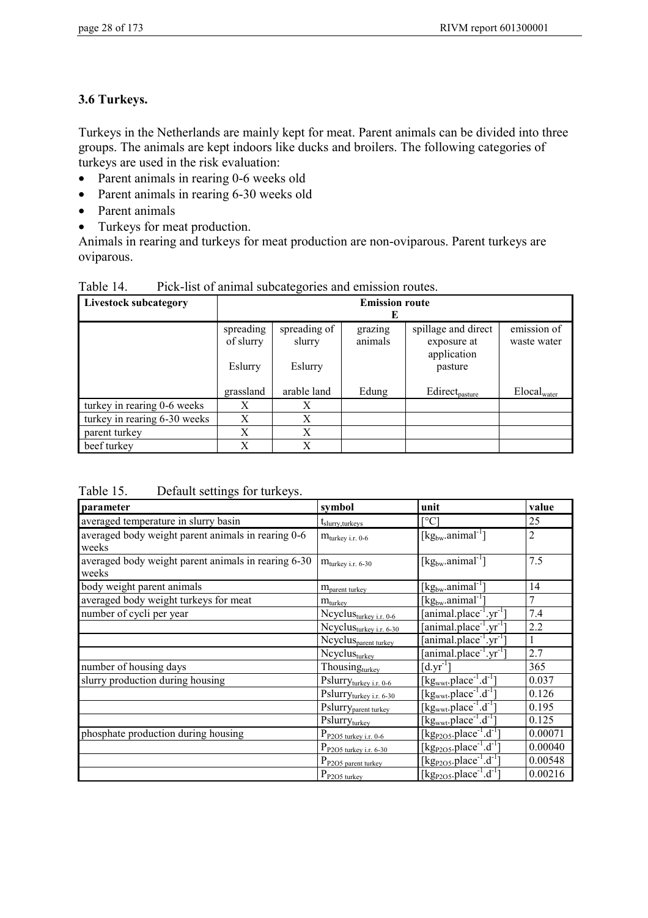### 3.6 Turkeys.

Turkeys in the Netherlands are mainly kept for meat. Parent animals can be divided into three groups. The animals are kept indoors like ducks and broilers. The following categories of turkeys are used in the risk evaluation:

- Parent animals in rearing 0-6 weeks old
- Parent animals in rearing 6-30 weeks old
- Parent animals
- Turkeys for meat production.

Animals in rearing and turkeys for meat production are non-oviparous. Parent turkeys are oviparous.

Table 14. Pick-list of animal subcategories and emission routes.

| Livestock subcategory | Emission route E | | | | |
|---|---|---|---|---|---|
| | spreading of slurry Eslurry grassland | spreading of slurry Eslurry arable land | grazing animals Edung | spillage and direct exposure at application pasture $Edirect_{pasture}$ | emission of waste water $Elocal_{water}$ |
| turkey in rearing 0-6 weeks | X | X | | | |
| turkey in rearing 6-30 weeks | X | X | | | |
| parent turkey | X | X | | | |
| beef turkey | X | X | | | |

Table 15. Default settings for turkeys.

| parameter | symbol | unit | value |
|---|---|---|---|
| averaged temperature in slurry basin | $t_{slurry,turkeys}$ | [°C] | 25 |
| averaged body weight parent animals in rearing 0-6 weeks | $m_{turkey\ i.r.\ 0\text{-}6}$ | $[kg_{bw}.animal^{-1}]$ | 2 |
| averaged body weight parent animals in rearing 6-30 weeks | $m_{turkey\ i.r.\ 6\text{-}30}$ | $[kg_{bw}.animal^{-1}]$ | 7.5 |
| body weight parent animals | $m_{parent\ turkey}$ | $[kg_{bw}.animal^{-1}]$ | 14 |
| averaged body weight turkeys for meat | $m_{turkey}$ | $[kg_{bw}.animal^{-1}]$ | 7 |
| number of cycli per year | $Ncyclus_{turkey\ i.r.\ 0\text{-}6}$ | $[animal.place^{-1}.yr^{-1}]$ | 7.4 |
| | $Ncyclus_{turkey\ i.r.\ 6\text{-}30}$ | $[animal.place^{-1}.yr^{-1}]$ | 2.2 |
| | $Ncyclus_{parent\ turkey}$ | $[animal.place^{-1}.yr^{-1}]$ | 1 |
| | $Ncyclus_{turkey}$ | $[animal.place^{-1}.yr^{-1}]$ | 2.7 |
| number of housing days | $Thousing_{turkey}$ | $[d.yr^{-1}]$ | 365 |
| slurry production during housing | $Pslurry_{turkey\ i.r.\ 0\text{-}6}$ | $[kg_{wwt}.place^{-1}.d^{-1}]$ | 0.037 |
| | $Pslurry_{turkey\ i.r.\ 6\text{-}30}$ | $[kg_{wwt}.place^{-1}.d^{-1}]$ | 0.126 |
| | $Pslurry_{parent\ turkey}$ | $[kg_{wwt}.place^{-1}.d^{-1}]$ | 0.195 |
| | $Pslurry_{turkey}$ | $[kg_{wwt}.place^{-1}.d^{-1}]$ | 0.125 |
| phosphate production during housing | $P_{P2O5\ turkey\ i.r.\ 0\text{-}6}$ | $[kg_{P2O5}.place^{-1}.d^{-1}]$ | 0.00071 |
| | $P_{P2O5\ turkey\ i.r.\ 6\text{-}30}$ | $[kg_{P2O5}.place^{-1}.d^{-1}]$ | 0.00040 |
| | $P_{P2O5\ parent\ turkey}$ | $[kg_{P2O5}.place^{-1}.d^{-1}]$ | 0.00548 |
| | $P_{P2O5\ turkey}$ | $[kg_{P2O5}.place^{-1}.d^{-1}]$ | 0.00216 |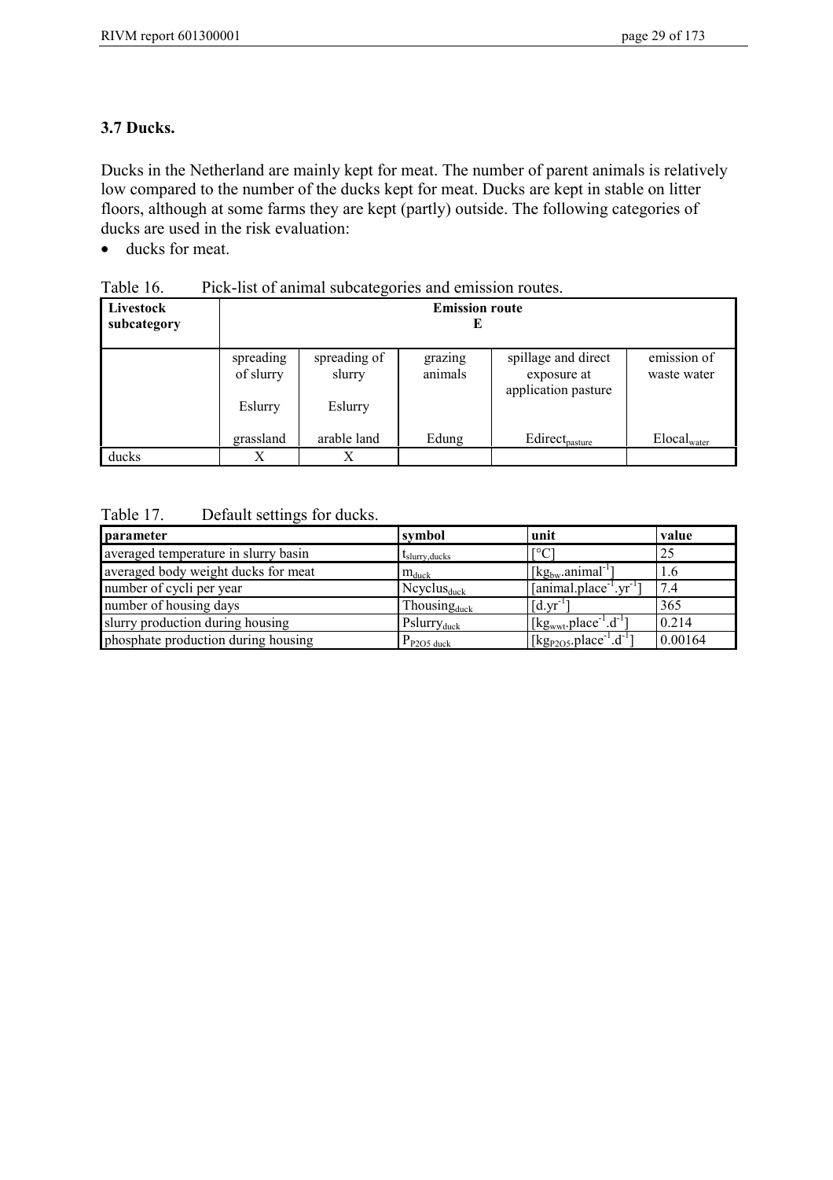### 3.7 Ducks.

Ducks in the Netherland are mainly kept for meat. The number of parent animals is relatively low compared to the number of the ducks kept for meat. Ducks are kept in stable on litter floors, although at some farms they are kept (partly) outside. The following categories of ducks are used in the risk evaluation:

- ducks for meat.

Table 16. Pick-list of animal subcategories and emission routes.

| Livestock subcategory | Emission route E | | | | |
|---|---|---|---|---|---|
| | spreading of slurry Eslurry grassland | spreading of slurry Eslurry arable land | grazing animals Edung | spillage and direct exposure at application pasture $Edirect_{pasture}$ | emission of waste water $Elocal_{water}$ |
| ducks | X | X | | | |

Table 17. Default settings for ducks.

| parameter | symbol | unit | value |
|---|---|---|---|
| averaged temperature in slurry basin | $t_{slurry,ducks}$ | [°C] | 25 |
| averaged body weight ducks for meat | $m_{duck}$ | $[kg_{bw}.animal^{-1}]$ | 1.6 |
| number of cycli per year | $Ncyclus_{duck}$ | $[animal.place^{-1}.yr^{-1}]$ | 7.4 |
| number of housing days | $Thousing_{duck}$ | $[d.yr^{-1}]$ | 365 |
| slurry production during housing | $Pslurry_{duck}$ | $[kg_{wwt}.place^{-1}.d^{-1}]$ | 0.214 |
| phosphate production during housing | $P_{P2O5\ duck}$ | $[kg_{P2O5}.place^{-1}.d^{-1}]$ | 0.00164 |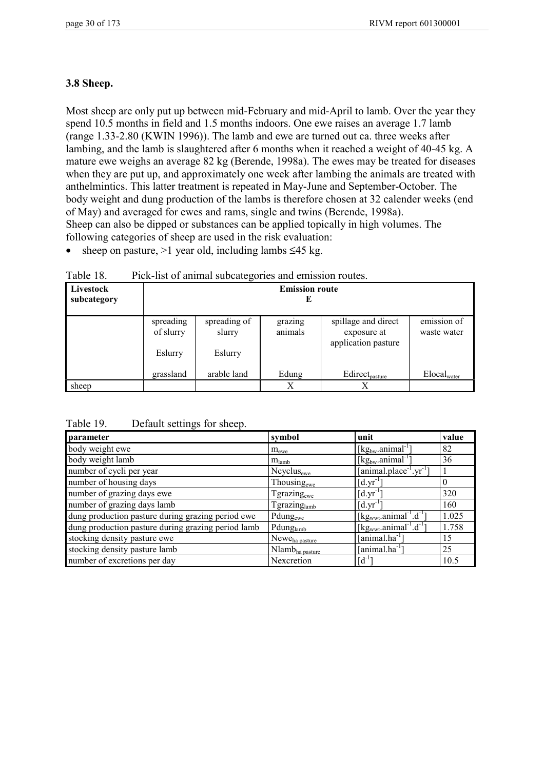### 3.8 Sheep.

Most sheep are only put up between mid-February and mid-April to lamb. Over the year they spend 10.5 months in field and 1.5 months indoors. One ewe raises an average 1.7 lamb (range 1.33-2.80 (KWIN 1996)). The lamb and ewe are turned out ca. three weeks after lambing, and the lamb is slaughtered after 6 months when it reached a weight of 40-45 kg. A mature ewe weighs an average 82 kg (Berende, 1998a). The ewes may be treated for diseases when they are put up, and approximately one week after lambing the animals are treated with anthelmintics. This latter treatment is repeated in May-June and September-October. The body weight and dung production of the lambs is therefore chosen at 32 calender weeks (end of May) and averaged for ewes and rams, single and twins (Berende, 1998a).
Sheep can also be dipped or substances can be applied topically in high volumes. The following categories of sheep are used in the risk evaluation:

- sheep on pasture, >1 year old, including lambs ≤45 kg.

Table 18. Pick-list of animal subcategories and emission routes.

| Livestock subcategory | Emission route E | | | | |
|---|---|---|---|---|---|
| | spreading of slurry<br>Eslurry<br>grassland | spreading of slurry<br>Eslurry<br>arable land | grazing animals<br>Edung | spillage and direct exposure at application pasture<br>$Edirect_{pasture}$ | emission of waste water<br>$Elocal_{water}$ |
| sheep | | | X | X | |

Table 19. Default settings for sheep.

| parameter | symbol | unit | value |
|---|---|---|---|
| body weight ewe | $m_{ewe}$ | $[kg_{bw}.animal^{-1}]$ | 82 |
| body weight lamb | $m_{lamb}$ | $[kg_{bw}.animal^{-1}]$ | 36 |
| number of cycli per year | $Ncyclus_{ewe}$ | $[animal.place^{-1}.yr^{-1}]$ | 1 |
| number of housing days | $Thousing_{ewe}$ | $[d.yr^{-1}]$ | 0 |
| number of grazing days ewe | $Tgrazing_{ewe}$ | $[d.yr^{-1}]$ | 320 |
| number of grazing days lamb | $Tgrazing_{lamb}$ | $[d.yr^{-1}]$ | 160 |
| dung production pasture during grazing period ewe | $Pdung_{ewe}$ | $[kg_{wwt}.animal^{-1}.d^{-1}]$ | 1.025 |
| dung production pasture during grazing period lamb | $Pdung_{lamb}$ | $[kg_{wwt}.animal^{-1}.d^{-1}]$ | 1.758 |
| stocking density pasture ewe | $Newe_{ha\ pasture}$ | $[animal.ha^{-1}]$ | 15 |
| stocking density pasture lamb | $Nlamb_{ha\ pasture}$ | $[animal.ha^{-1}]$ | 25 |
| number of excretions per day | Nexcretion | $[d^{-1}]$ | 10.5 |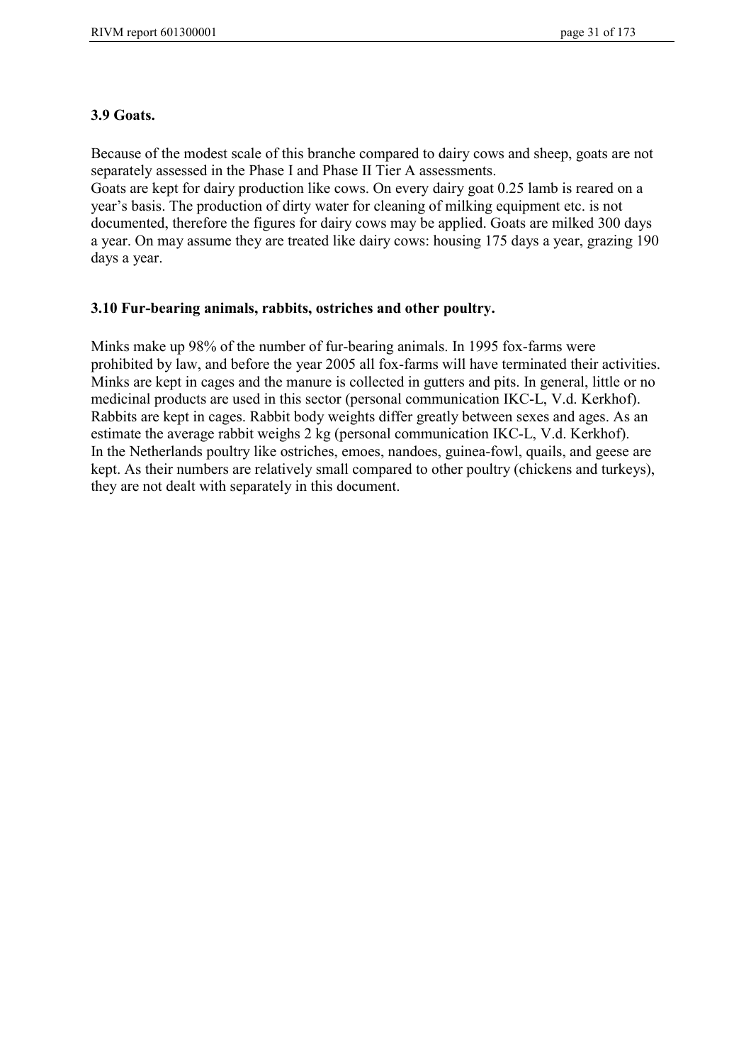### 3.9 Goats.

Because of the modest scale of this branche compared to dairy cows and sheep, goats are not separately assessed in the Phase I and Phase II Tier A assessments.
Goats are kept for dairy production like cows. On every dairy goat 0.25 lamb is reared on a year's basis. The production of dirty water for cleaning of milking equipment etc. is not documented, therefore the figures for dairy cows may be applied. Goats are milked 300 days a year. On may assume they are treated like dairy cows: housing 175 days a year, grazing 190 days a year.

### 3.10 Fur-bearing animals, rabbits, ostriches and other poultry.

Minks make up 98% of the number of fur-bearing animals. In 1995 fox-farms were prohibited by law, and before the year 2005 all fox-farms will have terminated their activities. Minks are kept in cages and the manure is collected in gutters and pits. In general, little or no medicinal products are used in this sector (personal communication IKC-L, V.d. Kerkhof).
Rabbits are kept in cages. Rabbit body weights differ greatly between sexes and ages. As an estimate the average rabbit weighs 2 kg (personal communication IKC-L, V.d. Kerkhof).
In the Netherlands poultry like ostriches, emoes, nandoes, guinea-fowl, quails, and geese are kept. As their numbers are relatively small compared to other poultry (chickens and turkeys), they are not dealt with separately in this document.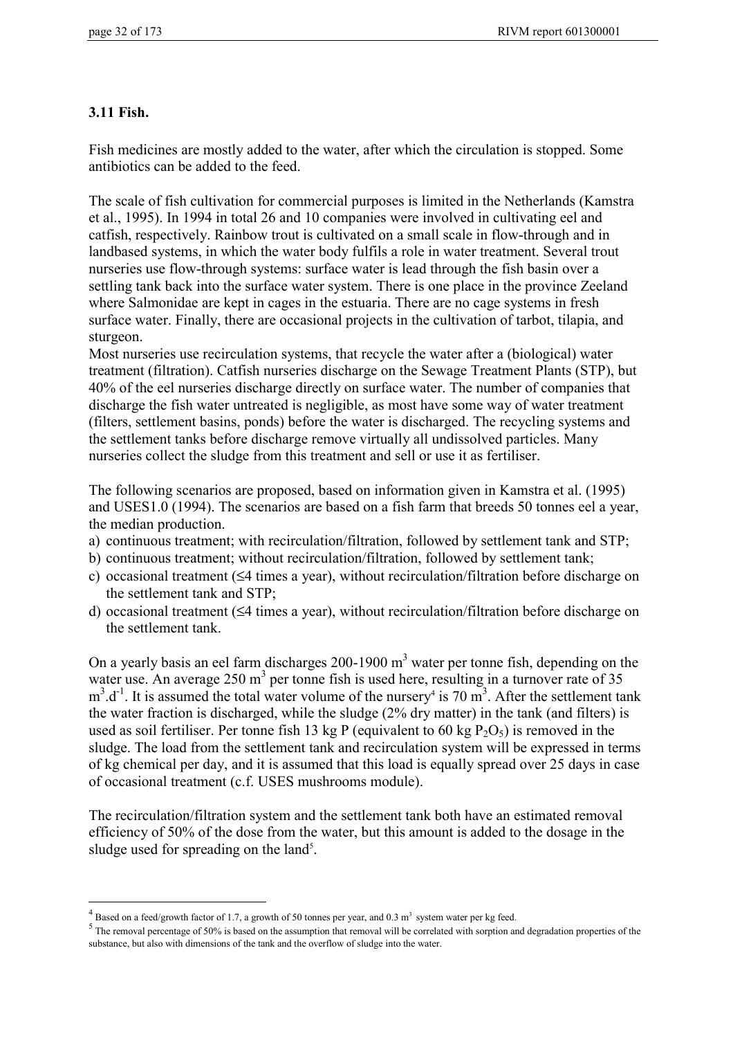### 3.11 Fish.

Fish medicines are mostly added to the water, after which the circulation is stopped. Some antibiotics can be added to the feed.

The scale of fish cultivation for commercial purposes is limited in the Netherlands (Kamstra et al., 1995). In 1994 in total 26 and 10 companies were involved in cultivating eel and catfish, respectively. Rainbow trout is cultivated on a small scale in flow-through and in landbased systems, in which the water body fulfils a role in water treatment. Several trout nurseries use flow-through systems: surface water is lead through the fish basin over a settling tank back into the surface water system. There is one place in the province Zeeland where Salmonidae are kept in cages in the estuaria. There are no cage systems in fresh surface water. Finally, there are occasional projects in the cultivation of tarbot, tilapia, and sturgeon.
Most nurseries use recirculation systems, that recycle the water after a (biological) water treatment (filtration). Catfish nurseries discharge on the Sewage Treatment Plants (STP), but 40% of the eel nurseries discharge directly on surface water. The number of companies that discharge the fish water untreated is negligible, as most have some way of water treatment (filters, settlement basins, ponds) before the water is discharged. The recycling systems and the settlement tanks before discharge remove virtually all undissolved particles. Many nurseries collect the sludge from this treatment and sell or use it as fertiliser.

The following scenarios are proposed, based on information given in Kamstra et al. (1995) and USES1.0 (1994). The scenarios are based on a fish farm that breeds 50 tonnes eel a year, the median production.

a) continuous treatment; with recirculation/filtration, followed by settlement tank and STP;
b) continuous treatment; without recirculation/filtration, followed by settlement tank;
c) occasional treatment (≤4 times a year), without recirculation/filtration before discharge on the settlement tank and STP;
d) occasional treatment (≤4 times a year), without recirculation/filtration before discharge on the settlement tank.

On a yearly basis an eel farm discharges 200-1900 $m^3$ water per tonne fish, depending on the water use. An average 250 $m^3$ per tonne fish is used here, resulting in a turnover rate of 35 $m^3.d^{-1}$. It is assumed the total water volume of the nursery[4] is 70 $m^3$. After the settlement tank the water fraction is discharged, while the sludge (2% dry matter) in the tank (and filters) is used as soil fertiliser. Per tonne fish 13 kg P (equivalent to 60 kg $P_2O_5$) is removed in the sludge. The load from the settlement tank and recirculation system will be expressed in terms of kg chemical per day, and it is assumed that this load is equally spread over 25 days in case of occasional treatment (c.f. USES mushrooms module).

The recirculation/filtration system and the settlement tank both have an estimated removal efficiency of 50% of the dose from the water, but this amount is added to the dosage in the sludge used for spreading on the land[5].

---

[4] Based on a feed/growth factor of 1.7, a growth of 50 tonnes per year, and 0.3 $m^3$ system water per kg feed.

[5] The removal percentage of 50% is based on the assumption that removal will be correlated with sorption and degradation properties of the substance, but also with dimensions of the tank and the overflow of sludge into the water.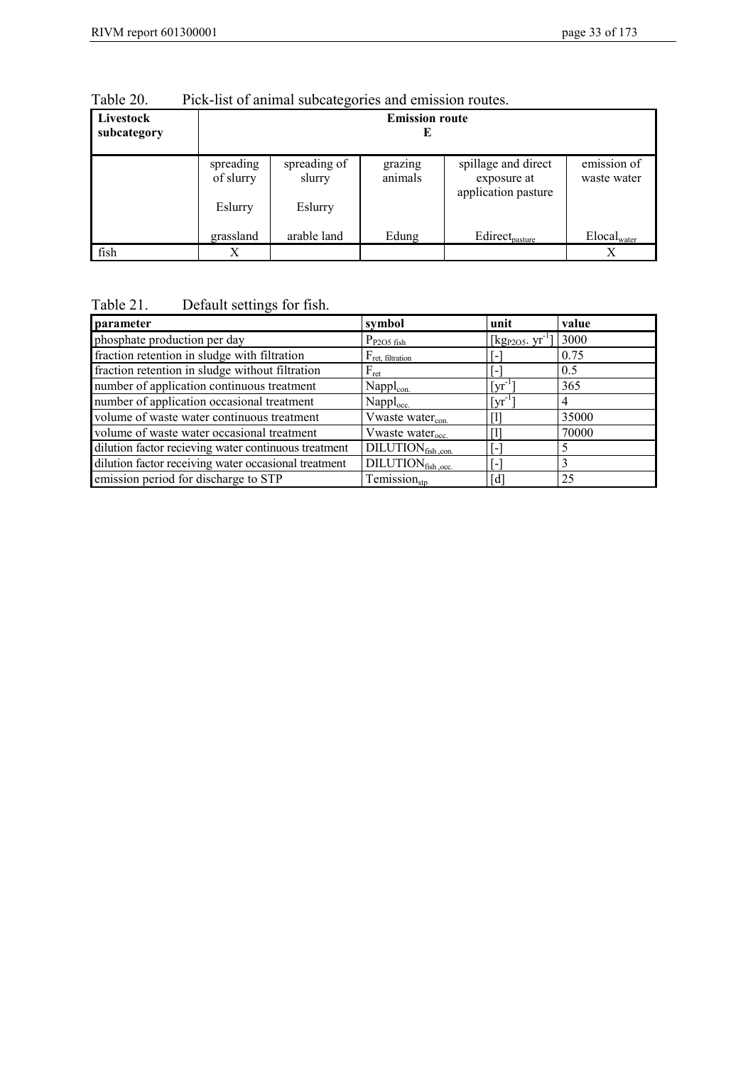Table 20. Pick-list of animal subcategories and emission routes.

| **Livestock subcategory** | **Emission route E** | | | | |
|---|---|---|---|---|---|
| | spreading of slurry<br><br>Eslurry<br><br>grassland | spreading of slurry<br><br>Eslurry<br><br>arable land | grazing animals<br><br><br><br>Edung | spillage and direct exposure at application pasture<br><br>$Edirect_{pasture}$ | emission of waste water<br><br><br><br>$Elocal_{water}$ |
| fish | X | | | | X |

Table 21. Default settings for fish.

| **parameter** | **symbol** | **unit** | **value** |
|---|---|---|---|
| phosphate production per day | $P_{P2O5\ fish}$ | $[kg_{P2O5} \cdot yr^{-1}]$ | 3000 |
| fraction retention in sludge with filtration | $F_{ret,\ filtration}$ | [-] | 0.75 |
| fraction retention in sludge without filtration | $F_{ret}$ | [-] | 0.5 |
| number of application continuous treatment | $Nappl_{con.}$ | $[yr^{-1}]$ | 365 |
| number of application occasional treatment | $Nappl_{occ.}$ | $[yr^{-1}]$ | 4 |
| volume of waste water continuous treatment | $Vwaste\ water_{con.}$ | [l] | 35000 |
| volume of waste water occasional treatment | $Vwaste\ water_{occ.}$ | [l] | 70000 |
| dilution factor recieving water continuous treatment | $DILUTION_{fish\ ,con.}$ | [-] | 5 |
| dilution factor receiving water occasional treatment | $DILUTION_{fish\ ,occ.}$ | [-] | 3 |
| emission period for discharge to STP | $Temission_{stp}$ | [d] | 25 |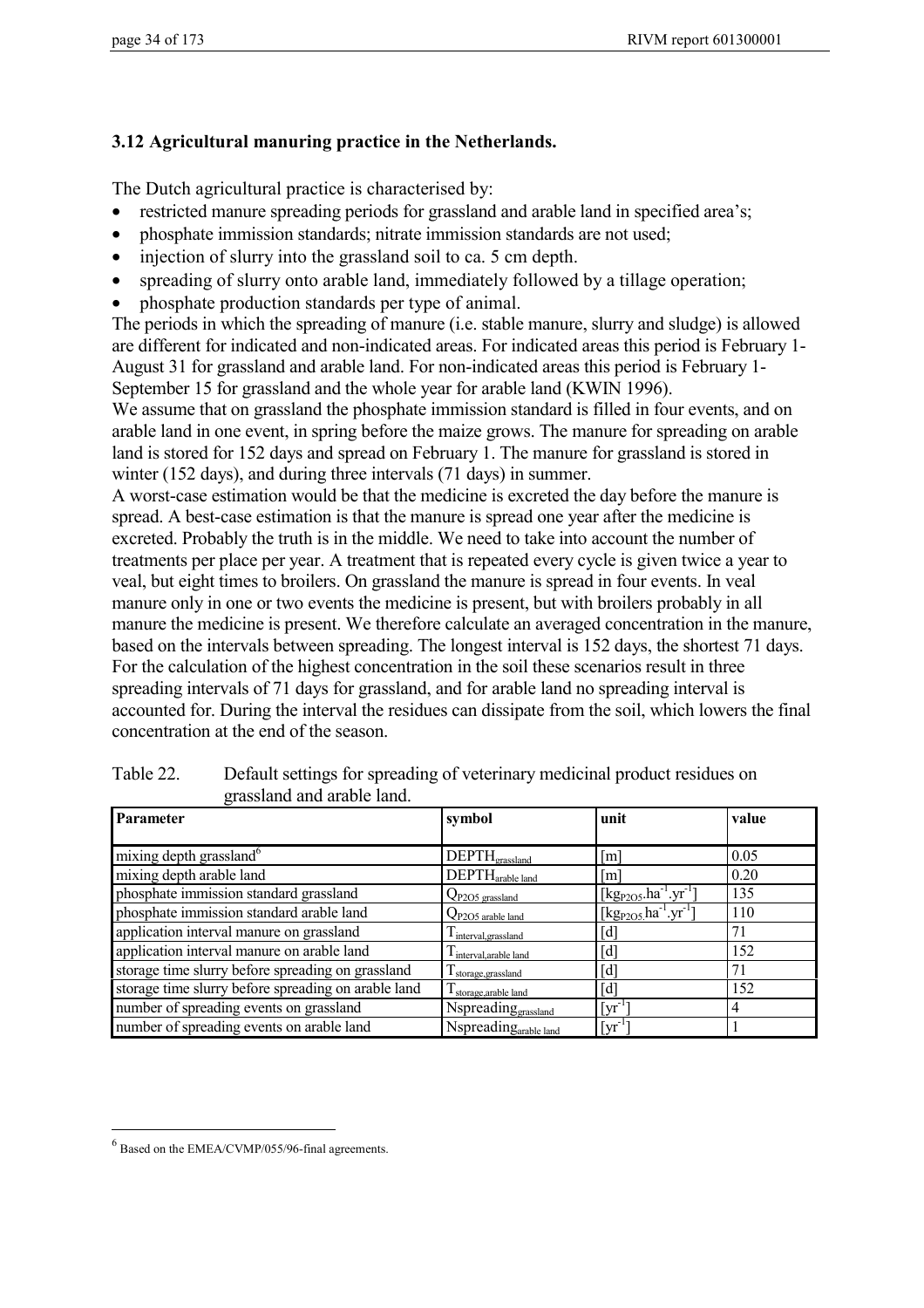### 3.12 Agricultural manuring practice in the Netherlands.

The Dutch agricultural practice is characterised by:

- restricted manure spreading periods for grassland and arable land in specified area's;
- phosphate immission standards; nitrate immission standards are not used;
- injection of slurry into the grassland soil to ca. 5 cm depth.
- spreading of slurry onto arable land, immediately followed by a tillage operation;
- phosphate production standards per type of animal.

The periods in which the spreading of manure (i.e. stable manure, slurry and sludge) is allowed are different for indicated and non-indicated areas. For indicated areas this period is February 1-August 31 for grassland and arable land. For non-indicated areas this period is February 1-September 15 for grassland and the whole year for arable land (KWIN 1996).

We assume that on grassland the phosphate immission standard is filled in four events, and on arable land in one event, in spring before the maize grows. The manure for spreading on arable land is stored for 152 days and spread on February 1. The manure for grassland is stored in winter (152 days), and during three intervals (71 days) in summer.

A worst-case estimation would be that the medicine is excreted the day before the manure is spread. A best-case estimation is that the manure is spread one year after the medicine is excreted. Probably the truth is in the middle. We need to take into account the number of treatments per place per year. A treatment that is repeated every cycle is given twice a year to veal, but eight times to broilers. On grassland the manure is spread in four events. In veal manure only in one or two events the medicine is present, but with broilers probably in all manure the medicine is present. We therefore calculate an averaged concentration in the manure, based on the intervals between spreading. The longest interval is 152 days, the shortest 71 days. For the calculation of the highest concentration in the soil these scenarios result in three spreading intervals of 71 days for grassland, and for arable land no spreading interval is accounted for. During the interval the residues can dissipate from the soil, which lowers the final concentration at the end of the season.

Table 22. Default settings for spreading of veterinary medicinal product residues on grassland and arable land.

| Parameter | symbol | unit | value |
|---|---|---|---|
| mixing depth grassland[6] | $DEPTH_{grassland}$ | [m] | 0.05 |
| mixing depth arable land | $DEPTH_{arable\ land}$ | [m] | 0.20 |
| phosphate immission standard grassland | $Q_{P2O5\ grassland}$ | $[kg_{P2O5}.ha^{-1}.yr^{-1}]$ | 135 |
| phosphate immission standard arable land | $Q_{P2O5\ arable\ land}$ | $[kg_{P2O5}.ha^{-1}.yr^{-1}]$ | 110 |
| application interval manure on grassland | $T_{interval,grassland}$ | [d] | 71 |
| application interval manure on arable land | $T_{interval,arable\ land}$ | [d] | 152 |
| storage time slurry before spreading on grassland | $T_{storage,grassland}$ | [d] | 71 |
| storage time slurry before spreading on arable land | $T_{storage,arable\ land}$ | [d] | 152 |
| number of spreading events on grassland | $Nspreading_{grassland}$ | $[yr^{-1}]$ | 4 |
| number of spreading events on arable land | $Nspreading_{arable\ land}$ | $[yr^{-1}]$ | 1 |

[6] Based on the EMEA/CVMP/055/96-final agreements.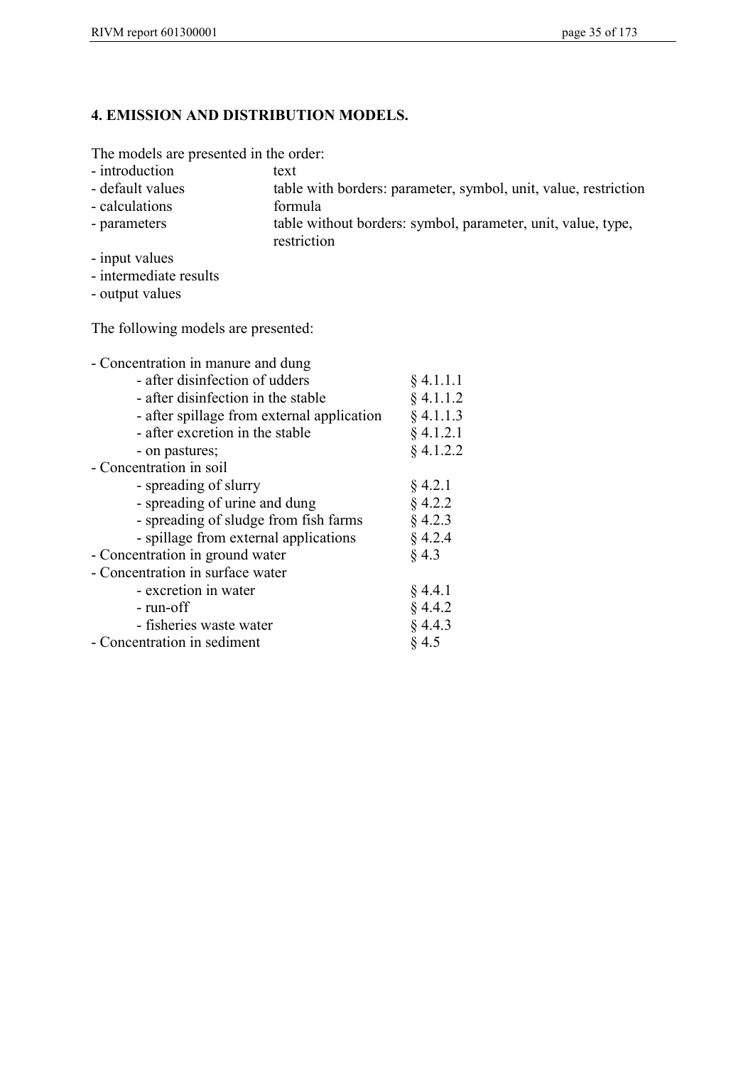## 4. EMISSION AND DISTRIBUTION MODELS.

The models are presented in the order:

| | |
|---|---|
| - introduction | text |
| - default values | table with borders: parameter, symbol, unit, value, restriction |
| - calculations | formula |
| - parameters | table without borders: symbol, parameter, unit, value, type, restriction |
| - input values | |
| - intermediate results | |
| - output values | |

The following models are presented:

- Concentration in manure and dung
  - after disinfection of udders § 4.1.1.1
  - after disinfection in the stable § 4.1.1.2
  - after spillage from external application § 4.1.1.3
  - after excretion in the stable § 4.1.2.1
  - on pastures; § 4.1.2.2
- Concentration in soil
  - spreading of slurry § 4.2.1
  - spreading of urine and dung § 4.2.2
  - spreading of sludge from fish farms § 4.2.3
  - spillage from external applications § 4.2.4
- Concentration in ground water § 4.3
- Concentration in surface water
  - excretion in water § 4.4.1
  - run-off § 4.4.2
  - fisheries waste water § 4.4.3
- Concentration in sediment § 4.5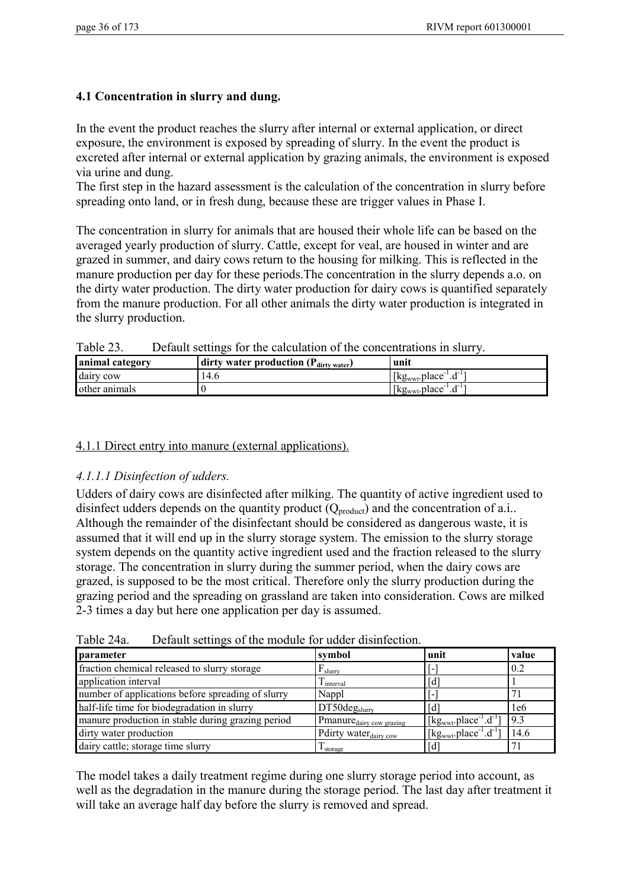### 4.1 Concentration in slurry and dung.

In the event the product reaches the slurry after internal or external application, or direct exposure, the environment is exposed by spreading of slurry. In the event the product is excreted after internal or external application by grazing animals, the environment is exposed via urine and dung.
The first step in the hazard assessment is the calculation of the concentration in slurry before spreading onto land, or in fresh dung, because these are trigger values in Phase I.

The concentration in slurry for animals that are housed their whole life can be based on the averaged yearly production of slurry. Cattle, except for veal, are housed in winter and are grazed in summer, and dairy cows return to the housing for milking. This is reflected in the manure production per day for these periods.The concentration in the slurry depends a.o. on the dirty water production. The dirty water production for dairy cows is quantified separately from the manure production. For all other animals the dirty water production is integrated in the slurry production.

Table 23. Default settings for the calculation of the concentrations in slurry.

| animal category | dirty water production ($P_{dirty\ water}$) | unit |
|---|---|---|
| dairy cow | 14.6 | [$kg_{wwt}.place^{-1}.d^{-1}$] |
| other animals | 0 | [$kg_{wwt}.place^{-1}.d^{-1}$] |

#### 4.1.1 Direct entry into manure (external applications).

##### *4.1.1.1 Disinfection of udders.*

Udders of dairy cows are disinfected after milking. The quantity of active ingredient used to disinfect udders depends on the quantity product ($Q_{product}$) and the concentration of a.i.. Although the remainder of the disinfectant should be considered as dangerous waste, it is assumed that it will end up in the slurry storage system. The emission to the slurry storage system depends on the quantity active ingredient used and the fraction released to the slurry storage. The concentration in slurry during the summer period, when the dairy cows are grazed, is supposed to be the most critical. Therefore only the slurry production during the grazing period and the spreading on grassland are taken into consideration. Cows are milked 2-3 times a day but here one application per day is assumed.

Table 24a. Default settings of the module for udder disinfection.

| parameter | symbol | unit | value |
|---|---|---|---|
| fraction chemical released to slurry storage | $F_{slurry}$ | [-] | 0.2 |
| application interval | $T_{interval}$ | [d] | 1 |
| number of applications before spreading of slurry | Nappl | [-] | 71 |
| half-life time for biodegradation in slurry | $DT50deg_{slurry}$ | [d] | 1e6 |
| manure production in stable during grazing period | $Pmanure_{dairy\ cow\ grazing}$ | [$kg_{wwt}.place^{-1}.d^{-1}$] | 9.3 |
| dirty water production | $Pdirty\ water_{dairy\ cow}$ | [$kg_{wwt}.place^{-1}.d^{-1}$] | 14.6 |
| dairy cattle; storage time slurry | $T_{storage}$ | [d] | 71 |

The model takes a daily treatment regime during one slurry storage period into account, as well as the degradation in the manure during the storage period. The last day after treatment it will take an average half day before the slurry is removed and spread.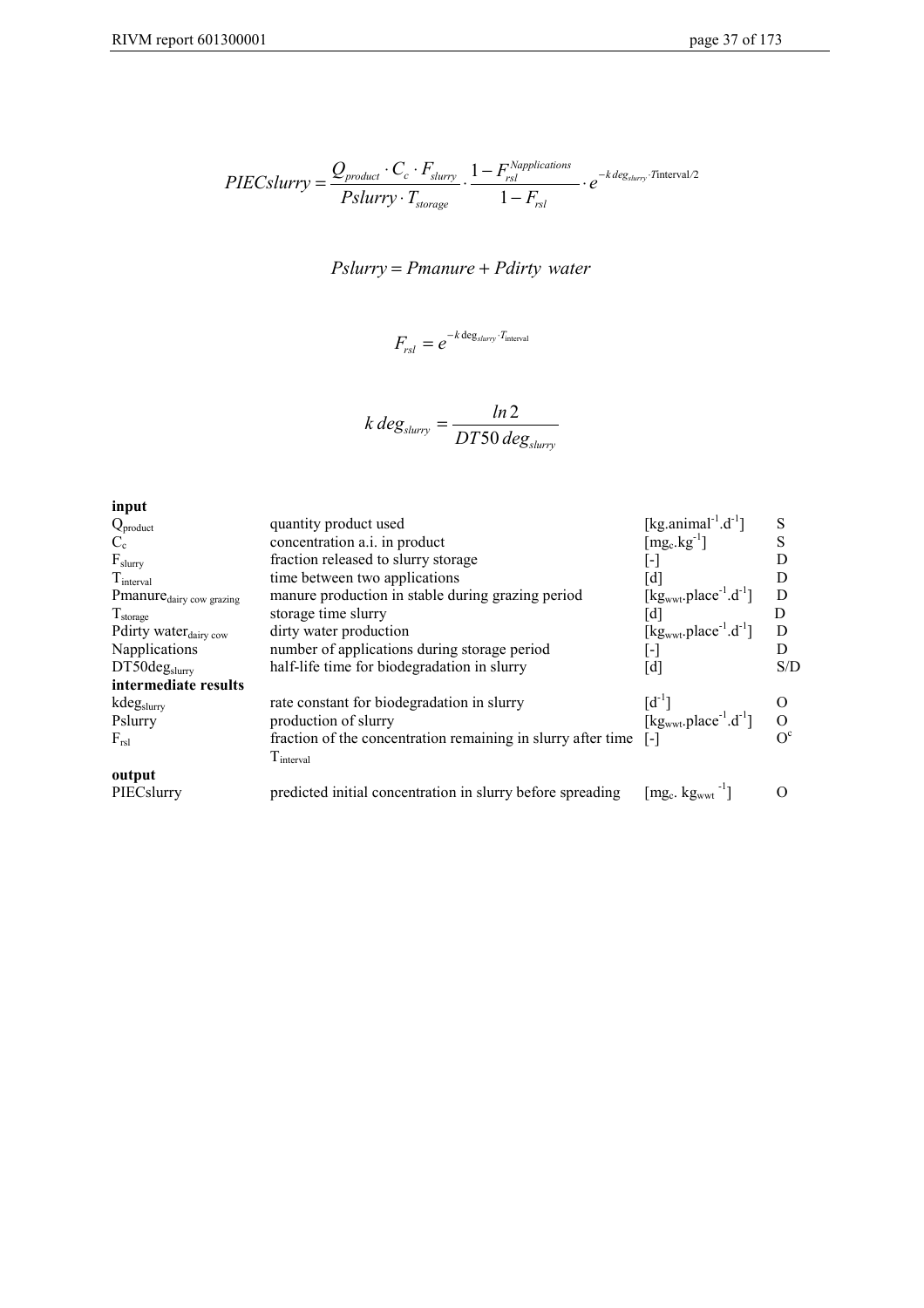$$PIECslurry = \frac{Q_{product} \cdot C_c \cdot F_{slurry}}{Pslurry \cdot T_{storage}} \cdot \frac{1 - F_{rsl}^{Napplications}}{1 - F_{rsl}} \cdot e^{-k\,deg_{slurry} \cdot \text{Tinterval}/2}$$

$$Pslurry = Pmanure + Pdirty\ water$$

$$F_{rsl} = e^{-k\,\deg_{slurry} \cdot T_{\text{interval}}}$$

$$k\,deg_{slurry} = \frac{ln\,2}{DT50\,deg_{slurry}}$$

| | | | |
|---|---|---|---|
| **input** | | | |
| $Q_{product}$ | quantity product used | [kg.animal$^{-1}$.d$^{-1}$] | S |
| $C_c$ | concentration a.i. in product | [mg$_c$.kg$^{-1}$] | S |
| $F_{slurry}$ | fraction released to slurry storage | [-] | D |
| $T_{interval}$ | time between two applications | [d] | D |
| $Pmanure_{dairy\ cow\ grazing}$ | manure production in stable during grazing period | [kg$_{wwt}$.place$^{-1}$.d$^{-1}$] | D |
| $T_{storage}$ | storage time slurry | [d] | D |
| $Pdirty\ water_{dairy\ cow}$ | dirty water production | [kg$_{wwt}$.place$^{-1}$.d$^{-1}$] | D |
| Napplications | number of applications during storage period | [-] | D |
| $DT50deg_{slurry}$ | half-life time for biodegradation in slurry | [d] | S/D |
| **intermediate results** | | | |
| $kdeg_{slurry}$ | rate constant for biodegradation in slurry | [d$^{-1}$] | O |
| Pslurry | production of slurry | [kg$_{wwt}$.place$^{-1}$.d$^{-1}$] | O |
| $F_{rsl}$ | fraction of the concentration remaining in slurry after time $T_{interval}$ | [-] | O$^c$ |
| **output** | | | |
| PIECslurry | predicted initial concentration in slurry before spreading | [mg$_c$. kg$_{wwt}$$^{-1}$] | O |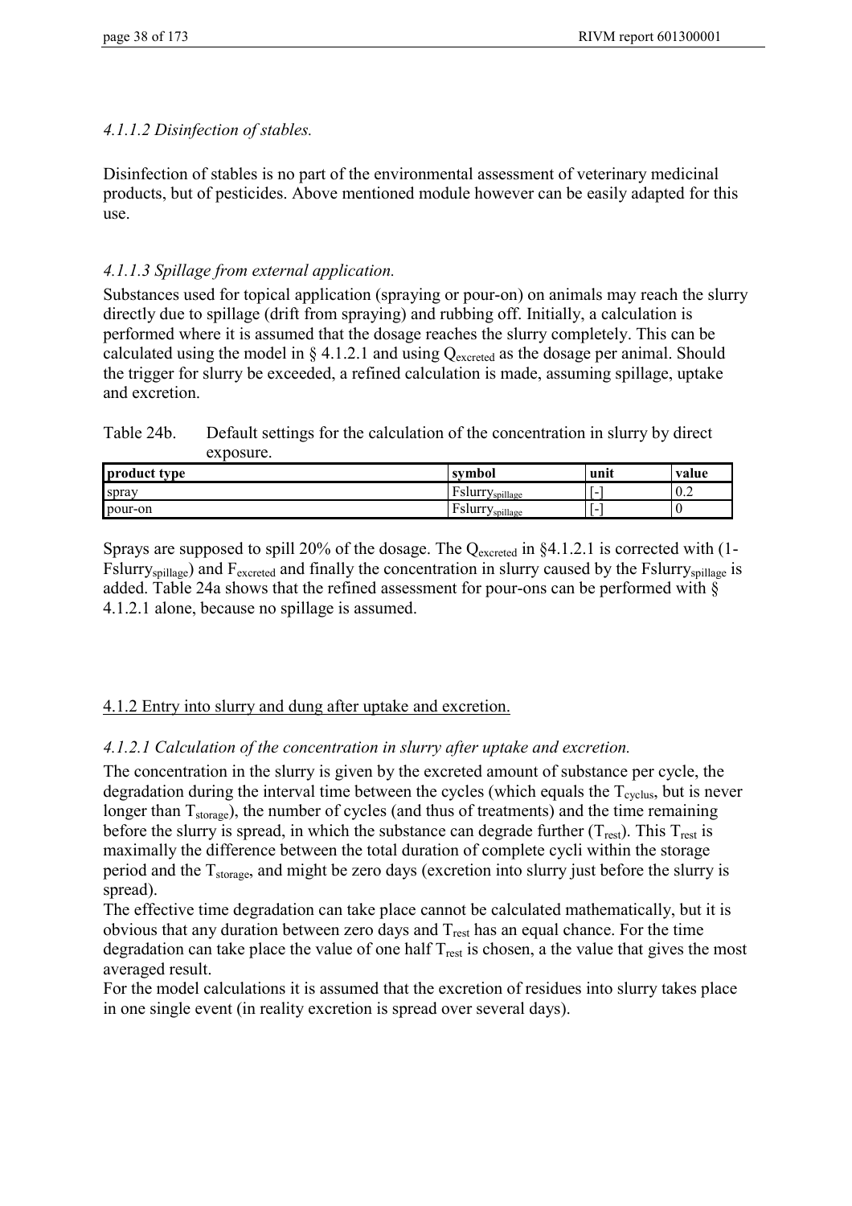#### *4.1.1.2 Disinfection of stables.*

Disinfection of stables is no part of the environmental assessment of veterinary medicinal products, but of pesticides. Above mentioned module however can be easily adapted for this use.

#### *4.1.1.3 Spillage from external application.*

Substances used for topical application (spraying or pour-on) on animals may reach the slurry directly due to spillage (drift from spraying) and rubbing off. Initially, a calculation is performed where it is assumed that the dosage reaches the slurry completely. This can be calculated using the model in § 4.1.2.1 and using $Q_{excreted}$ as the dosage per animal. Should the trigger for slurry be exceeded, a refined calculation is made, assuming spillage, uptake and excretion.

Table 24b. Default settings for the calculation of the concentration in slurry by direct exposure.

| product type | symbol | unit | value |
|---|---|---|---|
| spray | $Fslurry_{spillage}$ | [-] | 0.2 |
| pour-on | $Fslurry_{spillage}$ | [-] | 0 |

Sprays are supposed to spill 20% of the dosage. The $Q_{excreted}$ in §4.1.2.1 is corrected with (1-$Fslurry_{spillage}$) and $F_{excreted}$ and finally the concentration in slurry caused by the $Fslurry_{spillage}$ is added. Table 24a shows that the refined assessment for pour-ons can be performed with § 4.1.2.1 alone, because no spillage is assumed.

### 4.1.2 Entry into slurry and dung after uptake and excretion.

#### *4.1.2.1 Calculation of the concentration in slurry after uptake and excretion.*

The concentration in the slurry is given by the excreted amount of substance per cycle, the degradation during the interval time between the cycles (which equals the $T_{cyclus}$, but is never longer than $T_{storage}$), the number of cycles (and thus of treatments) and the time remaining before the slurry is spread, in which the substance can degrade further ($T_{rest}$). This $T_{rest}$ is maximally the difference between the total duration of complete cycli within the storage period and the $T_{storage}$, and might be zero days (excretion into slurry just before the slurry is spread).

The effective time degradation can take place cannot be calculated mathematically, but it is obvious that any duration between zero days and $T_{rest}$ has an equal chance. For the time degradation can take place the value of one half $T_{rest}$ is chosen, a the value that gives the most averaged result.

For the model calculations it is assumed that the excretion of residues into slurry takes place in one single event (in reality excretion is spread over several days).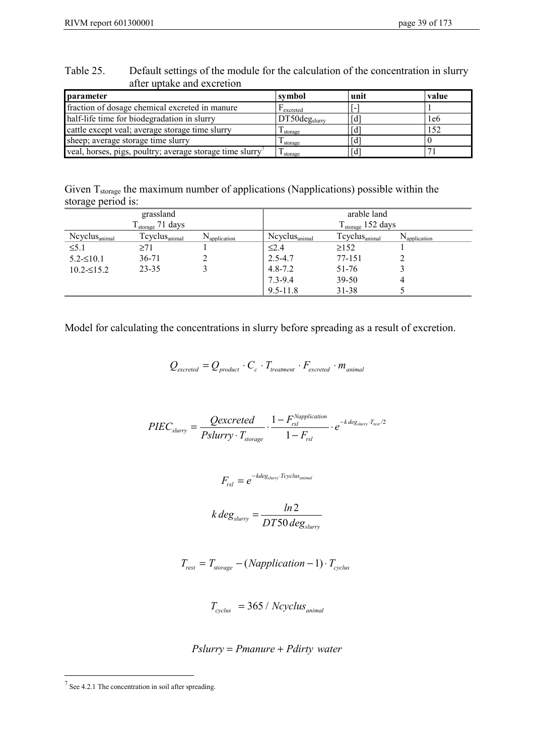Table 25. Default settings of the module for the calculation of the concentration in slurry after uptake and excretion

| parameter | symbol | unit | value |
|---|---|---|---|
| fraction of dosage chemical excreted in manure | $F_{excreted}$ | [-] | 1 |
| half-life time for biodegradation in slurry | $DT50deg_{slurry}$ | [d] | 1e6 |
| cattle except veal; average storage time slurry | $T_{storage}$ | [d] | 152 |
| sheep; average storage time slurry | $T_{storage}$ | [d] | 0 |
| veal, horses, pigs, poultry; average storage time slurry[7] | $T_{storage}$ | [d] | 71 |

Given $T_{storage}$ the maximum number of applications (Napplications) possible within the storage period is:

| grassland $T_{storage}$ 71 days | | | arable land $T_{storage}$ 152 days | | |
|---|---|---|---|---|---|
| $Ncyclus_{animal}$ | $Tcyclus_{animal}$ | $N_{application}$ | $Ncyclus_{animal}$ | $Tcyclus_{animal}$ | $N_{application}$ |
| ≤5.1 | ≥71 | 1 | ≤2.4 | ≥152 | 1 |
| 5.2-≤10.1 | 36-71 | 2 | 2.5-4.7 | 77-151 | 2 |
| 10.2-≤15.2 | 23-35 | 3 | 4.8-7.2 | 51-76 | 3 |
| | | | 7.3-9.4 | 39-50 | 4 |
| | | | 9.5-11.8 | 31-38 | 5 |

Model for calculating the concentrations in slurry before spreading as a result of excretion.

$$Q_{excreted} = Q_{product} \cdot C_c \cdot T_{treatment} \cdot F_{excreted} \cdot m_{animal}$$

$$PIEC_{slurry} = \frac{Qexcreted}{Pslurry \cdot T_{storage}} \cdot \frac{1 - F_{rsl}^{Napplication}}{1 - F_{rsl}} \cdot e^{-k\,deg_{slurry} \cdot T_{rest}/2}$$

$$F_{rsl} = e^{-kdeg_{slurry} \cdot Tcyclus_{animal}}$$

$$k\,deg_{slurry} = \frac{ln 2}{DT50\,deg_{slurry}}$$

$$T_{rest} = T_{storage} - (Napplication - 1) \cdot T_{cyclus}$$

$$T_{cyclus} = 365 / Ncyclus_{animal}$$

$$Pslurry = Pmanure + Pdirty\ water$$

[7] See 4.2.1 The concentration in soil after spreading.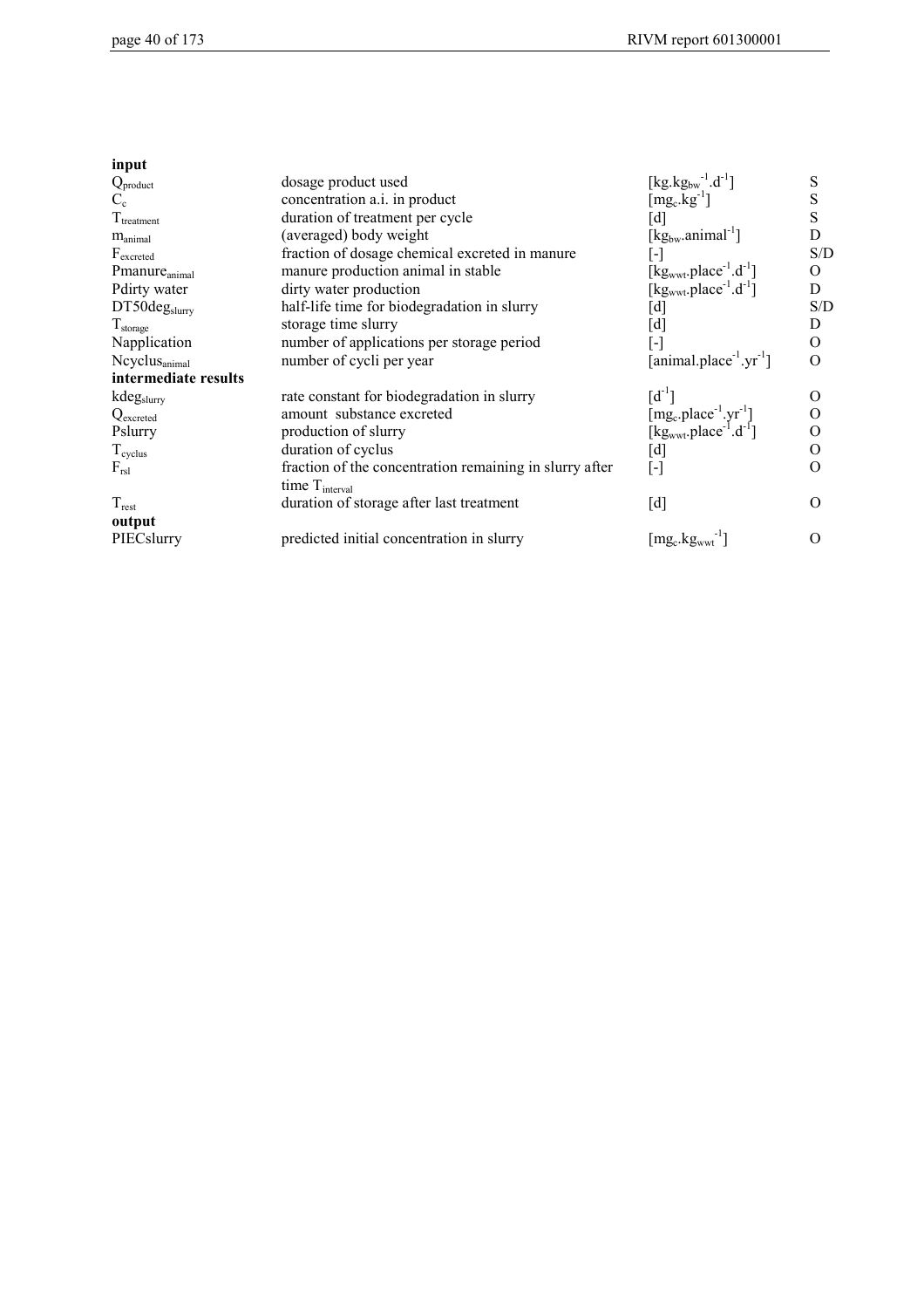| | | | |
|---|---|---|---|
| **input** | | | |
| $Q_{product}$ | dosage product used | $[kg.kg_{bw}^{-1}.d^{-1}]$ | S |
| $C_c$ | concentration a.i. in product | $[mg_c.kg^{-1}]$ | S |
| $T_{treatment}$ | duration of treatment per cycle | [d] | S |
| $m_{animal}$ | (averaged) body weight | $[kg_{bw}.animal^{-1}]$ | D |
| $F_{excreted}$ | fraction of dosage chemical excreted in manure | [-] | S/D |
| $Pmanure_{animal}$ | manure production animal in stable | $[kg_{wwt}.place^{-1}.d^{-1}]$ | O |
| Pdirty water | dirty water production | $[kg_{wwt}.place^{-1}.d^{-1}]$ | D |
| $DT50deg_{slurry}$ | half-life time for biodegradation in slurry | [d] | S/D |
| $T_{storage}$ | storage time slurry | [d] | D |
| Napplication | number of applications per storage period | [-] | O |
| $Ncyclus_{animal}$ | number of cycli per year | $[animal.place^{-1}.yr^{-1}]$ | O |
| **intermediate results** | | | |
| $kdeg_{slurry}$ | rate constant for biodegradation in slurry | $[d^{-1}]$ | O |
| $Q_{excreted}$ | amount substance excreted | $[mg_c.place^{-1}.yr^{-1}]$ | O |
| Pslurry | production of slurry | $[kg_{wwt}.place^{-1}.d^{-1}]$ | O |
| $T_{cyclus}$ | duration of cyclus | [d] | O |
| $F_{rsl}$ | fraction of the concentration remaining in slurry after time $T_{interval}$ | [-] | O |
| $T_{rest}$ | duration of storage after last treatment | [d] | O |
| **output** | | | |
| PIECslurry | predicted initial concentration in slurry | $[mg_c.kg_{wwt}^{-1}]$ | O |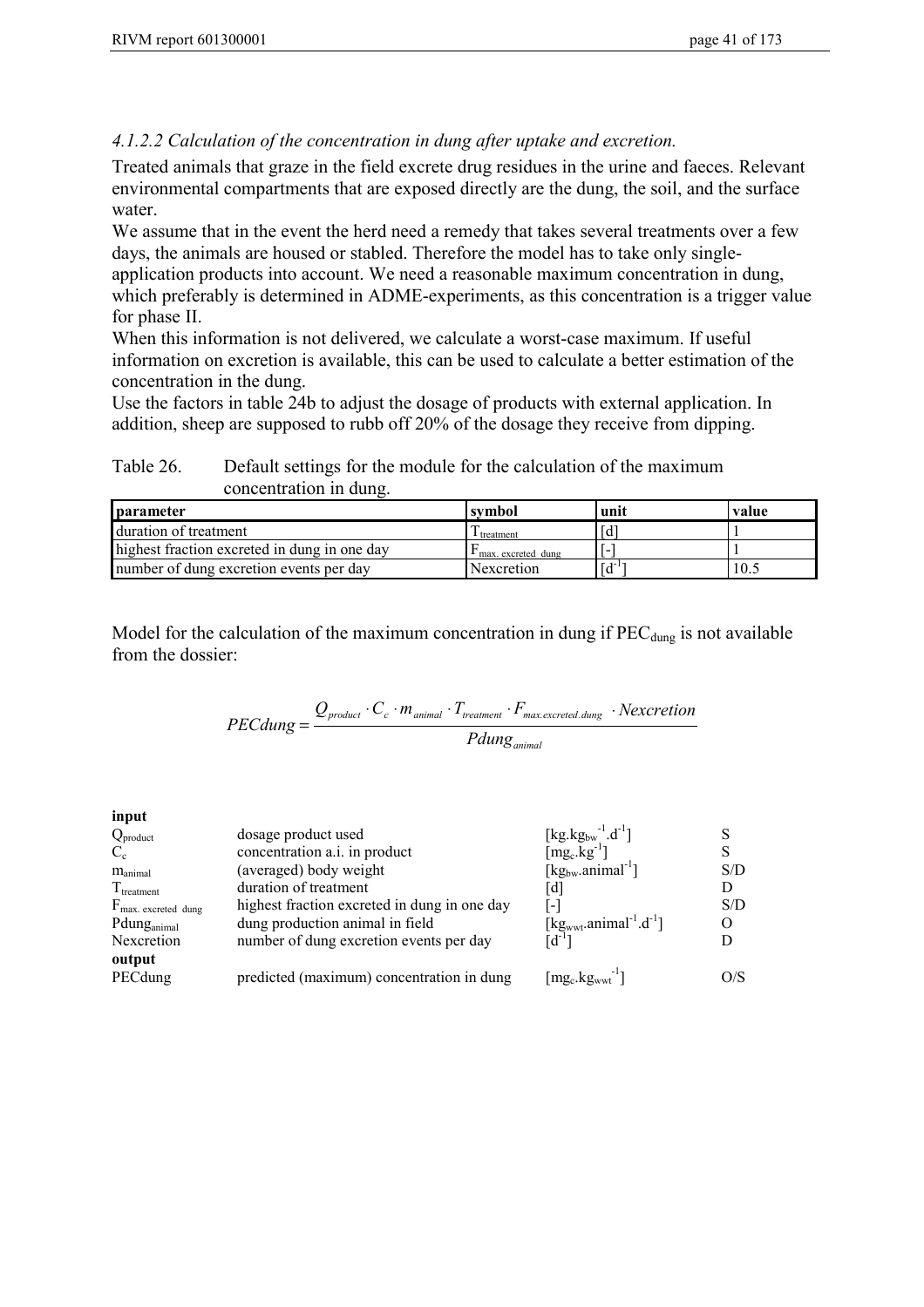#### *4.1.2.2 Calculation of the concentration in dung after uptake and excretion.*

Treated animals that graze in the field excrete drug residues in the urine and faeces. Relevant environmental compartments that are exposed directly are the dung, the soil, and the surface water.

We assume that in the event the herd need a remedy that takes several treatments over a few days, the animals are housed or stabled. Therefore the model has to take only single-application products into account. We need a reasonable maximum concentration in dung, which preferably is determined in ADME-experiments, as this concentration is a trigger value for phase II.

When this information is not delivered, we calculate a worst-case maximum. If useful information on excretion is available, this can be used to calculate a better estimation of the concentration in the dung.

Use the factors in table 24b to adjust the dosage of products with external application. In addition, sheep are supposed to rubb off 20% of the dosage they receive from dipping.

Table 26. Default settings for the module for the calculation of the maximum concentration in dung.

| parameter | symbol | unit | value |
|---|---|---|---|
| duration of treatment | $T_{treatment}$ | [d] | 1 |
| highest fraction excreted in dung in one day | $F_{max.\ excreted\ dung}$ | [-] | 1 |
| number of dung excretion events per day | Nexcretion | $[d^{-1}]$ | 10.5 |

Model for the calculation of the maximum concentration in dung if $PEC_{dung}$ is not available from the dossier:

$$PECdung = \frac{Q_{product} \cdot C_c \cdot m_{animal} \cdot T_{treatment} \cdot F_{max.excreted.dung} \cdot Nexcretion}{Pdung_{animal}}$$

**input**

| | | | |
|---|---|---|---|
| $Q_{product}$ | dosage product used | $[kg.kg_{bw}^{-1}.d^{-1}]$ | S |
| $C_c$ | concentration a.i. in product | $[mg_c.kg^{-1}]$ | S |
| $m_{animal}$ | (averaged) body weight | $[kg_{bw}.animal^{-1}]$ | S/D |
| $T_{treatment}$ | duration of treatment | [d] | D |
| $F_{max.\ excreted\ dung}$ | highest fraction excreted in dung in one day | [-] | S/D |
| $Pdung_{animal}$ | dung production animal in field | $[kg_{wwt}.animal^{-1}.d^{-1}]$ | O |
| Nexcretion | number of dung excretion events per day | $[d^{-1}]$ | D |

**output**

| | | | |
|---|---|---|---|
| PECdung | predicted (maximum) concentration in dung | $[mg_c.kg_{wwt}^{-1}]$ | O/S |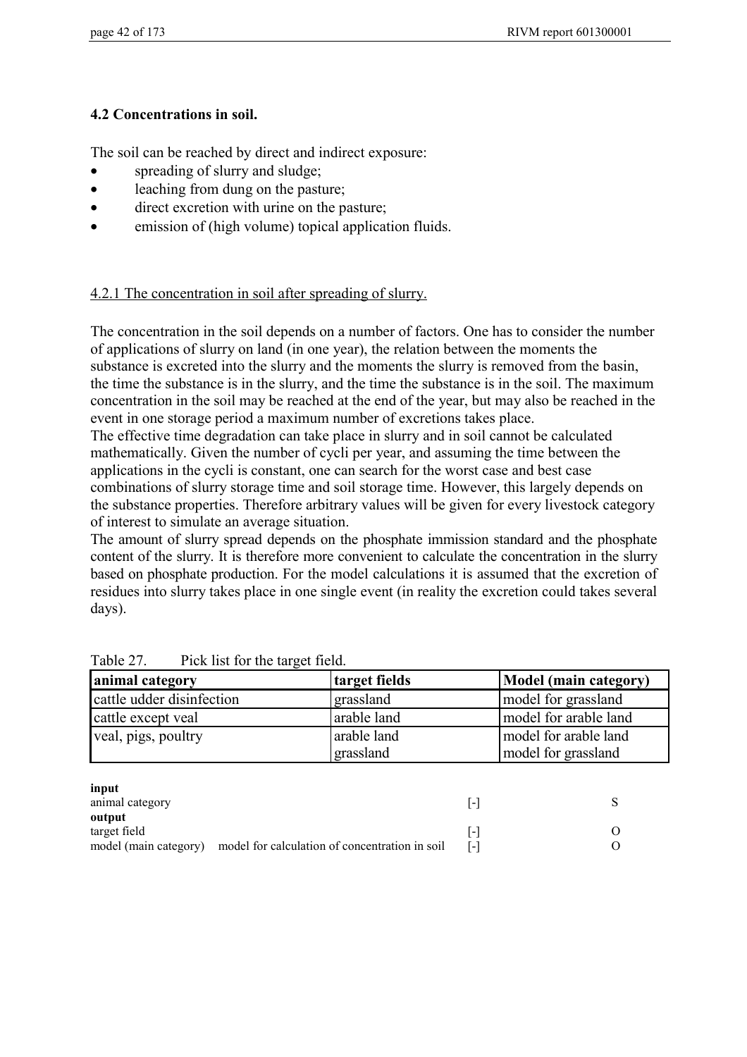## 4.2 Concentrations in soil.

The soil can be reached by direct and indirect exposure:

- spreading of slurry and sludge;
- leaching from dung on the pasture;
- direct excretion with urine on the pasture;
- emission of (high volume) topical application fluids.

### 4.2.1 The concentration in soil after spreading of slurry.

The concentration in the soil depends on a number of factors. One has to consider the number of applications of slurry on land (in one year), the relation between the moments the substance is excreted into the slurry and the moments the slurry is removed from the basin, the time the substance is in the slurry, and the time the substance is in the soil. The maximum concentration in the soil may be reached at the end of the year, but may also be reached in the event in one storage period a maximum number of excretions takes place.
The effective time degradation can take place in slurry and in soil cannot be calculated mathematically. Given the number of cycli per year, and assuming the time between the applications in the cycli is constant, one can search for the worst case and best case combinations of slurry storage time and soil storage time. However, this largely depends on the substance properties. Therefore arbitrary values will be given for every livestock category of interest to simulate an average situation.
The amount of slurry spread depends on the phosphate immission standard and the phosphate content of the slurry. It is therefore more convenient to calculate the concentration in the slurry based on phosphate production. For the model calculations it is assumed that the excretion of residues into slurry takes place in one single event (in reality the excretion could takes several days).

Table 27. Pick list for the target field.

| animal category | target fields | Model (main category) |
|---|---|---|
| cattle udder disinfection | grassland | model for grassland |
| cattle except veal | arable land | model for arable land |
| veal, pigs, poultry | arable land<br>grassland | model for arable land<br>model for grassland |

| | | | |
|---|---|---|---|
| **input** | | | |
| animal category | | [-] | S |
| **output** | | | |
| target field | | [-] | O |
| model (main category) | model for calculation of concentration in soil | [-] | O |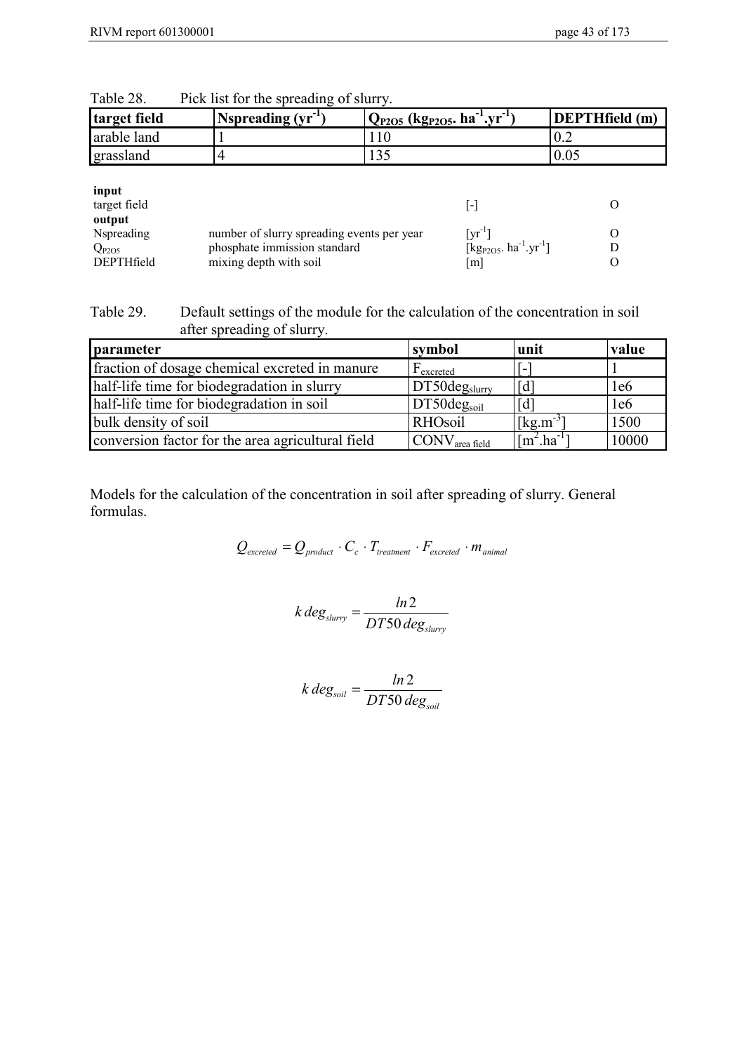Table 28. Pick list for the spreading of slurry.

| target field | Nspreading ($yr^{-1}$) | $Q_{P2O5}$ ($kg_{P2O5}.\ ha^{-1}.yr^{-1}$) | DEPTHfield (m) |
|---|---|---|---|
| arable land | 1 | 110 | 0.2 |
| grassland | 4 | 135 | 0.05 |

| | | | |
|---|---|---|---|
| **input** | | | |
| target field | | [-] | O |
| **output** | | | |
| Nspreading | number of slurry spreading events per year | [$yr^{-1}$] | O |
| $Q_{P2O5}$ | phosphate immission standard | [$kg_{P2O5}.\ ha^{-1}.yr^{-1}$] | D |
| DEPTHfield | mixing depth with soil | [m] | O |

Table 29. Default settings of the module for the calculation of the concentration in soil after spreading of slurry.

| parameter | symbol | unit | value |
|---|---|---|---|
| fraction of dosage chemical excreted in manure | $F_{excreted}$ | [-] | 1 |
| half-life time for biodegradation in slurry | $DT50deg_{slurry}$ | [d] | 1e6 |
| half-life time for biodegradation in soil | $DT50deg_{soil}$ | [d] | 1e6 |
| bulk density of soil | RHOsoil | [$kg.m^{-3}$] | 1500 |
| conversion factor for the area agricultural field | $CONV_{area\ field}$ | [$m^2.ha^{-1}$] | 10000 |

Models for the calculation of the concentration in soil after spreading of slurry. General formulas.

$$Q_{excreted} = Q_{product} \cdot C_c \cdot T_{treatment} \cdot F_{excreted} \cdot m_{animal}$$

$$k\,deg_{slurry} = \frac{ln\,2}{DT50\,deg_{slurry}}$$

$$k\,deg_{soil} = \frac{ln\,2}{DT50\,deg_{soil}}$$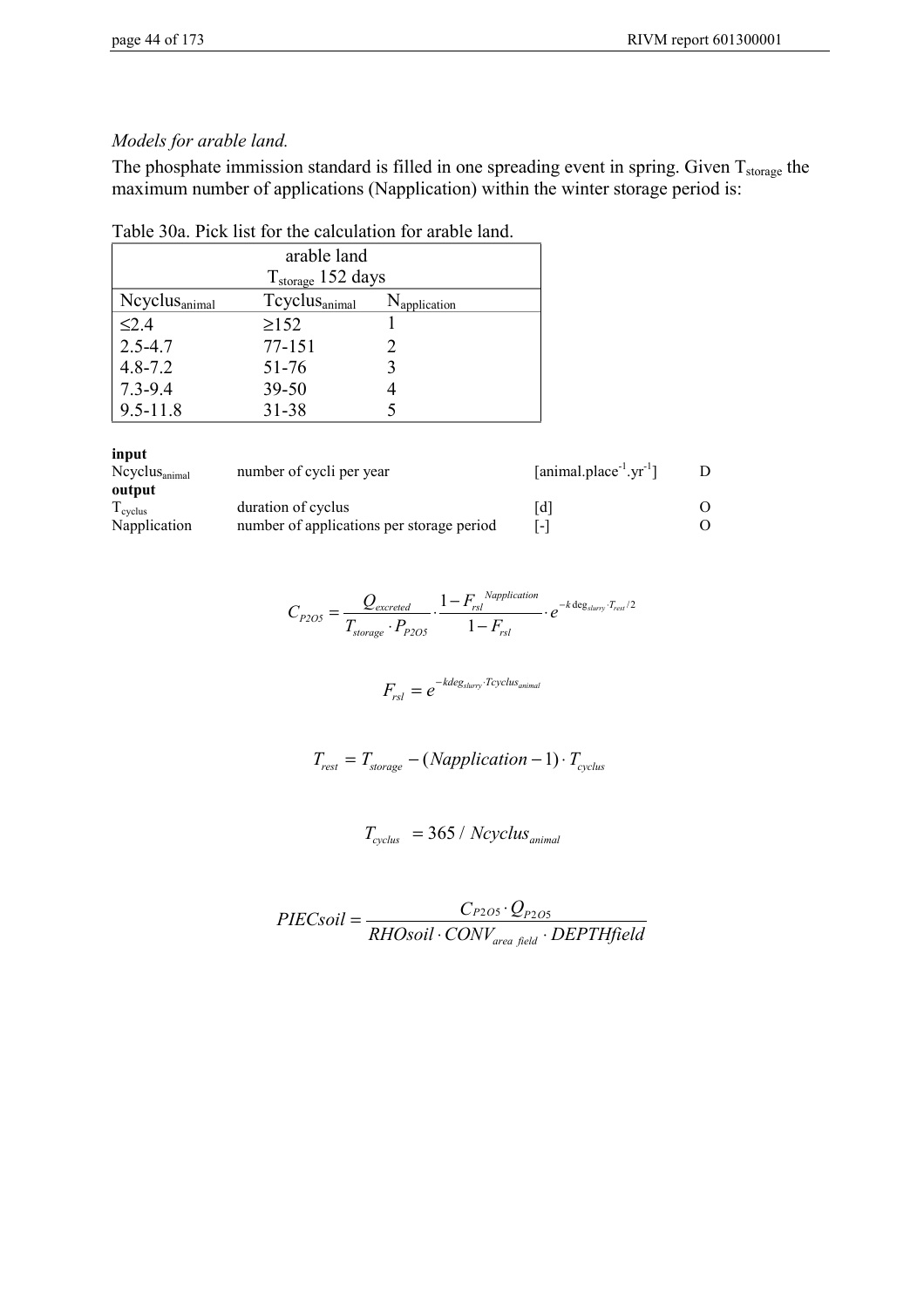*Models for arable land.*

The phosphate immission standard is filled in one spreading event in spring. Given $T_{storage}$ the maximum number of applications (Napplication) within the winter storage period is:

Table 30a. Pick list for the calculation for arable land.

| arable land $T_{storage}$ 152 days | | |
|---|---|---|
| $Ncyclus_{animal}$ | $Tcyclus_{animal}$ | $N_{application}$ |
| ≤2.4 | ≥152 | 1 |
| 2.5-4.7 | 77-151 | 2 |
| 4.8-7.2 | 51-76 | 3 |
| 7.3-9.4 | 39-50 | 4 |
| 9.5-11.8 | 31-38 | 5 |

**input**

| | | | |
|---|---|---|---|
| $Ncyclus_{animal}$ | number of cycli per year | [animal.place$^{-1}$.yr$^{-1}$] | D |

**output**

| | | | |
|---|---|---|---|
| $T_{cyclus}$ | duration of cyclus | [d] | O |
| Napplication | number of applications per storage period | [-] | O |

$$C_{P2O5} = \frac{Q_{excreted}}{T_{storage} \cdot P_{P2O5}} \cdot \frac{1 - F_{rsl}^{\;Napplication}}{1 - F_{rsl}} \cdot e^{-k\deg_{slurry} \cdot T_{rest}/2}$$

$$F_{rsl} = e^{-kdeg_{slurry} \cdot Tcyclus_{animal}}$$

$$T_{rest} = T_{storage} - (Napplication - 1) \cdot T_{cyclus}$$

$$T_{cyclus} = 365 / Ncyclus_{animal}$$

$$PIECsoil = \frac{C_{P2O5} \cdot Q_{P2O5}}{RHOsoil \cdot CONV_{area\ field} \cdot DEPTHfield}$$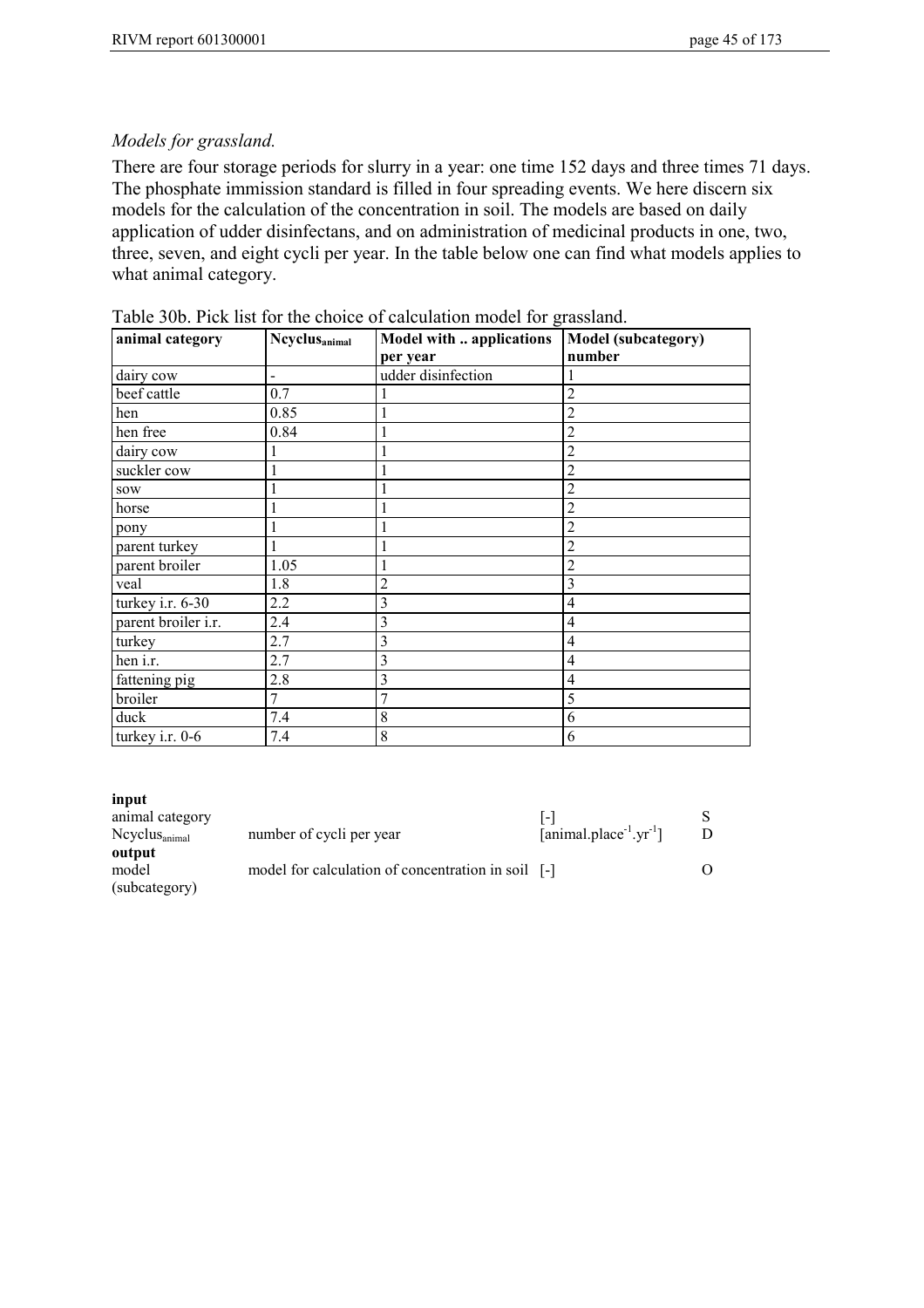*Models for grassland.*

There are four storage periods for slurry in a year: one time 152 days and three times 71 days. The phosphate immission standard is filled in four spreading events. We here discern six models for the calculation of the concentration in soil. The models are based on daily application of udder disinfectans, and on administration of medicinal products in one, two, three, seven, and eight cycli per year. In the table below one can find what models applies to what animal category.

Table 30b. Pick list for the choice of calculation model for grassland.

| animal category | $Ncyclus_{animal}$ | Model with .. applications per year | Model (subcategory) number |
|---|---|---|---|
| dairy cow | - | udder disinfection | 1 |
| beef cattle | 0.7 | 1 | 2 |
| hen | 0.85 | 1 | 2 |
| hen free | 0.84 | 1 | 2 |
| dairy cow | 1 | 1 | 2 |
| suckler cow | 1 | 1 | 2 |
| sow | 1 | 1 | 2 |
| horse | 1 | 1 | 2 |
| pony | 1 | 1 | 2 |
| parent turkey | 1 | 1 | 2 |
| parent broiler | 1.05 | 1 | 2 |
| veal | 1.8 | 2 | 3 |
| turkey i.r. 6-30 | 2.2 | 3 | 4 |
| parent broiler i.r. | 2.4 | 3 | 4 |
| turkey | 2.7 | 3 | 4 |
| hen i.r. | 2.7 | 3 | 4 |
| fattening pig | 2.8 | 3 | 4 |
| broiler | 7 | 7 | 5 |
| duck | 7.4 | 8 | 6 |
| turkey i.r. 0-6 | 7.4 | 8 | 6 |

| **input** | | | |
|---|---|---|---|
| animal category | | [-] | S |
| $Ncyclus_{animal}$ | number of cycli per year | [animal.place$^{-1}$.yr$^{-1}$] | D |
| **output** | | | |
| model (subcategory) | model for calculation of concentration in soil | [-] | O |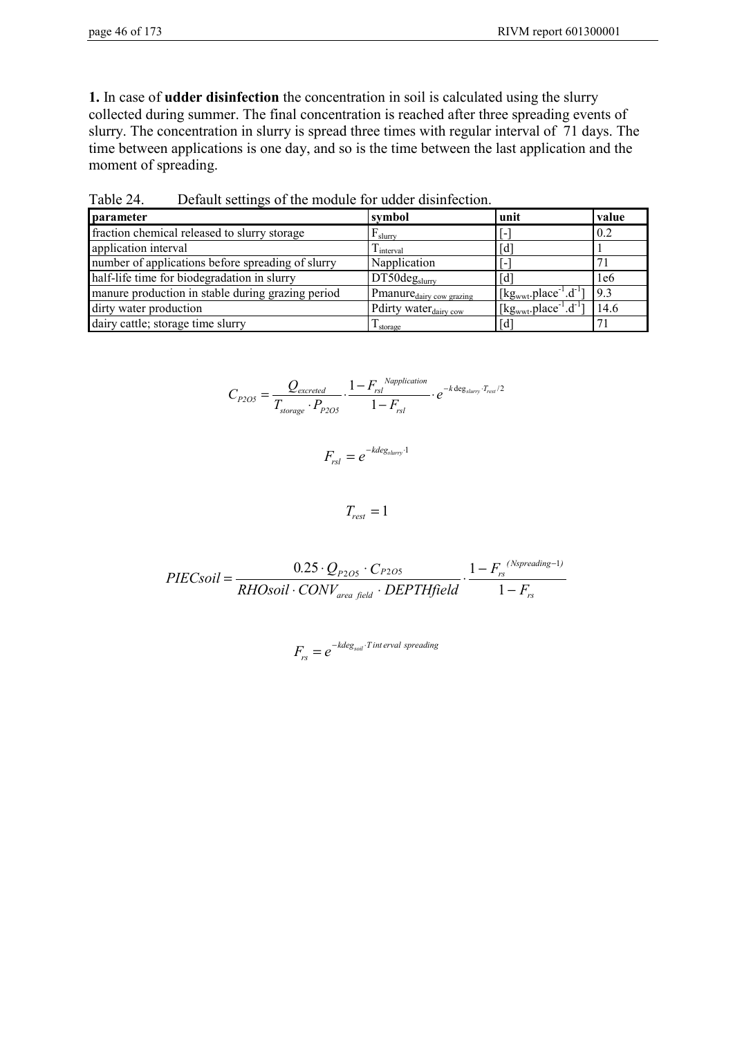**1.** In case of **udder disinfection** the concentration in soil is calculated using the slurry collected during summer. The final concentration is reached after three spreading events of slurry. The concentration in slurry is spread three times with regular interval of 71 days. The time between applications is one day, and so is the time between the last application and the moment of spreading.

Table 24. Default settings of the module for udder disinfection.

| parameter | symbol | unit | value |
|---|---|---|---|
| fraction chemical released to slurry storage | $F_{slurry}$ | [-] | 0.2 |
| application interval | $T_{interval}$ | [d] | 1 |
| number of applications before spreading of slurry | Napplication | [-] | 71 |
| half-life time for biodegradation in slurry | $DT50deg_{slurry}$ | [d] | 1e6 |
| manure production in stable during grazing period | $Pmanure_{dairy\ cow\ grazing}$ | $[kg_{wwt}.place^{-1}.d^{-1}]$ | 9.3 |
| dirty water production | $Pdirty\ water_{dairy\ cow}$ | $[kg_{wwt}.place^{-1}.d^{-1}]$ | 14.6 |
| dairy cattle; storage time slurry | $T_{storage}$ | [d] | 71 |

$$C_{P2O5} = \frac{Q_{excreted}}{T_{storage} \cdot P_{P2O5}} \cdot \frac{1 - F_{rsl}^{\ Napplication}}{1 - F_{rsl}} \cdot e^{-k\deg_{slurry} \cdot T_{rest}/2}$$

$$F_{rsl} = e^{-kdeg_{slurry} \cdot 1}$$

$$T_{rest} = 1$$

$$PIECsoil = \frac{0.25 \cdot Q_{P2O5} \cdot C_{P2O5}}{RHOsoil \cdot CONV_{area\ field} \cdot DEPTHfield} \cdot \frac{1 - F_{rs}^{\ (Nspreading-1)}}{1 - F_{rs}}$$

$$F_{rs} = e^{-kdeg_{soil} \cdot Tinterval\ spreading}$$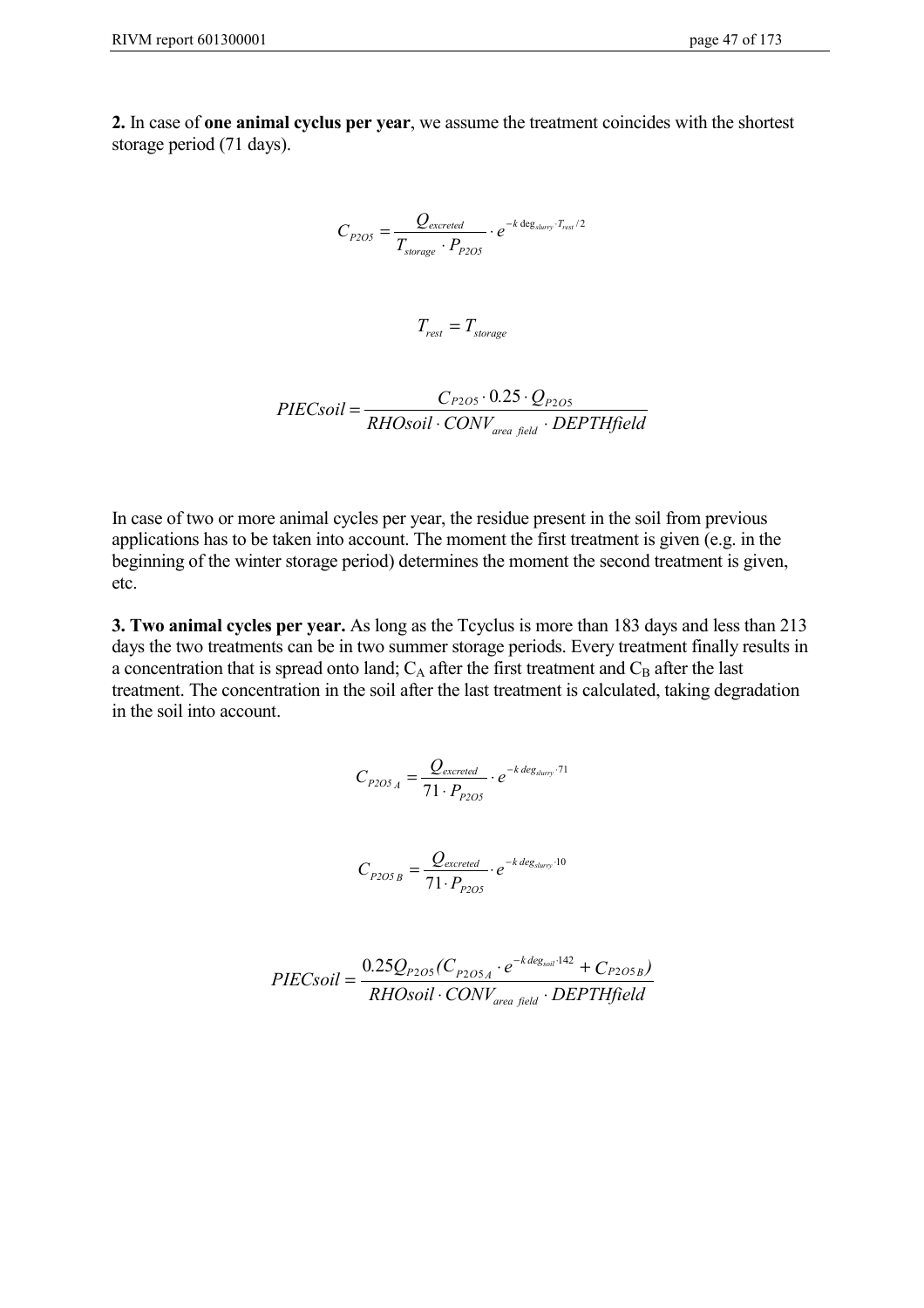**2.** In case of **one animal cyclus per year**, we assume the treatment coincides with the shortest storage period (71 days).

$$C_{P2O5} = \frac{Q_{excreted}}{T_{storage} \cdot P_{P2O5}} \cdot e^{-k \deg_{slurry} \cdot T_{rest}/2}$$

$$T_{rest} = T_{storage}$$

$$PIECsoil = \frac{C_{P2O5} \cdot 0.25 \cdot Q_{P2O5}}{RHOsoil \cdot CONV_{area\ field} \cdot DEPTHfield}$$

In case of two or more animal cycles per year, the residue present in the soil from previous applications has to be taken into account. The moment the first treatment is given (e.g. in the beginning of the winter storage period) determines the moment the second treatment is given, etc.

**3. Two animal cycles per year.** As long as the Tcyclus is more than 183 days and less than 213 days the two treatments can be in two summer storage periods. Every treatment finally results in a concentration that is spread onto land; $C_A$ after the first treatment and $C_B$ after the last treatment. The concentration in the soil after the last treatment is calculated, taking degradation in the soil into account.

$$C_{P2O5\,A} = \frac{Q_{excreted}}{71 \cdot P_{P2O5}} \cdot e^{-k\,deg_{slurry} \cdot 71}$$

$$C_{P2O5\,B} = \frac{Q_{excreted}}{71 \cdot P_{P2O5}} \cdot e^{-k\,deg_{slurry} \cdot 10}$$

$$PIECsoil = \frac{0.25 Q_{P2O5} (C_{P2O5\,A} \cdot e^{-k\,deg_{soil} \cdot 142} + C_{P2O5\,B})}{RHOsoil \cdot CONV_{area\ field} \cdot DEPTHfield}$$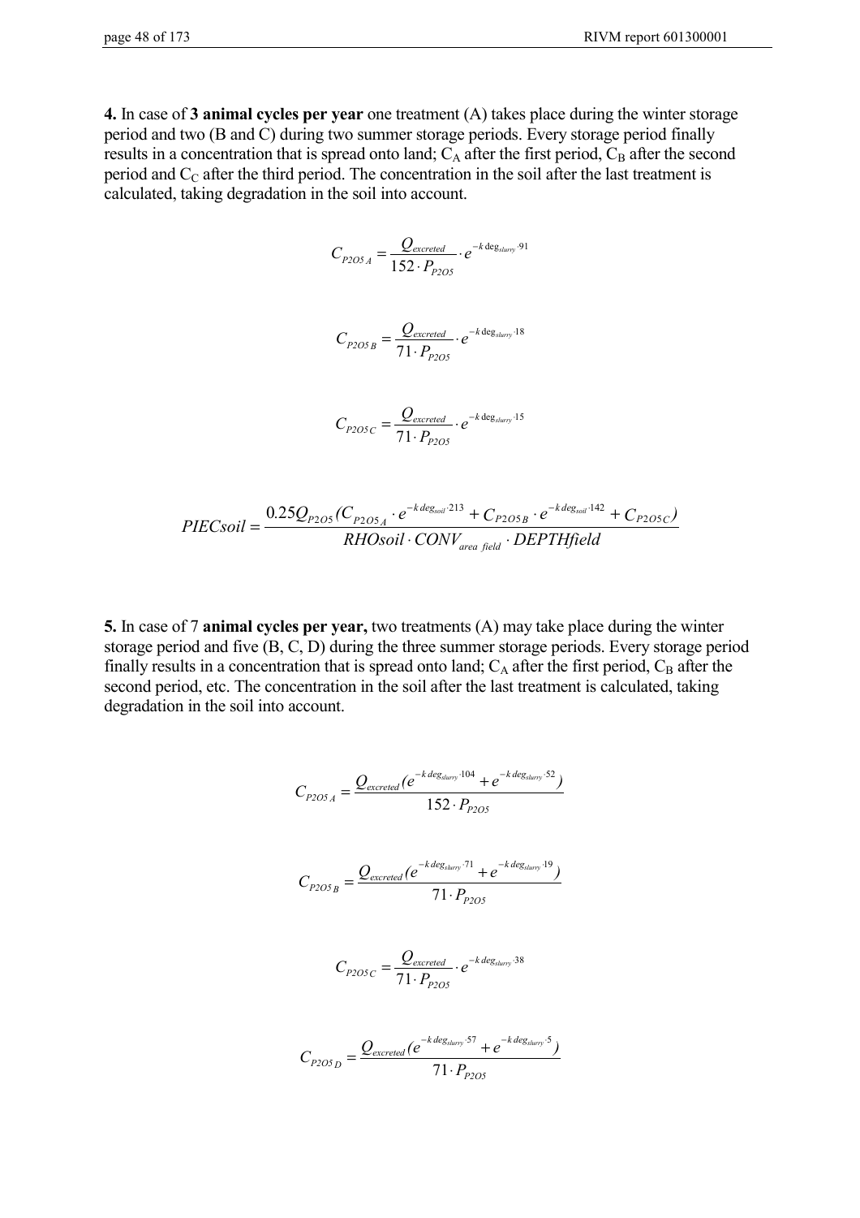**4.** In case of **3 animal cycles per year** one treatment (A) takes place during the winter storage period and two (B and C) during two summer storage periods. Every storage period finally results in a concentration that is spread onto land; $C_A$ after the first period, $C_B$ after the second period and $C_C$ after the third period. The concentration in the soil after the last treatment is calculated, taking degradation in the soil into account.

$$C_{P2O5\,A} = \frac{Q_{excreted}}{152 \cdot P_{P2O5}} \cdot e^{-k\,\deg_{slurry} \cdot 91}$$

$$C_{P2O5\,B} = \frac{Q_{excreted}}{71 \cdot P_{P2O5}} \cdot e^{-k\,\deg_{slurry} \cdot 18}$$

$$C_{P2O5\,C} = \frac{Q_{excreted}}{71 \cdot P_{P2O5}} \cdot e^{-k\,\deg_{slurry} \cdot 15}$$

$$PIECsoil = \frac{0.25 Q_{P2O5}(C_{P2O5\,A} \cdot e^{-k\,deg_{soil} \cdot 213} + C_{P2O5\,B} \cdot e^{-k\,deg_{soil} \cdot 142} + C_{P2O5\,C})}{RHOsoil \cdot CONV_{area\ field} \cdot DEPTHfield}$$

**5.** In case of 7 **animal cycles per year,** two treatments (A) may take place during the winter storage period and five (B, C, D) during the three summer storage periods. Every storage period finally results in a concentration that is spread onto land; $C_A$ after the first period, $C_B$ after the second period, etc. The concentration in the soil after the last treatment is calculated, taking degradation in the soil into account.

$$C_{P2O5\,A} = \frac{Q_{excreted}(e^{-k\,deg_{slurry} \cdot 104} + e^{-k\,deg_{slurry} \cdot 52})}{152 \cdot P_{P2O5}}$$

$$C_{P2O5\,B} = \frac{Q_{excreted}(e^{-k\,deg_{slurry} \cdot 71} + e^{-k\,deg_{slurry} \cdot 19})}{71 \cdot P_{P2O5}}$$

$$C_{P2O5\,C} = \frac{Q_{excreted}}{71 \cdot P_{P2O5}} \cdot e^{-k\,deg_{slurry} \cdot 38}$$

$$C_{P2O5\,D} = \frac{Q_{excreted}(e^{-k\,deg_{slurry} \cdot 57} + e^{-k\,deg_{slurry} \cdot 5})}{71 \cdot P_{P2O5}}$$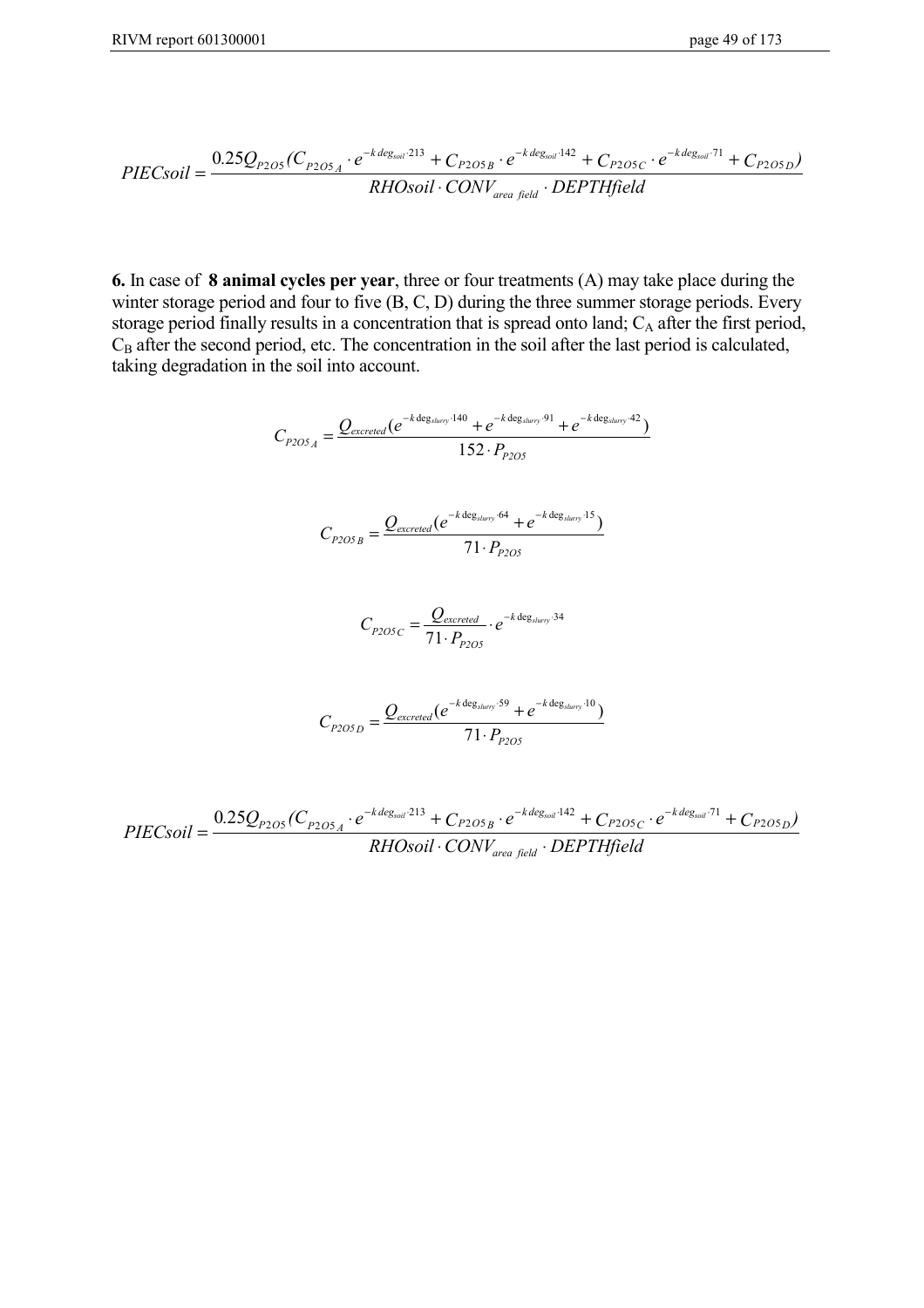$$PIECsoil = \frac{0.25 Q_{P2O5} (C_{P2O5_A} \cdot e^{-k\,deg_{soil} \cdot 213} + C_{P2O5_B} \cdot e^{-k\,deg_{soil} \cdot 142} + C_{P2O5_C} \cdot e^{-k\,deg_{soil} \cdot 71} + C_{P2O5_D})}{RHOsoil \cdot CONV_{area\ field} \cdot DEPTHfield}$$

**6.** In case of **8 animal cycles per year**, three or four treatments (A) may take place during the winter storage period and four to five (B, C, D) during the three summer storage periods. Every storage period finally results in a concentration that is spread onto land; $C_A$ after the first period, $C_B$ after the second period, etc. The concentration in the soil after the last period is calculated, taking degradation in the soil into account.

$$C_{P2O5_A} = \frac{Q_{excreted} (e^{-k\,deg_{slurry} \cdot 140} + e^{-k\,deg_{slurry} \cdot 91} + e^{-k\,deg_{slurry} \cdot 42})}{152 \cdot P_{P2O5}}$$

$$C_{P2O5_B} = \frac{Q_{excreted} (e^{-k\,deg_{slurry} \cdot 64} + e^{-k\,deg_{slurry} \cdot 15})}{71 \cdot P_{P2O5}}$$

$$C_{P2O5_C} = \frac{Q_{excreted}}{71 \cdot P_{P2O5}} \cdot e^{-k\,deg_{slurry} \cdot 34}$$

$$C_{P2O5_D} = \frac{Q_{excreted} (e^{-k\,deg_{slurry} \cdot 59} + e^{-k\,deg_{slurry} \cdot 10})}{71 \cdot P_{P2O5}}$$

$$PIECsoil = \frac{0.25 Q_{P2O5} (C_{P2O5_A} \cdot e^{-k\,deg_{soil} \cdot 213} + C_{P2O5_B} \cdot e^{-k\,deg_{soil} \cdot 142} + C_{P2O5_C} \cdot e^{-k\,deg_{soil} \cdot 71} + C_{P2O5_D})}{RHOsoil \cdot CONV_{area\ field} \cdot DEPTHfield}$$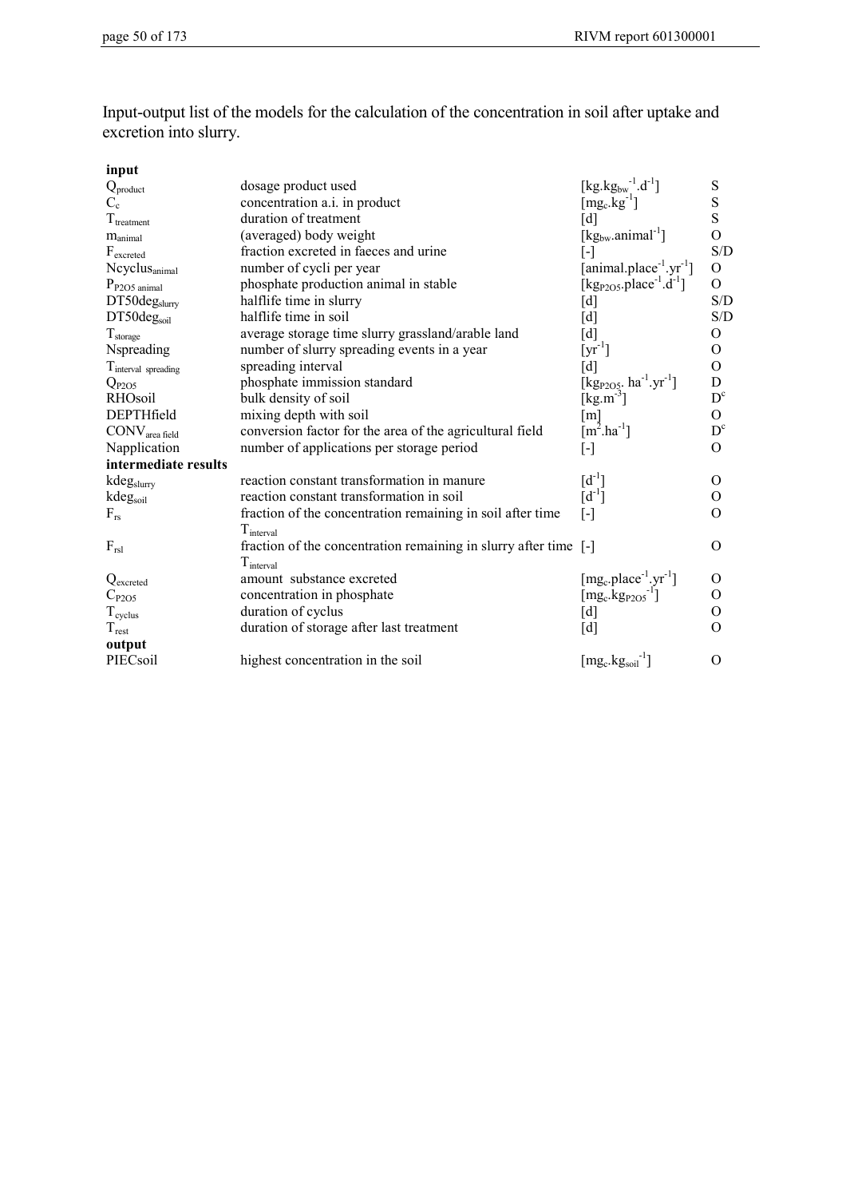Input-output list of the models for the calculation of the concentration in soil after uptake and excretion into slurry.

| | | | |
|---|---|---|---|
| **input** | | | |
| $Q_{product}$ | dosage product used | $[kg.kg_{bw}^{-1}.d^{-1}]$ | S |
| $C_c$ | concentration a.i. in product | $[mg_c.kg^{-1}]$ | S |
| $T_{treatment}$ | duration of treatment | [d] | S |
| $m_{animal}$ | (averaged) body weight | $[kg_{bw}.animal^{-1}]$ | O |
| $F_{excreted}$ | fraction excreted in faeces and urine | [-] | S/D |
| $Ncyclus_{animal}$ | number of cycli per year | $[animal.place^{-1}.yr^{-1}]$ | O |
| $P_{P2O5\ animal}$ | phosphate production animal in stable | $[kg_{P2O5}.place^{-1}.d^{-1}]$ | O |
| $DT50deg_{slurry}$ | halflife time in slurry | [d] | S/D |
| $DT50deg_{soil}$ | halflife time in soil | [d] | S/D |
| $T_{storage}$ | average storage time slurry grassland/arable land | [d] | O |
| Nspreading | number of slurry spreading events in a year | $[yr^{-1}]$ | O |
| $T_{interval\ spreading}$ | spreading interval | [d] | O |
| $Q_{P2O5}$ | phosphate immission standard | $[kg_{P2O5}.\ ha^{-1}.yr^{-1}]$ | D |
| RHOsoil | bulk density of soil | $[kg.m^{-3}]$ | $D^c$ |
| DEPTHfield | mixing depth with soil | [m] | O |
| $CONV_{area\ field}$ | conversion factor for the area of the agricultural field | $[m^2.ha^{-1}]$ | $D^c$ |
| Napplication | number of applications per storage period | [-] | O |
| **intermediate results** | | | |
| $kdeg_{slurry}$ | reaction constant transformation in manure | $[d^{-1}]$ | O |
| $kdeg_{soil}$ | reaction constant transformation in soil | $[d^{-1}]$ | O |
| $F_{rs}$ | fraction of the concentration remaining in soil after time $T_{interval}$ | [-] | O |
| $F_{rsl}$ | fraction of the concentration remaining in slurry after time $T_{interval}$ | [-] | O |
| $Q_{excreted}$ | amount substance excreted | $[mg_c.place^{-1}.yr^{-1}]$ | O |
| $C_{P2O5}$ | concentration in phosphate | $[mg_c.kg_{P2O5}^{-1}]$ | O |
| $T_{cyclus}$ | duration of cyclus | [d] | O |
| $T_{rest}$ | duration of storage after last treatment | [d] | O |
| **output** | | | |
| PIECsoil | highest concentration in the soil | $[mg_c.kg_{soil}^{-1}]$ | O |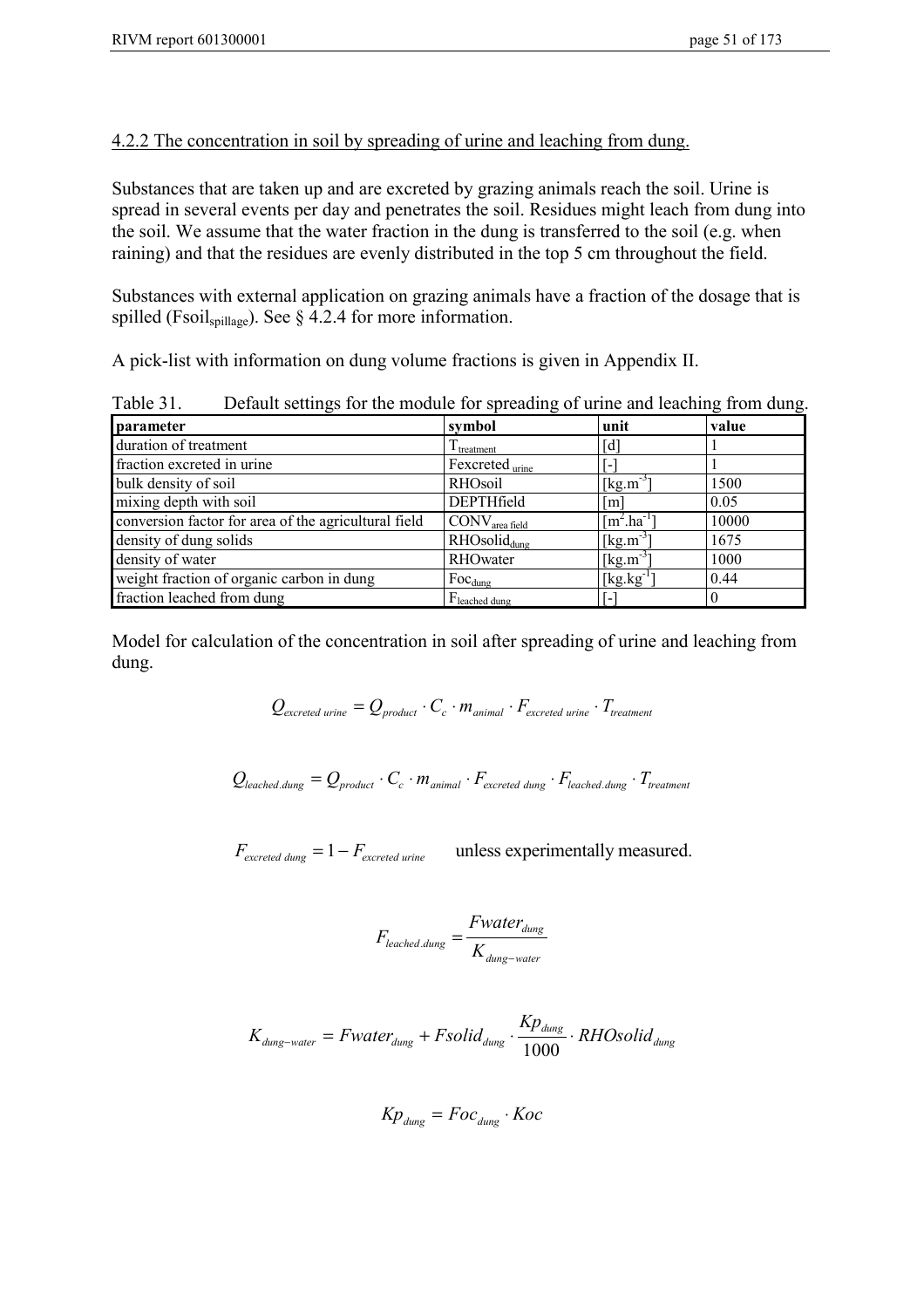#### 4.2.2 The concentration in soil by spreading of urine and leaching from dung.

Substances that are taken up and are excreted by grazing animals reach the soil. Urine is spread in several events per day and penetrates the soil. Residues might leach from dung into the soil. We assume that the water fraction in the dung is transferred to the soil (e.g. when raining) and that the residues are evenly distributed in the top 5 cm throughout the field.

Substances with external application on grazing animals have a fraction of the dosage that is spilled ($Fsoil_{spillage}$). See § 4.2.4 for more information.

A pick-list with information on dung volume fractions is given in Appendix II.

Table 31. Default settings for the module for spreading of urine and leaching from dung.

| parameter | symbol | unit | value |
|---|---|---|---|
| duration of treatment | $T_{treatment}$ | [d] | 1 |
| fraction excreted in urine | $Fexcreted_{urine}$ | [-] | 1 |
| bulk density of soil | RHOsoil | [kg.m$^{-3}$] | 1500 |
| mixing depth with soil | DEPTHfield | [m] | 0.05 |
| conversion factor for area of the agricultural field | $CONV_{area\ field}$ | [m$^2$.ha$^{-1}$] | 10000 |
| density of dung solids | $RHOsolid_{dung}$ | [kg.m$^{-3}$] | 1675 |
| density of water | RHOwater | [kg.m$^{-3}$] | 1000 |
| weight fraction of organic carbon in dung | $Foc_{dung}$ | [kg.kg$^{-1}$] | 0.44 |
| fraction leached from dung | $F_{leached\ dung}$ | [-] | 0 |

Model for calculation of the concentration in soil after spreading of urine and leaching from dung.

$$Q_{excreted\ urine} = Q_{product} \cdot C_c \cdot m_{animal} \cdot F_{excreted\ urine} \cdot T_{treatment}$$

$$Q_{leached.dung} = Q_{product} \cdot C_c \cdot m_{animal} \cdot F_{excreted\ dung} \cdot F_{leached.dung} \cdot T_{treatment}$$

$$F_{excreted\ dung} = 1 - F_{excreted\ urine} \qquad \text{unless experimentally measured.}$$

$$F_{leached.dung} = \frac{Fwater_{dung}}{K_{dung-water}}$$

$$K_{dung-water} = Fwater_{dung} + Fsolid_{dung} \cdot \frac{Kp_{dung}}{1000} \cdot RHOsolid_{dung}$$

$$Kp_{dung} = Foc_{dung} \cdot Koc$$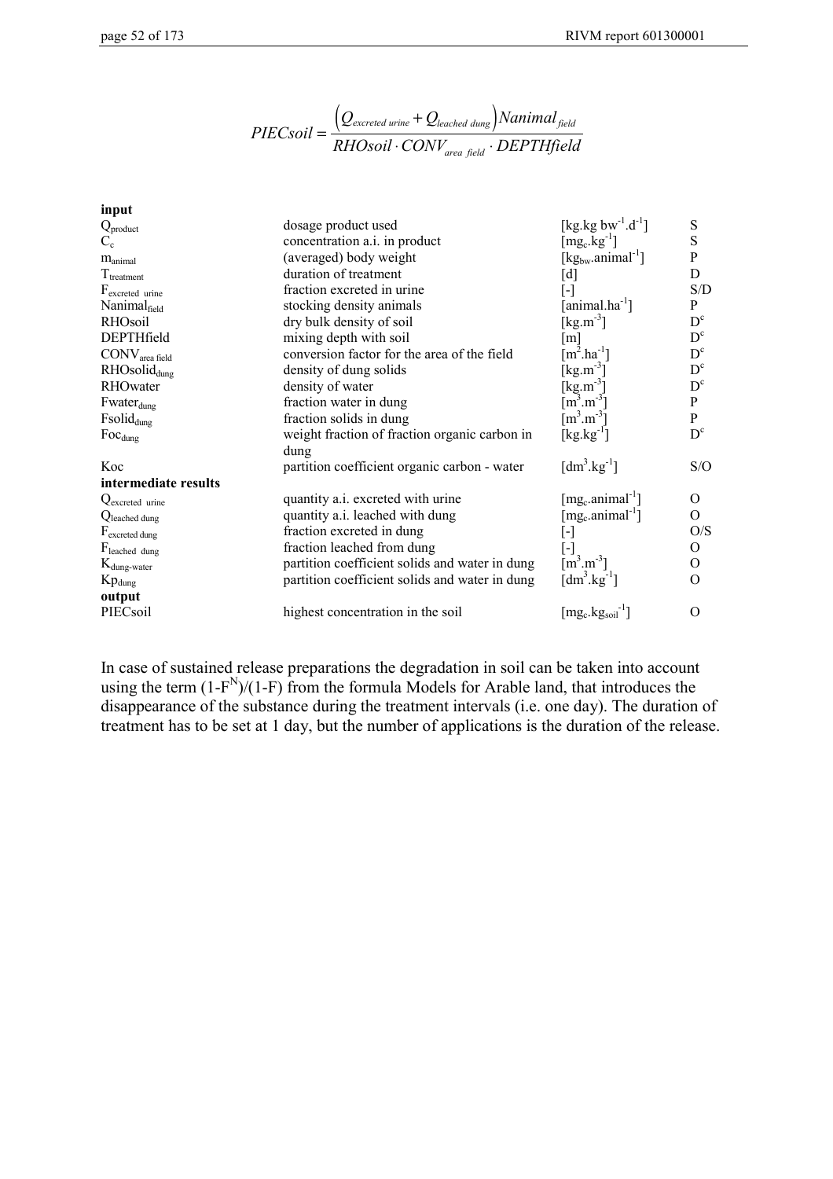$$PIECsoil = \frac{\left(Q_{excreted\ urine} + Q_{leached\ dung}\right) Nanimal_{field}}{RHOsoil \cdot CONV_{area\ field} \cdot DEPTHfield}$$

| | | | |
|---|---|---|---|
| **input** | | | |
| $Q_{product}$ | dosage product used | $[kg.kg\ bw^{-1}.d^{-1}]$ | S |
| $C_c$ | concentration a.i. in product | $[mg_c.kg^{-1}]$ | S |
| $m_{animal}$ | (averaged) body weight | $[kg_{bw}.animal^{-1}]$ | P |
| $T_{treatment}$ | duration of treatment | [d] | D |
| $F_{excreted\ urine}$ | fraction excreted in urine | [-] | S/D |
| $Nanimal_{field}$ | stocking density animals | $[animal.ha^{-1}]$ | P |
| RHOsoil | dry bulk density of soil | $[kg.m^{-3}]$ | $D^c$ |
| DEPTHfield | mixing depth with soil | [m] | $D^c$ |
| $CONV_{area\ field}$ | conversion factor for the area of the field | $[m^2.ha^{-1}]$ | $D^c$ |
| $RHOsolid_{dung}$ | density of dung solids | $[kg.m^{-3}]$ | $D^c$ |
| RHOwater | density of water | $[kg.m^{-3}]$ | $D^c$ |
| $Fwater_{dung}$ | fraction water in dung | $[m^3.m^{-3}]$ | P |
| $Fsolid_{dung}$ | fraction solids in dung | $[m^3.m^{-3}]$ | P |
| $Foc_{dung}$ | weight fraction of fraction organic carbon in dung | $[kg.kg^{-1}]$ | $D^c$ |
| Koc | partition coefficient organic carbon - water | $[dm^3.kg^{-1}]$ | S/O |
| **intermediate results** | | | |
| $Q_{excreted\ urine}$ | quantity a.i. excreted with urine | $[mg_c.animal^{-1}]$ | O |
| $Q_{leached\ dung}$ | quantity a.i. leached with dung | $[mg_c.animal^{-1}]$ | O |
| $F_{excreted\ dung}$ | fraction excreted in dung | [-] | O/S |
| $F_{leached\ dung}$ | fraction leached from dung | [-] | O |
| $K_{dung\text{-}water}$ | partition coefficient solids and water in dung | $[m^3.m^{-3}]$ | O |
| $Kp_{dung}$ | partition coefficient solids and water in dung | $[dm^3.kg^{-1}]$ | O |
| **output** | | | |
| PIECsoil | highest concentration in the soil | $[mg_c.kg_{soil}^{-1}]$ | O |

In case of sustained release preparations the degradation in soil can be taken into account using the term $(1\text{-}F^N)/(1\text{-}F)$ from the formula Models for Arable land, that introduces the disappearance of the substance during the treatment intervals (i.e. one day). The duration of treatment has to be set at 1 day, but the number of applications is the duration of the release.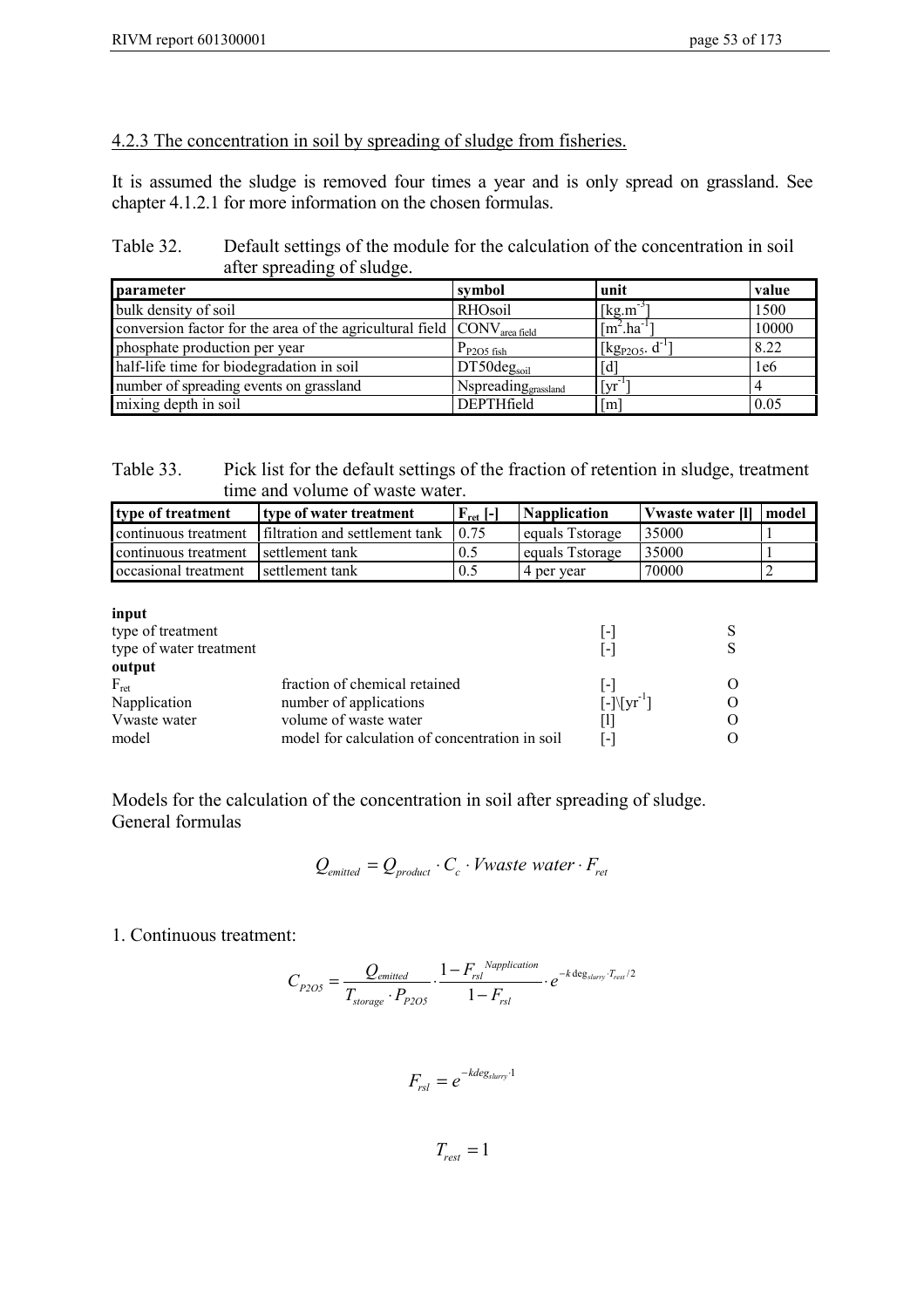### 4.2.3 The concentration in soil by spreading of sludge from fisheries.

It is assumed the sludge is removed four times a year and is only spread on grassland. See chapter 4.1.2.1 for more information on the chosen formulas.

Table 32. Default settings of the module for the calculation of the concentration in soil after spreading of sludge.

| parameter | symbol | unit | value |
|---|---|---|---|
| bulk density of soil | RHOsoil | [$kg.m^{-3}$] | 1500 |
| conversion factor for the area of the agricultural field | $CONV_{area\ field}$ | [$m^2.ha^{-1}$] | 10000 |
| phosphate production per year | $P_{P2O5\ fish}$ | [$kg_{P2O5}.\ d^{-1}$] | 8.22 |
| half-life time for biodegradation in soil | $DT50deg_{soil}$ | [d] | 1e6 |
| number of spreading events on grassland | $Nspreading_{grassland}$ | [$yr^{-1}$] | 4 |
| mixing depth in soil | DEPTHfield | [m] | 0.05 |

Table 33. Pick list for the default settings of the fraction of retention in sludge, treatment time and volume of waste water.

| type of treatment | type of water treatment | $F_{ret}$ [-] | Napplication | Vwaste water [l] | model |
|---|---|---|---|---|---|
| continuous treatment | filtration and settlement tank | 0.75 | equals Tstorage | 35000 | 1 |
| continuous treatment | settlement tank | 0.5 | equals Tstorage | 35000 | 1 |
| occasional treatment | settlement tank | 0.5 | 4 per year | 70000 | 2 |

**input**

| | | | |
|---|---|---|---|
| type of treatment | | [-] | S |
| type of water treatment | | [-] | S |

**output**

| | | | |
|---|---|---|---|
| $F_{ret}$ | fraction of chemical retained | [-] | O |
| Napplication | number of applications | [-]\[$yr^{-1}$] | O |
| Vwaste water | volume of waste water | [l] | O |
| model | model for calculation of concentration in soil | [-] | O |

Models for the calculation of the concentration in soil after spreading of sludge.
General formulas

$$Q_{emitted} = Q_{product} \cdot C_c \cdot Vwaste\ water \cdot F_{ret}$$

1. Continuous treatment:

$$C_{P2O5} = \frac{Q_{emitted}}{T_{storage} \cdot P_{P2O5}} \cdot \frac{1 - F_{rsl}^{\ Napplication}}{1 - F_{rsl}} \cdot e^{-k\deg_{slurry} \cdot T_{rest}/2}$$

$$F_{rsl} = e^{-kdeg_{slurry} \cdot 1}$$

$$T_{rest} = 1$$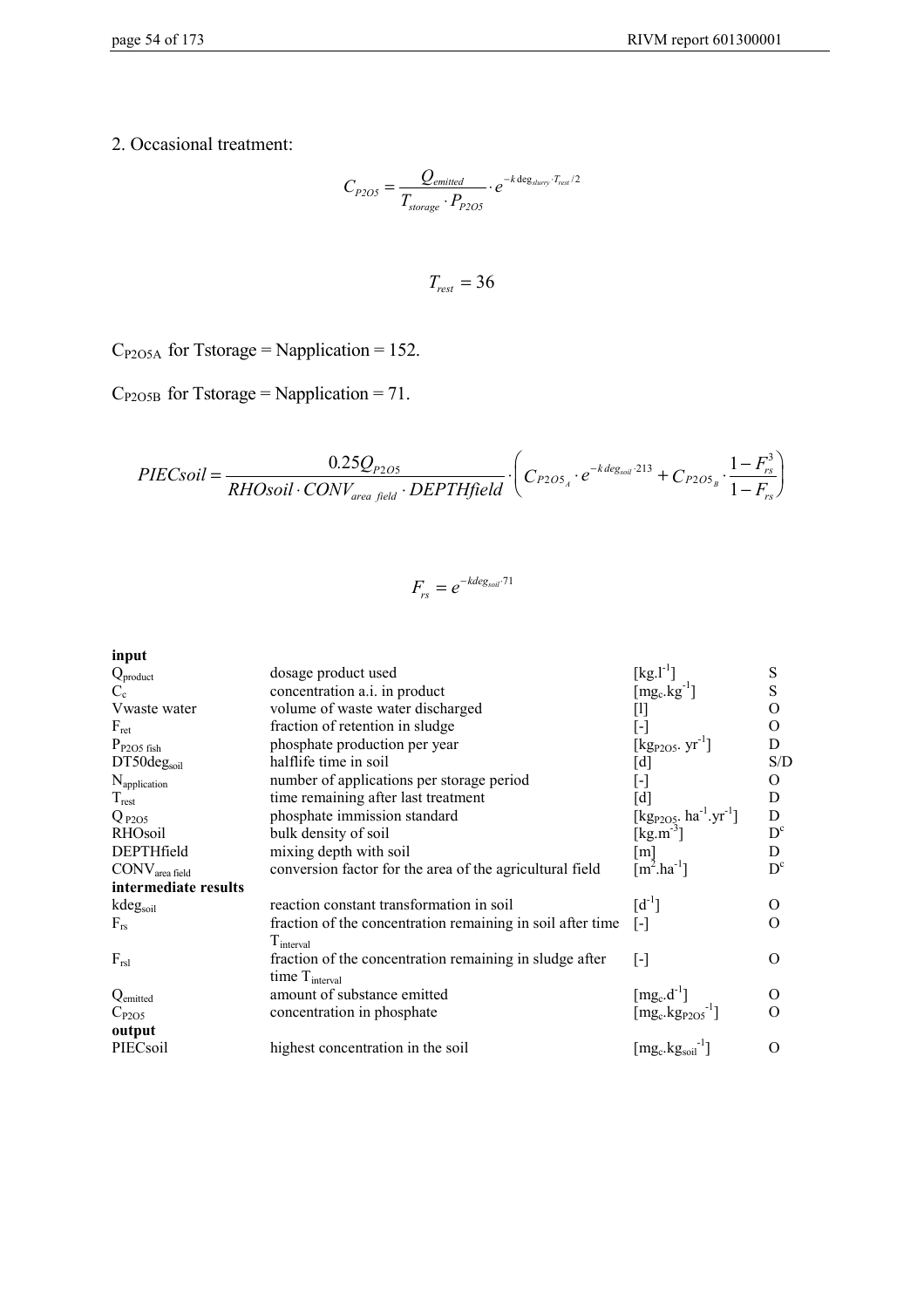2. Occasional treatment:

$$C_{P2O5} = \frac{Q_{emitted}}{T_{storage} \cdot P_{P2O5}} \cdot e^{-k\deg_{slurry} \cdot T_{rest}/2}$$

$$T_{rest} = 36$$

$C_{P2O5A}$ for Tstorage = Napplication = 152.

$C_{P2O5B}$ for Tstorage = Napplication = 71.

$$PIECsoil = \frac{0.25Q_{P2O5}}{RHOsoil \cdot CONV_{area\ field} \cdot DEPTHfield} \cdot \left( C_{P2O5_A} \cdot e^{-k\,deg_{soil} \cdot 213} + C_{P2O5_B} \cdot \frac{1 - F_{rs}^3}{1 - F_{rs}} \right)$$

$$F_{rs} = e^{-kdeg_{soil} \cdot 71}$$

| | | | |
|---|---|---|---|
| **input** | | | |
| $Q_{product}$ | dosage product used | [kg.l$^{-1}$] | S |
| $C_c$ | concentration a.i. in product | [mg$_c$.kg$^{-1}$] | S |
| Vwaste water | volume of waste water discharged | [l] | O |
| $F_{ret}$ | fraction of retention in sludge | [-] | O |
| $P_{P2O5\ fish}$ | phosphate production per year | [kg$_{P2O5}$. yr$^{-1}$] | D |
| DT50deg$_{soil}$ | halflife time in soil | [d] | S/D |
| $N_{application}$ | number of applications per storage period | [-] | O |
| $T_{rest}$ | time remaining after last treatment | [d] | D |
| $Q_{P2O5}$ | phosphate immission standard | [kg$_{P2O5}$. ha$^{-1}$.yr$^{-1}$] | D |
| RHOsoil | bulk density of soil | [kg.m$^{-3}$] | D[c] |
| DEPTHfield | mixing depth with soil | [m] | D |
| $CONV_{area\ field}$ | conversion factor for the area of the agricultural field | [m$^2$.ha$^{-1}$] | D[c] |
| **intermediate results** | | | |
| kdeg$_{soil}$ | reaction constant transformation in soil | [d$^{-1}$] | O |
| $F_{rs}$ | fraction of the concentration remaining in soil after time $T_{interval}$ | [-] | O |
| $F_{rsl}$ | fraction of the concentration remaining in sludge after time $T_{interval}$ | [-] | O |
| $Q_{emitted}$ | amount of substance emitted | [mg$_c$.d$^{-1}$] | O |
| $C_{P2O5}$ | concentration in phosphate | [mg$_c$.kg$_{P2O5}$$^{-1}$] | O |
| **output** | | | |
| PIECsoil | highest concentration in the soil | [mg$_c$.kg$_{soil}$$^{-1}$] | O |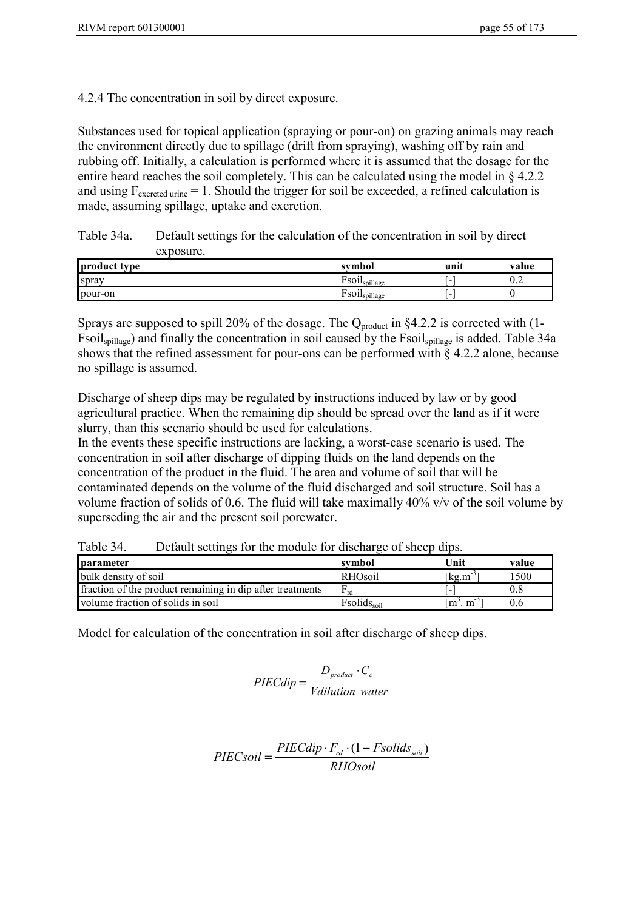### 4.2.4 The concentration in soil by direct exposure.

Substances used for topical application (spraying or pour-on) on grazing animals may reach the environment directly due to spillage (drift from spraying), washing off by rain and rubbing off. Initially, a calculation is performed where it is assumed that the dosage for the entire heard reaches the soil completely. This can be calculated using the model in § 4.2.2 and using $F_{excreted\ urine} = 1$. Should the trigger for soil be exceeded, a refined calculation is made, assuming spillage, uptake and excretion.

Table 34a. Default settings for the calculation of the concentration in soil by direct exposure.

| product type | symbol | unit | value |
|---|---|---|---|
| spray | $Fsoil_{spillage}$ | [-] | 0.2 |
| pour-on | $Fsoil_{spillage}$ | [-] | 0 |

Sprays are supposed to spill 20% of the dosage. The $Q_{product}$ in §4.2.2 is corrected with (1-$Fsoil_{spillage}$) and finally the concentration in soil caused by the $Fsoil_{spillage}$ is added. Table 34a shows that the refined assessment for pour-ons can be performed with § 4.2.2 alone, because no spillage is assumed.

Discharge of sheep dips may be regulated by instructions induced by law or by good agricultural practice. When the remaining dip should be spread over the land as if it were slurry, than this scenario should be used for calculations.
In the events these specific instructions are lacking, a worst-case scenario is used. The concentration in soil after discharge of dipping fluids on the land depends on the concentration of the product in the fluid. The area and volume of soil that will be contaminated depends on the volume of the fluid discharged and soil structure. Soil has a volume fraction of solids of 0.6. The fluid will take maximally 40% v/v of the soil volume by superseding the air and the present soil porewater.

Table 34. Default settings for the module for discharge of sheep dips.

| parameter | symbol | Unit | value |
|---|---|---|---|
| bulk density of soil | RHOsoil | [kg.m$^{-3}$] | 1500 |
| fraction of the product remaining in dip after treatments | $F_{rd}$ | [-] | 0.8 |
| volume fraction of solids in soil | $Fsolids_{soil}$ | [m$^3$. m$^{-3}$] | 0.6 |

Model for calculation of the concentration in soil after discharge of sheep dips.

$$PIECdip = \frac{D_{product} \cdot C_c}{Vdilution\ water}$$

$$PIECsoil = \frac{PIECdip \cdot F_{rd} \cdot (1 - Fsolids_{soil})}{RHOsoil}$$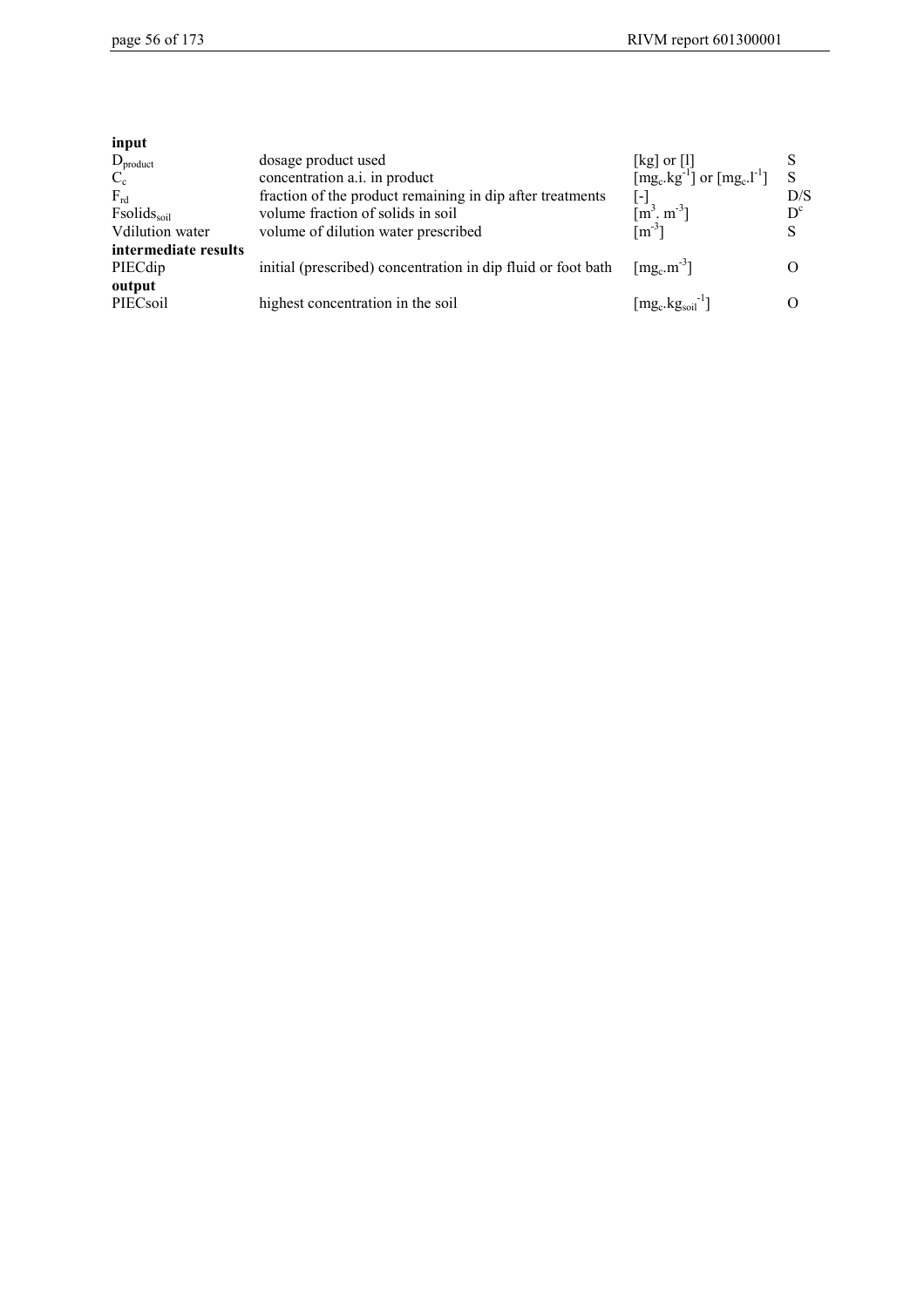| | | | |
|---|---|---|---|
| **input** | | | |
| $D_{product}$ | dosage product used | [kg] or [l] | S |
| $C_c$ | concentration a.i. in product | $[mg_c.kg^{-1}]$ or $[mg_c.l^{-1}]$ | S |
| $F_{rd}$ | fraction of the product remaining in dip after treatments | [-] | D/S |
| $Fsolids_{soil}$ | volume fraction of solids in soil | $[m^3. m^{-3}]$ | $D^c$ |
| Vdilution water | volume of dilution water prescribed | $[m^{-3}]$ | S |
| **intermediate results** | | | |
| PIECdip | initial (prescribed) concentration in dip fluid or foot bath | $[mg_c.m^{-3}]$ | O |
| **output** | | | |
| PIECsoil | highest concentration in the soil | $[mg_c.kg_{soil}^{-1}]$ | O |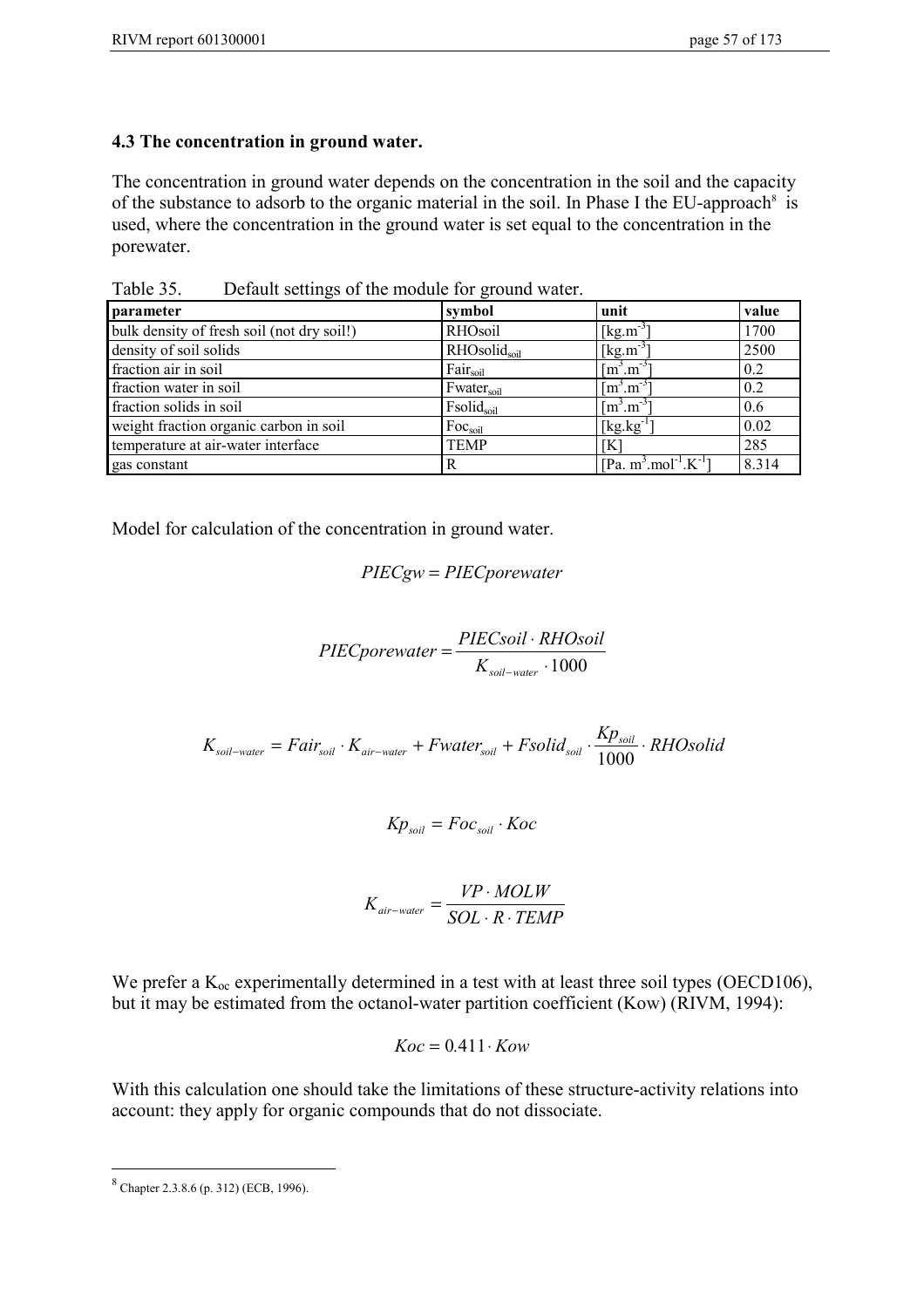### 4.3 The concentration in ground water.

The concentration in ground water depends on the concentration in the soil and the capacity of the substance to adsorb to the organic material in the soil. In Phase I the EU-approach[8] is used, where the concentration in the ground water is set equal to the concentration in the porewater.

Table 35. Default settings of the module for ground water.

| parameter | symbol | unit | value |
|---|---|---|---|
| bulk density of fresh soil (not dry soil!) | RHOsoil | [kg.m$^{-3}$] | 1700 |
| density of soil solids | $RHOsolid_{soil}$ | [kg.m$^{-3}$] | 2500 |
| fraction air in soil | $Fair_{soil}$ | [m$^3$.m$^{-3}$] | 0.2 |
| fraction water in soil | $Fwater_{soil}$ | [m$^3$.m$^{-3}$] | 0.2 |
| fraction solids in soil | $Fsolid_{soil}$ | [m$^3$.m$^{-3}$] | 0.6 |
| weight fraction organic carbon in soil | $Foc_{soil}$ | [kg.kg$^{-1}$] | 0.02 |
| temperature at air-water interface | TEMP | [K] | 285 |
| gas constant | R | [Pa. m$^3$.mol$^{-1}$.K$^{-1}$] | 8.314 |

Model for calculation of the concentration in ground water.

$$PIECgw = PIECporewater$$

$$PIECporewater = \frac{PIECsoil \cdot RHOsoil}{K_{soil-water} \cdot 1000}$$

$$K_{soil-water} = Fair_{soil} \cdot K_{air-water} + Fwater_{soil} + Fsolid_{soil} \cdot \frac{Kp_{soil}}{1000} \cdot RHOsolid$$

$$Kp_{soil} = Foc_{soil} \cdot Koc$$

$$K_{air-water} = \frac{VP \cdot MOLW}{SOL \cdot R \cdot TEMP}$$

We prefer a $K_{oc}$ experimentally determined in a test with at least three soil types (OECD106), but it may be estimated from the octanol-water partition coefficient (Kow) (RIVM, 1994):

$$Koc = 0.411 \cdot Kow$$

With this calculation one should take the limitations of these structure-activity relations into account: they apply for organic compounds that do not dissociate.

[8] Chapter 2.3.8.6 (p. 312) (ECB, 1996).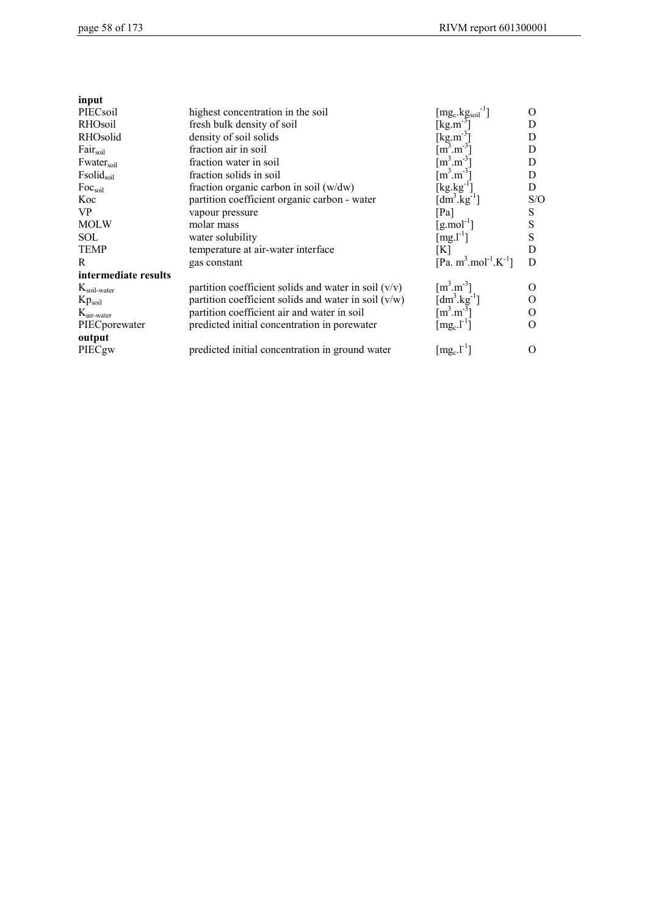| | | | |
|---|---|---|---|
| **input** | | | |
| PIECsoil | highest concentration in the soil | $[mg_c.kg_{soil}^{-1}]$ | O |
| RHOsoil | fresh bulk density of soil | $[kg.m^{-3}]$ | D |
| RHOsolid | density of soil solids | $[kg.m^{-3}]$ | D |
| $Fair_{soil}$ | fraction air in soil | $[m^3.m^{-3}]$ | D |
| $Fwater_{soil}$ | fraction water in soil | $[m^3.m^{-3}]$ | D |
| $Fsolid_{soil}$ | fraction solids in soil | $[m^3.m^{-3}]$ | D |
| $Foc_{soil}$ | fraction organic carbon in soil (w/dw) | $[kg.kg^{-1}]$ | D |
| Koc | partition coefficient organic carbon - water | $[dm^3.kg^{-1}]$ | S/O |
| VP | vapour pressure | [Pa] | S |
| MOLW | molar mass | $[g.mol^{-1}]$ | S |
| SOL | water solubility | $[mg.l^{-1}]$ | S |
| TEMP | temperature at air-water interface | [K] | D |
| R | gas constant | $[Pa.\ m^3.mol^{-1}.K^{-1}]$ | D |
| **intermediate results** | | | |
| $K_{soil\text{-}water}$ | partition coefficient solids and water in soil (v/v) | $[m^3.m^{-3}]$ | O |
| $Kp_{soil}$ | partition coefficient solids and water in soil (v/w) | $[dm^3.kg^{-1}]$ | O |
| $K_{air\text{-}water}$ | partition coefficient air and water in soil | $[m^3.m^{-3}]$ | O |
| PIECporewater | predicted initial concentration in porewater | $[mg_c.l^{-1}]$ | O |
| **output** | | | |
| PIECgw | predicted initial concentration in ground water | $[mg_c.l^{-1}]$ | O |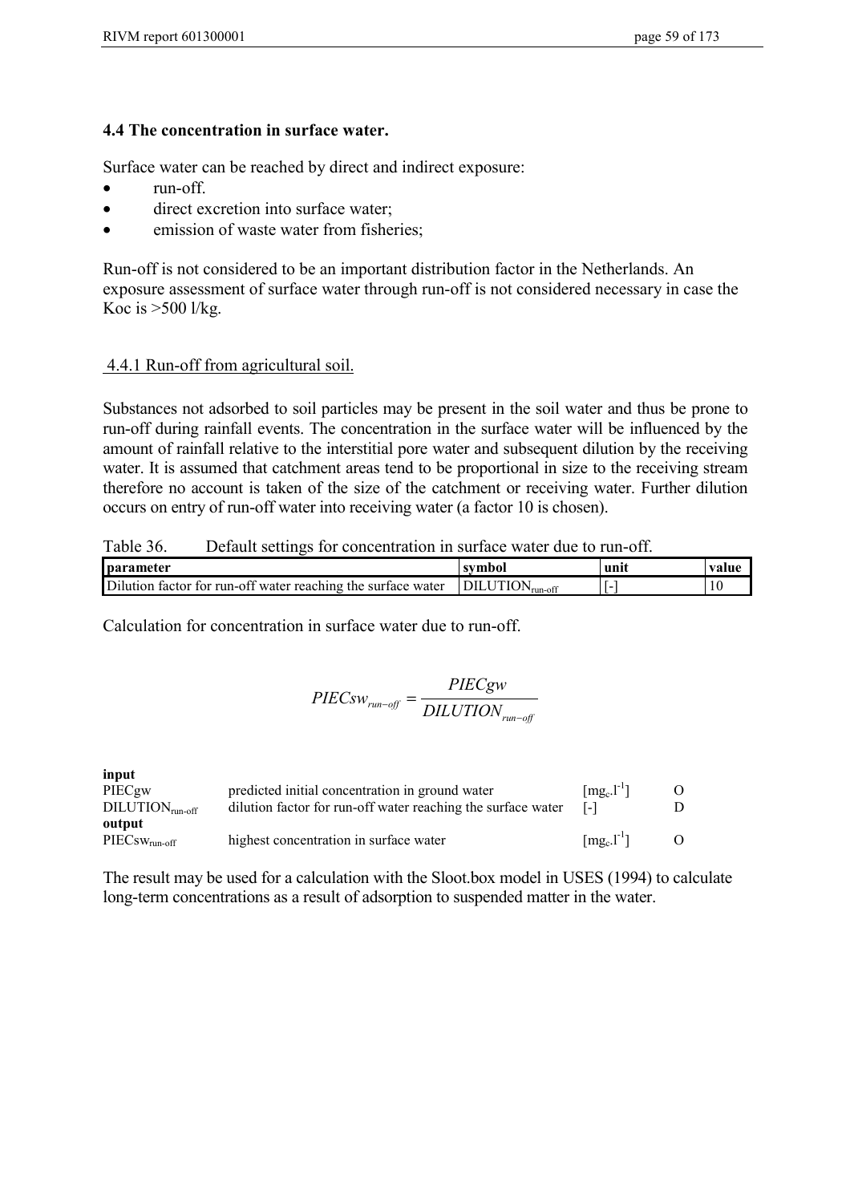### 4.4 The concentration in surface water.

Surface water can be reached by direct and indirect exposure:

- run-off.
- direct excretion into surface water;
- emission of waste water from fisheries;

Run-off is not considered to be an important distribution factor in the Netherlands. An exposure assessment of surface water through run-off is not considered necessary in case the Koc is >500 l/kg.

#### 4.4.1 Run-off from agricultural soil.

Substances not adsorbed to soil particles may be present in the soil water and thus be prone to run-off during rainfall events. The concentration in the surface water will be influenced by the amount of rainfall relative to the interstitial pore water and subsequent dilution by the receiving water. It is assumed that catchment areas tend to be proportional in size to the receiving stream therefore no account is taken of the size of the catchment or receiving water. Further dilution occurs on entry of run-off water into receiving water (a factor 10 is chosen).

Table 36. Default settings for concentration in surface water due to run-off.

| parameter | symbol | unit | value |
|---|---|---|---|
| Dilution factor for run-off water reaching the surface water | $DILUTION_{run\text{-}off}$ | [-] | 10 |

Calculation for concentration in surface water due to run-off.

$$PIECsw_{run-off} = \frac{PIECgw}{DILUTION_{run-off}}$$

| | | | |
|---|---|---|---|
| **input** | | | |
| PIECgw | predicted initial concentration in ground water | $[mg_c.l^{-1}]$ | O |
| $DILUTION_{run\text{-}off}$ | dilution factor for run-off water reaching the surface water | [-] | D |
| **output** | | | |
| $PIECsw_{run\text{-}off}$ | highest concentration in surface water | $[mg_c.l^{-1}]$ | O |

The result may be used for a calculation with the Sloot.box model in USES (1994) to calculate long-term concentrations as a result of adsorption to suspended matter in the water.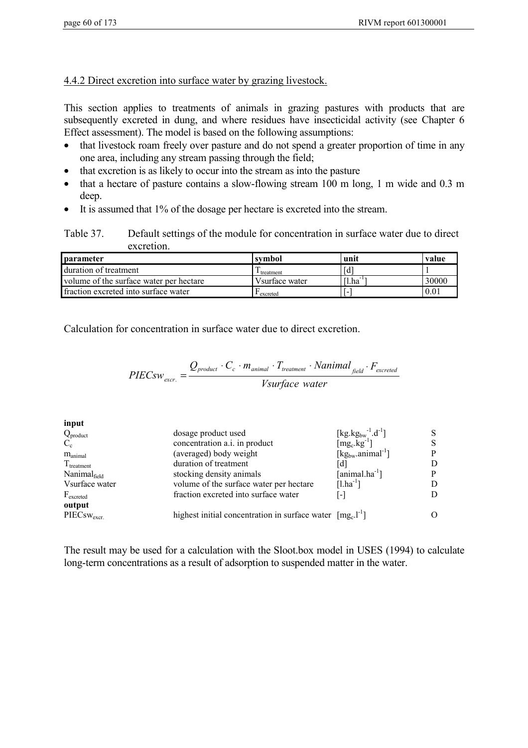### 4.4.2 Direct excretion into surface water by grazing livestock.

This section applies to treatments of animals in grazing pastures with products that are subsequently excreted in dung, and where residues have insecticidal activity (see Chapter 6 Effect assessment). The model is based on the following assumptions:

- that livestock roam freely over pasture and do not spend a greater proportion of time in any one area, including any stream passing through the field;
- that excretion is as likely to occur into the stream as into the pasture
- that a hectare of pasture contains a slow-flowing stream 100 m long, 1 m wide and 0.3 m deep.
- It is assumed that 1% of the dosage per hectare is excreted into the stream.

Table 37. Default settings of the module for concentration in surface water due to direct excretion.

| parameter | symbol | unit | value |
|---|---|---|---|
| duration of treatment | $T_{treatment}$ | [d] | 1 |
| volume of the surface water per hectare | Vsurface water | [$l.ha^{-1}$] | 30000 |
| fraction excreted into surface water | $F_{excreted}$ | [-] | 0.01 |

Calculation for concentration in surface water due to direct excretion.

$$PIECsw_{excr.} = \frac{Q_{product} \cdot C_c \cdot m_{animal} \cdot T_{treatment} \cdot Nanimal_{field} \cdot F_{excreted}}{Vsurface\ water}$$

| | | | |
|---|---|---|---|
| **input** | | | |
| $Q_{product}$ | dosage product used | [$kg.kg_{bw}^{-1}.d^{-1}$] | S |
| $C_c$ | concentration a.i. in product | [$mg_c.kg^{-1}$] | S |
| $m_{animal}$ | (averaged) body weight | [$kg_{bw}.animal^{-1}$] | P |
| $T_{treatment}$ | duration of treatment | [d] | D |
| $Nanimal_{field}$ | stocking density animals | [$animal.ha^{-1}$] | P |
| Vsurface water | volume of the surface water per hectare | [$l.ha^{-1}$] | D |
| $F_{excreted}$ | fraction excreted into surface water | [-] | D |
| **output** | | | |
| $PIECsw_{excr.}$ | highest initial concentration in surface water | [$mg_c.l^{-1}$] | O |

The result may be used for a calculation with the Sloot.box model in USES (1994) to calculate long-term concentrations as a result of adsorption to suspended matter in the water.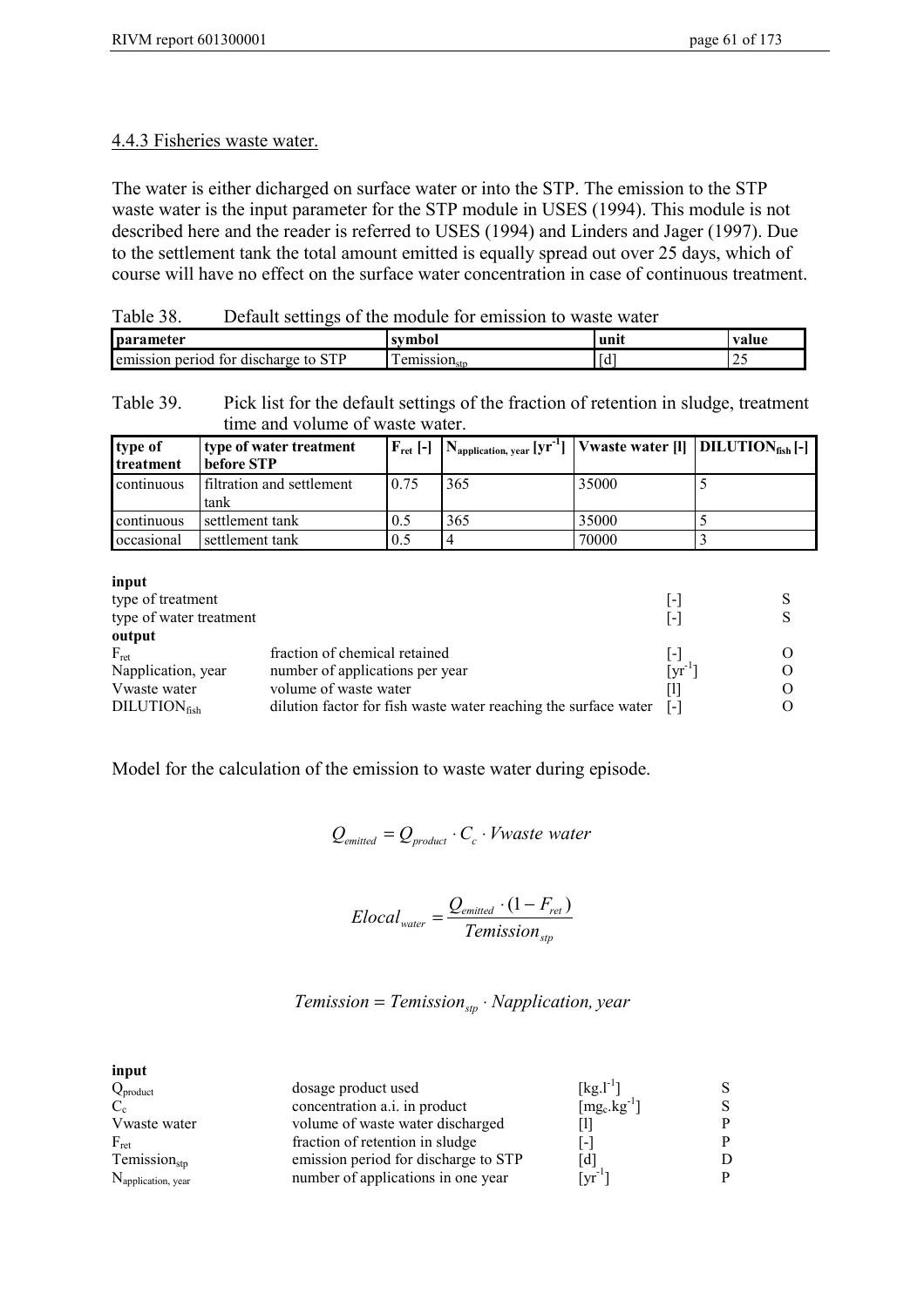### 4.4.3 Fisheries waste water.

The water is either dicharged on surface water or into the STP. The emission to the STP waste water is the input parameter for the STP module in USES (1994). This module is not described here and the reader is referred to USES (1994) and Linders and Jager (1997). Due to the settlement tank the total amount emitted is equally spread out over 25 days, which of course will have no effect on the surface water concentration in case of continuous treatment.

Table 38. Default settings of the module for emission to waste water

| parameter | symbol | unit | value |
|---|---|---|---|
| emission period for discharge to STP | $Temission_{stp}$ | [d] | 25 |

Table 39. Pick list for the default settings of the fraction of retention in sludge, treatment time and volume of waste water.

| type of treatment | type of water treatment before STP | $F_{ret}$ [-] | $N_{application,\ year}$ [$yr^{-1}$] | Vwaste water [l] | $DILUTION_{fish}$ [-] |
|---|---|---|---|---|---|
| continuous | filtration and settlement tank | 0.75 | 365 | 35000 | 5 |
| continuous | settlement tank | 0.5 | 365 | 35000 | 5 |
| occasional | settlement tank | 0.5 | 4 | 70000 | 3 |

**input**

| | | | |
|---|---|---|---|
| type of treatment | | [-] | S |
| type of water treatment | | [-] | S |

**output**

| | | | |
|---|---|---|---|
| $F_{ret}$ | fraction of chemical retained | [-] | O |
| Napplication, year | number of applications per year | [$yr^{-1}$] | O |
| Vwaste water | volume of waste water | [l] | O |
| $DILUTION_{fish}$ | dilution factor for fish waste water reaching the surface water | [-] | O |

Model for the calculation of the emission to waste water during episode.

$$Q_{emitted} = Q_{product} \cdot C_c \cdot Vwaste\ water$$

$$Elocal_{water} = \frac{Q_{emitted} \cdot (1 - F_{ret})}{Temission_{stp}}$$

$$Temission = Temission_{stp} \cdot Napplication, year$$

**input**

| | | | |
|---|---|---|---|
| $Q_{product}$ | dosage product used | [$kg.l^{-1}$] | S |
| $C_c$ | concentration a.i. in product | [$mg_c.kg^{-1}$] | S |
| Vwaste water | volume of waste water discharged | [l] | P |
| $F_{ret}$ | fraction of retention in sludge | [-] | P |
| $Temission_{stp}$ | emission period for discharge to STP | [d] | D |
| $N_{application,\ year}$ | number of applications in one year | [$yr^{-1}$] | P |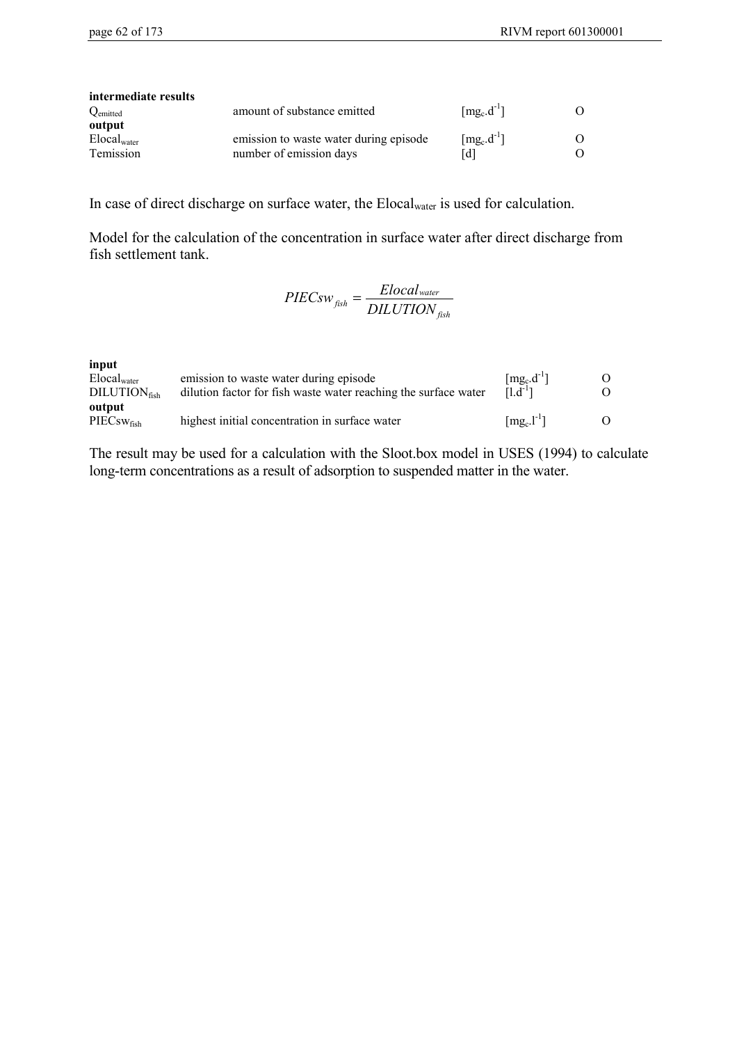| | | | |
|---|---|---|---|
| **intermediate results** | | | |
| $Q_{emitted}$ | amount of substance emitted | $[mg_c.d^{-1}]$ | O |
| **output** | | | |
| $Elocal_{water}$ | emission to waste water during episode | $[mg_c.d^{-1}]$ | O |
| Temission | number of emission days | [d] | O |

In case of direct discharge on surface water, the $Elocal_{water}$ is used for calculation.

Model for the calculation of the concentration in surface water after direct discharge from fish settlement tank.

$$PIECsw_{fish} = \frac{Elocal_{water}}{DILUTION_{fish}}$$

| | | | |
|---|---|---|---|
| **input** | | | |
| $Elocal_{water}$ | emission to waste water during episode | $[mg_c.d^{-1}]$ | O |
| $DILUTION_{fish}$ | dilution factor for fish waste water reaching the surface water | $[l.d^{-1}]$ | O |
| **output** | | | |
| $PIECsw_{fish}$ | highest initial concentration in surface water | $[mg_c.l^{-1}]$ | O |

The result may be used for a calculation with the Sloot.box model in USES (1994) to calculate long-term concentrations as a result of adsorption to suspended matter in the water.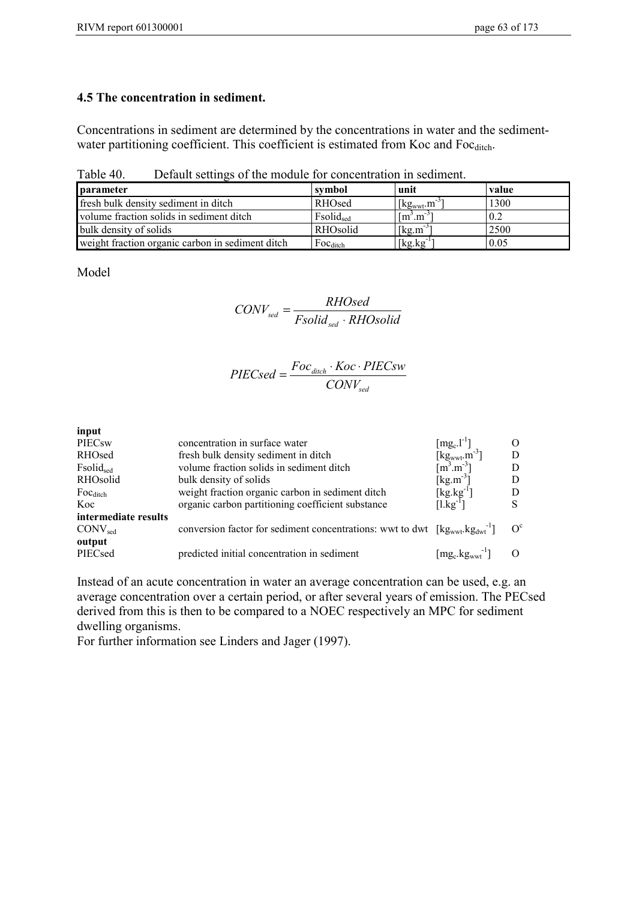### 4.5 The concentration in sediment.

Concentrations in sediment are determined by the concentrations in water and the sediment-water partitioning coefficient. This coefficient is estimated from Koc and $Foc_{ditch}$.

Table 40. Default settings of the module for concentration in sediment.

| parameter | symbol | unit | value |
|---|---|---|---|
| fresh bulk density sediment in ditch | RHOsed | $[kg_{wwt}.m^{-3}]$ | 1300 |
| volume fraction solids in sediment ditch | $Fsolid_{sed}$ | $[m^3.m^{-3}]$ | 0.2 |
| bulk density of solids | RHOsolid | $[kg.m^{-3}]$ | 2500 |
| weight fraction organic carbon in sediment ditch | $Foc_{ditch}$ | $[kg.kg^{-1}]$ | 0.05 |

Model

$$CONV_{sed} = \frac{RHOsed}{Fsolid_{sed} \cdot RHOsolid}$$

$$PIECsed = \frac{Foc_{ditch} \cdot Koc \cdot PIECsw}{CONV_{sed}}$$

**input**

| | | | |
|---|---|---|---|
| PIECsw | concentration in surface water | $[mg_c.l^{-1}]$ | O |
| RHOsed | fresh bulk density sediment in ditch | $[kg_{wwt}.m^{-3}]$ | D |
| $Fsolid_{sed}$ | volume fraction solids in sediment ditch | $[m^3.m^{-3}]$ | D |
| RHOsolid | bulk density of solids | $[kg.m^{-3}]$ | D |
| $Foc_{ditch}$ | weight fraction organic carbon in sediment ditch | $[kg.kg^{-1}]$ | D |
| Koc | organic carbon partitioning coefficient substance | $[l.kg^{-1}]$ | S |
| **intermediate results** | | | |
| $CONV_{sed}$ | conversion factor for sediment concentrations: wwt to dwt | $[kg_{wwt}.kg_{dwt}^{-1}]$ | $O^c$ |
| **output** | | | |
| PIECsed | predicted initial concentration in sediment | $[mg_c.kg_{wwt}^{-1}]$ | O |

Instead of an acute concentration in water an average concentration can be used, e.g. an average concentration over a certain period, or after several years of emission. The PECsed derived from this is then to be compared to a NOEC respectively an MPC for sediment dwelling organisms.
For further information see Linders and Jager (1997).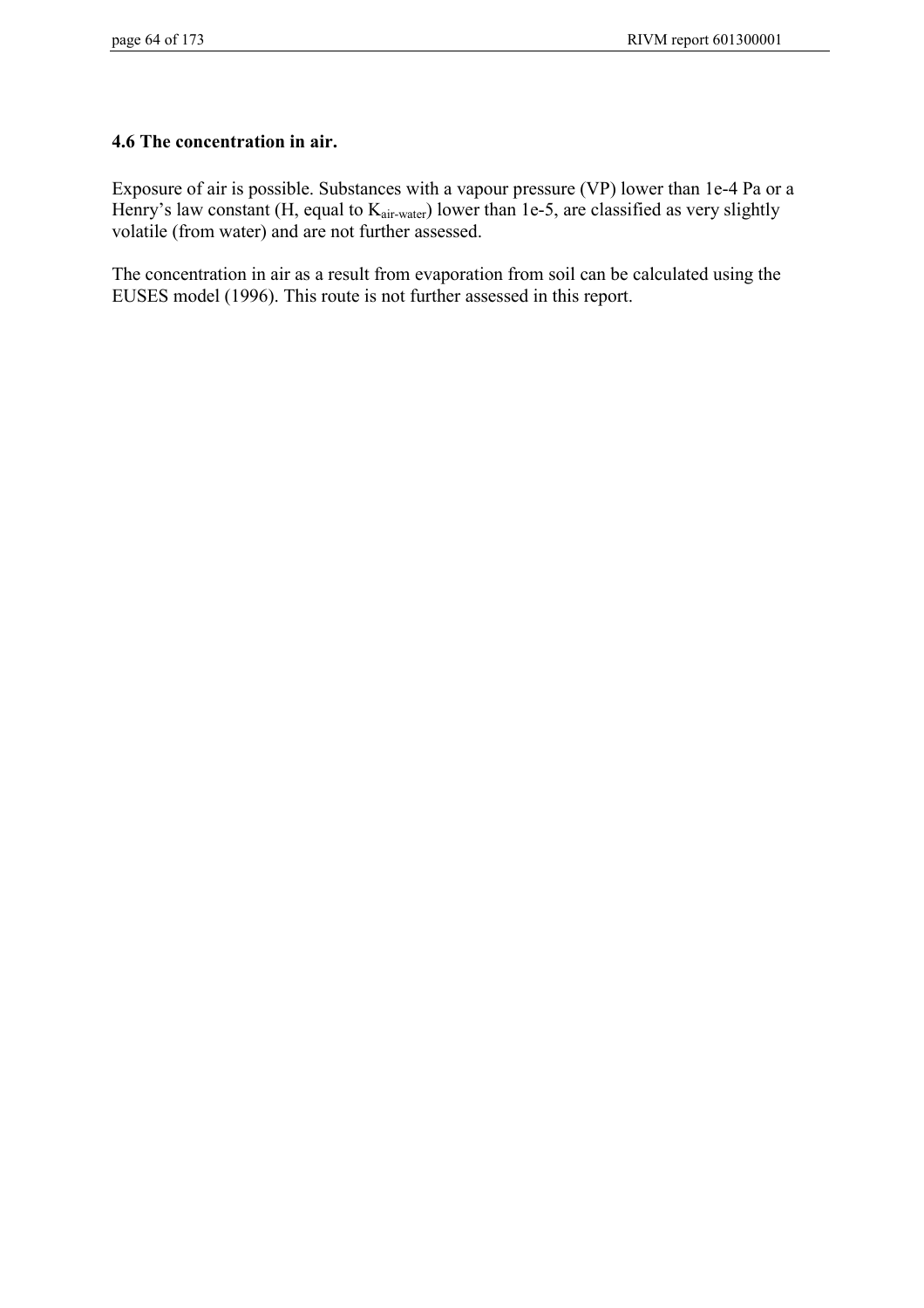### 4.6 The concentration in air.

Exposure of air is possible. Substances with a vapour pressure (VP) lower than 1e-4 Pa or a Henry's law constant (H, equal to $K_{air\text{-}water}$) lower than 1e-5, are classified as very slightly volatile (from water) and are not further assessed.

The concentration in air as a result from evaporation from soil can be calculated using the EUSES model (1996). This route is not further assessed in this report.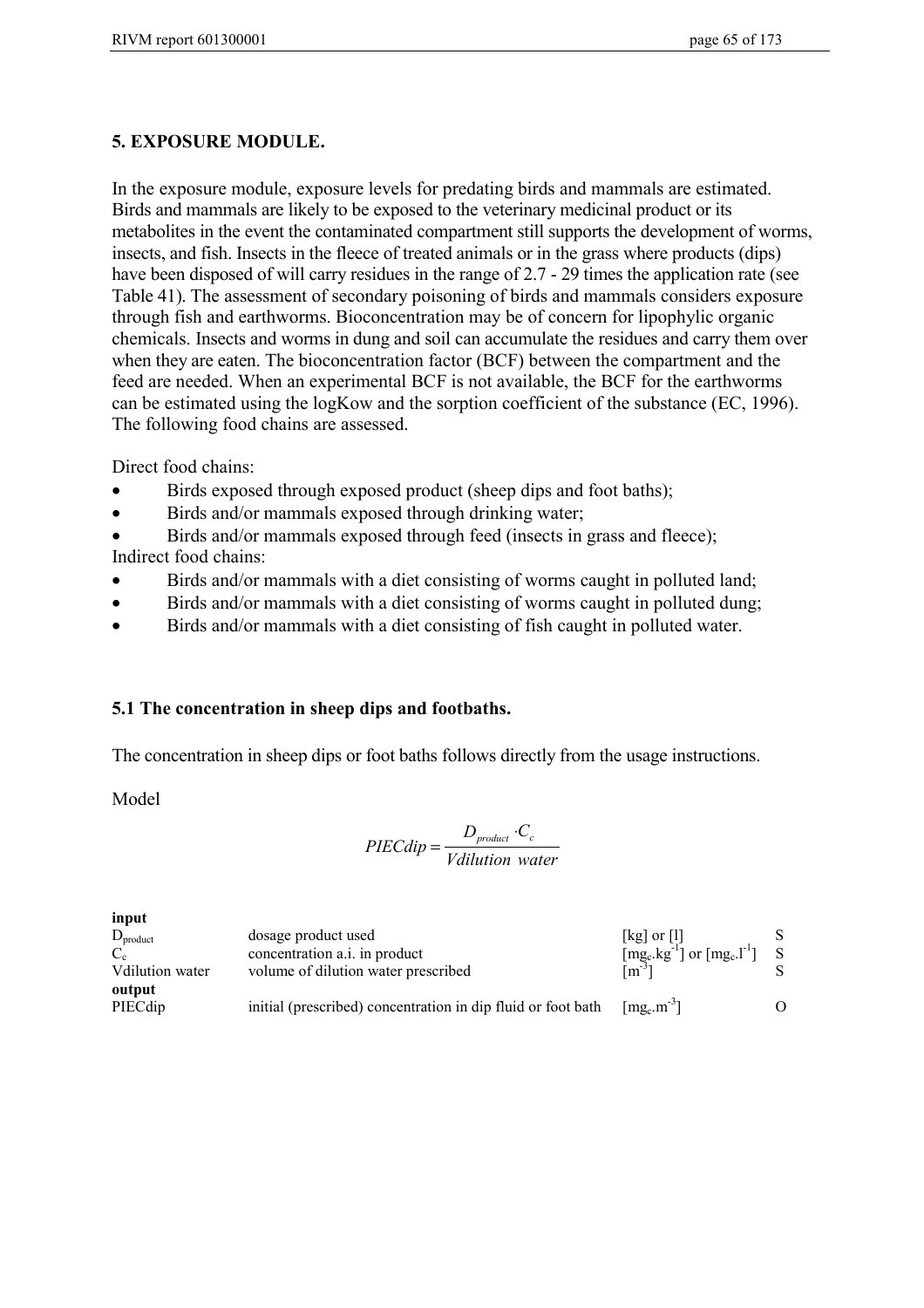## 5. EXPOSURE MODULE.

In the exposure module, exposure levels for predating birds and mammals are estimated. Birds and mammals are likely to be exposed to the veterinary medicinal product or its metabolites in the event the contaminated compartment still supports the development of worms, insects, and fish. Insects in the fleece of treated animals or in the grass where products (dips) have been disposed of will carry residues in the range of 2.7 - 29 times the application rate (see Table 41). The assessment of secondary poisoning of birds and mammals considers exposure through fish and earthworms. Bioconcentration may be of concern for lipophylic organic chemicals. Insects and worms in dung and soil can accumulate the residues and carry them over when they are eaten. The bioconcentration factor (BCF) between the compartment and the feed are needed. When an experimental BCF is not available, the BCF for the earthworms can be estimated using the logKow and the sorption coefficient of the substance (EC, 1996). The following food chains are assessed.

Direct food chains:

- Birds exposed through exposed product (sheep dips and foot baths);
- Birds and/or mammals exposed through drinking water;
- Birds and/or mammals exposed through feed (insects in grass and fleece);

Indirect food chains:

- Birds and/or mammals with a diet consisting of worms caught in polluted land;
- Birds and/or mammals with a diet consisting of worms caught in polluted dung;
- Birds and/or mammals with a diet consisting of fish caught in polluted water.

### 5.1 The concentration in sheep dips and footbaths.

The concentration in sheep dips or foot baths follows directly from the usage instructions.

Model

$$PIECdip = \frac{D_{product} \cdot C_c}{Vdilution\ water}$$

| | | | |
|---|---|---|---|
| **input** | | | |
| $D_{product}$ | dosage product used | [kg] or [l] | S |
| $C_c$ | concentration a.i. in product | $[mg_c.kg^{-1}]$ or $[mg_c.l^{-1}]$ | S |
| Vdilution water | volume of dilution water prescribed | $[m^{-3}]$ | S |
| **output** | | | |
| PIECdip | initial (prescribed) concentration in dip fluid or foot bath | $[mg_c.m^{-3}]$ | O |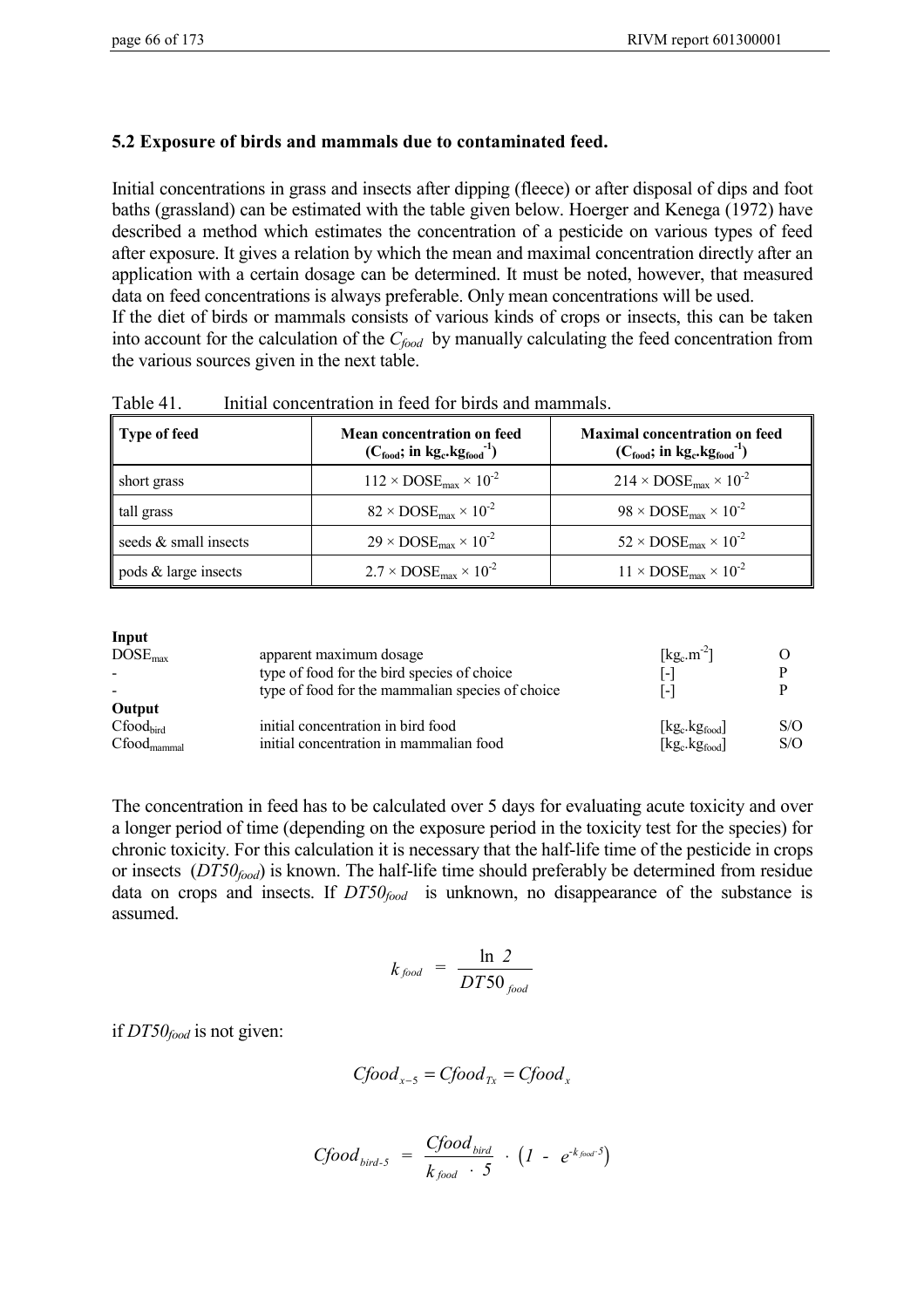## 5.2 Exposure of birds and mammals due to contaminated feed.

Initial concentrations in grass and insects after dipping (fleece) or after disposal of dips and foot baths (grassland) can be estimated with the table given below. Hoerger and Kenega (1972) have described a method which estimates the concentration of a pesticide on various types of feed after exposure. It gives a relation by which the mean and maximal concentration directly after an application with a certain dosage can be determined. It must be noted, however, that measured data on feed concentrations is always preferable. Only mean concentrations will be used.
If the diet of birds or mammals consists of various kinds of crops or insects, this can be taken into account for the calculation of the $C_{food}$ by manually calculating the feed concentration from the various sources given in the next table.

Table 41. Initial concentration in feed for birds and mammals.

| Type of feed | Mean concentration on feed ($C_{food}$; in $kg_c.kg_{food}^{-1}$) | Maximal concentration on feed ($C_{food}$; in $kg_c.kg_{food}^{-1}$) |
|---|---|---|
| short grass | $112 \times DOSE_{max} \times 10^{-2}$ | $214 \times DOSE_{max} \times 10^{-2}$ |
| tall grass | $82 \times DOSE_{max} \times 10^{-2}$ | $98 \times DOSE_{max} \times 10^{-2}$ |
| seeds & small insects | $29 \times DOSE_{max} \times 10^{-2}$ | $52 \times DOSE_{max} \times 10^{-2}$ |
| pods & large insects | $2.7 \times DOSE_{max} \times 10^{-2}$ | $11 \times DOSE_{max} \times 10^{-2}$ |

| **Input** | | | |
|---|---|---|---|
| $DOSE_{max}$ | apparent maximum dosage | $[kg_c.m^{-2}]$ | O |
| - | type of food for the bird species of choice | [-] | P |
| - | type of food for the mammalian species of choice | [-] | P |
| **Output** | | | |
| $Cfood_{bird}$ | initial concentration in bird food | $[kg_c.kg_{food}]$ | S/O |
| $Cfood_{mammal}$ | initial concentration in mammalian food | $[kg_c.kg_{food}]$ | S/O |

The concentration in feed has to be calculated over 5 days for evaluating acute toxicity and over a longer period of time (depending on the exposure period in the toxicity test for the species) for chronic toxicity. For this calculation it is necessary that the half-life time of the pesticide in crops or insects ($DT50_{food}$) is known. The half-life time should preferably be determined from residue data on crops and insects. If $DT50_{food}$ is unknown, no disappearance of the substance is assumed.

$$k_{food} = \frac{\ln 2}{DT50_{food}}$$

if $DT50_{food}$ is not given:

$$Cfood_{x-5} = Cfood_{Tx} = Cfood_{x}$$

$$Cfood_{bird-5} = \frac{Cfood_{bird}}{k_{food} \cdot 5} \cdot \left(1 - e^{-k_{food} \cdot 5}\right)$$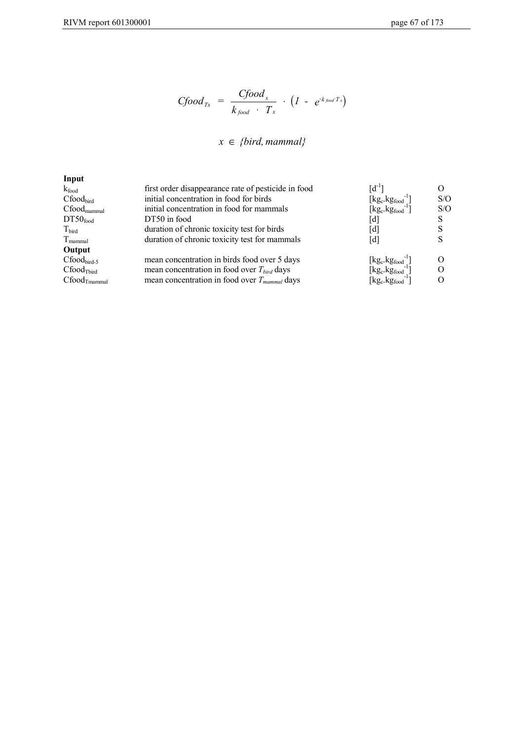$$Cfood_{Tx} = \frac{Cfood_x}{k_{food} \cdot T_x} \cdot \left(1 - e^{-k_{food} \cdot T_x}\right)$$

$$x \in \{bird, mammal\}$$

**Input**

| | | | |
|---|---|---|---|
| $k_{food}$ | first order disappearance rate of pesticide in food | $[d^{-1}]$ | O |
| $Cfood_{bird}$ | initial concentration in food for birds | $[kg_c.kg_{food}^{-1}]$ | S/O |
| $Cfood_{mammal}$ | initial concentration in food for mammals | $[kg_c.kg_{food}^{-1}]$ | S/O |
| $DT50_{food}$ | DT50 in food | [d] | S |
| $T_{bird}$ | duration of chronic toxicity test for birds | [d] | S |
| $T_{mammal}$ | duration of chronic toxicity test for mammals | [d] | S |

**Output**

| | | | |
|---|---|---|---|
| $Cfood_{bird-5}$ | mean concentration in birds food over 5 days | $[kg_c.kg_{food}^{-1}]$ | O |
| $Cfood_{Tbird}$ | mean concentration in food over $T_{bird}$ days | $[kg_c.kg_{food}^{-1}]$ | O |
| $Cfood_{Tmammal}$ | mean concentration in food over $T_{mammal}$ days | $[kg_c.kg_{food}^{-1}]$ | O |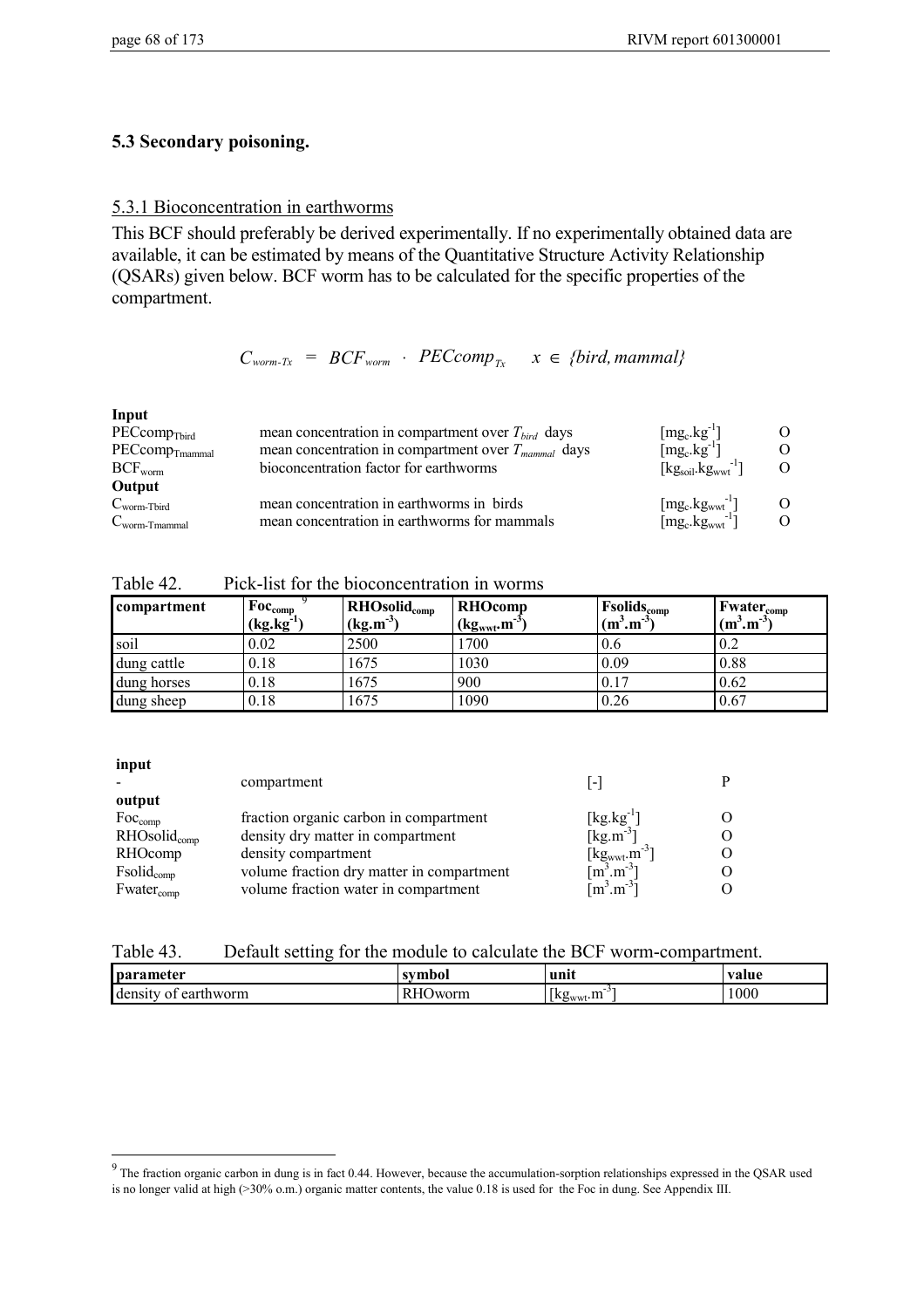## 5.3 Secondary poisoning.

### 5.3.1 Bioconcentration in earthworms

This BCF should preferably be derived experimentally. If no experimentally obtained data are available, it can be estimated by means of the Quantitative Structure Activity Relationship (QSARs) given below. BCF worm has to be calculated for the specific properties of the compartment.

$$C_{worm\text{-}Tx} = BCF_{worm} \cdot PECcomp_{Tx} \quad x \in \{bird, mammal\}$$

**Input**

| | | | |
|---|---|---|---|
| $PECcomp_{Tbird}$ | mean concentration in compartment over $T_{bird}$ days | $[mg_c.kg^{-1}]$ | O |
| $PECcomp_{Tmammal}$ | mean concentration in compartment over $T_{mammal}$ days | $[mg_c.kg^{-1}]$ | O |
| $BCF_{worm}$ | bioconcentration factor for earthworms | $[kg_{soil}.kg_{wwt}^{-1}]$ | O |

**Output**

| | | | |
|---|---|---|---|
| $C_{worm\text{-}Tbird}$ | mean concentration in earthworms in birds | $[mg_c.kg_{wwt}^{-1}]$ | O |
| $C_{worm\text{-}Tmammal}$ | mean concentration in earthworms for mammals | $[mg_c.kg_{wwt}^{-1}]$ | O |

Table 42. Pick-list for the bioconcentration in worms

| compartment | $Foc_{comp}$ [9] $(kg.kg^{-1})$ | $RHOsolid_{comp}$ $(kg.m^{-3})$ | RHOcomp $(kg_{wwt}.m^{-3})$ | $Fsolids_{comp}$ $(m^3.m^{-3})$ | $Fwater_{comp}$ $(m^3.m^{-3})$ |
|---|---|---|---|---|---|
| soil | 0.02 | 2500 | 1700 | 0.6 | 0.2 |
| dung cattle | 0.18 | 1675 | 1030 | 0.09 | 0.88 |
| dung horses | 0.18 | 1675 | 900 | 0.17 | 0.62 |
| dung sheep | 0.18 | 1675 | 1090 | 0.26 | 0.67 |

**input**

| | | | |
|---|---|---|---|
| - | compartment | [-] | P |

**output**

| | | | |
|---|---|---|---|
| $Foc_{comp}$ | fraction organic carbon in compartment | $[kg.kg^{-1}]$ | O |
| $RHOsolid_{comp}$ | density dry matter in compartment | $[kg.m^{-3}]$ | O |
| RHOcomp | density compartment | $[kg_{wwt}.m^{-3}]$ | O |
| $Fsolid_{comp}$ | volume fraction dry matter in compartment | $[m^3.m^{-3}]$ | O |
| $Fwater_{comp}$ | volume fraction water in compartment | $[m^3.m^{-3}]$ | O |

Table 43. Default setting for the module to calculate the BCF worm-compartment.

| parameter | symbol | unit | value |
|---|---|---|---|
| density of earthworm | RHOworm | $[kg_{wwt}.m^{-3}]$ | 1000 |

[9] The fraction organic carbon in dung is in fact 0.44. However, because the accumulation-sorption relationships expressed in the QSAR used is no longer valid at high (>30% o.m.) organic matter contents, the value 0.18 is used for the Foc in dung. See Appendix III.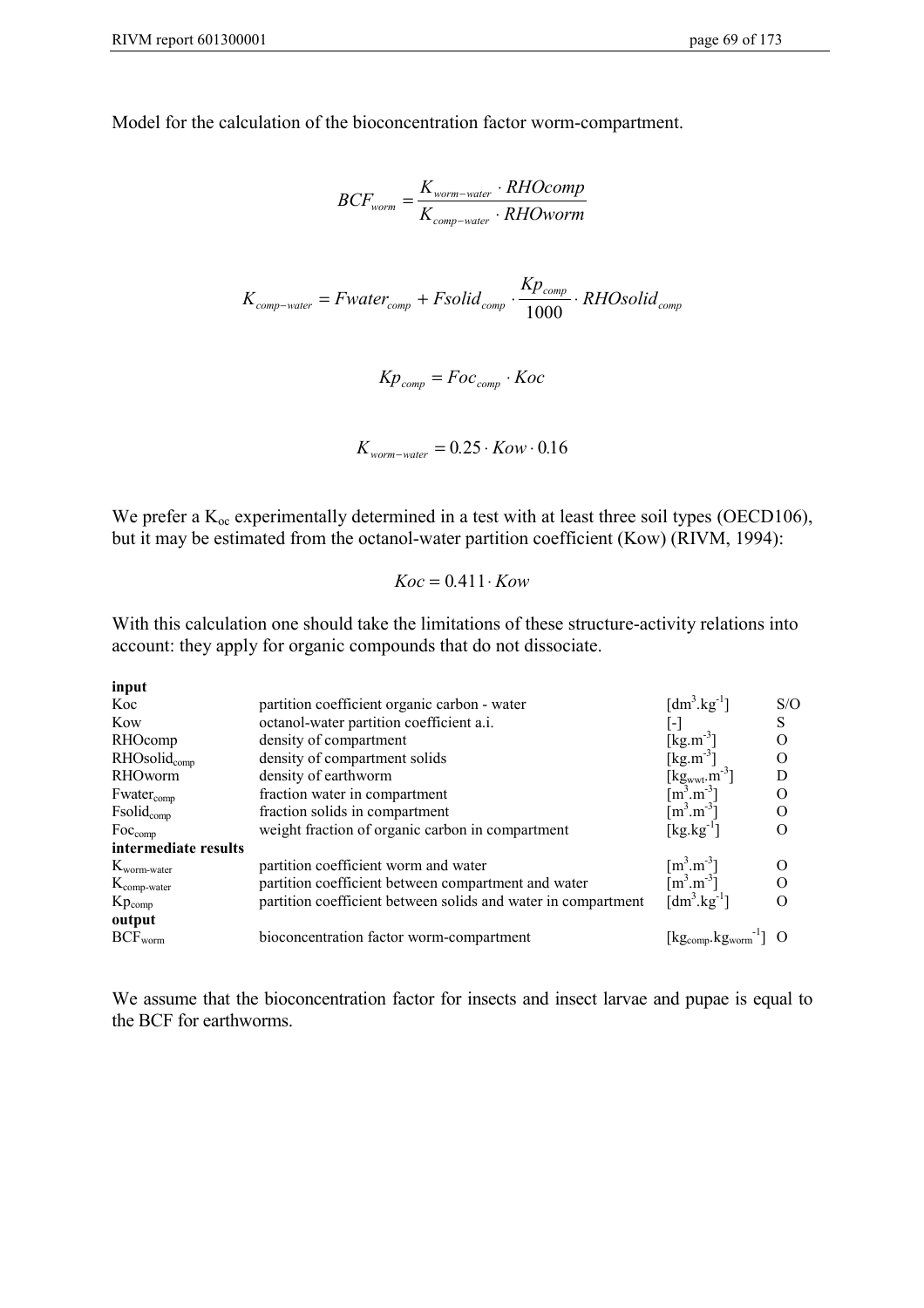Model for the calculation of the bioconcentration factor worm-compartment.

$$BCF_{worm} = \frac{K_{worm-water} \cdot RHOcomp}{K_{comp-water} \cdot RHOworm}$$

$$K_{comp-water} = Fwater_{comp} + Fsolid_{comp} \cdot \frac{Kp_{comp}}{1000} \cdot RHOsolid_{comp}$$

$$Kp_{comp} = Foc_{comp} \cdot Koc$$

$$K_{worm-water} = 0.25 \cdot Kow \cdot 0.16$$

We prefer a $K_{oc}$ experimentally determined in a test with at least three soil types (OECD106), but it may be estimated from the octanol-water partition coefficient (Kow) (RIVM, 1994):

$$Koc = 0.411 \cdot Kow$$

With this calculation one should take the limitations of these structure-activity relations into account: they apply for organic compounds that do not dissociate.

| | | | |
|---|---|---|---|
| **input** | | | |
| Koc | partition coefficient organic carbon - water | $[dm^3.kg^{-1}]$ | S/O |
| Kow | octanol-water partition coefficient a.i. | [-] | S |
| RHOcomp | density of compartment | $[kg.m^{-3}]$ | O |
| $RHOsolid_{comp}$ | density of compartment solids | $[kg.m^{-3}]$ | O |
| RHOworm | density of earthworm | $[kg_{wwt}.m^{-3}]$ | D |
| $Fwater_{comp}$ | fraction water in compartment | $[m^3.m^{-3}]$ | O |
| $Fsolid_{comp}$ | fraction solids in compartment | $[m^3.m^{-3}]$ | O |
| $Foc_{comp}$ | weight fraction of organic carbon in compartment | $[kg.kg^{-1}]$ | O |
| **intermediate results** | | | |
| $K_{worm-water}$ | partition coefficient worm and water | $[m^3.m^{-3}]$ | O |
| $K_{comp-water}$ | partition coefficient between compartment and water | $[m^3.m^{-3}]$ | O |
| $Kp_{comp}$ | partition coefficient between solids and water in compartment | $[dm^3.kg^{-1}]$ | O |
| **output** | | | |
| $BCF_{worm}$ | bioconcentration factor worm-compartment | $[kg_{comp}.kg_{worm}^{-1}]$ | O |

We assume that the bioconcentration factor for insects and insect larvae and pupae is equal to the BCF for earthworms.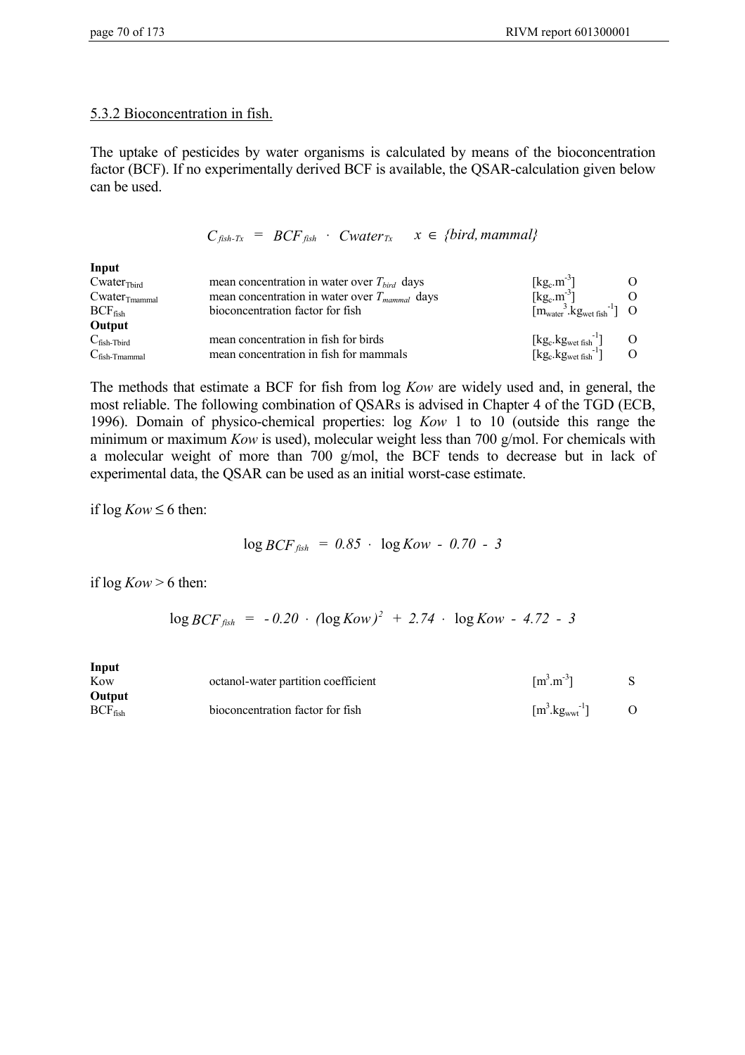### 5.3.2 Bioconcentration in fish.

The uptake of pesticides by water organisms is calculated by means of the bioconcentration factor (BCF). If no experimentally derived BCF is available, the QSAR-calculation given below can be used.

$$C_{fish\text{-}Tx} \;=\; BCF_{fish} \;\cdot\; Cwater_{Tx} \qquad x \in \{bird, mammal\}$$

| **Input** | | | |
|---|---|---|---|
| $Cwater_{Tbird}$ | mean concentration in water over $T_{bird}$ days | $[kg_c.m^{-3}]$ | O |
| $Cwater_{Tmammal}$ | mean concentration in water over $T_{mammal}$ days | $[kg_c.m^{-3}]$ | O |
| $BCF_{fish}$ | bioconcentration factor for fish | $[m_{water}^{3}.kg_{wet\ fish}^{-1}]$ | O |
| **Output** | | | |
| $C_{fish\text{-}Tbird}$ | mean concentration in fish for birds | $[kg_c.kg_{wet\ fish}^{-1}]$ | O |
| $C_{fish\text{-}Tmammal}$ | mean concentration in fish for mammals | $[kg_c.kg_{wet\ fish}^{-1}]$ | O |

The methods that estimate a BCF for fish from log *Kow* are widely used and, in general, the most reliable. The following combination of QSARs is advised in Chapter 4 of the TGD (ECB, 1996). Domain of physico-chemical properties: log *Kow* 1 to 10 (outside this range the minimum or maximum *Kow* is used), molecular weight less than 700 g/mol. For chemicals with a molecular weight of more than 700 g/mol, the BCF tends to decrease but in lack of experimental data, the QSAR can be used as an initial worst-case estimate.

if log *Kow* ≤ 6 then:

$$\log BCF_{fish} \;=\; 0.85 \;\cdot\; \log Kow \;-\; 0.70 \;-\; 3$$

if log *Kow* > 6 then:

$$\log BCF_{fish} \;=\; -\,0.20 \;\cdot\; (\log Kow)^{2} \;+\; 2.74 \;\cdot\; \log Kow \;-\; 4.72 \;-\; 3$$

| **Input** | | | |
|---|---|---|---|
| Kow | octanol-water partition coefficient | $[m^3.m^{-3}]$ | S |
| **Output** | | | |
| $BCF_{fish}$ | bioconcentration factor for fish | $[m^3.kg_{wwt}^{-1}]$ | O |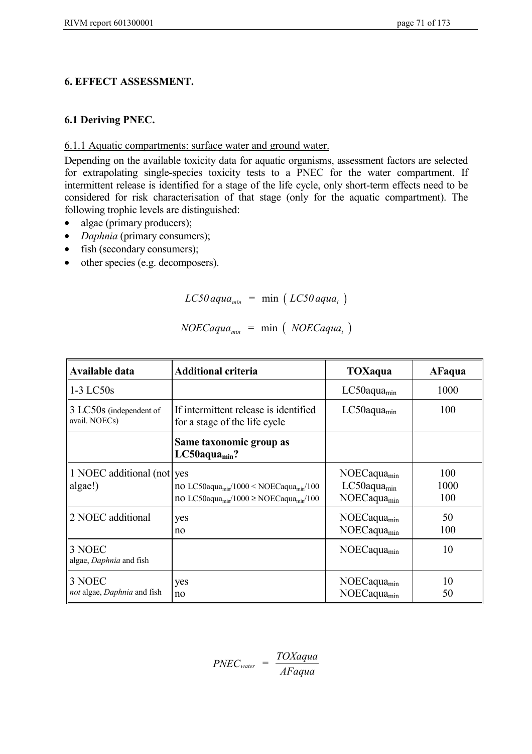## 6. EFFECT ASSESSMENT.

### 6.1 Deriving PNEC.

6.1.1 Aquatic compartments: surface water and ground water.

Depending on the available toxicity data for aquatic organisms, assessment factors are selected for extrapolating single-species toxicity tests to a PNEC for the water compartment. If intermittent release is identified for a stage of the life cycle, only short-term effects need to be considered for risk characterisation of that stage (only for the aquatic compartment). The following trophic levels are distinguished:

- algae (primary producers);
- *Daphnia* (primary consumers);
- fish (secondary consumers);
- other species (e.g. decomposers).

$$LC50\,aqua_{min} \;=\; \min\left(\,LC50\,aqua_i\,\right)$$

$$NOECaqua_{min} \;=\; \min\left(\,NOECaqua_i\,\right)$$

| Available data | Additional criteria | TOXaqua | AFaqua |
|---|---|---|---|
| 1-3 LC50s | | $LC50aqua_{min}$ | 1000 |
| 3 LC50s (independent of avail. NOECs) | If intermittent release is identified for a stage of the life cycle | $LC50aqua_{min}$ | 100 |
| | **Same taxonomic group as $LC50aqua_{min}$?** | | |
| 1 NOEC additional (not algae!) | yes<br>no $LC50aqua_{min}/1000 < NOECaqua_{min}/100$<br>no $LC50aqua_{min}/1000 \geq NOECaqua_{min}/100$ | $NOECaqua_{min}$<br>$LC50aqua_{min}$<br>$NOECaqua_{min}$ | 100<br>1000<br>100 |
| 2 NOEC additional | yes<br>no | $NOECaqua_{min}$<br>$NOECaqua_{min}$ | 50<br>100 |
| 3 NOEC<br>algae, *Daphnia* and fish | | $NOECaqua_{min}$ | 10 |
| 3 NOEC<br>*not* algae, *Daphnia* and fish | yes<br>no | $NOECaqua_{min}$<br>$NOECaqua_{min}$ | 10<br>50 |

$$PNEC_{water} \;=\; \frac{TOXaqua}{AFaqua}$$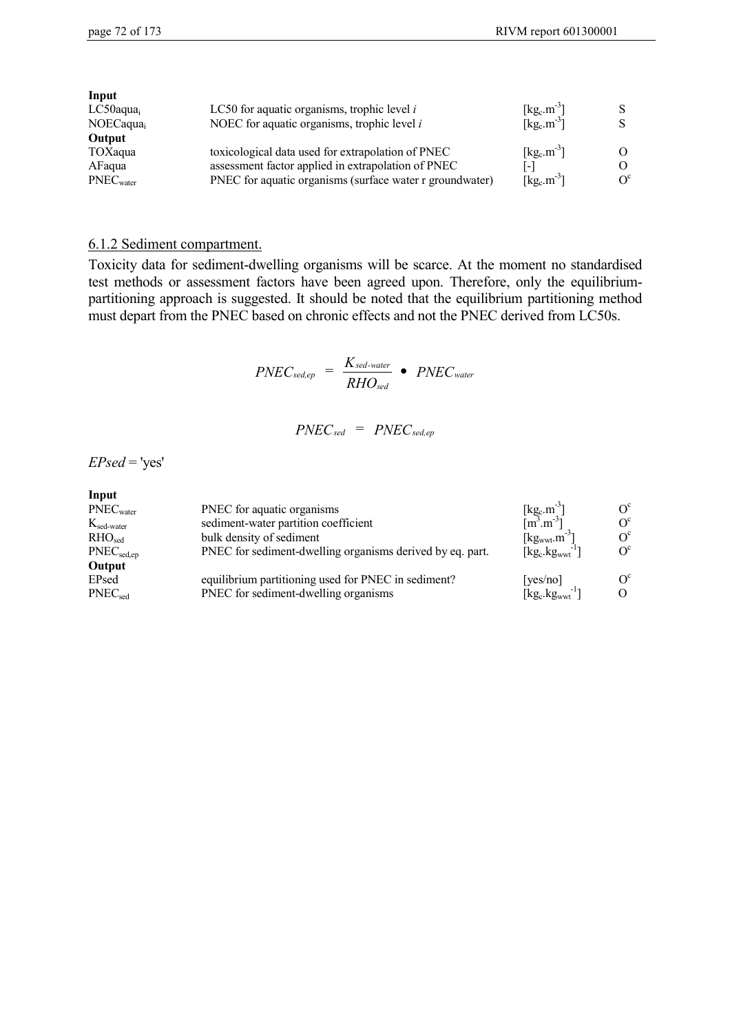| **Input** | | | |
|---|---|---|---|
| $LC50aqua_i$ | LC50 for aquatic organisms, trophic level *i* | $[kg_c.m^{-3}]$ | S |
| $NOECaqua_i$ | NOEC for aquatic organisms, trophic level *i* | $[kg_c.m^{-3}]$ | S |
| **Output** | | | |
| TOXaqua | toxicological data used for extrapolation of PNEC | $[kg_c.m^{-3}]$ | O |
| AFaqua | assessment factor applied in extrapolation of PNEC | [-] | O |
| $PNEC_{water}$ | PNEC for aquatic organisms (surface water r groundwater) | $[kg_c.m^{-3}]$ | $O^c$ |

## 6.1.2 Sediment compartment.

Toxicity data for sediment-dwelling organisms will be scarce. At the moment no standardised test methods or assessment factors have been agreed upon. Therefore, only the equilibrium-partitioning approach is suggested. It should be noted that the equilibrium partitioning method must depart from the PNEC based on chronic effects and not the PNEC derived from LC50s.

$$PNEC_{sed,ep} = \frac{K_{sed\text{-}water}}{RHO_{sed}} \bullet PNEC_{water}$$

$$PNEC_{sed} = PNEC_{sed,ep}$$

*EPsed* = 'yes'

| **Input** | | | |
|---|---|---|---|
| $PNEC_{water}$ | PNEC for aquatic organisms | $[kg_c.m^{-3}]$ | $O^c$ |
| $K_{sed\text{-}water}$ | sediment-water partition coefficient | $[m^3.m^{-3}]$ | $O^c$ |
| $RHO_{sed}$ | bulk density of sediment | $[kg_{wwt}.m^{-3}]$ | $O^c$ |
| $PNEC_{sed,ep}$ | PNEC for sediment-dwelling organisms derived by eq. part. | $[kg_c.kg_{wwt}^{-1}]$ | $O^c$ |
| **Output** | | | |
| EPsed | equilibrium partitioning used for PNEC in sediment? | [yes/no] | $O^c$ |
| $PNEC_{sed}$ | PNEC for sediment-dwelling organisms | $[kg_c.kg_{wwt}^{-1}]$ | O |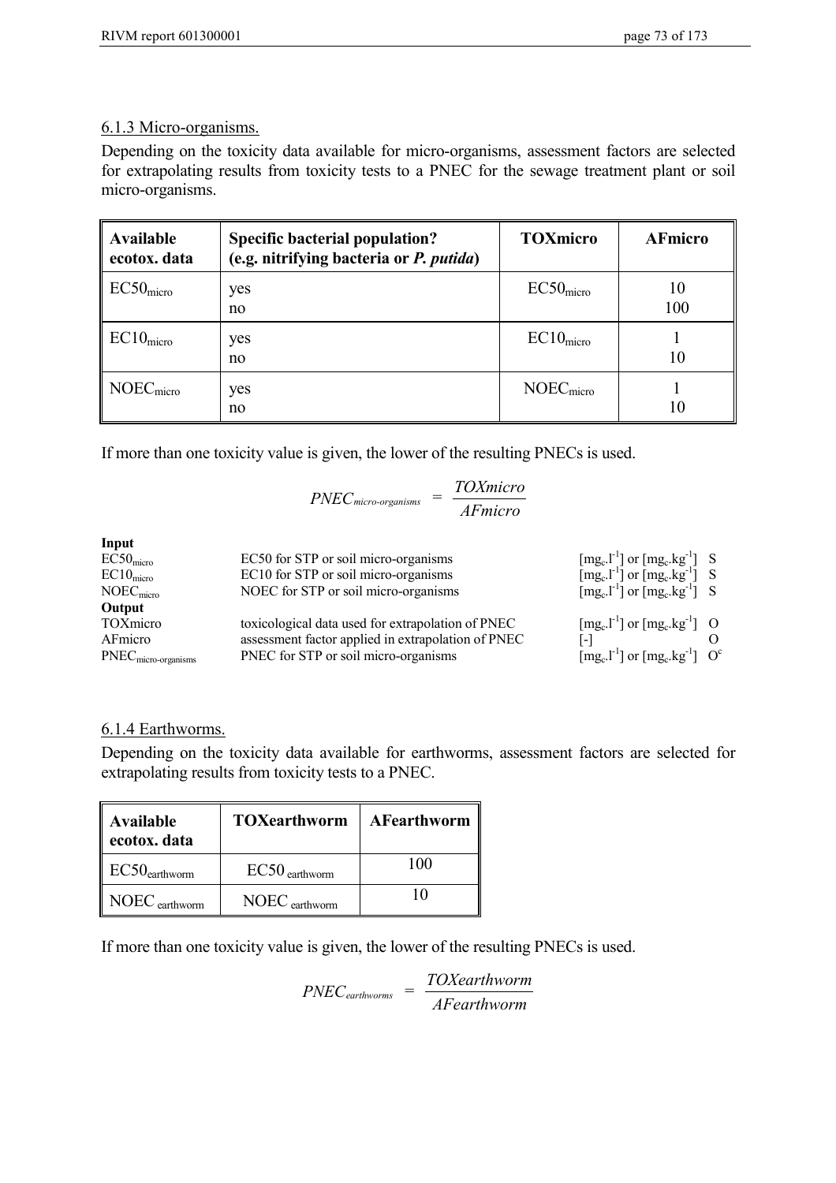### 6.1.3 Micro-organisms.

Depending on the toxicity data available for micro-organisms, assessment factors are selected for extrapolating results from toxicity tests to a PNEC for the sewage treatment plant or soil micro-organisms.

| Available ecotox. data | Specific bacterial population? (e.g. nitrifying bacteria or *P. putida*) | TOXmicro | AFmicro |
|---|---|---|---|
| $EC50_{micro}$ | yes<br>no | $EC50_{micro}$ | 10<br>100 |
| $EC10_{micro}$ | yes<br>no | $EC10_{micro}$ | 1<br>10 |
| $NOEC_{micro}$ | yes<br>no | $NOEC_{micro}$ | 1<br>10 |

If more than one toxicity value is given, the lower of the resulting PNECs is used.

$$PNEC_{micro\text{-}organisms} = \frac{TOXmicro}{AFmicro}$$

| | | | |
|---|---|---|---|
| **Input** | | | |
| $EC50_{micro}$ | EC50 for STP or soil micro-organisms | $[mg_c.l^{-1}]$ or $[mg_c.kg^{-1}]$ | S |
| $EC10_{micro}$ | EC10 for STP or soil micro-organisms | $[mg_c.l^{-1}]$ or $[mg_c.kg^{-1}]$ | S |
| $NOEC_{micro}$ | NOEC for STP or soil micro-organisms | $[mg_c.l^{-1}]$ or $[mg_c.kg^{-1}]$ | S |
| **Output** | | | |
| TOXmicro | toxicological data used for extrapolation of PNEC | $[mg_c.l^{-1}]$ or $[mg_c.kg^{-1}]$ | O |
| AFmicro | assessment factor applied in extrapolation of PNEC | [-] | O |
| $PNEC_{micro\text{-}organisms}$ | PNEC for STP or soil micro-organisms | $[mg_c.l^{-1}]$ or $[mg_c.kg^{-1}]$ | $O^c$ |

### 6.1.4 Earthworms.

Depending on the toxicity data available for earthworms, assessment factors are selected for extrapolating results from toxicity tests to a PNEC.

| Available ecotox. data | TOXearthworm | AFearthworm |
|---|---|---|
| $EC50_{earthworm}$ | $EC50_{earthworm}$ | 100 |
| $NOEC_{earthworm}$ | $NOEC_{earthworm}$ | 10 |

If more than one toxicity value is given, the lower of the resulting PNECs is used.

$$PNEC_{earthworms} = \frac{TOXearthworm}{AFearthworm}$$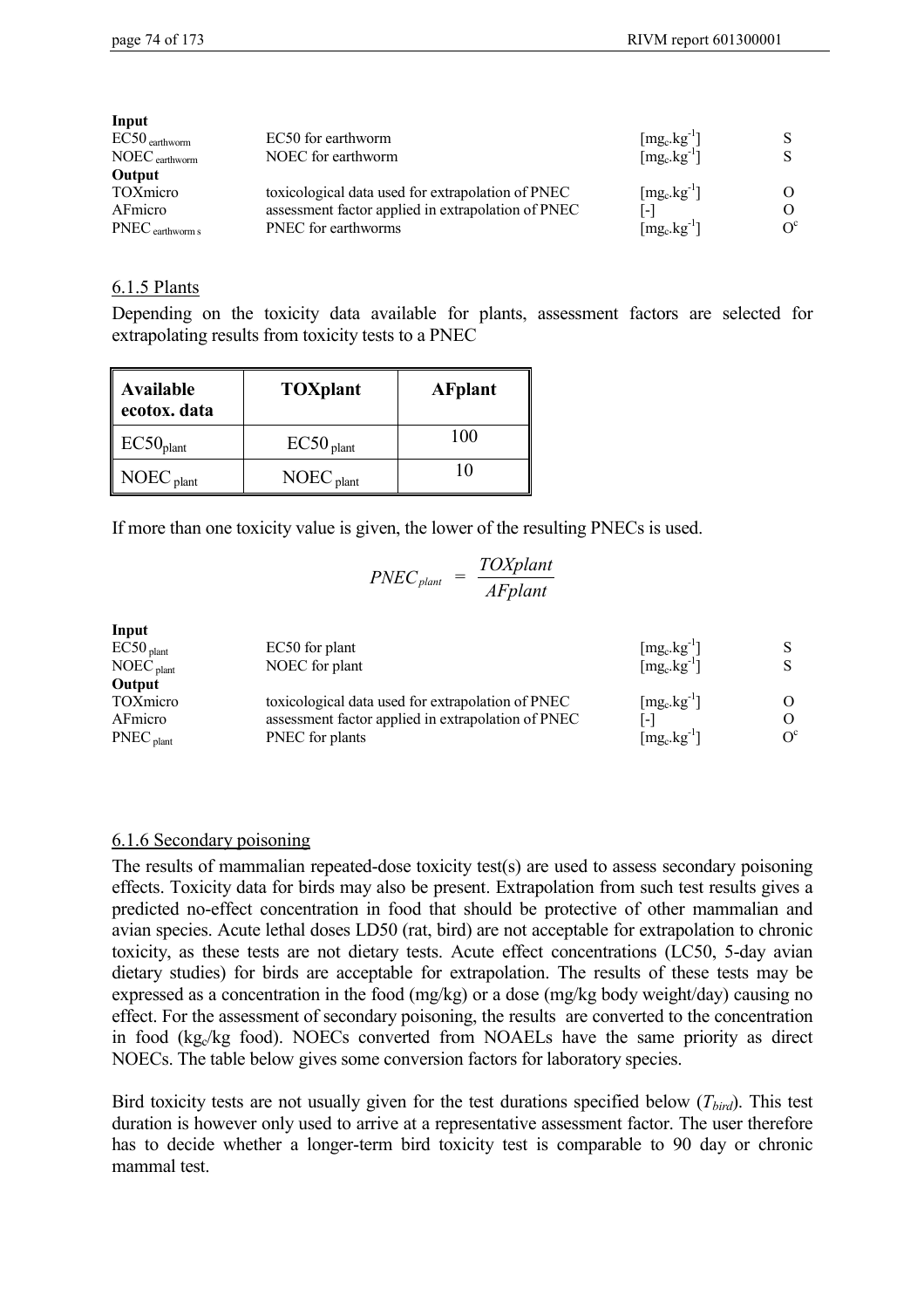| | | | |
|---|---|---|---|
| **Input** | | | |
| $EC50_{earthworm}$ | EC50 for earthworm | $[mg_c.kg^{-1}]$ | S |
| $NOEC_{earthworm}$ | NOEC for earthworm | $[mg_c.kg^{-1}]$ | S |
| **Output** | | | |
| TOXmicro | toxicological data used for extrapolation of PNEC | $[mg_c.kg^{-1}]$ | O |
| AFmicro | assessment factor applied in extrapolation of PNEC | [-] | O |
| $PNEC_{earthworm\ s}$ | PNEC for earthworms | $[mg_c.kg^{-1}]$ | $O^c$ |

## 6.1.5 Plants

Depending on the toxicity data available for plants, assessment factors are selected for extrapolating results from toxicity tests to a PNEC

| **Available ecotox. data** | **TOXplant** | **AFplant** |
|---|---|---|
| $EC50_{plant}$ | $EC50_{plant}$ | 100 |
| $NOEC_{plant}$ | $NOEC_{plant}$ | 10 |

If more than one toxicity value is given, the lower of the resulting PNECs is used.

$$PNEC_{plant} = \frac{TOXplant}{AFplant}$$

| | | | |
|---|---|---|---|
| **Input** | | | |
| $EC50_{plant}$ | EC50 for plant | $[mg_c.kg^{-1}]$ | S |
| $NOEC_{plant}$ | NOEC for plant | $[mg_c.kg^{-1}]$ | S |
| **Output** | | | |
| TOXmicro | toxicological data used for extrapolation of PNEC | $[mg_c.kg^{-1}]$ | O |
| AFmicro | assessment factor applied in extrapolation of PNEC | [-] | O |
| $PNEC_{plant}$ | PNEC for plants | $[mg_c.kg^{-1}]$ | $O^c$ |

## 6.1.6 Secondary poisoning

The results of mammalian repeated-dose toxicity test(s) are used to assess secondary poisoning effects. Toxicity data for birds may also be present. Extrapolation from such test results gives a predicted no-effect concentration in food that should be protective of other mammalian and avian species. Acute lethal doses LD50 (rat, bird) are not acceptable for extrapolation to chronic toxicity, as these tests are not dietary tests. Acute effect concentrations (LC50, 5-day avian dietary studies) for birds are acceptable for extrapolation. The results of these tests may be expressed as a concentration in the food (mg/kg) or a dose (mg/kg body weight/day) causing no effect. For the assessment of secondary poisoning, the results are converted to the concentration in food ($kg_c$/kg food). NOECs converted from NOAELs have the same priority as direct NOECs. The table below gives some conversion factors for laboratory species.

Bird toxicity tests are not usually given for the test durations specified below ($T_{bird}$). This test duration is however only used to arrive at a representative assessment factor. The user therefore has to decide whether a longer-term bird toxicity test is comparable to 90 day or chronic mammal test.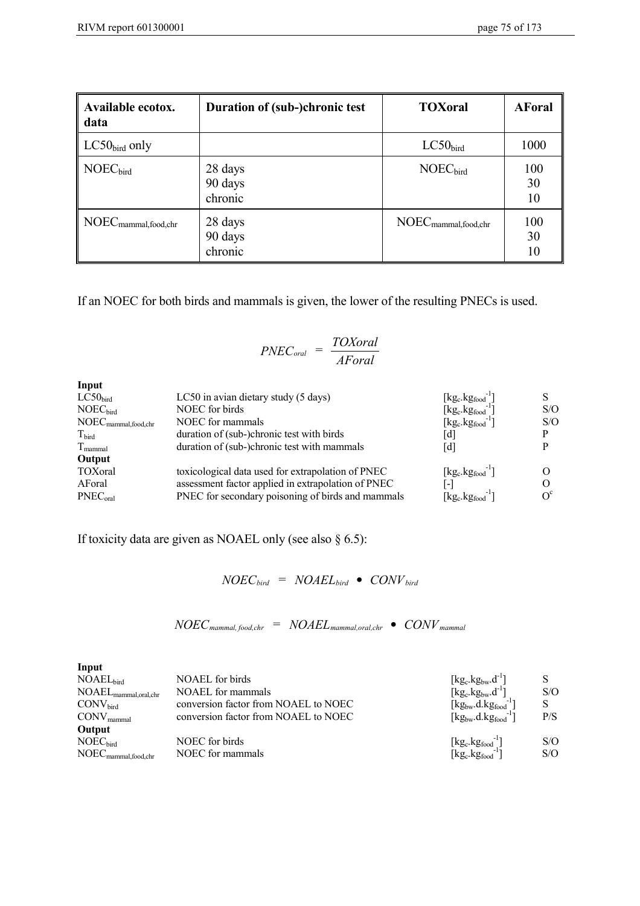| Available ecotox. data | Duration of (sub-)chronic test | TOXoral | AForal |
|---|---|---|---|
| $LC50_{bird}$ only | | $LC50_{bird}$ | 1000 |
| $NOEC_{bird}$ | 28 days<br>90 days<br>chronic | $NOEC_{bird}$ | 100<br>30<br>10 |
| $NOEC_{mammal,food,chr}$ | 28 days<br>90 days<br>chronic | $NOEC_{mammal,food,chr}$ | 100<br>30<br>10 |

If an NOEC for both birds and mammals is given, the lower of the resulting PNECs is used.

$$PNEC_{oral} = \frac{TOXoral}{AForal}$$

**Input**

| | | | |
|---|---|---|---|
| $LC50_{bird}$ | LC50 in avian dietary study (5 days) | $[kg_c.kg_{food}^{-1}]$ | S |
| $NOEC_{bird}$ | NOEC for birds | $[kg_c.kg_{food}^{-1}]$ | S/O |
| $NOEC_{mammal,food,chr}$ | NOEC for mammals | $[kg_c.kg_{food}^{-1}]$ | S/O |
| $T_{bird}$ | duration of (sub-)chronic test with birds | [d] | P |
| $T_{mammal}$ | duration of (sub-)chronic test with mammals | [d] | P |
| **Output** | | | |
| TOXoral | toxicological data used for extrapolation of PNEC | $[kg_c.kg_{food}^{-1}]$ | O |
| AForal | assessment factor applied in extrapolation of PNEC | [-] | O |
| $PNEC_{oral}$ | PNEC for secondary poisoning of birds and mammals | $[kg_c.kg_{food}^{-1}]$ | $O^c$ |

If toxicity data are given as NOAEL only (see also § 6.5):

$$NOEC_{bird} = NOAEL_{bird} \bullet CONV_{bird}$$

$$NOEC_{mammal,food,chr} = NOAEL_{mammal,oral,chr} \bullet CONV_{mammal}$$

**Input**

| | | | |
|---|---|---|---|
| $NOAEL_{bird}$ | NOAEL for birds | $[kg_c.kg_{bw}.d^{-1}]$ | S |
| $NOAEL_{mammal,oral,chr}$ | NOAEL for mammals | $[kg_c.kg_{bw}.d^{-1}]$ | S/O |
| $CONV_{bird}$ | conversion factor from NOAEL to NOEC | $[kg_{bw}.d.kg_{food}^{-1}]$ | S |
| $CONV_{mammal}$ | conversion factor from NOAEL to NOEC | $[kg_{bw}.d.kg_{food}^{-1}]$ | P/S |
| **Output** | | | |
| $NOEC_{bird}$ | NOEC for birds | $[kg_c.kg_{food}^{-1}]$ | S/O |
| $NOEC_{mammal,food,chr}$ | NOEC for mammals | $[kg_c.kg_{food}^{-1}]$ | S/O |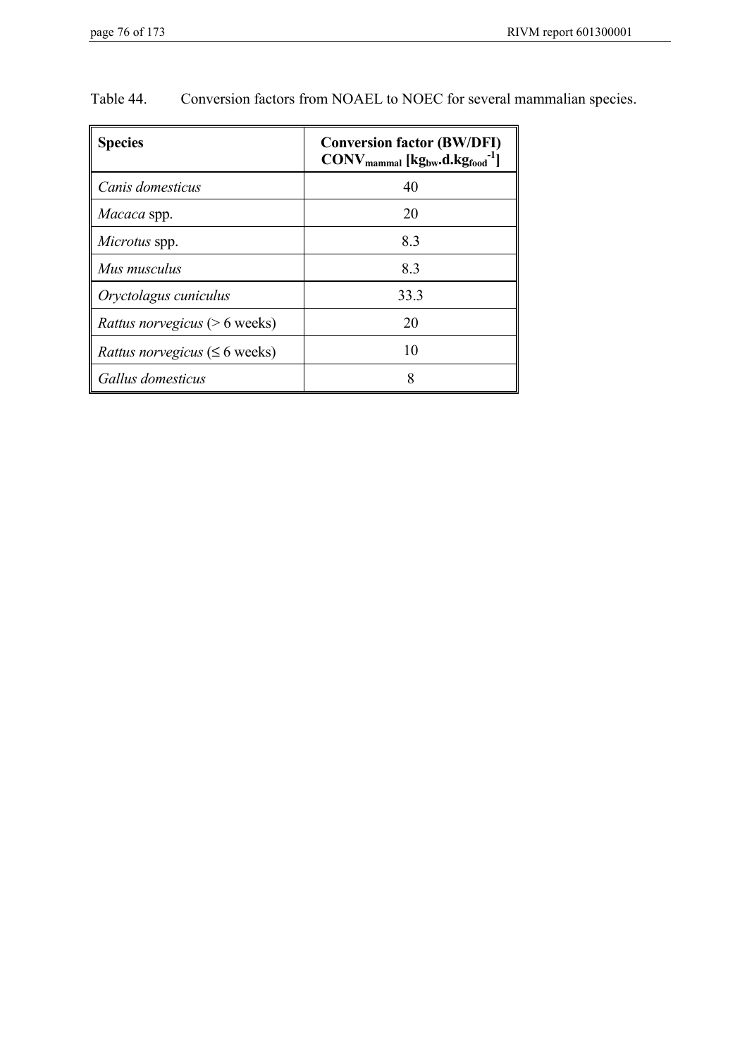Table 44. Conversion factors from NOAEL to NOEC for several mammalian species.

| **Species** | **Conversion factor (BW/DFI) $CONV_{mammal}$ [$kg_{bw}.d.kg_{food}^{-1}$]** |
|---|---|
| *Canis domesticus* | 40 |
| *Macaca* spp. | 20 |
| *Microtus* spp. | 8.3 |
| *Mus musculus* | 8.3 |
| *Oryctolagus cuniculus* | 33.3 |
| *Rattus norvegicus* (> 6 weeks) | 20 |
| *Rattus norvegicus* (≤ 6 weeks) | 10 |
| *Gallus domesticus* | 8 |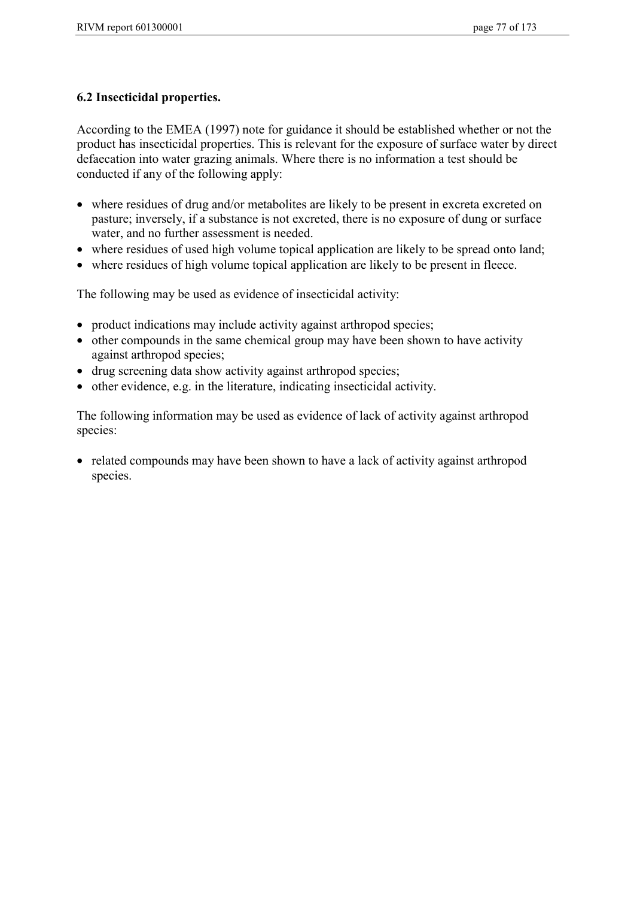### 6.2 Insecticidal properties.

According to the EMEA (1997) note for guidance it should be established whether or not the product has insecticidal properties. This is relevant for the exposure of surface water by direct defaecation into water grazing animals. Where there is no information a test should be conducted if any of the following apply:

- where residues of drug and/or metabolites are likely to be present in excreta excreted on pasture; inversely, if a substance is not excreted, there is no exposure of dung or surface water, and no further assessment is needed.
- where residues of used high volume topical application are likely to be spread onto land;
- where residues of high volume topical application are likely to be present in fleece.

The following may be used as evidence of insecticidal activity:

- product indications may include activity against arthropod species;
- other compounds in the same chemical group may have been shown to have activity against arthropod species;
- drug screening data show activity against arthropod species;
- other evidence, e.g. in the literature, indicating insecticidal activity.

The following information may be used as evidence of lack of activity against arthropod species:

- related compounds may have been shown to have a lack of activity against arthropod species.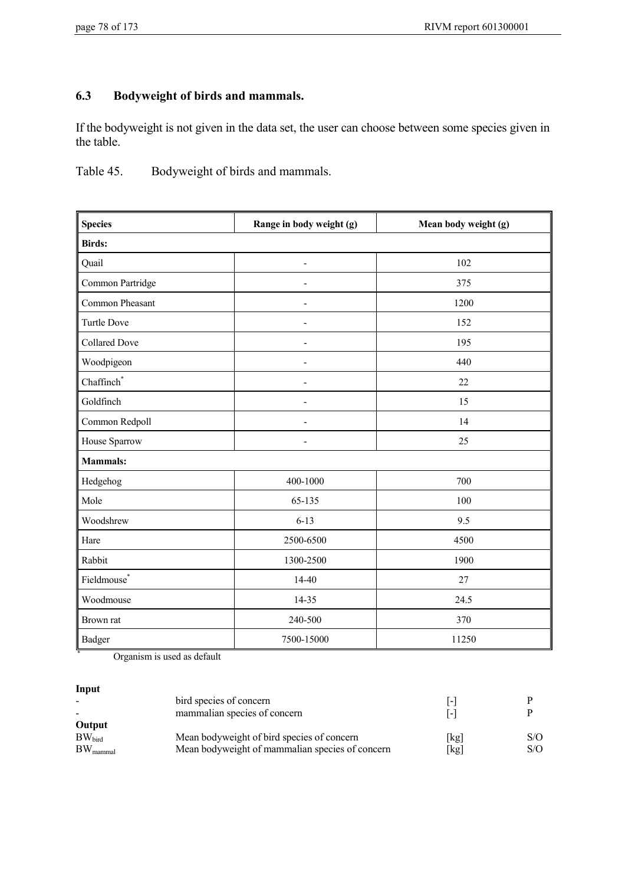### 6.3 Bodyweight of birds and mammals.

If the bodyweight is not given in the data set, the user can choose between some species given in the table.

Table 45. Bodyweight of birds and mammals.

| Species | Range in body weight (g) | Mean body weight (g) |
|---|---|---|
| **Birds:** | | |
| Quail | - | 102 |
| Common Partridge | - | 375 |
| Common Pheasant | - | 1200 |
| Turtle Dove | - | 152 |
| Collared Dove | - | 195 |
| Woodpigeon | - | 440 |
| Chaffinch* | - | 22 |
| Goldfinch | - | 15 |
| Common Redpoll | - | 14 |
| House Sparrow | - | 25 |
| **Mammals:** | | |
| Hedgehog | 400-1000 | 700 |
| Mole | 65-135 | 100 |
| Woodshrew | 6-13 | 9.5 |
| Hare | 2500-6500 | 4500 |
| Rabbit | 1300-2500 | 1900 |
| Fieldmouse* | 14-40 | 27 |
| Woodmouse | 14-35 | 24.5 |
| Brown rat | 240-500 | 370 |
| Badger | 7500-15000 | 11250 |

* Organism is used as default

**Input**

| | | | |
|---|---|---|---|
| - | bird species of concern | [-] | P |
| - | mammalian species of concern | [-] | P |

**Output**

| | | | |
|---|---|---|---|
| $BW_{bird}$ | Mean bodyweight of bird species of concern | [kg] | S/O |
| $BW_{mammal}$ | Mean bodyweight of mammalian species of concern | [kg] | S/O |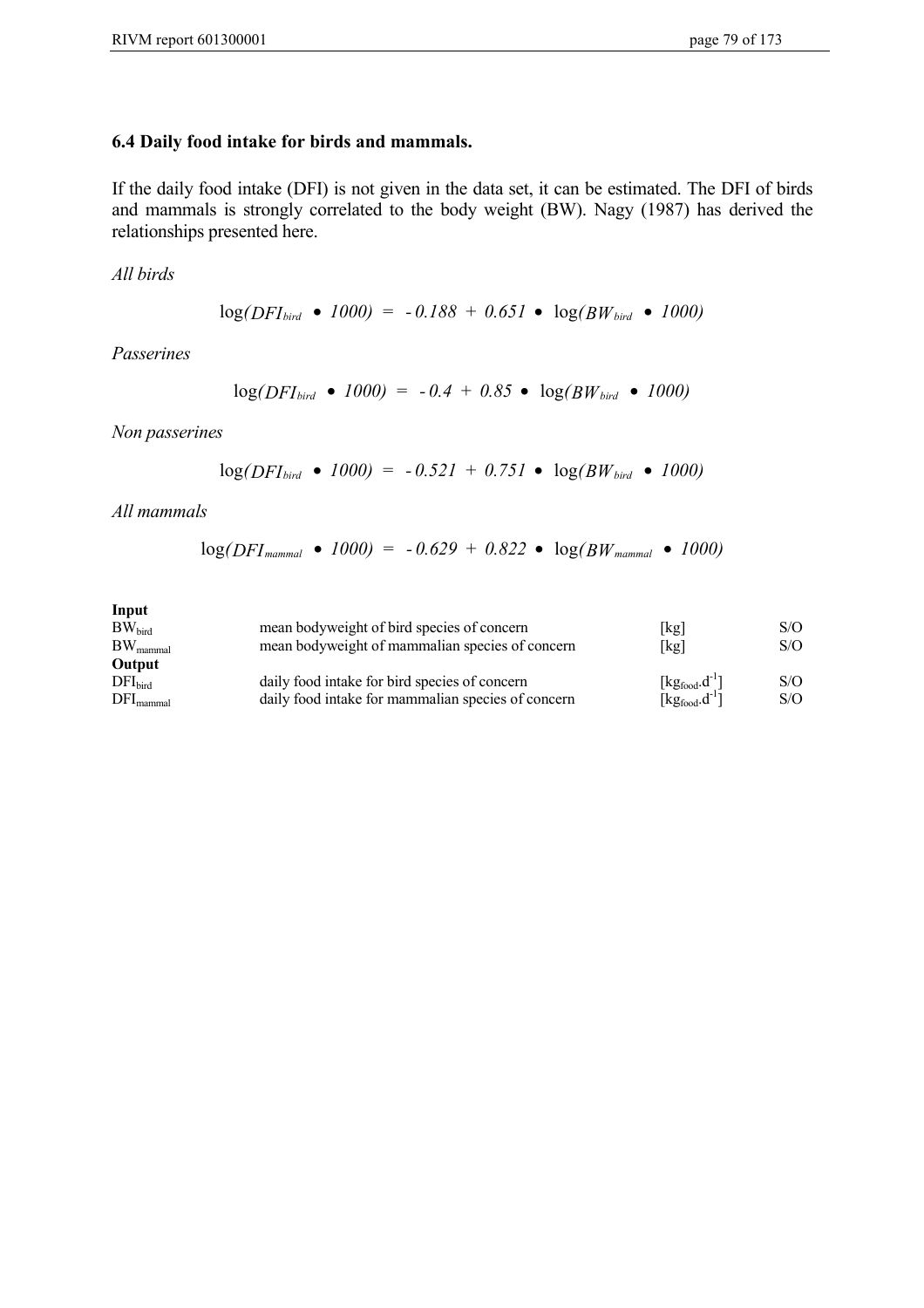### 6.4 Daily food intake for birds and mammals.

If the daily food intake (DFI) is not given in the data set, it can be estimated. The DFI of birds and mammals is strongly correlated to the body weight (BW). Nagy (1987) has derived the relationships presented here.

*All birds*

$$\log(DFI_{bird} \bullet 1000) = -0.188 + 0.651 \bullet \log(BW_{bird} \bullet 1000)$$

*Passerines*

$$\log(DFI_{bird} \bullet 1000) = -0.4 + 0.85 \bullet \log(BW_{bird} \bullet 1000)$$

*Non passerines*

$$\log(DFI_{bird} \bullet 1000) = -0.521 + 0.751 \bullet \log(BW_{bird} \bullet 1000)$$

*All mammals*

$$\log(DFI_{mammal} \bullet 1000) = -0.629 + 0.822 \bullet \log(BW_{mammal} \bullet 1000)$$

| | | | |
|---|---|---|---|
| **Input** | | | |
| $BW_{bird}$ | mean bodyweight of bird species of concern | [kg] | S/O |
| $BW_{mammal}$ | mean bodyweight of mammalian species of concern | [kg] | S/O |
| **Output** | | | |
| $DFI_{bird}$ | daily food intake for bird species of concern | [$kg_{food}.d^{-1}$] | S/O |
| $DFI_{mammal}$ | daily food intake for mammalian species of concern | [$kg_{food}.d^{-1}$] | S/O |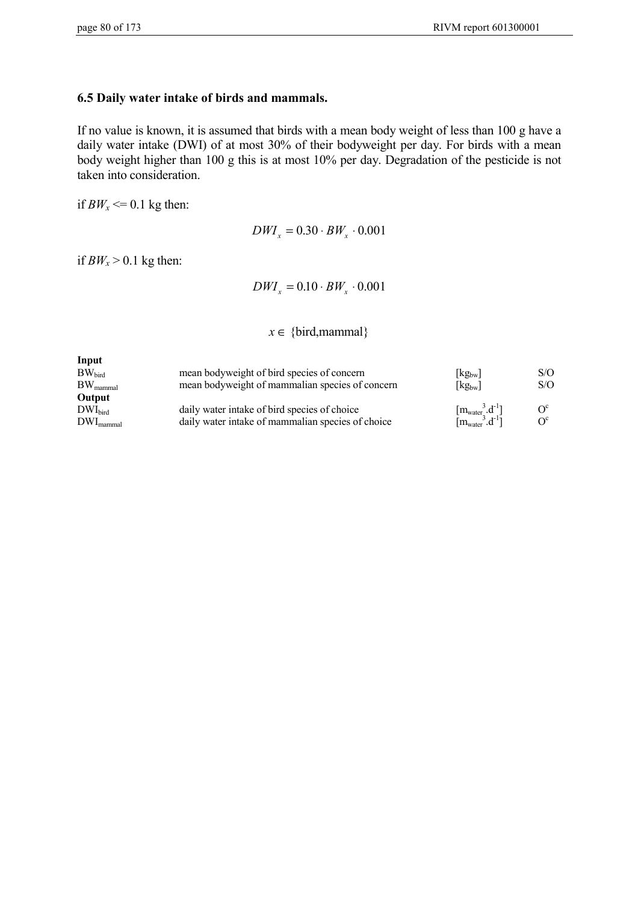## 6.5 Daily water intake of birds and mammals.

If no value is known, it is assumed that birds with a mean body weight of less than 100 g have a daily water intake (DWI) of at most 30% of their bodyweight per day. For birds with a mean body weight higher than 100 g this is at most 10% per day. Degradation of the pesticide is not taken into consideration.

if $BW_x$ <= 0.1 kg then:

$$DWI_x = 0.30 \cdot BW_x \cdot 0.001$$

if $BW_x$ > 0.1 kg then:

$$DWI_x = 0.10 \cdot BW_x \cdot 0.001$$

$$x \in \{\text{bird,mammal}\}$$

| | | | |
|---|---|---|---|
| **Input** | | | |
| $BW_{bird}$ | mean bodyweight of bird species of concern | $[kg_{bw}]$ | S/O |
| $BW_{mammal}$ | mean bodyweight of mammalian species of concern | $[kg_{bw}]$ | S/O |
| **Output** | | | |
| $DWI_{bird}$ | daily water intake of bird species of choice | $[m_{water}^{3}.d^{-1}]$ | $O^{c}$ |
| $DWI_{mammal}$ | daily water intake of mammalian species of choice | $[m_{water}^{3}.d^{-1}]$ | $O^{c}$ |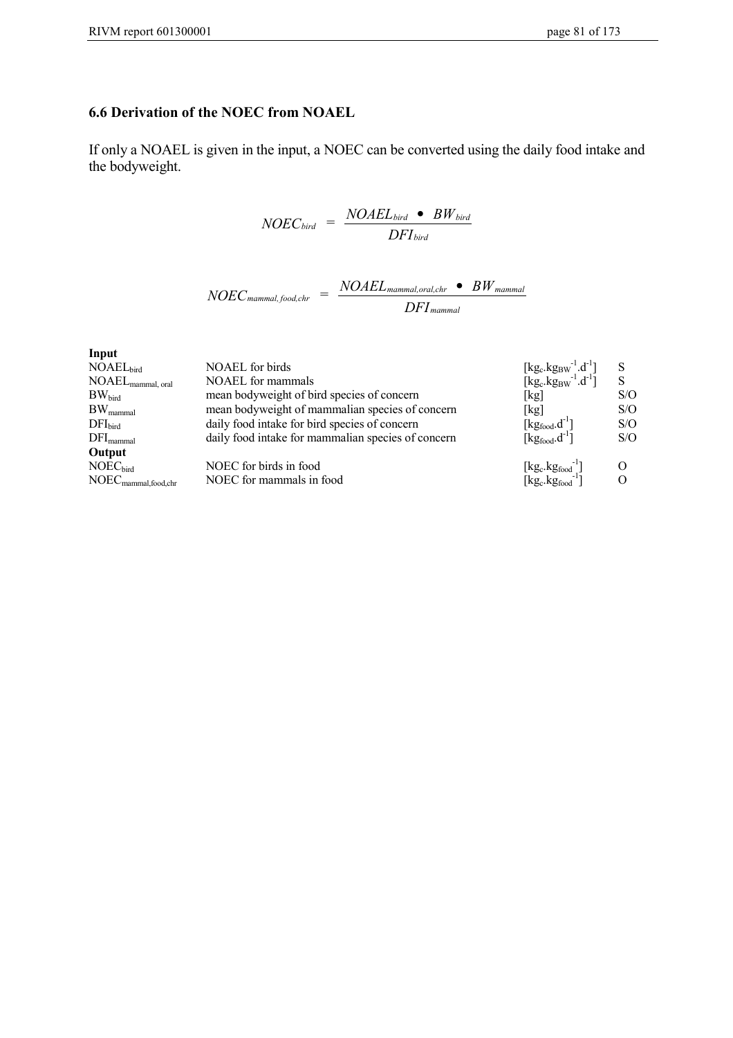## 6.6 Derivation of the NOEC from NOAEL

If only a NOAEL is given in the input, a NOEC can be converted using the daily food intake and the bodyweight.

$$NOEC_{bird} = \frac{NOAEL_{bird} \bullet BW_{bird}}{DFI_{bird}}$$

$$NOEC_{mammal,food,chr} = \frac{NOAEL_{mammal,oral,chr} \bullet BW_{mammal}}{DFI_{mammal}}$$

| | | | |
|---|---|---|---|
| **Input** | | | |
| $NOAEL_{bird}$ | NOAEL for birds | $[kg_c.kg_{BW}^{-1}.d^{-1}]$ | S |
| $NOAEL_{mammal,\ oral}$ | NOAEL for mammals | $[kg_c.kg_{BW}^{-1}.d^{-1}]$ | S |
| $BW_{bird}$ | mean bodyweight of bird species of concern | [kg] | S/O |
| $BW_{mammal}$ | mean bodyweight of mammalian species of concern | [kg] | S/O |
| $DFI_{bird}$ | daily food intake for bird species of concern | $[kg_{food}.d^{-1}]$ | S/O |
| $DFI_{mammal}$ | daily food intake for mammalian species of concern | $[kg_{food}.d^{-1}]$ | S/O |
| **Output** | | | |
| $NOEC_{bird}$ | NOEC for birds in food | $[kg_c.kg_{food}^{-1}]$ | O |
| $NOEC_{mammal,food,chr}$ | NOEC for mammals in food | $[kg_c.kg_{food}^{-1}]$ | O |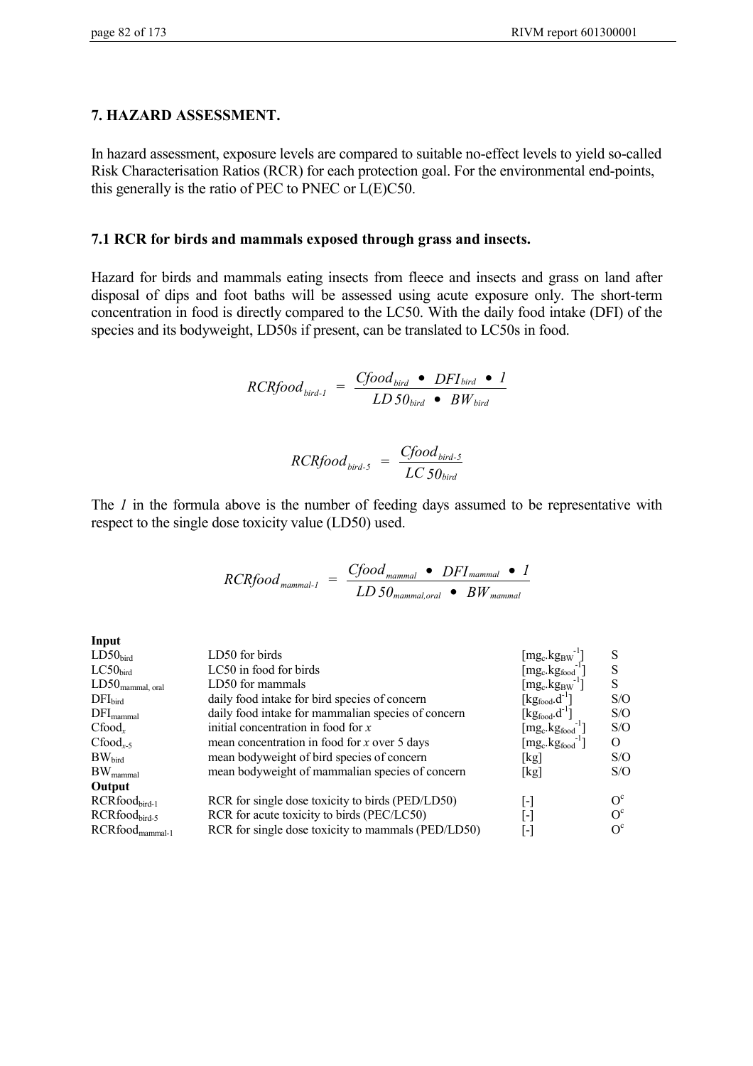## 7. HAZARD ASSESSMENT.

In hazard assessment, exposure levels are compared to suitable no-effect levels to yield so-called Risk Characterisation Ratios (RCR) for each protection goal. For the environmental end-points, this generally is the ratio of PEC to PNEC or L(E)C50.

### 7.1 RCR for birds and mammals exposed through grass and insects.

Hazard for birds and mammals eating insects from fleece and insects and grass on land after disposal of dips and foot baths will be assessed using acute exposure only. The short-term concentration in food is directly compared to the LC50. With the daily food intake (DFI) of the species and its bodyweight, LD50s if present, can be translated to LC50s in food.

$$RCRfood_{bird\text{-}1} = \frac{Cfood_{bird} \bullet DFI_{bird} \bullet 1}{LD50_{bird} \bullet BW_{bird}}$$

$$RCRfood_{bird\text{-}5} = \frac{Cfood_{bird\text{-}5}}{LC50_{bird}}$$

The *1* in the formula above is the number of feeding days assumed to be representative with respect to the single dose toxicity value (LD50) used.

$$RCRfood_{mammal\text{-}1} = \frac{Cfood_{mammal} \bullet DFI_{mammal} \bullet 1}{LD50_{mammal,oral} \bullet BW_{mammal}}$$

| | | | |
|---|---|---|---|
| **Input** | | | |
| $LD50_{bird}$ | LD50 for birds | $[mg_c.kg_{BW}^{-1}]$ | S |
| $LC50_{bird}$ | LC50 in food for birds | $[mg_c.kg_{food}^{-1}]$ | S |
| $LD50_{mammal,\ oral}$ | LD50 for mammals | $[mg_c.kg_{BW}^{-1}]$ | S |
| $DFI_{bird}$ | daily food intake for bird species of concern | $[kg_{food}.d^{-1}]$ | S/O |
| $DFI_{mammal}$ | daily food intake for mammalian species of concern | $[kg_{food}.d^{-1}]$ | S/O |
| $Cfood_x$ | initial concentration in food for *x* | $[mg_c.kg_{food}^{-1}]$ | S/O |
| $Cfood_{x\text{-}5}$ | mean concentration in food for *x* over 5 days | $[mg_c.kg_{food}^{-1}]$ | O |
| $BW_{bird}$ | mean bodyweight of bird species of concern | [kg] | S/O |
| $BW_{mammal}$ | mean bodyweight of mammalian species of concern | [kg] | S/O |
| **Output** | | | |
| $RCRfood_{bird\text{-}1}$ | RCR for single dose toxicity to birds (PED/LD50) | [-] | $O^c$ |
| $RCRfood_{bird\text{-}5}$ | RCR for acute toxicity to birds (PEC/LC50) | [-] | $O^c$ |
| $RCRfood_{mammal\text{-}1}$ | RCR for single dose toxicity to mammals (PED/LD50) | [-] | $O^c$ |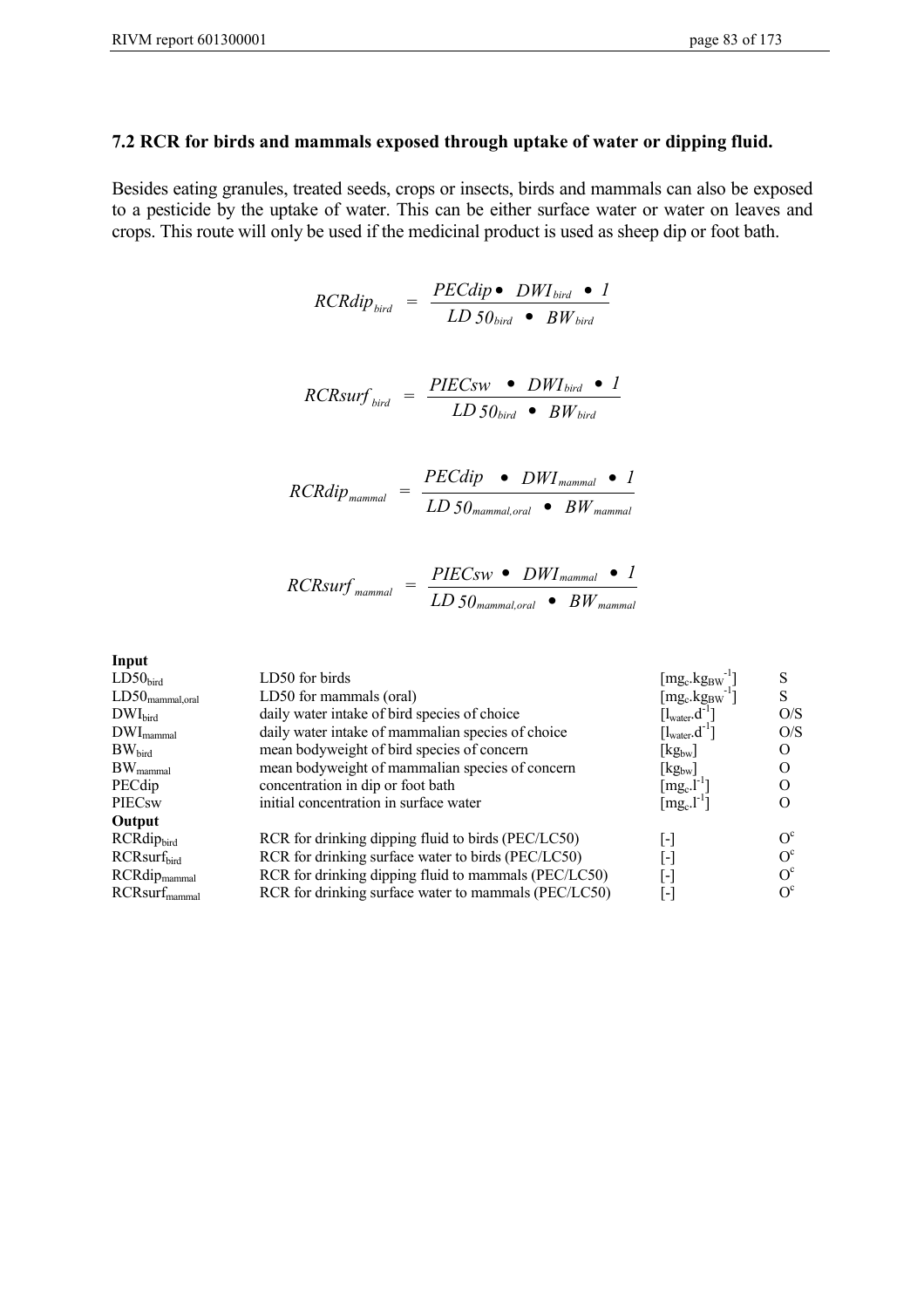### 7.2 RCR for birds and mammals exposed through uptake of water or dipping fluid.

Besides eating granules, treated seeds, crops or insects, birds and mammals can also be exposed to a pesticide by the uptake of water. This can be either surface water or water on leaves and crops. This route will only be used if the medicinal product is used as sheep dip or foot bath.

$$RCRdip_{bird} = \frac{PECdip \bullet DWI_{bird} \bullet 1}{LD\,50_{bird} \bullet BW_{bird}}$$

$$RCRsurf_{bird} = \frac{PIECsw \bullet DWI_{bird} \bullet 1}{LD\,50_{bird} \bullet BW_{bird}}$$

$$RCRdip_{mammal} = \frac{PECdip \bullet DWI_{mammal} \bullet 1}{LD\,50_{mammal,oral} \bullet BW_{mammal}}$$

$$RCRsurf_{mammal} = \frac{PIECsw \bullet DWI_{mammal} \bullet 1}{LD\,50_{mammal,oral} \bullet BW_{mammal}}$$

| | | | |
|---|---|---|---|
| **Input** | | | |
| $LD50_{bird}$ | LD50 for birds | $[mg_c.kg_{BW}^{-1}]$ | S |
| $LD50_{mammal,oral}$ | LD50 for mammals (oral) | $[mg_c.kg_{BW}^{-1}]$ | S |
| $DWI_{bird}$ | daily water intake of bird species of choice | $[l_{water}.d^{-1}]$ | O/S |
| $DWI_{mammal}$ | daily water intake of mammalian species of choice | $[l_{water}.d^{-1}]$ | O/S |
| $BW_{bird}$ | mean bodyweight of bird species of concern | $[kg_{bw}]$ | O |
| $BW_{mammal}$ | mean bodyweight of mammalian species of concern | $[kg_{bw}]$ | O |
| PECdip | concentration in dip or foot bath | $[mg_c.l^{-1}]$ | O |
| PIECsw | initial concentration in surface water | $[mg_c.l^{-1}]$ | O |
| **Output** | | | |
| $RCRdip_{bird}$ | RCR for drinking dipping fluid to birds (PEC/LC50) | [-] | $O^c$ |
| $RCRsurf_{bird}$ | RCR for drinking surface water to birds (PEC/LC50) | [-] | $O^c$ |
| $RCRdip_{mammal}$ | RCR for drinking dipping fluid to mammals (PEC/LC50) | [-] | $O^c$ |
| $RCRsurf_{mammal}$ | RCR for drinking surface water to mammals (PEC/LC50) | [-] | $O^c$ |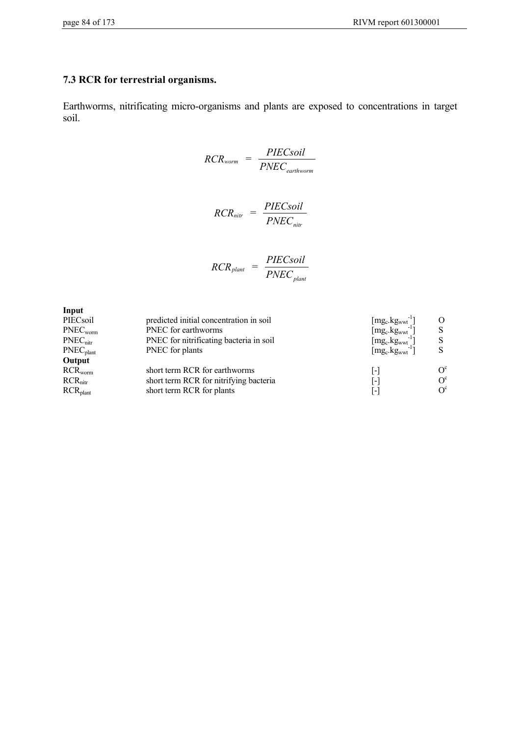### 7.3 RCR for terrestrial organisms.

Earthworms, nitrificating micro-organisms and plants are exposed to concentrations in target soil.

$$RCR_{worm} = \frac{PIECsoil}{PNEC_{earthworm}}$$

$$RCR_{nitr} = \frac{PIECsoil}{PNEC_{nitr}}$$

$$RCR_{plant} = \frac{PIECsoil}{PNEC_{plant}}$$

| | | | |
|---|---|---|---|
| **Input** | | | |
| PIECsoil | predicted initial concentration in soil | $[mg_c.kg_{wwt}^{-1}]$ | O |
| $PNEC_{worm}$ | PNEC for earthworms | $[mg_c.kg_{wwt}^{-1}]$ | S |
| $PNEC_{nitr}$ | PNEC for nitrificating bacteria in soil | $[mg_c.kg_{wwt}^{-1}]$ | S |
| $PNEC_{plant}$ | PNEC for plants | $[mg_c.kg_{wwt}^{-1}]$ | S |
| **Output** | | | |
| $RCR_{worm}$ | short term RCR for earthworms | [-] | $O^c$ |
| $RCR_{nitr}$ | short term RCR for nitrifying bacteria | [-] | $O^c$ |
| $RCR_{plant}$ | short term RCR for plants | [-] | $O^c$ |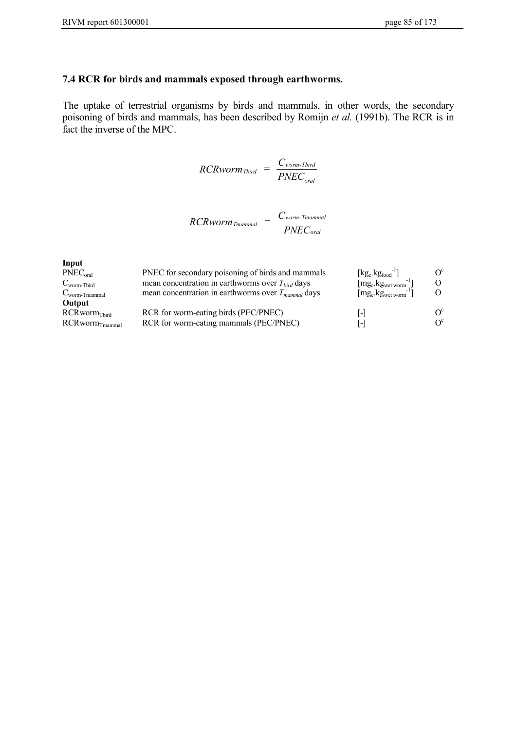### 7.4 RCR for birds and mammals exposed through earthworms.

The uptake of terrestrial organisms by birds and mammals, in other words, the secondary poisoning of birds and mammals, has been described by Romijn *et al.* (1991b). The RCR is in fact the inverse of the MPC.

$$RCRworm_{Tbird} = \frac{C_{worm\text{-}Tbird}}{PNEC_{oral}}$$

$$RCRworm_{Tmammal} = \frac{C_{worm\text{-}Tmammal}}{PNEC_{oral}}$$

| | | | |
|---|---|---|---|
| **Input** | | | |
| $PNEC_{oral}$ | PNEC for secondary poisoning of birds and mammals | $[kg_c.kg_{food}^{-1}]$ | $O^c$ |
| $C_{worm\text{-}Tbird}$ | mean concentration in earthworms over $T_{bird}$ days | $[mg_c.kg_{wet\ worm}^{-1}]$ | O |
| $C_{worm\text{-}Tmammal}$ | mean concentration in earthworms over $T_{mammal}$ days | $[mg_c.kg_{wet\ worm}^{-1}]$ | O |
| **Output** | | | |
| $RCRworm_{Tbird}$ | RCR for worm-eating birds (PEC/PNEC) | [-] | $O^c$ |
| $RCRworm_{Tmammal}$ | RCR for worm-eating mammals (PEC/PNEC) | [-] | $O^c$ |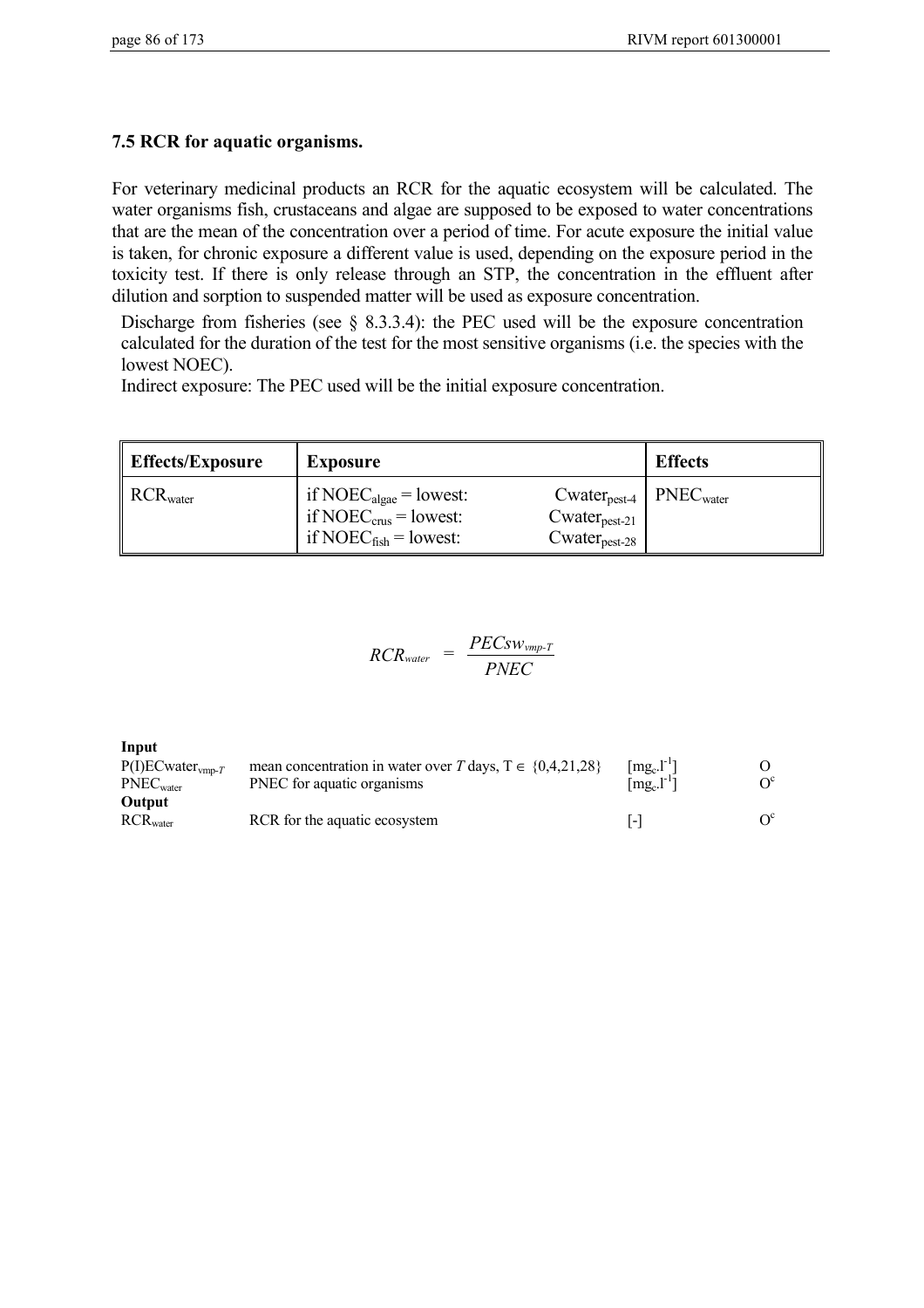## 7.5 RCR for aquatic organisms.

For veterinary medicinal products an RCR for the aquatic ecosystem will be calculated. The water organisms fish, crustaceans and algae are supposed to be exposed to water concentrations that are the mean of the concentration over a period of time. For acute exposure the initial value is taken, for chronic exposure a different value is used, depending on the exposure period in the toxicity test. If there is only release through an STP, the concentration in the effluent after dilution and sorption to suspended matter will be used as exposure concentration.

Discharge from fisheries (see § 8.3.3.4): the PEC used will be the exposure concentration calculated for the duration of the test for the most sensitive organisms (i.e. the species with the lowest NOEC).

Indirect exposure: The PEC used will be the initial exposure concentration.

| Effects/Exposure | Exposure | | Effects |
|---|---|---|---|
| $RCR_{water}$ | if $NOEC_{algae}$ = lowest:<br>if $NOEC_{crus}$ = lowest:<br>if $NOEC_{fish}$ = lowest: | $Cwater_{pest\text{-}4}$<br>$Cwater_{pest\text{-}21}$<br>$Cwater_{pest\text{-}28}$ | $PNEC_{water}$ |

$$RCR_{water} = \frac{PECsw_{vmp\text{-}T}}{PNEC}$$

**Input**

| | | | |
|---|---|---|---|
| $P(I)ECwater_{vmp\text{-}T}$ | mean concentration in water over $T$ days, $T \in \{0,4,21,28\}$ | $[mg_c.l^{-1}]$ | O |
| $PNEC_{water}$ | PNEC for aquatic organisms | $[mg_c.l^{-1}]$ | $O^c$ |

**Output**

| | | | |
|---|---|---|---|
| $RCR_{water}$ | RCR for the aquatic ecosystem | [-] | $O^c$ |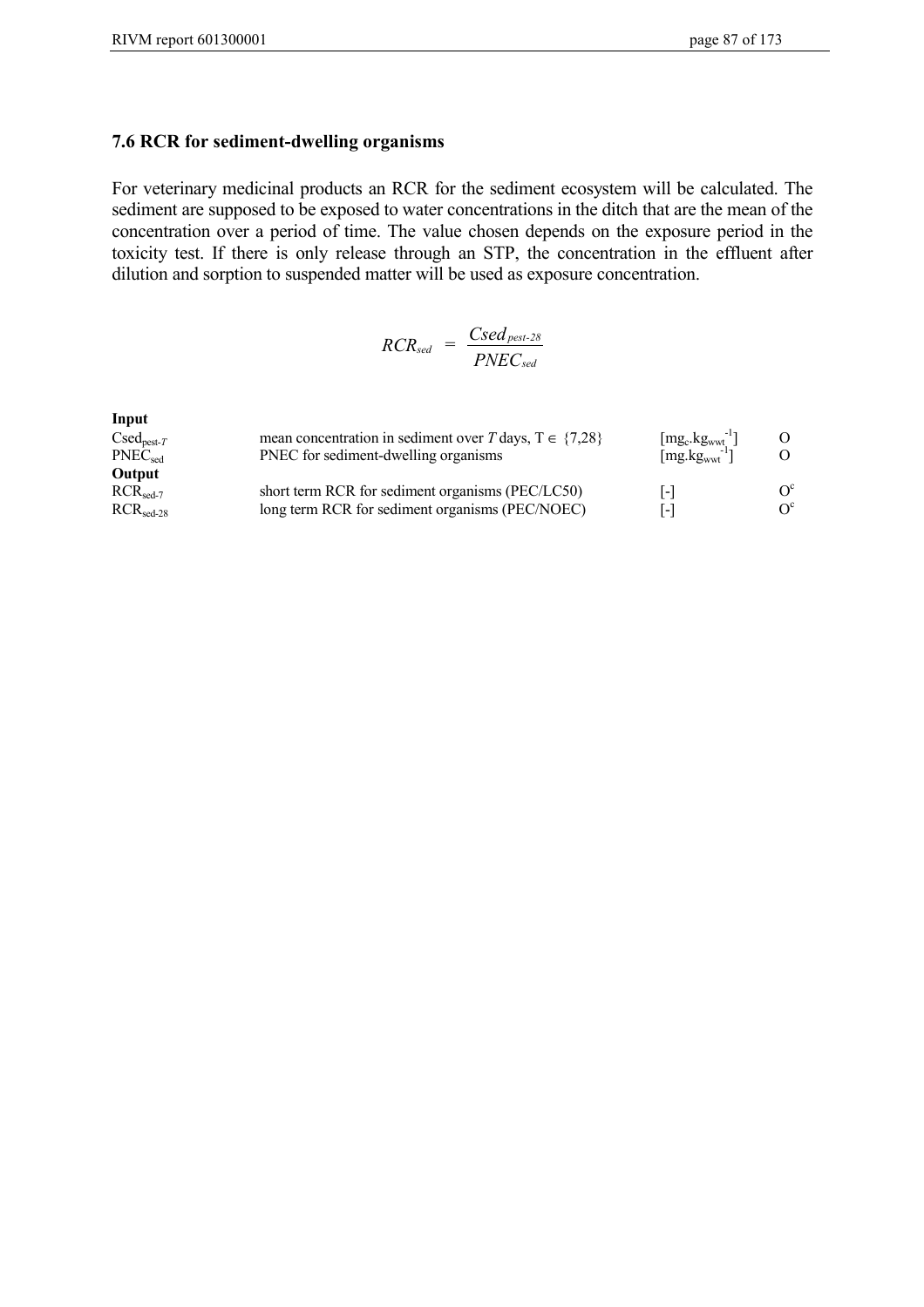### 7.6 RCR for sediment-dwelling organisms

For veterinary medicinal products an RCR for the sediment ecosystem will be calculated. The sediment are supposed to be exposed to water concentrations in the ditch that are the mean of the concentration over a period of time. The value chosen depends on the exposure period in the toxicity test. If there is only release through an STP, the concentration in the effluent after dilution and sorption to suspended matter will be used as exposure concentration.

$$RCR_{sed} = \frac{Csed_{pest\text{-}28}}{PNEC_{sed}}$$

**Input**

| | | | |
|---|---|---|---|
| $Csed_{pest\text{-}T}$ | mean concentration in sediment over $T$ days, $T \in \{7,28\}$ | $[mg_c.kg_{wwt}^{-1}]$ | O |
| $PNEC_{sed}$ | PNEC for sediment-dwelling organisms | $[mg.kg_{wwt}^{-1}]$ | O |

**Output**

| | | | |
|---|---|---|---|
| $RCR_{sed\text{-}7}$ | short term RCR for sediment organisms (PEC/LC50) | [-] | $O^c$ |
| $RCR_{sed\text{-}28}$ | long term RCR for sediment organisms (PEC/NOEC) | [-] | $O^c$ |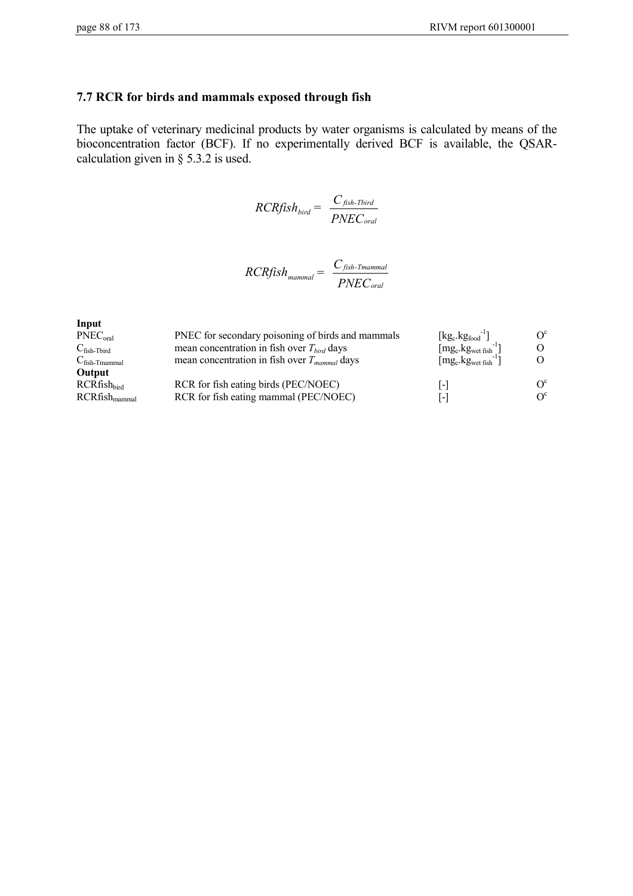### 7.7 RCR for birds and mammals exposed through fish

The uptake of veterinary medicinal products by water organisms is calculated by means of the bioconcentration factor (BCF). If no experimentally derived BCF is available, the QSAR-calculation given in § 5.3.2 is used.

$$RCRfish_{bird} = \frac{C_{fish\text{-}Tbird}}{PNEC_{oral}}$$

$$RCRfish_{mammal} = \frac{C_{fish\text{-}Tmammal}}{PNEC_{oral}}$$

| | | | |
|---|---|---|---|
| **Input** | | | |
| $PNEC_{oral}$ | PNEC for secondary poisoning of birds and mammals | $[kg_c.kg_{food}^{-1}]$ | $O^c$ |
| $C_{fish\text{-}Tbird}$ | mean concentration in fish over $T_{bird}$ days | $[mg_c.kg_{wet\ fish}^{-1}]$ | O |
| $C_{fish\text{-}Tmammal}$ | mean concentration in fish over $T_{mammal}$ days | $[mg_c.kg_{wet\ fish}^{-1}]$ | O |
| **Output** | | | |
| $RCRfish_{bird}$ | RCR for fish eating birds (PEC/NOEC) | [-] | $O^c$ |
| $RCRfish_{mammal}$ | RCR for fish eating mammal (PEC/NOEC) | [-] | $O^c$ |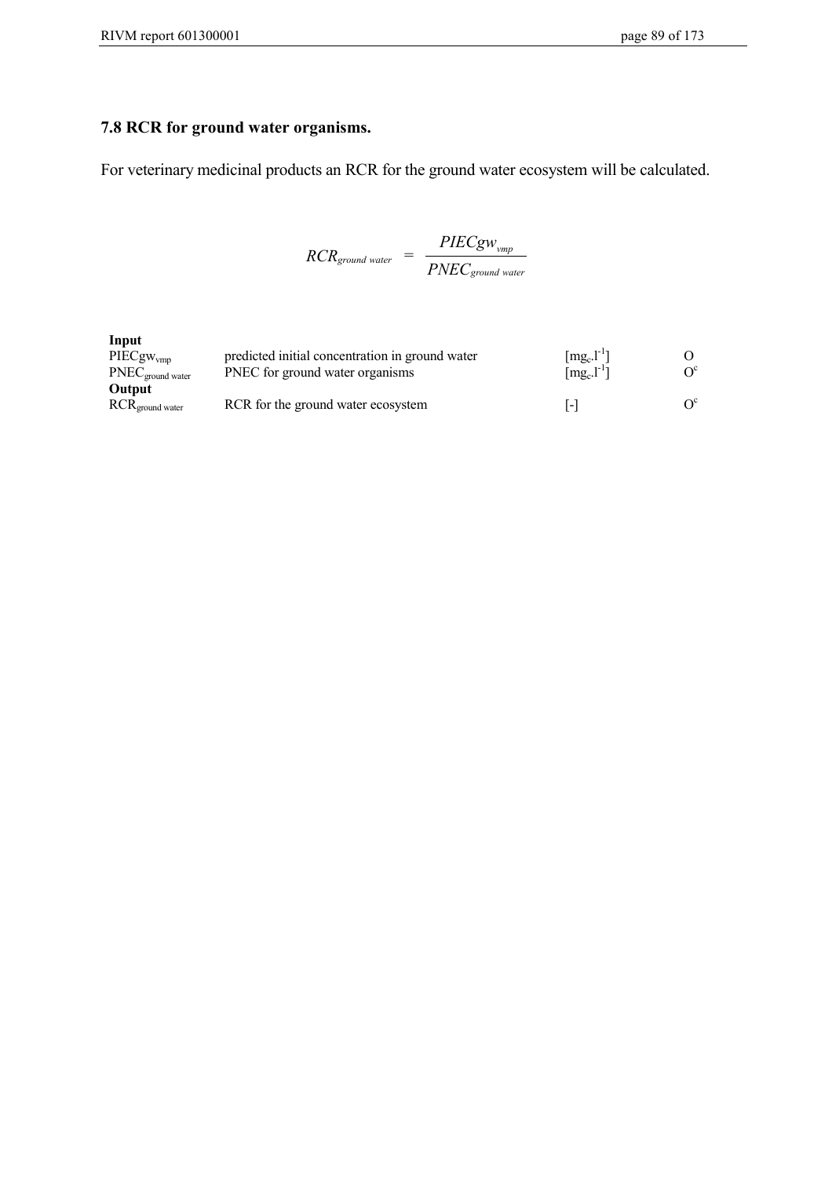### 7.8 RCR for ground water organisms.

For veterinary medicinal products an RCR for the ground water ecosystem will be calculated.

$$RCR_{ground\ water} = \frac{PIECgw_{vmp}}{PNEC_{ground\ water}}$$

| | | | |
|---|---|---|---|
| **Input** | | | |
| $PIECgw_{vmp}$ | predicted initial concentration in ground water | $[mg_c.l^{-1}]$ | O |
| $PNEC_{ground\ water}$ | PNEC for ground water organisms | $[mg_c.l^{-1}]$ | $O^c$ |
| **Output** | | | |
| $RCR_{ground\ water}$ | RCR for the ground water ecosystem | [-] | $O^c$ |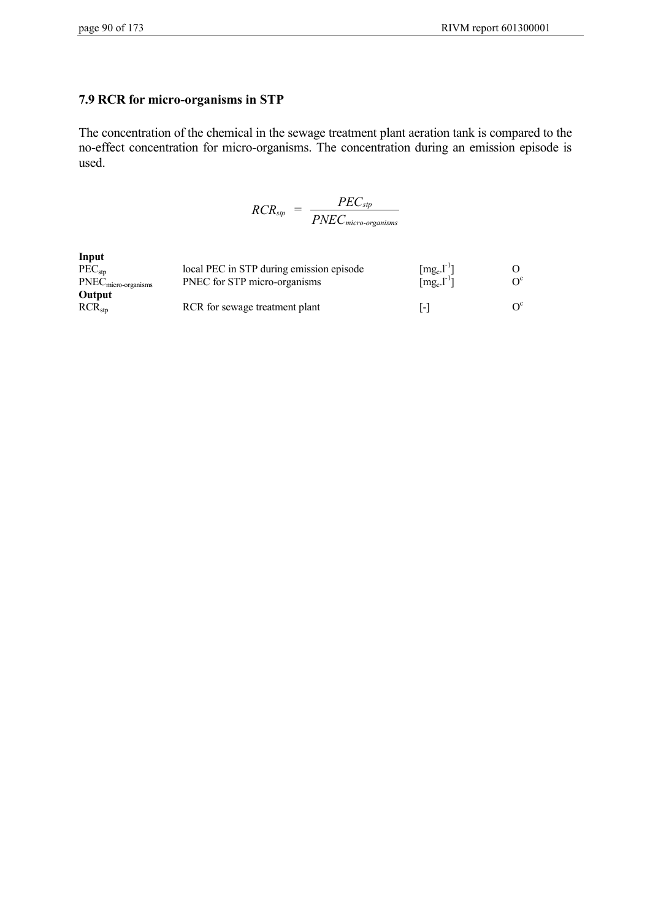## 7.9 RCR for micro-organisms in STP

The concentration of the chemical in the sewage treatment plant aeration tank is compared to the no-effect concentration for micro-organisms. The concentration during an emission episode is used.

$$RCR_{stp} = \frac{PEC_{stp}}{PNEC_{micro\text{-}organisms}}$$

| | | | |
|---|---|---|---|
| **Input** | | | |
| $PEC_{stp}$ | local PEC in STP during emission episode | $[mg_c.l^{-1}]$ | O |
| $PNEC_{micro\text{-}organisms}$ | PNEC for STP micro-organisms | $[mg_c.l^{-1}]$ | $O^c$ |
| **Output** | | | |
| $RCR_{stp}$ | RCR for sewage treatment plant | [-] | $O^c$ |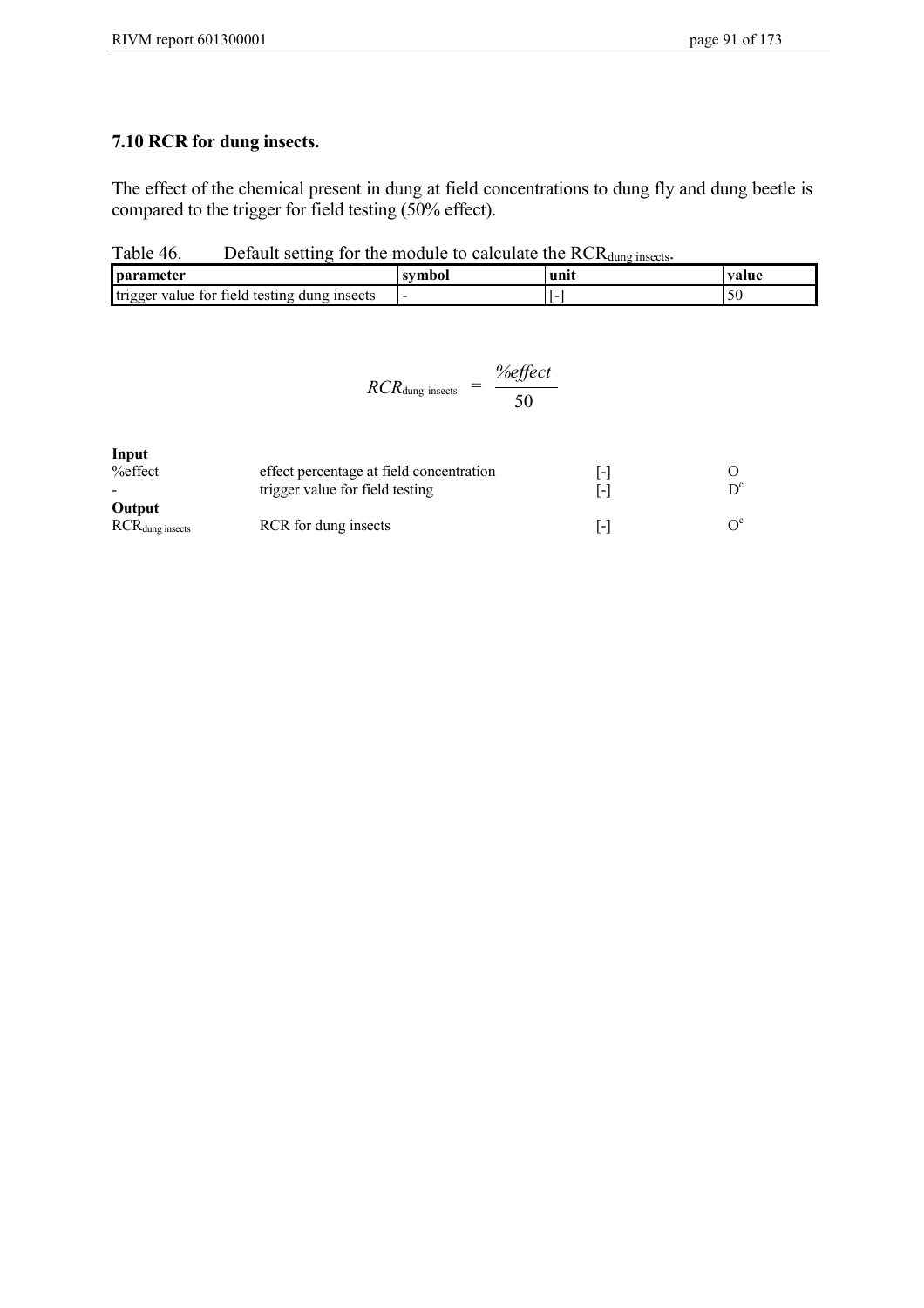## 7.10 RCR for dung insects.

The effect of the chemical present in dung at field concentrations to dung fly and dung beetle is compared to the trigger for field testing (50% effect).

Table 46. Default setting for the module to calculate the $RCR_{\text{dung insects}}$.

| parameter | symbol | unit | value |
|---|---|---|---|
| trigger value for field testing dung insects | - | [-] | 50 |

$$RCR_{\text{dung insects}} = \frac{\%effect}{50}$$

**Input**

| | | | |
|---|---|---|---|
| %effect | effect percentage at field concentration | [-] | O |
| - | trigger value for field testing | [-] | D[c] |

**Output**

| | | | |
|---|---|---|---|
| $RCR_{\text{dung insects}}$ | RCR for dung insects | [-] | O[c] |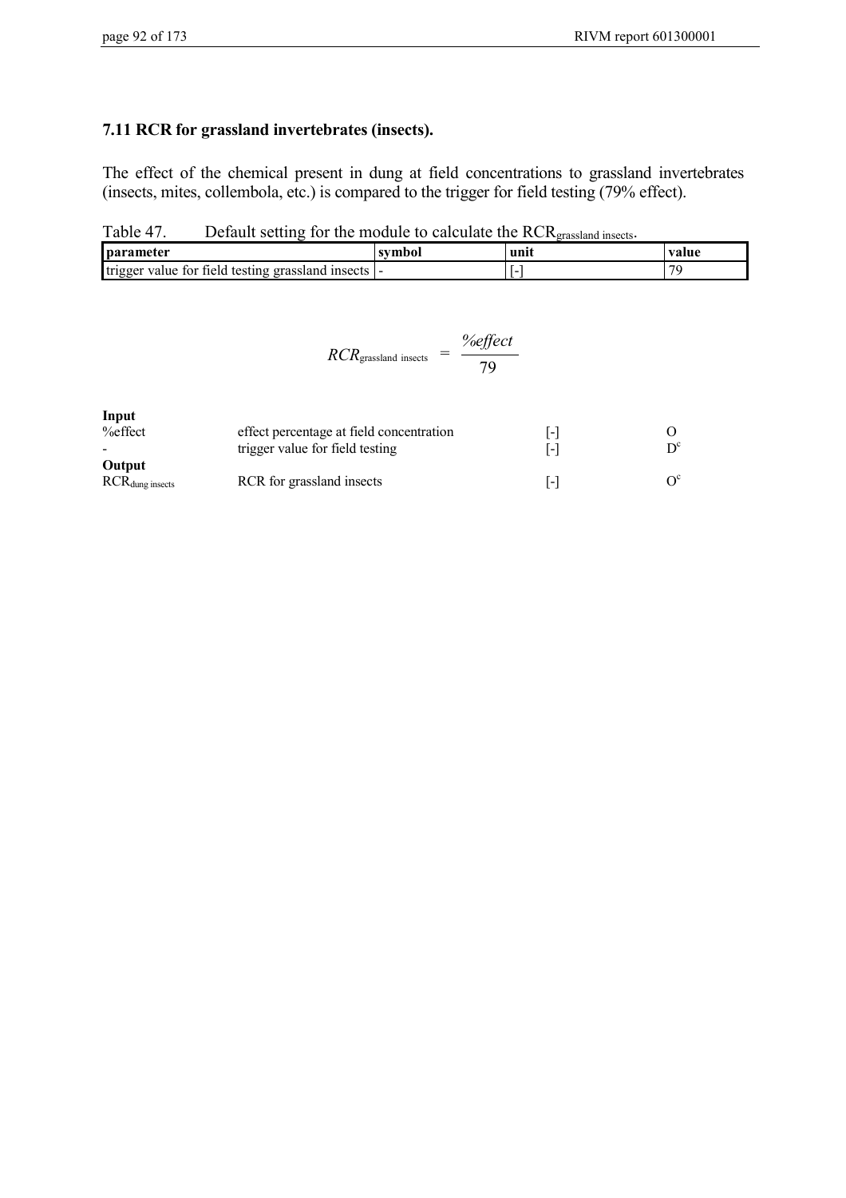### 7.11 RCR for grassland invertebrates (insects).

The effect of the chemical present in dung at field concentrations to grassland invertebrates (insects, mites, collembola, etc.) is compared to the trigger for field testing (79% effect).

Table 47. Default setting for the module to calculate the $RCR_{grassland\ insects}$.

| parameter | symbol | unit | value |
|---|---|---|---|
| trigger value for field testing grassland insects | - | [-] | 79 |

$$RCR_{\text{grassland insects}} = \frac{\%effect}{79}$$

**Input**

| | | | |
|---|---|---|---|
| %effect | effect percentage at field concentration | [-] | O |
| - | trigger value for field testing | [-] | $D^c$ |

**Output**

| | | | |
|---|---|---|---|
| $RCR_{\text{dung insects}}$ | RCR for grassland insects | [-] | $O^c$ |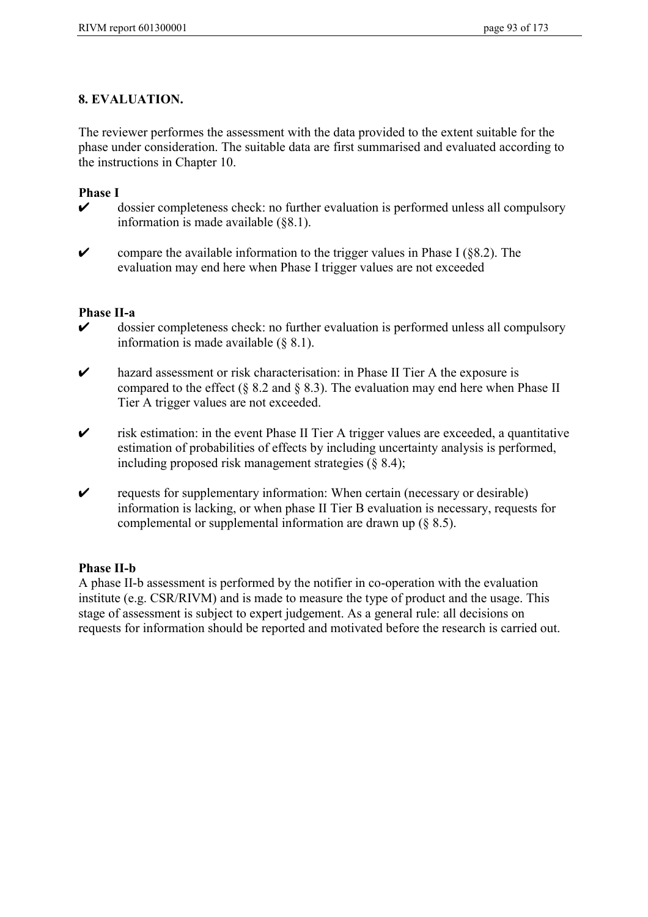## 8. EVALUATION.

The reviewer performes the assessment with the data provided to the extent suitable for the phase under consideration. The suitable data are first summarised and evaluated according to the instructions in Chapter 10.

**Phase I**

- ✔ dossier completeness check: no further evaluation is performed unless all compulsory information is made available (§8.1).
- ✔ compare the available information to the trigger values in Phase I (§8.2). The evaluation may end here when Phase I trigger values are not exceeded

**Phase II-a**

- ✔ dossier completeness check: no further evaluation is performed unless all compulsory information is made available (§ 8.1).
- ✔ hazard assessment or risk characterisation: in Phase II Tier A the exposure is compared to the effect (§ 8.2 and § 8.3). The evaluation may end here when Phase II Tier A trigger values are not exceeded.
- ✔ risk estimation: in the event Phase II Tier A trigger values are exceeded, a quantitative estimation of probabilities of effects by including uncertainty analysis is performed, including proposed risk management strategies (§ 8.4);
- ✔ requests for supplementary information: When certain (necessary or desirable) information is lacking, or when phase II Tier B evaluation is necessary, requests for complemental or supplemental information are drawn up (§ 8.5).

**Phase II-b**

A phase II-b assessment is performed by the notifier in co-operation with the evaluation institute (e.g. CSR/RIVM) and is made to measure the type of product and the usage. This stage of assessment is subject to expert judgement. As a general rule: all decisions on requests for information should be reported and motivated before the research is carried out.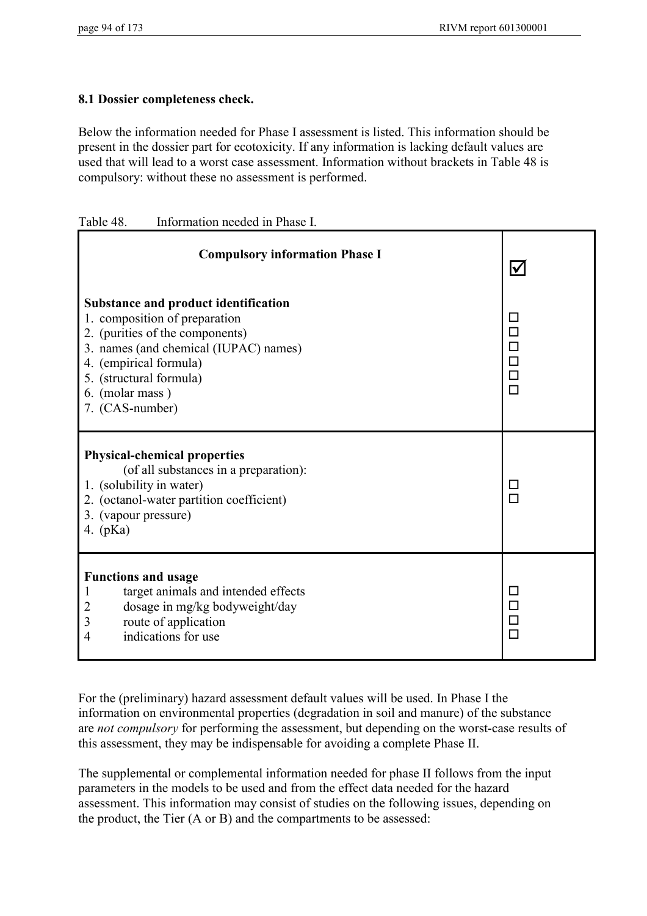### 8.1 Dossier completeness check.

Below the information needed for Phase I assessment is listed. This information should be present in the dossier part for ecotoxicity. If any information is lacking default values are used that will lead to a worst case assessment. Information without brackets in Table 48 is compulsory: without these no assessment is performed.

Table 48. Information needed in Phase I.

| Compulsory information Phase I | ☑ |
| --- | --- |
| **Substance and product identification**<br>1. composition of preparation<br>2. (purities of the components)<br>3. names (and chemical (IUPAC) names)<br>4. (empirical formula)<br>5. (structural formula)<br>6. (molar mass )<br>7. (CAS-number) | ☐<br>☐<br>☐<br>☐<br>☐<br>☐ |
| **Physical-chemical properties**<br>(of all substances in a preparation):<br>1. (solubility in water)<br>2. (octanol-water partition coefficient)<br>3. (vapour pressure)<br>4. (pKa) | ☐<br>☐ |
| **Functions and usage**<br>1 target animals and intended effects<br>2 dosage in mg/kg bodyweight/day<br>3 route of application<br>4 indications for use | ☐<br>☐<br>☐<br>☐ |

For the (preliminary) hazard assessment default values will be used. In Phase I the information on environmental properties (degradation in soil and manure) of the substance are *not compulsory* for performing the assessment, but depending on the worst-case results of this assessment, they may be indispensable for avoiding a complete Phase II.

The supplemental or complemental information needed for phase II follows from the input parameters in the models to be used and from the effect data needed for the hazard assessment. This information may consist of studies on the following issues, depending on the product, the Tier (A or B) and the compartments to be assessed: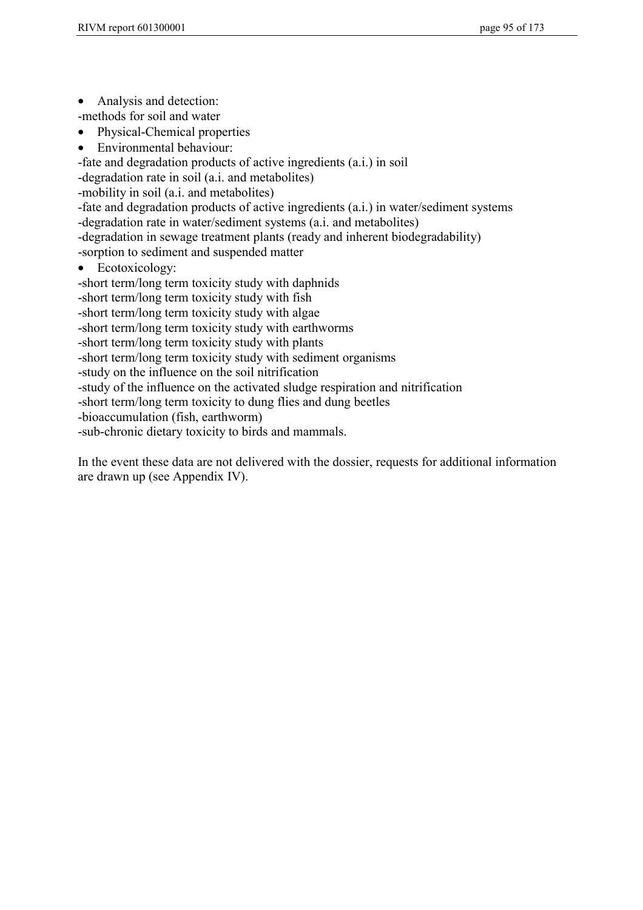- Analysis and detection:

-methods for soil and water

- Physical-Chemical properties
- Environmental behaviour:

-fate and degradation products of active ingredients (a.i.) in soil
-degradation rate in soil (a.i. and metabolites)
-mobility in soil (a.i. and metabolites)
-fate and degradation products of active ingredients (a.i.) in water/sediment systems
-degradation rate in water/sediment systems (a.i. and metabolites)
-degradation in sewage treatment plants (ready and inherent biodegradability)
-sorption to sediment and suspended matter

- Ecotoxicology:

-short term/long term toxicity study with daphnids
-short term/long term toxicity study with fish
-short term/long term toxicity study with algae
-short term/long term toxicity study with earthworms
-short term/long term toxicity study with plants
-short term/long term toxicity study with sediment organisms
-study on the influence on the soil nitrification
-study of the influence on the activated sludge respiration and nitrification
-short term/long term toxicity to dung flies and dung beetles
-bioaccumulation (fish, earthworm)
-sub-chronic dietary toxicity to birds and mammals.

In the event these data are not delivered with the dossier, requests for additional information are drawn up (see Appendix IV).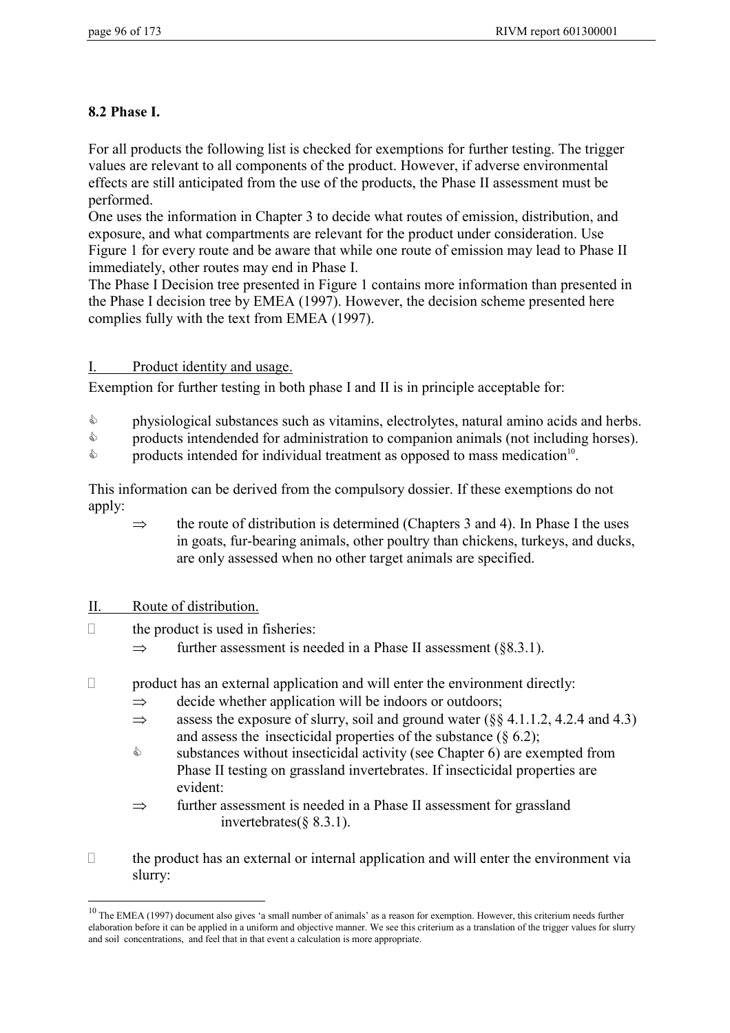## 8.2 Phase I.

For all products the following list is checked for exemptions for further testing. The trigger values are relevant to all components of the product. However, if adverse environmental effects are still anticipated from the use of the products, the Phase II assessment must be performed.

One uses the information in Chapter 3 to decide what routes of emission, distribution, and exposure, and what compartments are relevant for the product under consideration. Use Figure 1 for every route and be aware that while one route of emission may lead to Phase II immediately, other routes may end in Phase I.

The Phase I Decision tree presented in Figure 1 contains more information than presented in the Phase I decision tree by EMEA (1997). However, the decision scheme presented here complies fully with the text from EMEA (1997).

I. Product identity and usage.

Exemption for further testing in both phase I and II is in principle acceptable for:

- physiological substances such as vitamins, electrolytes, natural amino acids and herbs.
- products intendended for administration to companion animals (not including horses).
- products intended for individual treatment as opposed to mass medication[10].

This information can be derived from the compulsory dossier. If these exemptions do not apply:

⇒ the route of distribution is determined (Chapters 3 and 4). In Phase I the uses in goats, fur-bearing animals, other poultry than chickens, turkeys, and ducks, are only assessed when no other target animals are specified.

II. Route of distribution.

- the product is used in fisheries:
  - ⇒ further assessment is needed in a Phase II assessment (§8.3.1).
- product has an external application and will enter the environment directly:
  - ⇒ decide whether application will be indoors or outdoors;
  - ⇒ assess the exposure of slurry, soil and ground water (§§ 4.1.1.2, 4.2.4 and 4.3) and assess the insecticidal properties of the substance (§ 6.2);
  - substances without insecticidal activity (see Chapter 6) are exempted from Phase II testing on grassland invertebrates. If insecticidal properties are evident:
  - ⇒ further assessment is needed in a Phase II assessment for grassland invertebrates(§ 8.3.1).
- the product has an external or internal application and will enter the environment via slurry:

[10] The EMEA (1997) document also gives 'a small number of animals' as a reason for exemption. However, this criterium needs further elaboration before it can be applied in a uniform and objective manner. We see this criterium as a translation of the trigger values for slurry and soil concentrations, and feel that in that event a calculation is more appropriate.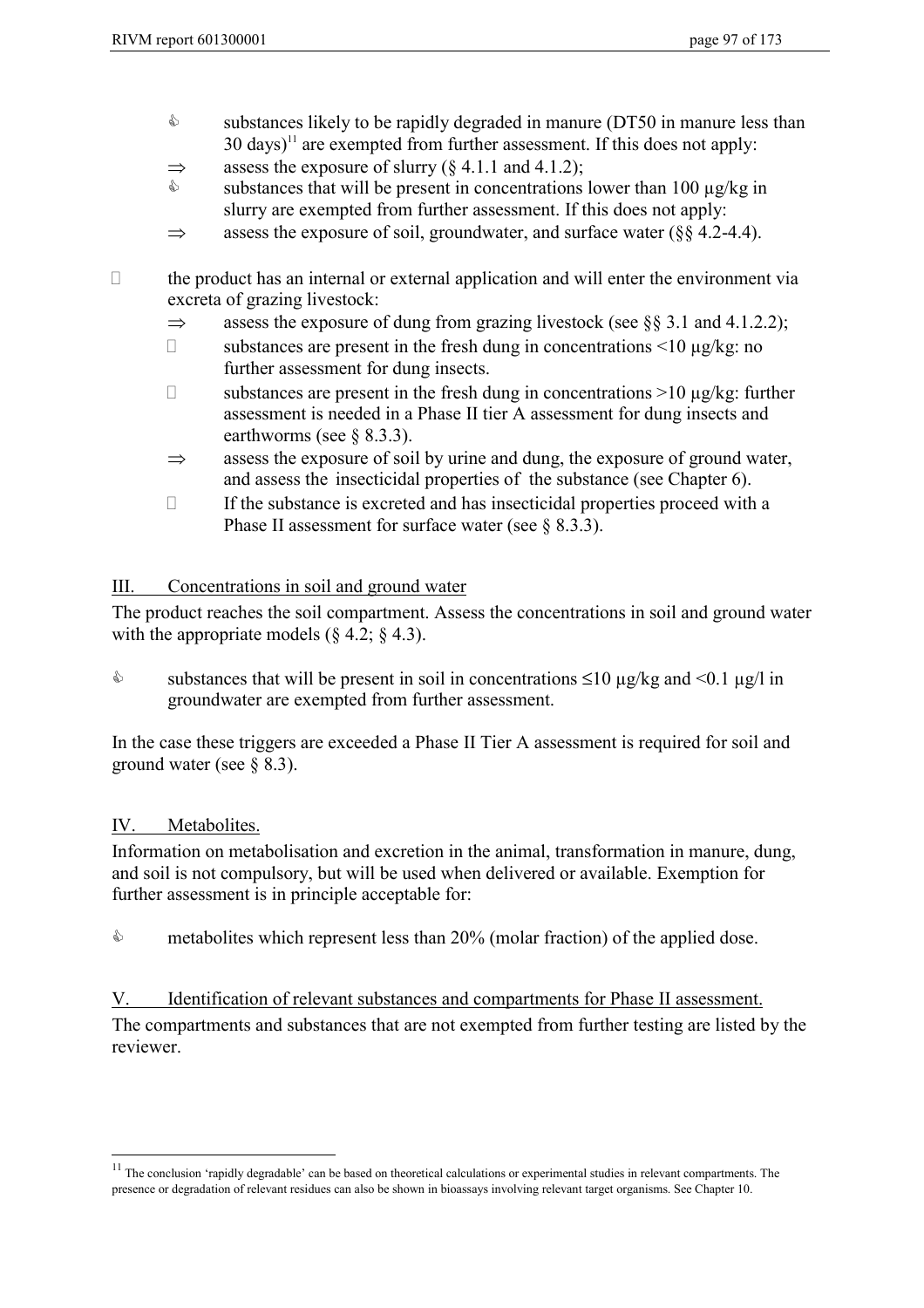- ✎ substances likely to be rapidly degraded in manure (DT50 in manure less than 30 days)[11] are exempted from further assessment. If this does not apply:
- ⇒ assess the exposure of slurry (§ 4.1.1 and 4.1.2);
- ✎ substances that will be present in concentrations lower than 100 µg/kg in slurry are exempted from further assessment. If this does not apply:
- ⇒ assess the exposure of soil, groundwater, and surface water (§§ 4.2-4.4).

- the product has an internal or external application and will enter the environment via excreta of grazing livestock:
  - ⇒ assess the exposure of dung from grazing livestock (see §§ 3.1 and 4.1.2.2);
  - substances are present in the fresh dung in concentrations <10 µg/kg: no further assessment for dung insects.
  - substances are present in the fresh dung in concentrations >10 µg/kg: further assessment is needed in a Phase II tier A assessment for dung insects and earthworms (see § 8.3.3).
  - ⇒ assess the exposure of soil by urine and dung, the exposure of ground water, and assess the insecticidal properties of the substance (see Chapter 6).
  - If the substance is excreted and has insecticidal properties proceed with a Phase II assessment for surface water (see § 8.3.3).

## III. Concentrations in soil and ground water

The product reaches the soil compartment. Assess the concentrations in soil and ground water with the appropriate models (§ 4.2; § 4.3).

- ✎ substances that will be present in soil in concentrations ≤10 µg/kg and <0.1 µg/l in groundwater are exempted from further assessment.

In the case these triggers are exceeded a Phase II Tier A assessment is required for soil and ground water (see § 8.3).

## IV. Metabolites.

Information on metabolisation and excretion in the animal, transformation in manure, dung, and soil is not compulsory, but will be used when delivered or available. Exemption for further assessment is in principle acceptable for:

- ✎ metabolites which represent less than 20% (molar fraction) of the applied dose.

## V. Identification of relevant substances and compartments for Phase II assessment.

The compartments and substances that are not exempted from further testing are listed by the reviewer.

---

[11] The conclusion 'rapidly degradable' can be based on theoretical calculations or experimental studies in relevant compartments. The presence or degradation of relevant residues can also be shown in bioassays involving relevant target organisms. See Chapter 10.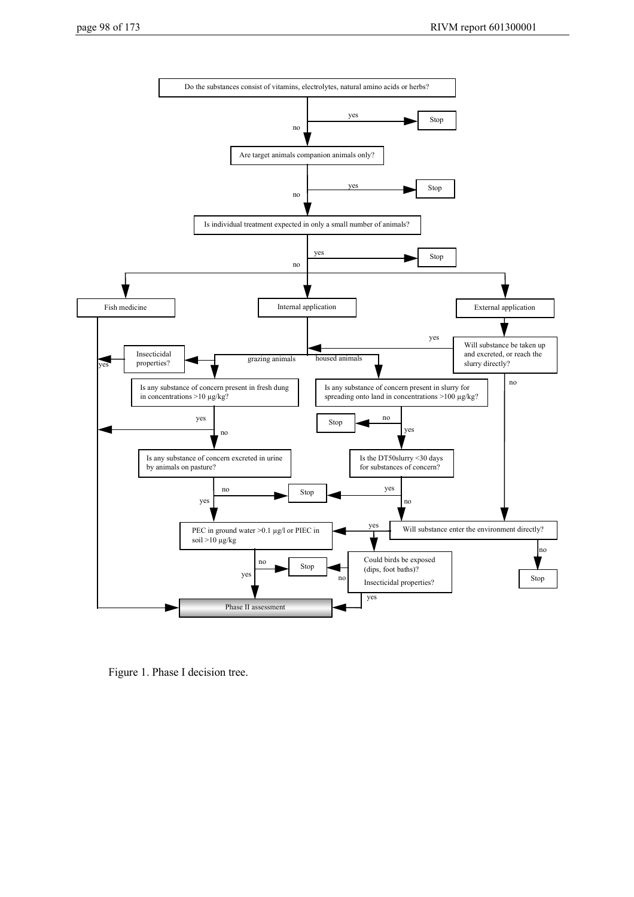Do the substances consist of vitamins, electrolytes, natural amino acids or herbs?

- yes → Stop
- no → Are target animals companion animals only?
  - yes → Stop
  - no → Is individual treatment expected in only a small number of animals?
    - yes → Stop
    - no → Fish medicine / Internal application / External application

**Fish medicine** → Phase II assessment

**Internal application**

- grazing animals:
  - Insecticidal properties? yes → Phase II assessment
  - Is any substance of concern present in fresh dung in concentrations >10 µg/kg?
    - yes → Phase II assessment
    - no → Is any substance of concern excreted in urine by animals on pasture?
      - no → Stop
      - yes → PEC in ground water >0.1 µg/l or PIEC in soil >10 µg/kg
        - no → Stop
        - yes → Phase II assessment
- housed animals:
  - Is any substance of concern present in slurry for spreading onto land in concentrations >100 µg/kg?
    - no → Stop
    - yes → Is the DT50slurry <30 days for substances of concern?
      - yes → Stop
      - no → Will substance enter the environment directly?

**External application**

- Will substance be taken up and excreted, or reach the slurry directly?
  - yes → Internal application
  - no → Will substance enter the environment directly?
    - no → Stop
    - yes → PEC in ground water >0.1 µg/l or PIEC in soil >10 µg/kg; Could birds be exposed (dips, foot baths)? Insecticidal properties?
      - no → Stop
      - yes → Phase II assessment

Figure 1. Phase I decision tree.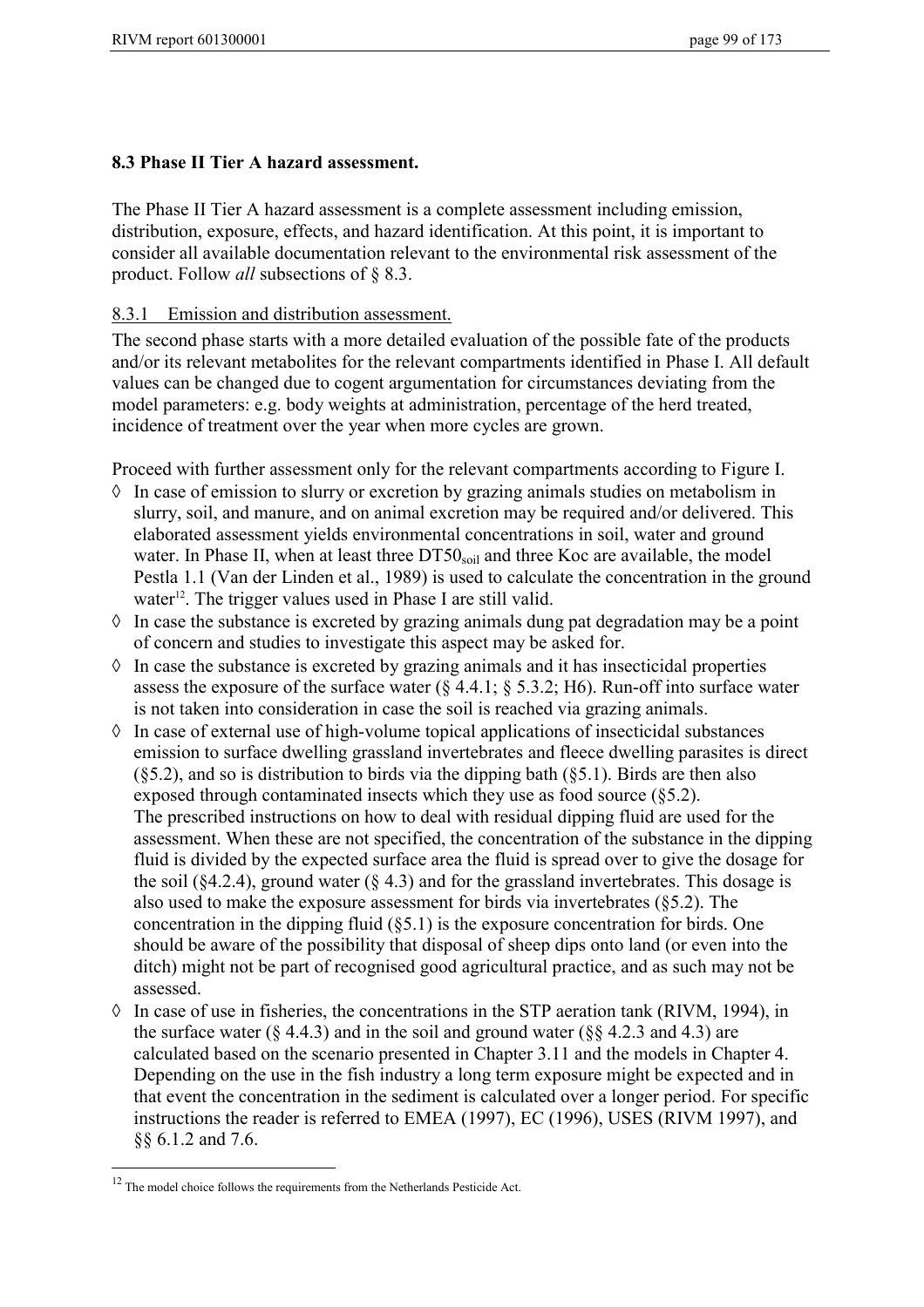## 8.3 Phase II Tier A hazard assessment.

The Phase II Tier A hazard assessment is a complete assessment including emission, distribution, exposure, effects, and hazard identification. At this point, it is important to consider all available documentation relevant to the environmental risk assessment of the product. Follow *all* subsections of § 8.3.

### 8.3.1 Emission and distribution assessment.

The second phase starts with a more detailed evaluation of the possible fate of the products and/or its relevant metabolites for the relevant compartments identified in Phase I. All default values can be changed due to cogent argumentation for circumstances deviating from the model parameters: e.g. body weights at administration, percentage of the herd treated, incidence of treatment over the year when more cycles are grown.

Proceed with further assessment only for the relevant compartments according to Figure I.

- ◊ In case of emission to slurry or excretion by grazing animals studies on metabolism in slurry, soil, and manure, and on animal excretion may be required and/or delivered. This elaborated assessment yields environmental concentrations in soil, water and ground water. In Phase II, when at least three $DT50_{soil}$ and three Koc are available, the model Pestla 1.1 (Van der Linden et al., 1989) is used to calculate the concentration in the ground water[12]. The trigger values used in Phase I are still valid.
- ◊ In case the substance is excreted by grazing animals dung pat degradation may be a point of concern and studies to investigate this aspect may be asked for.
- ◊ In case the substance is excreted by grazing animals and it has insecticidal properties assess the exposure of the surface water (§ 4.4.1; § 5.3.2; H6). Run-off into surface water is not taken into consideration in case the soil is reached via grazing animals.
- ◊ In case of external use of high-volume topical applications of insecticidal substances emission to surface dwelling grassland invertebrates and fleece dwelling parasites is direct (§5.2), and so is distribution to birds via the dipping bath (§5.1). Birds are then also exposed through contaminated insects which they use as food source (§5.2).
  The prescribed instructions on how to deal with residual dipping fluid are used for the assessment. When these are not specified, the concentration of the substance in the dipping fluid is divided by the expected surface area the fluid is spread over to give the dosage for the soil (§4.2.4), ground water (§ 4.3) and for the grassland invertebrates. This dosage is also used to make the exposure assessment for birds via invertebrates (§5.2). The concentration in the dipping fluid (§5.1) is the exposure concentration for birds. One should be aware of the possibility that disposal of sheep dips onto land (or even into the ditch) might not be part of recognised good agricultural practice, and as such may not be assessed.
- ◊ In case of use in fisheries, the concentrations in the STP aeration tank (RIVM, 1994), in the surface water (§ 4.4.3) and in the soil and ground water (§§ 4.2.3 and 4.3) are calculated based on the scenario presented in Chapter 3.11 and the models in Chapter 4. Depending on the use in the fish industry a long term exposure might be expected and in that event the concentration in the sediment is calculated over a longer period. For specific instructions the reader is referred to EMEA (1997), EC (1996), USES (RIVM 1997), and §§ 6.1.2 and 7.6.

---

[12] The model choice follows the requirements from the Netherlands Pesticide Act.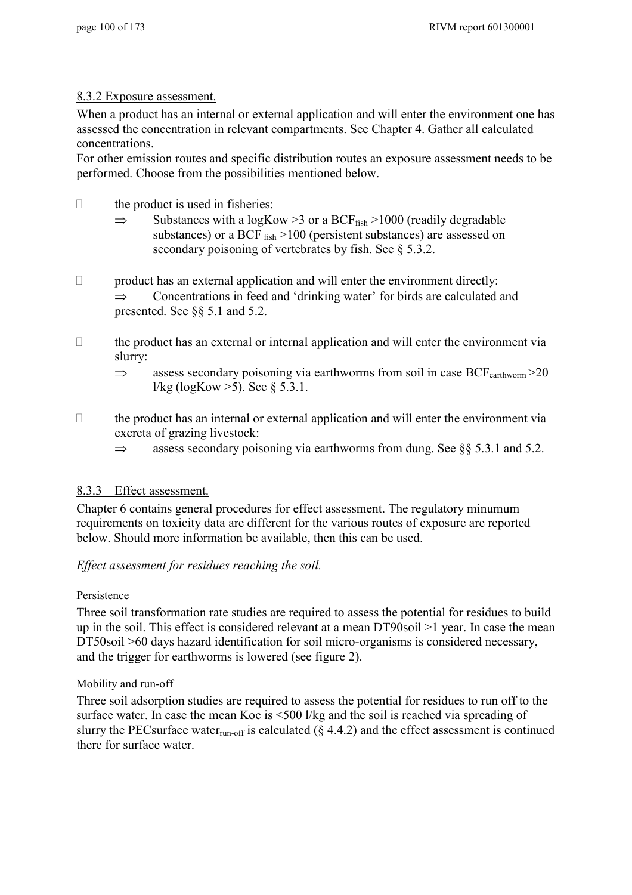### 8.3.2 Exposure assessment.

When a product has an internal or external application and will enter the environment one has assessed the concentration in relevant compartments. See Chapter 4. Gather all calculated concentrations.

For other emission routes and specific distribution routes an exposure assessment needs to be performed. Choose from the possibilities mentioned below.

- the product is used in fisheries:
  - ⇒ Substances with a logKow >3 or a $BCF_{fish}$ >1000 (readily degradable substances) or a $BCF_{fish}$ >100 (persistent substances) are assessed on secondary poisoning of vertebrates by fish. See § 5.3.2.
- product has an external application and will enter the environment directly:
  - ⇒ Concentrations in feed and 'drinking water' for birds are calculated and presented. See §§ 5.1 and 5.2.
- the product has an external or internal application and will enter the environment via slurry:
  - ⇒ assess secondary poisoning via earthworms from soil in case $BCF_{earthworm}$ >20 l/kg (logKow >5). See § 5.3.1.
- the product has an internal or external application and will enter the environment via excreta of grazing livestock:
  - ⇒ assess secondary poisoning via earthworms from dung. See §§ 5.3.1 and 5.2.

### 8.3.3 Effect assessment.

Chapter 6 contains general procedures for effect assessment. The regulatory minumum requirements on toxicity data are different for the various routes of exposure are reported below. Should more information be available, then this can be used.

*Effect assessment for residues reaching the soil.*

Persistence

Three soil transformation rate studies are required to assess the potential for residues to build up in the soil. This effect is considered relevant at a mean DT90soil >1 year. In case the mean DT50soil >60 days hazard identification for soil micro-organisms is considered necessary, and the trigger for earthworms is lowered (see figure 2).

Mobility and run-off

Three soil adsorption studies are required to assess the potential for residues to run off to the surface water. In case the mean Koc is <500 l/kg and the soil is reached via spreading of slurry the $PECsurface\ water_{run\text{-}off}$ is calculated (§ 4.4.2) and the effect assessment is continued there for surface water.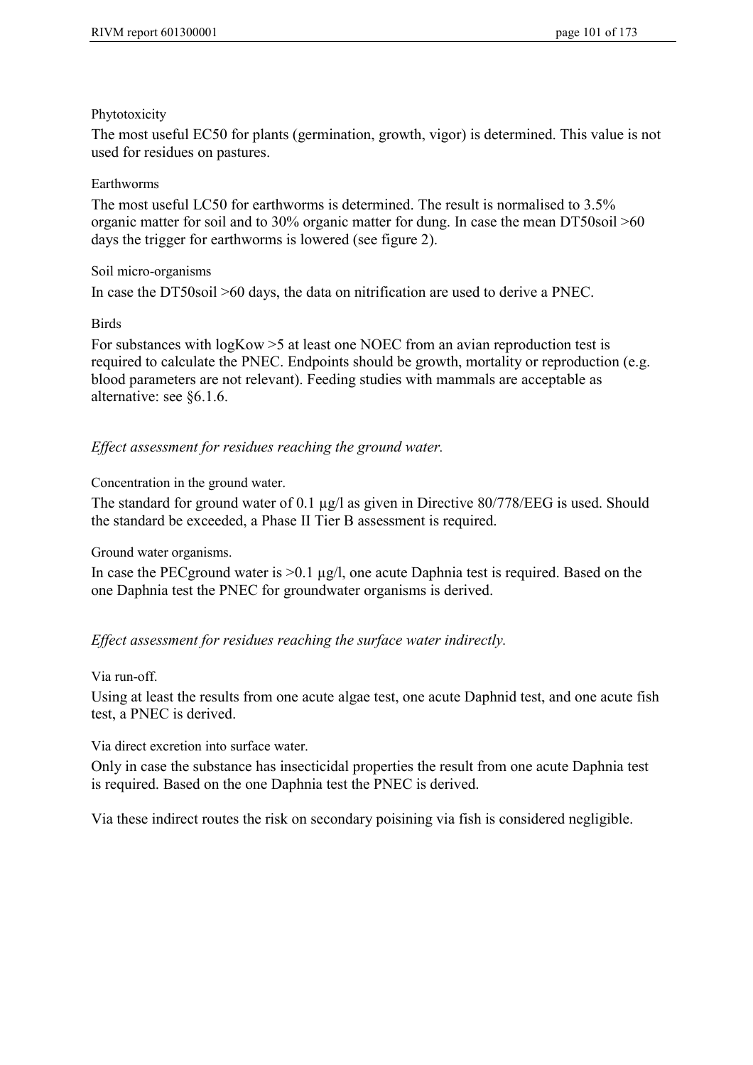Phytotoxicity

The most useful EC50 for plants (germination, growth, vigor) is determined. This value is not used for residues on pastures.

Earthworms

The most useful LC50 for earthworms is determined. The result is normalised to 3.5% organic matter for soil and to 30% organic matter for dung. In case the mean DT50soil >60 days the trigger for earthworms is lowered (see figure 2).

Soil micro-organisms

In case the DT50soil >60 days, the data on nitrification are used to derive a PNEC.

Birds

For substances with logKow >5 at least one NOEC from an avian reproduction test is required to calculate the PNEC. Endpoints should be growth, mortality or reproduction (e.g. blood parameters are not relevant). Feeding studies with mammals are acceptable as alternative: see §6.1.6.

*Effect assessment for residues reaching the ground water.*

Concentration in the ground water.

The standard for ground water of 0.1 µg/l as given in Directive 80/778/EEG is used. Should the standard be exceeded, a Phase II Tier B assessment is required.

Ground water organisms.

In case the PECground water is >0.1 µg/l, one acute Daphnia test is required. Based on the one Daphnia test the PNEC for groundwater organisms is derived.

*Effect assessment for residues reaching the surface water indirectly.*

Via run-off.

Using at least the results from one acute algae test, one acute Daphnid test, and one acute fish test, a PNEC is derived.

Via direct excretion into surface water.

Only in case the substance has insecticidal properties the result from one acute Daphnia test is required. Based on the one Daphnia test the PNEC is derived.

Via these indirect routes the risk on secondary poisining via fish is considered negligible.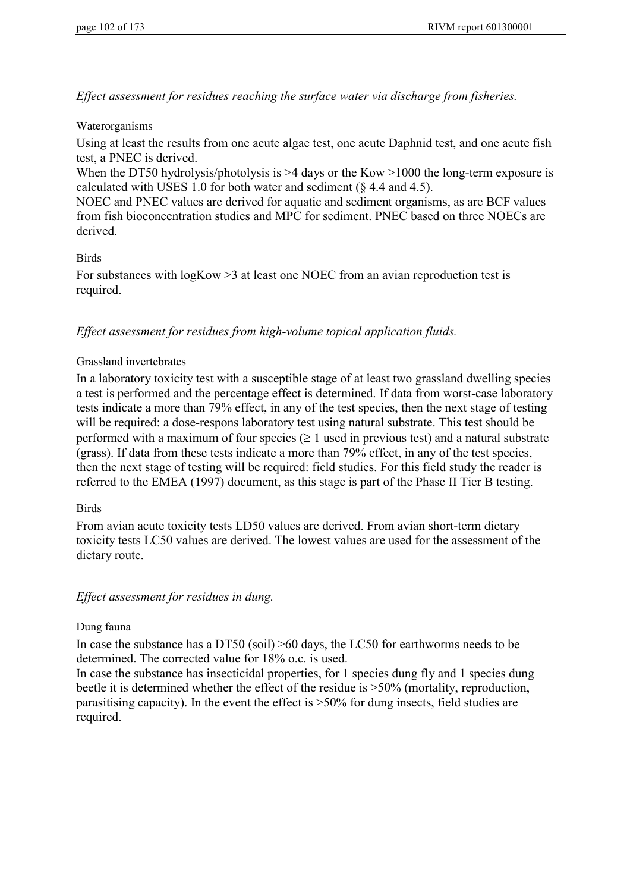*Effect assessment for residues reaching the surface water via discharge from fisheries.*

Waterorganisms

Using at least the results from one acute algae test, one acute Daphnid test, and one acute fish test, a PNEC is derived.
When the DT50 hydrolysis/photolysis is >4 days or the Kow >1000 the long-term exposure is calculated with USES 1.0 for both water and sediment (§ 4.4 and 4.5).
NOEC and PNEC values are derived for aquatic and sediment organisms, as are BCF values from fish bioconcentration studies and MPC for sediment. PNEC based on three NOECs are derived.

Birds

For substances with logKow >3 at least one NOEC from an avian reproduction test is required.

*Effect assessment for residues from high-volume topical application fluids.*

Grassland invertebrates

In a laboratory toxicity test with a susceptible stage of at least two grassland dwelling species a test is performed and the percentage effect is determined. If data from worst-case laboratory tests indicate a more than 79% effect, in any of the test species, then the next stage of testing will be required: a dose-respons laboratory test using natural substrate. This test should be performed with a maximum of four species ($\geq$ 1 used in previous test) and a natural substrate (grass). If data from these tests indicate a more than 79% effect, in any of the test species, then the next stage of testing will be required: field studies. For this field study the reader is referred to the EMEA (1997) document, as this stage is part of the Phase II Tier B testing.

Birds

From avian acute toxicity tests LD50 values are derived. From avian short-term dietary toxicity tests LC50 values are derived. The lowest values are used for the assessment of the dietary route.

*Effect assessment for residues in dung.*

Dung fauna

In case the substance has a DT50 (soil) >60 days, the LC50 for earthworms needs to be determined. The corrected value for 18% o.c. is used.
In case the substance has insecticidal properties, for 1 species dung fly and 1 species dung beetle it is determined whether the effect of the residue is >50% (mortality, reproduction, parasitising capacity). In the event the effect is >50% for dung insects, field studies are required.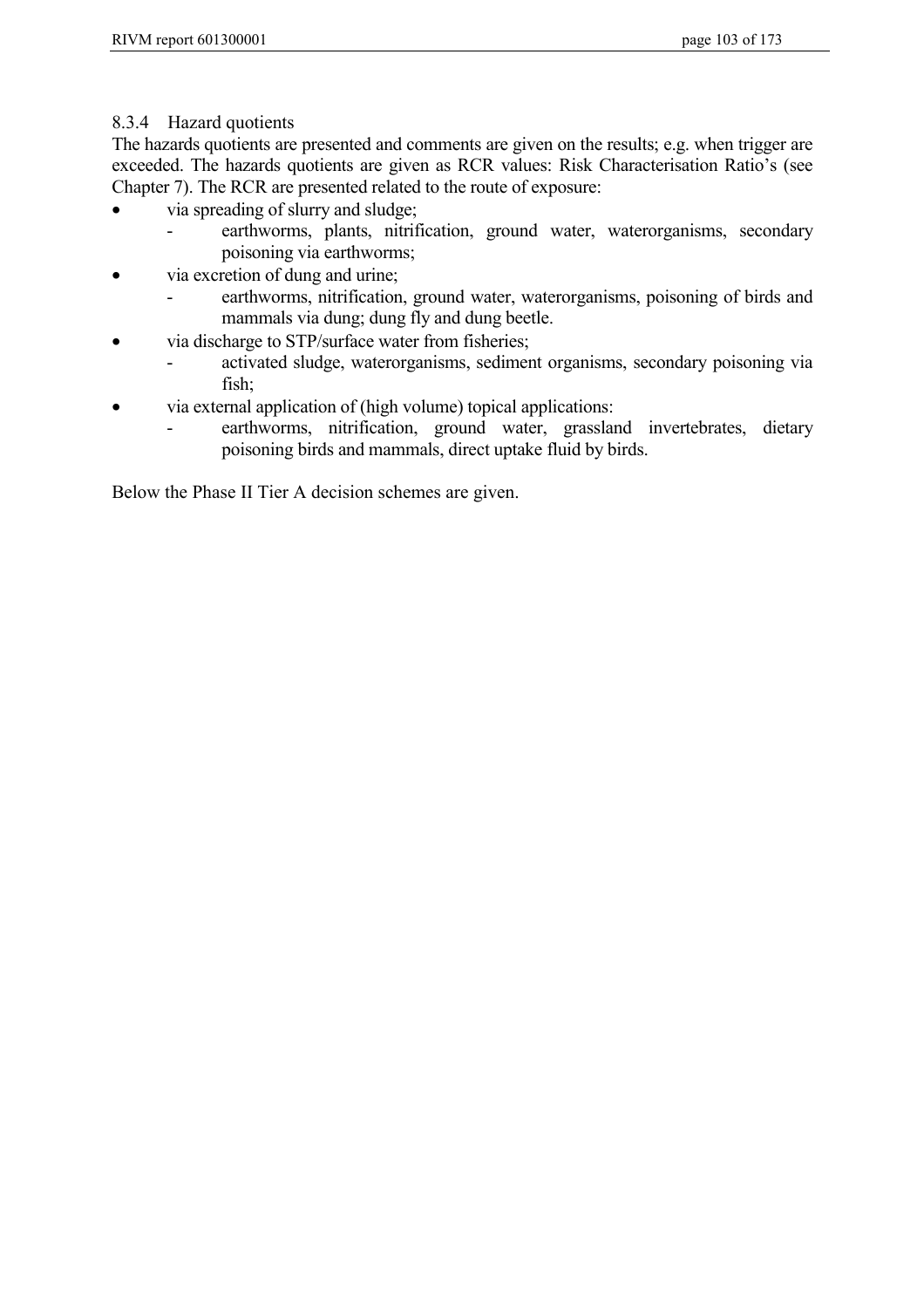### 8.3.4 Hazard quotients

The hazards quotients are presented and comments are given on the results; e.g. when trigger are exceeded. The hazards quotients are given as RCR values: Risk Characterisation Ratio's (see Chapter 7). The RCR are presented related to the route of exposure:

- via spreading of slurry and sludge;
  - earthworms, plants, nitrification, ground water, waterorganisms, secondary poisoning via earthworms;
- via excretion of dung and urine;
  - earthworms, nitrification, ground water, waterorganisms, poisoning of birds and mammals via dung; dung fly and dung beetle.
- via discharge to STP/surface water from fisheries;
  - activated sludge, waterorganisms, sediment organisms, secondary poisoning via fish;
- via external application of (high volume) topical applications:
  - earthworms, nitrification, ground water, grassland invertebrates, dietary poisoning birds and mammals, direct uptake fluid by birds.

Below the Phase II Tier A decision schemes are given.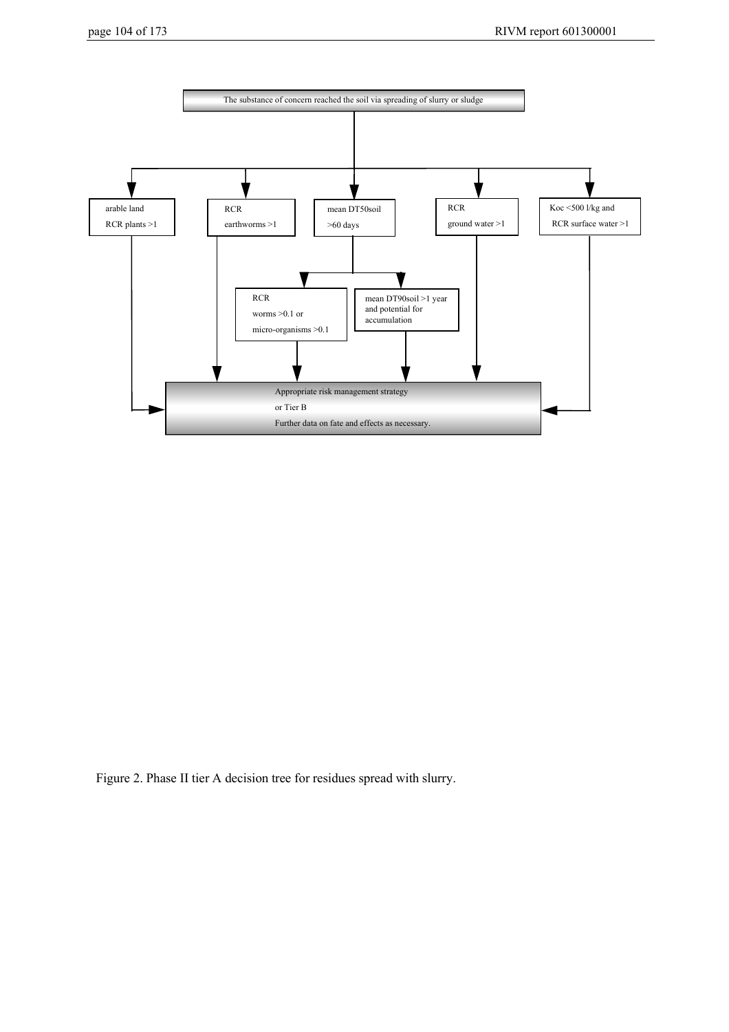The substance of concern reached the soil via spreading of slurry or sludge

arable land
RCR plants >1

RCR
earthworms >1

mean DT50soil
>60 days

RCR
ground water >1

Koc <500 l/kg and
RCR surface water >1

RCR
worms >0.1 or
micro-organisms >0.1

mean DT90soil >1 year
and potential for
accumulation

Appropriate risk management strategy
or Tier B
Further data on fate and effects as necessary.

Figure 2. Phase II tier A decision tree for residues spread with slurry.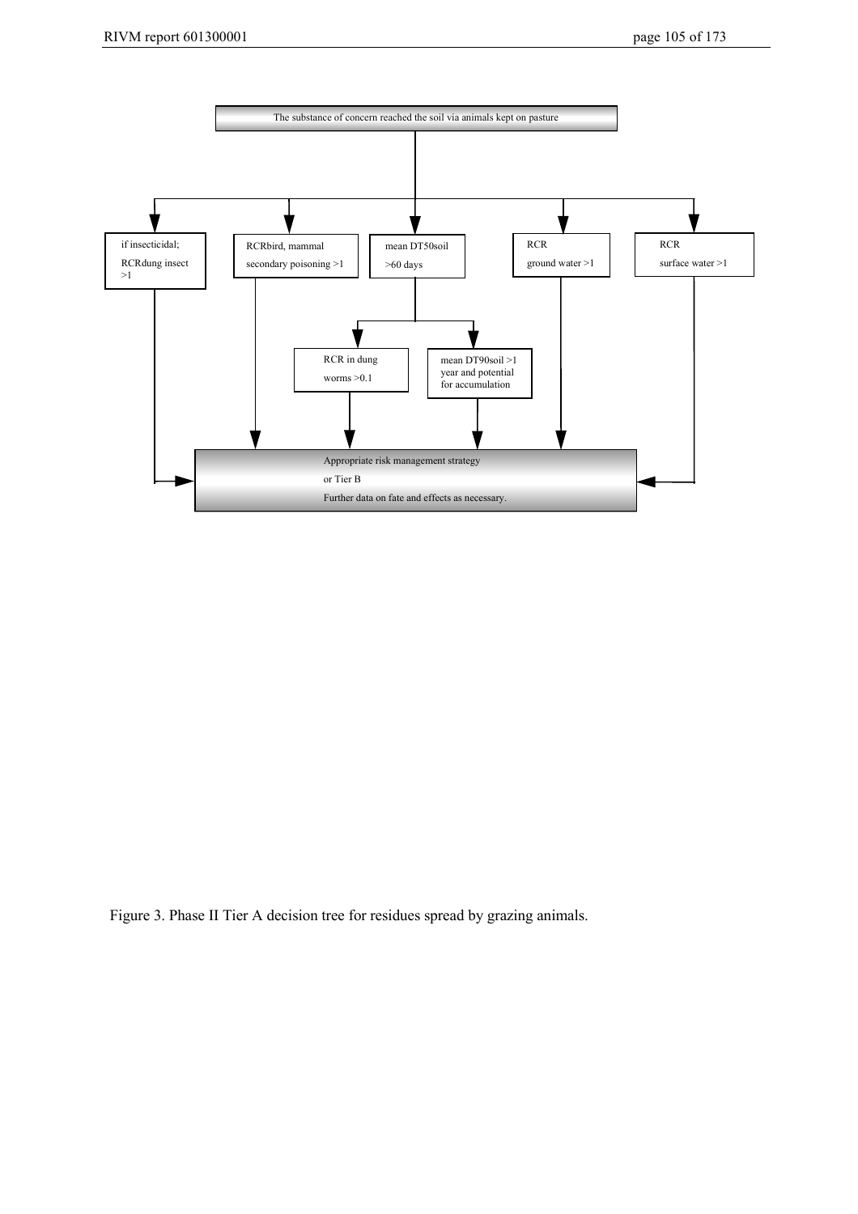The substance of concern reached the soil via animals kept on pasture

- if insecticidal; $RCR_{dung\ insect}$ >1
- $RCR_{bird,\ mammal\ secondary\ poisoning}$ >1
- mean $DT50_{soil}$ >60 days
  - RCR in dung worms >0.1
  - mean $DT90_{soil}$ >1 year and potential for accumulation
- RCR ground water >1
- RCR surface water >1

Appropriate risk management strategy
or Tier B
Further data on fate and effects as necessary.

Figure 3. Phase II Tier A decision tree for residues spread by grazing animals.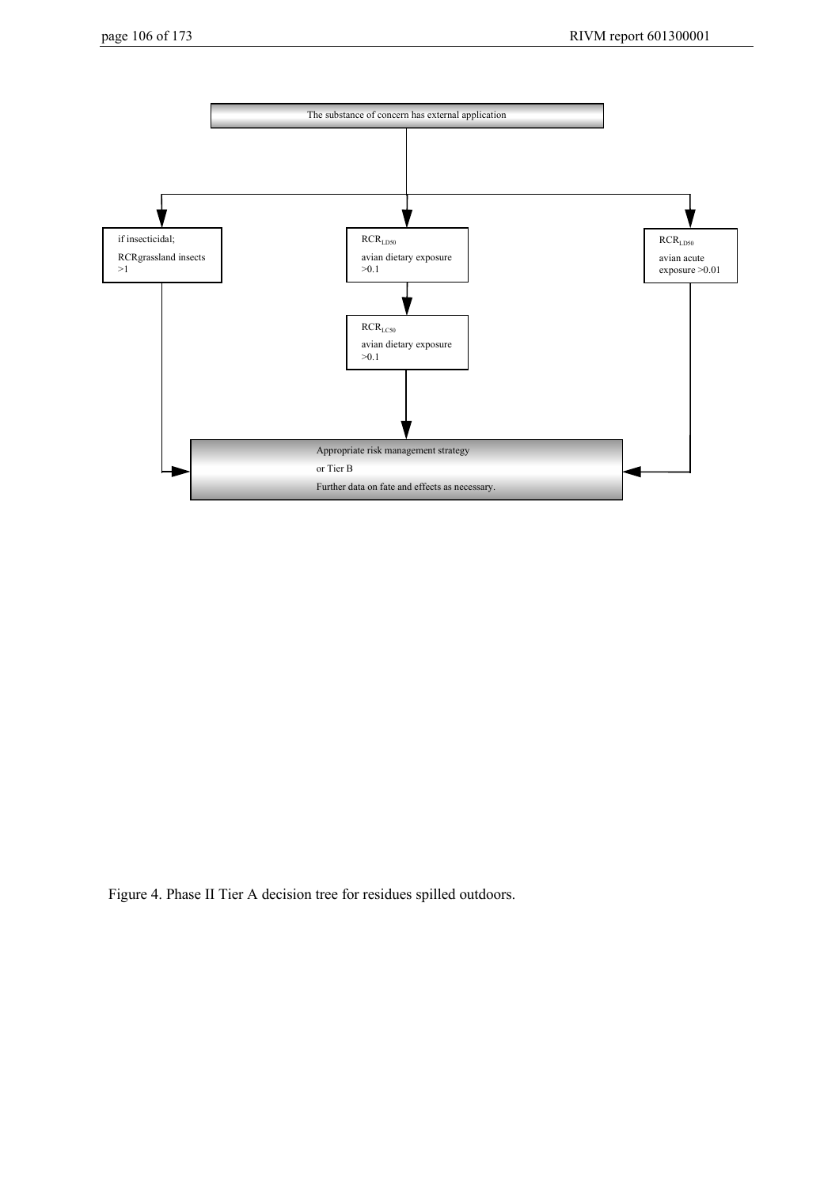The substance of concern has external application

if insecticidal;

RCRgrassland insects >1

$RCR_{LD50}$

avian dietary exposure >0.1

$RCR_{LC50}$

avian dietary exposure >0.1

$RCR_{LD50}$

avian acute exposure >0.01

Appropriate risk management strategy

or Tier B

Further data on fate and effects as necessary.

Figure 4. Phase II Tier A decision tree for residues spilled outdoors.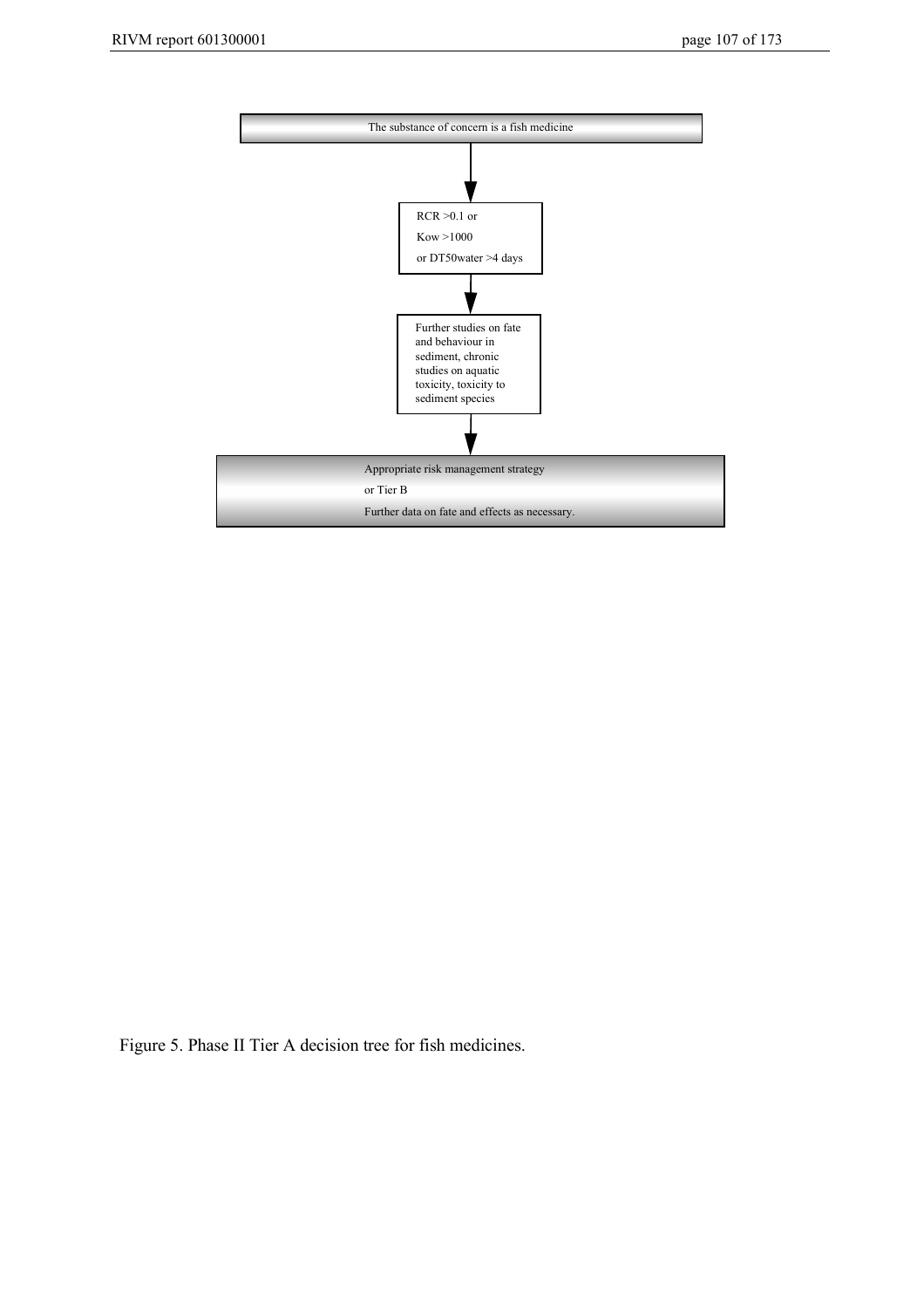The substance of concern is a fish medicine

↓

RCR >0.1 or

Kow >1000

or DT50water >4 days

↓

Further studies on fate and behaviour in sediment, chronic studies on aquatic toxicity, toxicity to sediment species

↓

Appropriate risk management strategy

or Tier B

Further data on fate and effects as necessary.

Figure 5. Phase II Tier A decision tree for fish medicines.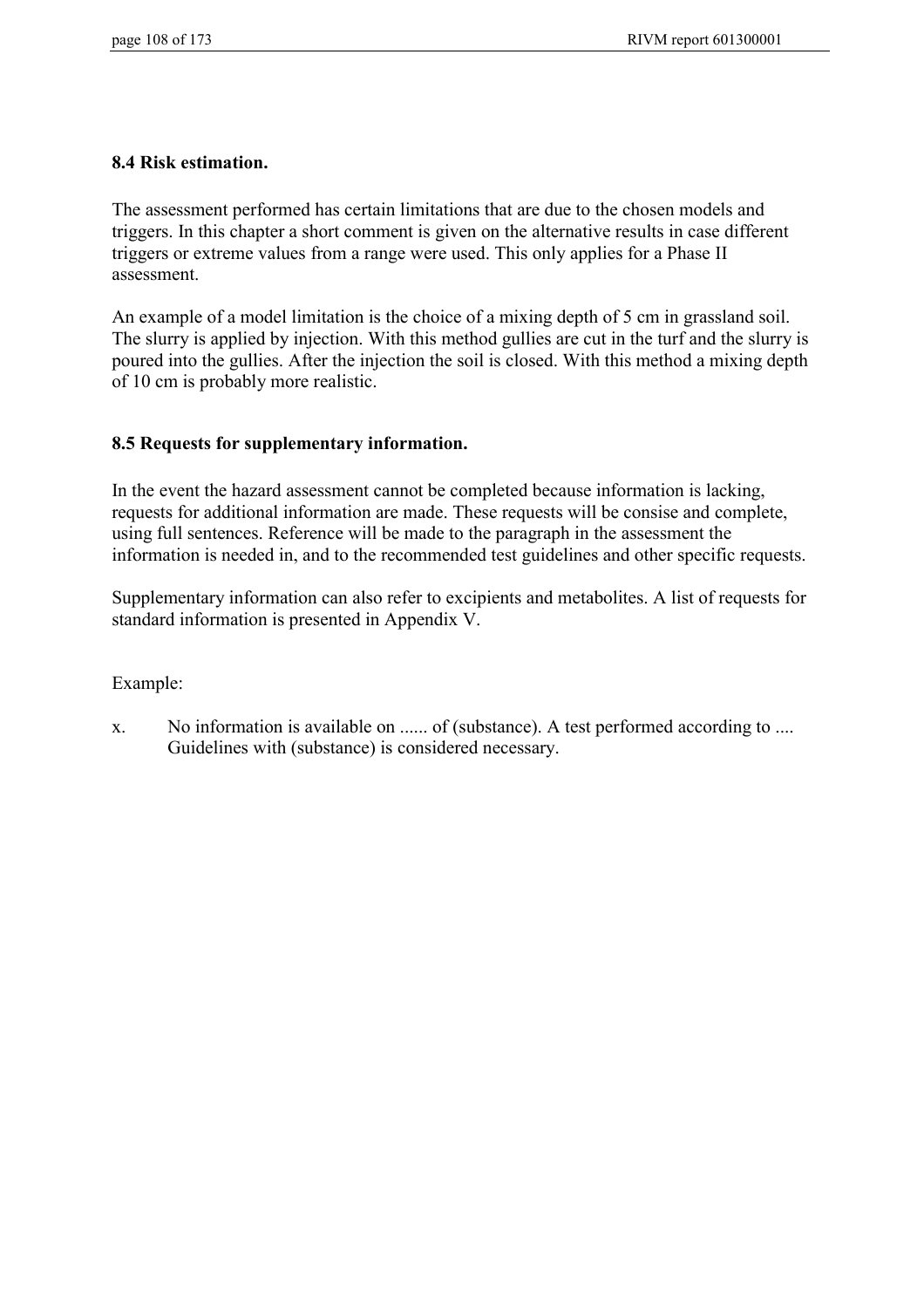### 8.4 Risk estimation.

The assessment performed has certain limitations that are due to the chosen models and triggers. In this chapter a short comment is given on the alternative results in case different triggers or extreme values from a range were used. This only applies for a Phase II assessment.

An example of a model limitation is the choice of a mixing depth of 5 cm in grassland soil. The slurry is applied by injection. With this method gullies are cut in the turf and the slurry is poured into the gullies. After the injection the soil is closed. With this method a mixing depth of 10 cm is probably more realistic.

### 8.5 Requests for supplementary information.

In the event the hazard assessment cannot be completed because information is lacking, requests for additional information are made. These requests will be consise and complete, using full sentences. Reference will be made to the paragraph in the assessment the information is needed in, and to the recommended test guidelines and other specific requests.

Supplementary information can also refer to excipients and metabolites. A list of requests for standard information is presented in Appendix V.

Example:

x. No information is available on ...... of (substance). A test performed according to .... Guidelines with (substance) is considered necessary.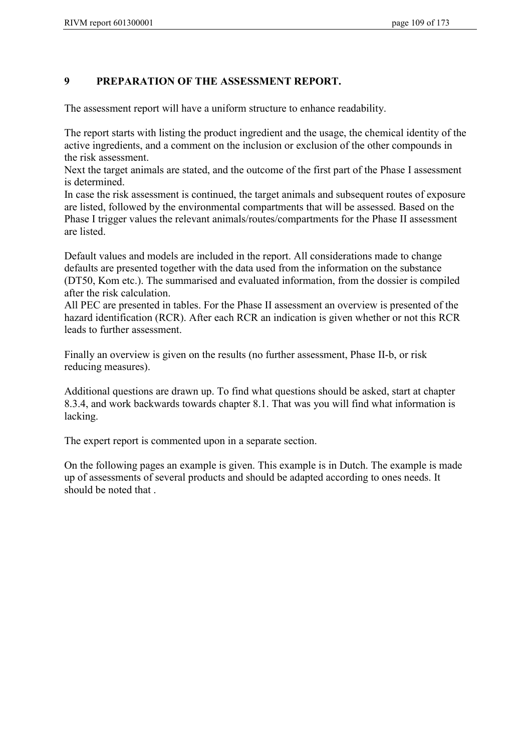# 9 PREPARATION OF THE ASSESSMENT REPORT.

The assessment report will have a uniform structure to enhance readability.

The report starts with listing the product ingredient and the usage, the chemical identity of the active ingredients, and a comment on the inclusion or exclusion of the other compounds in the risk assessment.
Next the target animals are stated, and the outcome of the first part of the Phase I assessment is determined.
In case the risk assessment is continued, the target animals and subsequent routes of exposure are listed, followed by the environmental compartments that will be assessed. Based on the Phase I trigger values the relevant animals/routes/compartments for the Phase II assessment are listed.

Default values and models are included in the report. All considerations made to change defaults are presented together with the data used from the information on the substance (DT50, Kom etc.). The summarised and evaluated information, from the dossier is compiled after the risk calculation.
All PEC are presented in tables. For the Phase II assessment an overview is presented of the hazard identification (RCR). After each RCR an indication is given whether or not this RCR leads to further assessment.

Finally an overview is given on the results (no further assessment, Phase II-b, or risk reducing measures).

Additional questions are drawn up. To find what questions should be asked, start at chapter 8.3.4, and work backwards towards chapter 8.1. That was you will find what information is lacking.

The expert report is commented upon in a separate section.

On the following pages an example is given. This example is in Dutch. The example is made up of assessments of several products and should be adapted according to ones needs. It should be noted that .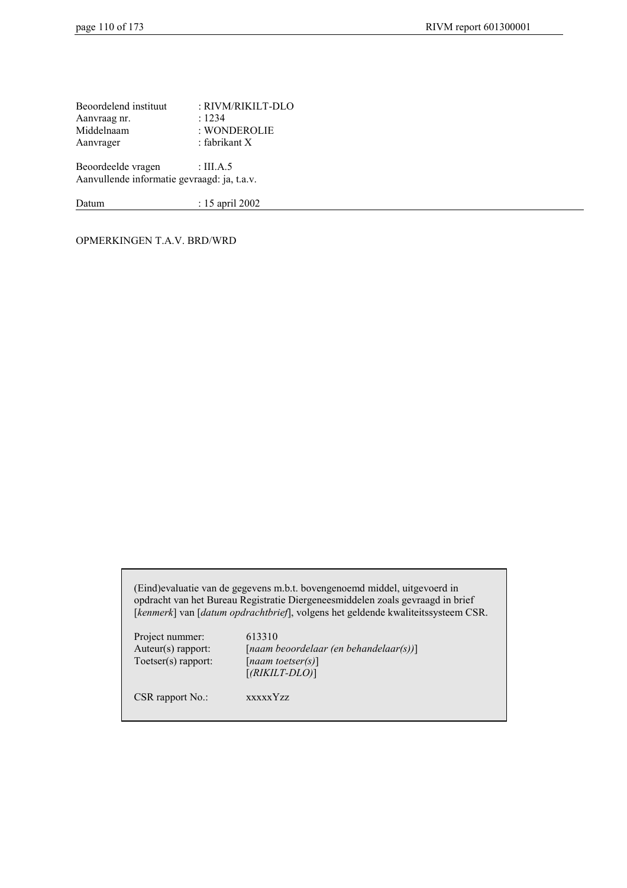| | |
|---|---|
| Beoordelend instituut | : RIVM/RIKILT-DLO |
| Aanvraag nr. | : 1234 |
| Middelnaam | : WONDEROLIE |
| Aanvrager | : fabrikant X |

Beoordeelde vragen : III.A.5
Aanvullende informatie gevraagd: ja, t.a.v.

Datum : 15 april 2002

---

OPMERKINGEN T.A.V. BRD/WRD

(Eind)evaluatie van de gegevens m.b.t. bovengenoemd middel, uitgevoerd in opdracht van het Bureau Registratie Diergeneesmiddelen zoals gevraagd in brief [*kenmerk*] van [*datum opdrachtbrief*], volgens het geldende kwaliteitssysteem CSR.

| | |
|---|---|
| Project nummer: | 613310 |
| Auteur(s) rapport: | [*naam beoordelaar (en behandelaar(s))*] |
| Toetser(s) rapport: | [*naam toetser(s)*]<br>[*(RIKILT-DLO)*] |

CSR rapport No.: xxxxxYzz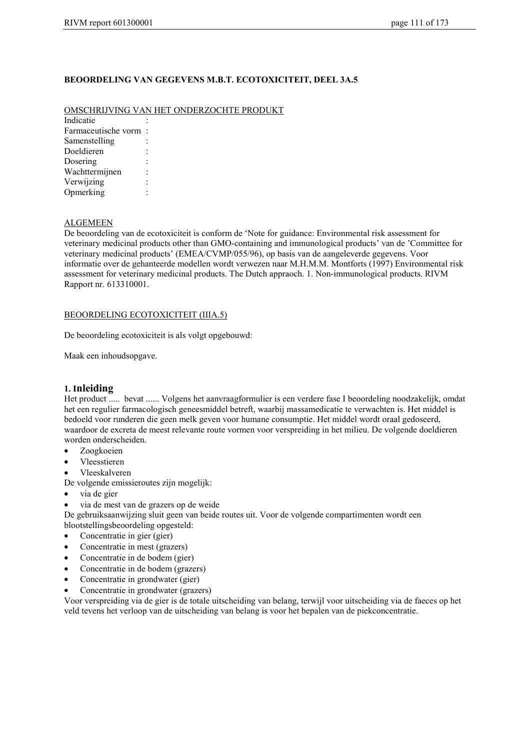**BEOORDELING VAN GEGEVENS M.B.T. ECOTOXICITEIT, DEEL 3A.5**

OMSCHRIJVING VAN HET ONDERZOCHTE PRODUKT

Indicatie :
Farmaceutische vorm :
Samenstelling :
Doeldieren :
Dosering :
Wachttermijnen :
Verwijzing :
Opmerking :

ALGEMEEN

De beoordeling van de ecotoxiciteit is conform de 'Note for guidance: Environmental risk assessment for veterinary medicinal products other than GMO-containing and immunological products' van de 'Committee for veterinary medicinal products' (EMEA/CVMP/055/96), op basis van de aangeleverde gegevens. Voor informatie over de gehanteerde modellen wordt verwezen naar M.H.M.M. Montforts (1997) Environmental risk assessment for veterinary medicinal products. The Dutch appraoch. 1. Non-immunological products. RIVM Rapport nr. 613310001.

BEOORDELING ECOTOXICITEIT (IIIA.5)

De beoordeling ecotoxiciteit is als volgt opgebouwd:

Maak een inhoudsopgave.

## 1. Inleiding

Het product ..... bevat ...... Volgens het aanvraagformulier is een verdere fase I beoordeling noodzakelijk, omdat het een regulier farmacologisch geneesmiddel betreft, waarbij massamedicatie te verwachten is. Het middel is bedoeld voor runderen die geen melk geven voor humane consumptie. Het middel wordt oraal gedoseerd, waardoor de excreta de meest relevante route vormen voor verspreiding in het milieu. De volgende doeldieren worden onderscheiden.

- Zoogkoeien
- Vleesstieren
- Vleeskalveren

De volgende emissieroutes zijn mogelijk:

- via de gier
- via de mest van de grazers op de weide

De gebruiksaanwijzing sluit geen van beide routes uit. Voor de volgende compartimenten wordt een blootstellingsbeoordeling opgesteld:

- Concentratie in gier (gier)
- Concentratie in mest (grazers)
- Concentratie in de bodem (gier)
- Concentratie in de bodem (grazers)
- Concentratie in grondwater (gier)
- Concentratie in grondwater (grazers)

Voor verspreiding via de gier is de totale uitscheiding van belang, terwijl voor uitscheiding via de faeces op het veld tevens het verloop van de uitscheiding van belang is voor het bepalen van de piekconcentratie.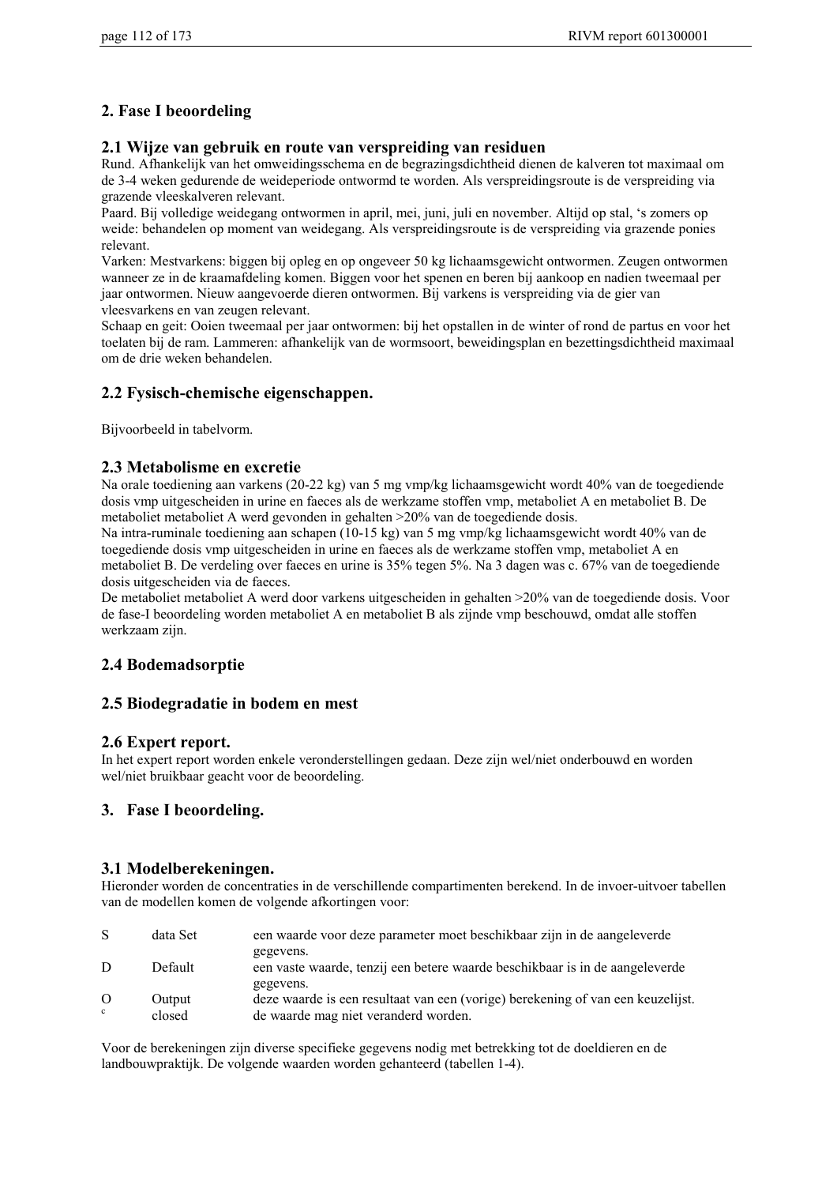## 2. Fase I beoordeling

### 2.1 Wijze van gebruik en route van verspreiding van residuen

Rund. Afhankelijk van het omweidingsschema en de begrazingsdichtheid dienen de kalveren tot maximaal om de 3-4 weken gedurende de weideperiode ontwormd te worden. Als verspreidingsroute is de verspreiding via grazende vleeskalveren relevant.

Paard. Bij volledige weidegang ontwormen in april, mei, juni, juli en november. Altijd op stal, 's zomers op weide: behandelen op moment van weidegang. Als verspreidingsroute is de verspreiding via grazende ponies relevant.

Varken: Mestvarkens: biggen bij opleg en op ongeveer 50 kg lichaamsgewicht ontwormen. Zeugen ontwormen wanneer ze in de kraamafdeling komen. Biggen voor het spenen en beren bij aankoop en nadien tweemaal per jaar ontwormen. Nieuw aangevoerde dieren ontwormen. Bij varkens is verspreiding via de gier van vleesvarkens en van zeugen relevant.

Schaap en geit: Ooien tweemaal per jaar ontwormen: bij het opstallen in de winter of rond de partus en voor het toelaten bij de ram. Lammeren: afhankelijk van de wormsoort, beweidingsplan en bezettingsdichtheid maximaal om de drie weken behandelen.

### 2.2 Fysisch-chemische eigenschappen.

Bijvoorbeeld in tabelvorm.

### 2.3 Metabolisme en excretie

Na orale toediening aan varkens (20-22 kg) van 5 mg vmp/kg lichaamsgewicht wordt 40% van de toegediende dosis vmp uitgescheiden in urine en faeces als de werkzame stoffen vmp, metaboliet A en metaboliet B. De metaboliet metaboliet A werd gevonden in gehalten >20% van de toegediende dosis.

Na intra-ruminale toediening aan schapen (10-15 kg) van 5 mg vmp/kg lichaamsgewicht wordt 40% van de toegediende dosis vmp uitgescheiden in urine en faeces als de werkzame stoffen vmp, metaboliet A en metaboliet B. De verdeling over faeces en urine is 35% tegen 5%. Na 3 dagen was c. 67% van de toegediende dosis uitgescheiden via de faeces.

De metaboliet metaboliet A werd door varkens uitgescheiden in gehalten >20% van de toegediende dosis. Voor de fase-I beoordeling worden metaboliet A en metaboliet B als zijnde vmp beschouwd, omdat alle stoffen werkzaam zijn.

### 2.4 Bodemadsorptie

### 2.5 Biodegradatie in bodem en mest

### 2.6 Expert report.

In het expert report worden enkele veronderstellingen gedaan. Deze zijn wel/niet onderbouwd en worden wel/niet bruikbaar geacht voor de beoordeling.

## 3. Fase I beoordeling.

### 3.1 Modelberekeningen.

Hieronder worden de concentraties in de verschillende compartimenten berekend. In de invoer-uitvoer tabellen van de modellen komen de volgende afkortingen voor:

| | | |
|---|---|---|
| S | data Set | een waarde voor deze parameter moet beschikbaar zijn in de aangeleverde gegevens. |
| D | Default | een vaste waarde, tenzij een betere waarde beschikbaar is in de aangeleverde gegevens. |
| O | Output | deze waarde is een resultaat van een (vorige) berekening of van een keuzelijst. |
| c | closed | de waarde mag niet veranderd worden. |

Voor de berekeningen zijn diverse specifieke gegevens nodig met betrekking tot de doeldieren en de landbouwpraktijk. De volgende waarden worden gehanteerd (tabellen 1-4).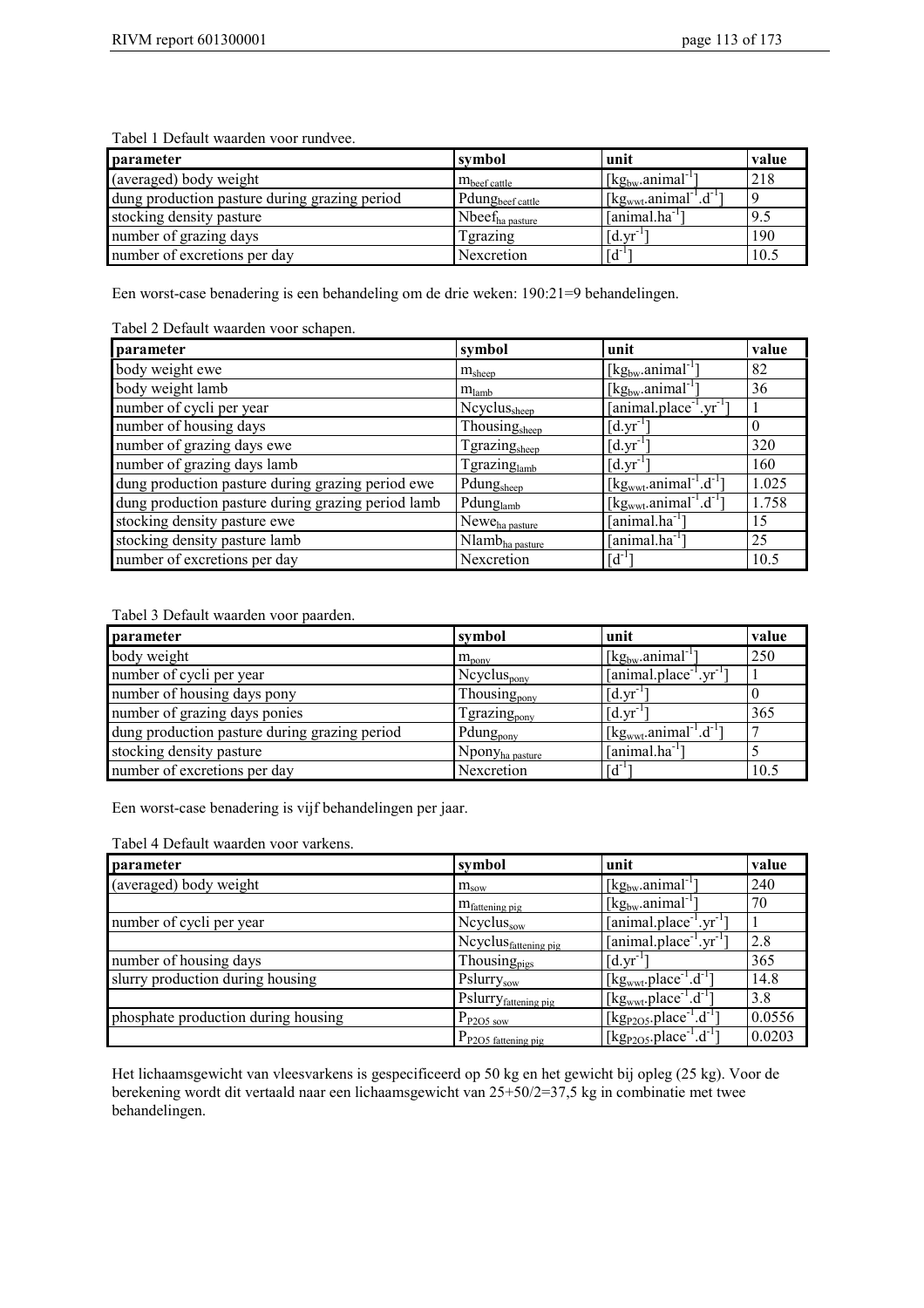Tabel 1 Default waarden voor rundvee.

| parameter | symbol | unit | value |
|---|---|---|---|
| (averaged) body weight | $m_{beef\ cattle}$ | $[kg_{bw}.animal^{-1}]$ | 218 |
| dung production pasture during grazing period | $Pdung_{beef\ cattle}$ | $[kg_{wwt}.animal^{-1}.d^{-1}]$ | 9 |
| stocking density pasture | $Nbeef_{ha\ pasture}$ | $[animal.ha^{-1}]$ | 9.5 |
| number of grazing days | Tgrazing | $[d.yr^{-1}]$ | 190 |
| number of excretions per day | Nexcretion | $[d^{-1}]$ | 10.5 |

Een worst-case benadering is een behandeling om de drie weken: 190:21=9 behandelingen.

Tabel 2 Default waarden voor schapen.

| parameter | symbol | unit | value |
|---|---|---|---|
| body weight ewe | $m_{sheep}$ | $[kg_{bw}.animal^{-1}]$ | 82 |
| body weight lamb | $m_{lamb}$ | $[kg_{bw}.animal^{-1}]$ | 36 |
| number of cycli per year | $Ncyclus_{sheep}$ | $[animal.place^{-1}.yr^{-1}]$ | 1 |
| number of housing days | $Thousing_{sheep}$ | $[d.yr^{-1}]$ | 0 |
| number of grazing days ewe | $Tgrazing_{sheep}$ | $[d.yr^{-1}]$ | 320 |
| number of grazing days lamb | $Tgrazing_{lamb}$ | $[d.yr^{-1}]$ | 160 |
| dung production pasture during grazing period ewe | $Pdung_{sheep}$ | $[kg_{wwt}.animal^{-1}.d^{-1}]$ | 1.025 |
| dung production pasture during grazing period lamb | $Pdung_{lamb}$ | $[kg_{wwt}.animal^{-1}.d^{-1}]$ | 1.758 |
| stocking density pasture ewe | $Newe_{ha\ pasture}$ | $[animal.ha^{-1}]$ | 15 |
| stocking density pasture lamb | $Nlamb_{ha\ pasture}$ | $[animal.ha^{-1}]$ | 25 |
| number of excretions per day | Nexcretion | $[d^{-1}]$ | 10.5 |

Tabel 3 Default waarden voor paarden.

| parameter | symbol | unit | value |
|---|---|---|---|
| body weight | $m_{pony}$ | $[kg_{bw}.animal^{-1}]$ | 250 |
| number of cycli per year | $Ncyclus_{pony}$ | $[animal.place^{-1}.yr^{-1}]$ | 1 |
| number of housing days pony | $Thousing_{pony}$ | $[d.yr^{-1}]$ | 0 |
| number of grazing days ponies | $Tgrazing_{pony}$ | $[d.yr^{-1}]$ | 365 |
| dung production pasture during grazing period | $Pdung_{pony}$ | $[kg_{wwt}.animal^{-1}.d^{-1}]$ | 7 |
| stocking density pasture | $Npony_{ha\ pasture}$ | $[animal.ha^{-1}]$ | 5 |
| number of excretions per day | Nexcretion | $[d^{-1}]$ | 10.5 |

Een worst-case benadering is vijf behandelingen per jaar.

Tabel 4 Default waarden voor varkens.

| parameter | symbol | unit | value |
|---|---|---|---|
| (averaged) body weight | $m_{sow}$ | $[kg_{bw}.animal^{-1}]$ | 240 |
| | $m_{fattening\ pig}$ | $[kg_{bw}.animal^{-1}]$ | 70 |
| number of cycli per year | $Ncyclus_{sow}$ | $[animal.place^{-1}.yr^{-1}]$ | 1 |
| | $Ncyclus_{fattening\ pig}$ | $[animal.place^{-1}.yr^{-1}]$ | 2.8 |
| number of housing days | $Thousing_{pigs}$ | $[d.yr^{-1}]$ | 365 |
| slurry production during housing | $Pslurry_{sow}$ | $[kg_{wwt}.place^{-1}.d^{-1}]$ | 14.8 |
| | $Pslurry_{fattening\ pig}$ | $[kg_{wwt}.place^{-1}.d^{-1}]$ | 3.8 |
| phosphate production during housing | $P_{P2O5\ sow}$ | $[kg_{P2O5}.place^{-1}.d^{-1}]$ | 0.0556 |
| | $P_{P2O5\ fattening\ pig}$ | $[kg_{P2O5}.place^{-1}.d^{-1}]$ | 0.0203 |

Het lichaamsgewicht van vleesvarkens is gespecificeerd op 50 kg en het gewicht bij opleg (25 kg). Voor de berekening wordt dit vertaald naar een lichaamsgewicht van 25+50/2=37,5 kg in combinatie met twee behandelingen.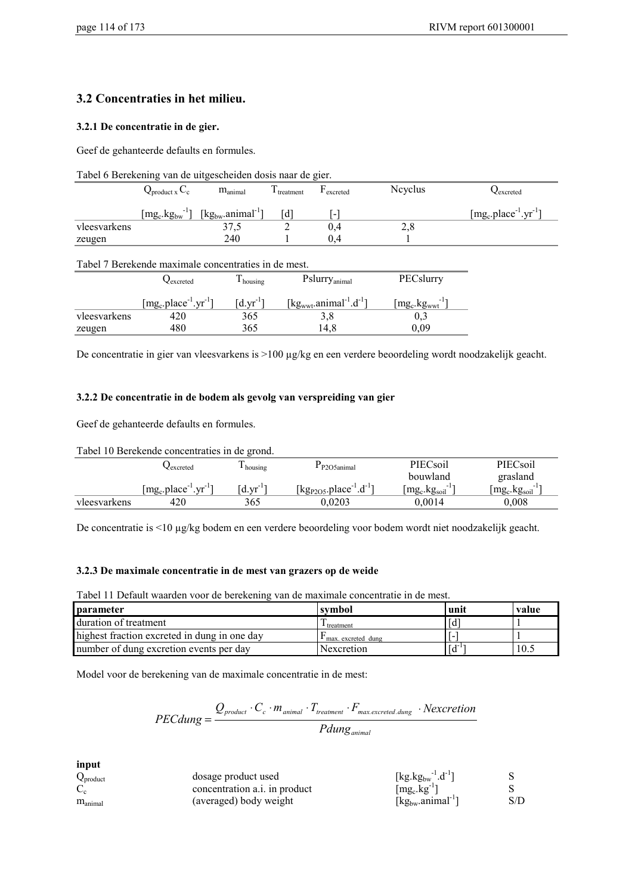## 3.2 Concentraties in het milieu.

### 3.2.1 De concentratie in de gier.

Geef de gehanteerde defaults en formules.

Tabel 6 Berekening van de uitgescheiden dosis naar de gier.

| | $Q_{product}$ x $C_c$ | $m_{animal}$ | $T_{treatment}$ | $F_{excreted}$ | Ncyclus | $Q_{excreted}$ |
|---|---|---|---|---|---|---|
| | [$mg_c.kg_{bw}^{-1}$] | [$kg_{bw}.animal^{-1}$] | [d] | [-] | | [$mg_c.place^{-1}.yr^{-1}$] |
| vleesvarkens | | 37,5 | 2 | 0,4 | 2,8 | |
| zeugen | | 240 | 1 | 0,4 | 1 | |

Tabel 7 Berekende maximale concentraties in de mest.

| | $Q_{excreted}$ | $T_{housing}$ | $Pslurry_{animal}$ | PECslurry |
|---|---|---|---|---|
| | [$mg_c.place^{-1}.yr^{-1}$] | [$d.yr^{-1}$] | [$kg_{wwt}.animal^{-1}.d^{-1}$] | [$mg_c.kg_{wwt}^{-1}$] |
| vleesvarkens | 420 | 365 | 3,8 | 0,3 |
| zeugen | 480 | 365 | 14,8 | 0,09 |

De concentratie in gier van vleesvarkens is >100 µg/kg en een verdere beoordeling wordt noodzakelijk geacht.

### 3.2.2 De concentratie in de bodem als gevolg van verspreiding van gier

Geef de gehanteerde defaults en formules.

Tabel 10 Berekende concentraties in de grond.

| | $Q_{excreted}$ | $T_{housing}$ | $P_{P2O5animal}$ | PIECsoil bouwland | PIECsoil grasland |
|---|---|---|---|---|---|
| | [$mg_c.place^{-1}.yr^{-1}$] | [$d.yr^{-1}$] | [$kg_{P2O5}.place^{-1}.d^{-1}$] | [$mg_c.kg_{soil}^{-1}$] | [$mg_c.kg_{soil}^{-1}$] |
| vleesvarkens | 420 | 365 | 0,0203 | 0,0014 | 0,008 |

De concentratie is <10 µg/kg bodem en een verdere beoordeling voor bodem wordt niet noodzakelijk geacht.

### 3.2.3 De maximale concentratie in de mest van grazers op de weide

Tabel 11 Default waarden voor de berekening van de maximale concentratie in de mest.

| parameter | symbol | unit | value |
|---|---|---|---|
| duration of treatment | $T_{treatment}$ | [d] | 1 |
| highest fraction excreted in dung in one day | $F_{max.\ excreted\ dung}$ | [-] | 1 |
| number of dung excretion events per day | Nexcretion | [$d^{-1}$] | 10.5 |

Model voor de berekening van de maximale concentratie in de mest:

$$PECdung = \frac{Q_{product} \cdot C_c \cdot m_{animal} \cdot T_{treatment} \cdot F_{max.excreted.dung} \cdot Nexcretion}{Pdung_{animal}}$$

**input**

| | | | |
|---|---|---|---|
| $Q_{product}$ | dosage product used | [$kg.kg_{bw}^{-1}.d^{-1}$] | S |
| $C_c$ | concentration a.i. in product | [$mg_c.kg^{-1}$] | S |
| $m_{animal}$ | (averaged) body weight | [$kg_{bw}.animal^{-1}$] | S/D |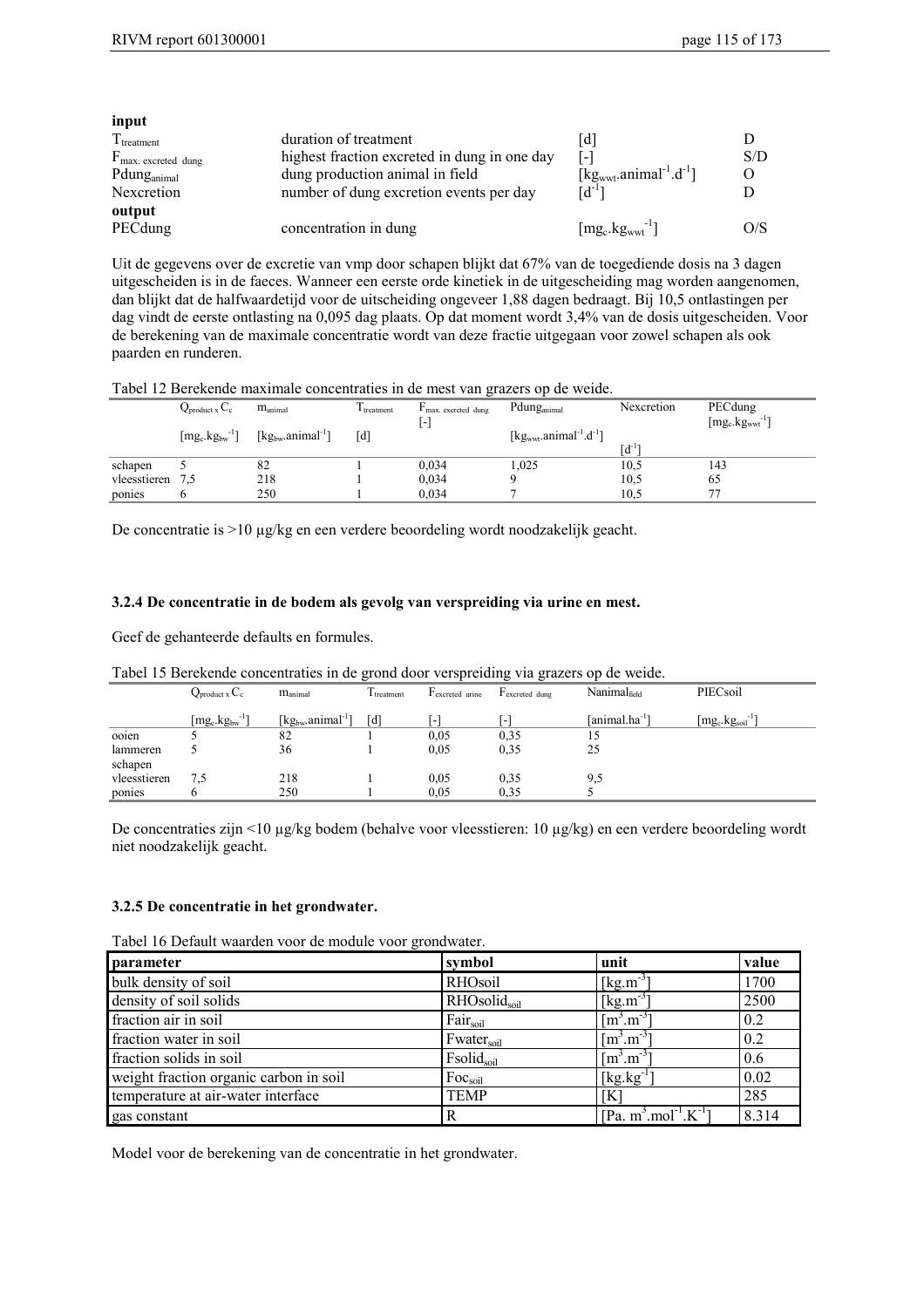**input**

| | | | |
|---|---|---|---|
| $T_{treatment}$ | duration of treatment | [d] | D |
| $F_{max.\ excreted\ dung}$ | highest fraction excreted in dung in one day | [-] | S/D |
| $Pdung_{animal}$ | dung production animal in field | $[kg_{wwt}.animal^{-1}.d^{-1}]$ | O |
| Nexcretion | number of dung excretion events per day | $[d^{-1}]$ | D |

**output**

| | | | |
|---|---|---|---|
| PECdung | concentration in dung | $[mg_c.kg_{wwt}^{-1}]$ | O/S |

Uit de gegevens over de excretie van vmp door schapen blijkt dat 67% van de toegediende dosis na 3 dagen uitgescheiden is in de faeces. Wanneer een eerste orde kinetiek in de uitgescheiding mag worden aangenomen, dan blijkt dat de halfwaardetijd voor de uitscheiding ongeveer 1,88 dagen bedraagt. Bij 10,5 ontlastingen per dag vindt de eerste ontlasting na 0,095 dag plaats. Op dat moment wordt 3,4% van de dosis uitgescheiden. Voor de berekening van de maximale concentratie wordt van deze fractie uitgegaan voor zowel schapen als ook paarden en runderen.

Tabel 12 Berekende maximale concentraties in de mest van grazers op de weide.

| | $Q_{product} \times C_c$ | $m_{animal}$ | $T_{treatment}$ | $F_{max.\ excreted\ dung}$ | $Pdung_{animal}$ | Nexcretion | PECdung |
|---|---|---|---|---|---|---|---|
| | $[mg_c.kg_{bw}^{-1}]$ | $[kg_{bw}.animal^{-1}]$ | [d] | [-] | $[kg_{wwt}.animal^{-1}.d^{-1}]$ | $[d^{-1}]$ | $[mg_c.kg_{wwt}^{-1}]$ |
| schapen | 5 | 82 | 1 | 0,034 | 1,025 | 10,5 | 143 |
| vleesstieren | 7,5 | 218 | 1 | 0,034 | 9 | 10,5 | 65 |
| ponies | 6 | 250 | 1 | 0,034 | 7 | 10,5 | 77 |

De concentratie is >10 µg/kg en een verdere beoordeling wordt noodzakelijk geacht.

### 3.2.4 De concentratie in de bodem als gevolg van verspreiding via urine en mest.

Geef de gehanteerde defaults en formules.

Tabel 15 Berekende concentraties in de grond door verspreiding via grazers op de weide.

| | $Q_{product} \times C_c$ | $m_{animal}$ | $T_{treatment}$ | $F_{excreted\ urine}$ | $F_{excreted\ dung}$ | $Nanimal_{field}$ | PIECsoil |
|---|---|---|---|---|---|---|---|
| | $[mg_c.kg_{bw}^{-1}]$ | $[kg_{bw}.animal^{-1}]$ | [d] | [-] | [-] | $[animal.ha^{-1}]$ | $[mg_c.kg_{soil}^{-1}]$ |
| ooien | 5 | 82 | 1 | 0,05 | 0,35 | 15 | |
| lammeren schapen | 5 | 36 | 1 | 0,05 | 0,35 | 25 | |
| vleesstieren | 7,5 | 218 | 1 | 0,05 | 0,35 | 9,5 | |
| ponies | 6 | 250 | 1 | 0,05 | 0,35 | 5 | |

De concentraties zijn <10 µg/kg bodem (behalve voor vleesstieren: 10 µg/kg) en een verdere beoordeling wordt niet noodzakelijk geacht.

### 3.2.5 De concentratie in het grondwater.

Tabel 16 Default waarden voor de module voor grondwater.

| parameter | symbol | unit | value |
|---|---|---|---|
| bulk density of soil | RHOsoil | $[kg.m^{-3}]$ | 1700 |
| density of soil solids | $RHOsolid_{soil}$ | $[kg.m^{-3}]$ | 2500 |
| fraction air in soil | $Fair_{soil}$ | $[m^3.m^{-3}]$ | 0.2 |
| fraction water in soil | $Fwater_{soil}$ | $[m^3.m^{-3}]$ | 0.2 |
| fraction solids in soil | $Fsolid_{soil}$ | $[m^3.m^{-3}]$ | 0.6 |
| weight fraction organic carbon in soil | $Foc_{soil}$ | $[kg.kg^{-1}]$ | 0.02 |
| temperature at air-water interface | TEMP | [K] | 285 |
| gas constant | R | $[Pa.\ m^3.mol^{-1}.K^{-1}]$ | 8.314 |

Model voor de berekening van de concentratie in het grondwater.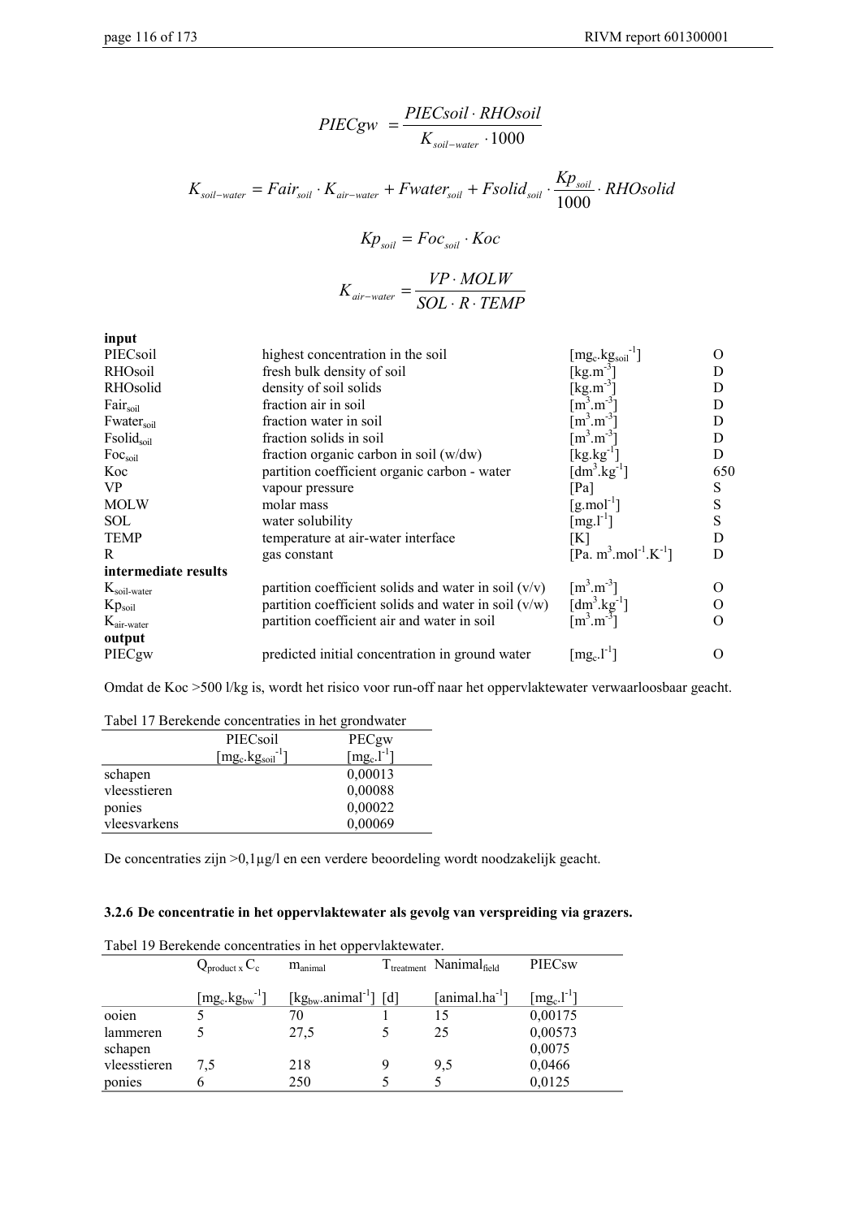$$PIECgw = \frac{PIECsoil \cdot RHOsoil}{K_{soil-water} \cdot 1000}$$

$$K_{soil-water} = Fair_{soil} \cdot K_{air-water} + Fwater_{soil} + Fsolid_{soil} \cdot \frac{Kp_{soil}}{1000} \cdot RHOsolid$$

$$Kp_{soil} = Foc_{soil} \cdot Koc$$

$$K_{air-water} = \frac{VP \cdot MOLW}{SOL \cdot R \cdot TEMP}$$

| | | | |
|---|---|---|---|
| **input** | | | |
| PIECsoil | highest concentration in the soil | $[mg_c.kg_{soil}^{-1}]$ | O |
| RHOsoil | fresh bulk density of soil | $[kg.m^{-3}]$ | D |
| RHOsolid | density of soil solids | $[kg.m^{-3}]$ | D |
| $Fair_{soil}$ | fraction air in soil | $[m^3.m^{-3}]$ | D |
| $Fwater_{soil}$ | fraction water in soil | $[m^3.m^{-3}]$ | D |
| $Fsolid_{soil}$ | fraction solids in soil | $[m^3.m^{-3}]$ | D |
| $Foc_{soil}$ | fraction organic carbon in soil (w/dw) | $[kg.kg^{-1}]$ | D |
| Koc | partition coefficient organic carbon - water | $[dm^3.kg^{-1}]$ | 650 |
| VP | vapour pressure | [Pa] | S |
| MOLW | molar mass | $[g.mol^{-1}]$ | S |
| SOL | water solubility | $[mg.l^{-1}]$ | S |
| TEMP | temperature at air-water interface | [K] | D |
| R | gas constant | $[Pa.\ m^3.mol^{-1}.K^{-1}]$ | D |
| **intermediate results** | | | |
| $K_{soil-water}$ | partition coefficient solids and water in soil (v/v) | $[m^3.m^{-3}]$ | O |
| $Kp_{soil}$ | partition coefficient solids and water in soil (w/w) | $[dm^3.kg^{-1}]$ | O |
| $K_{air-water}$ | partition coefficient air and water in soil | $[m^3.m^{-3}]$ | O |
| **output** | | | |
| PIECgw | predicted initial concentration in ground water | $[mg_c.l^{-1}]$ | O |

Omdat de Koc >500 l/kg is, wordt het risico voor run-off naar het oppervlaktewater verwaarloosbaar geacht.

Tabel 17 Berekende concentraties in het grondwater

| | PIECsoil $[mg_c.kg_{soil}^{-1}]$ | PECgw $[mg_c.l^{-1}]$ |
|---|---|---|
| schapen | | 0,00013 |
| vleesstieren | | 0,00088 |
| ponies | | 0,00022 |
| vleesvarkens | | 0,00069 |

De concentraties zijn >0,1µg/l en een verdere beoordeling wordt noodzakelijk geacht.

### 3.2.6 De concentratie in het oppervlaktewater als gevolg van verspreiding via grazers.

Tabel 19 Berekende concentraties in het oppervlaktewater.

| | $Q_{product} \times C_c$ | $m_{animal}$ | $T_{treatment}$ | $Nanimal_{field}$ | PIECsw |
|---|---|---|---|---|---|
| | $[mg_c.kg_{bw}^{-1}]$ | $[kg_{bw}.animal^{-1}]$ | [d] | $[animal.ha^{-1}]$ | $[mg_c.l^{-1}]$ |
| ooien | 5 | 70 | 1 | 15 | 0,00175 |
| lammeren | 5 | 27,5 | 5 | 25 | 0,00573 |
| schapen | | | | | 0,0075 |
| vleesstieren | 7,5 | 218 | 9 | 9,5 | 0,0466 |
| ponies | 6 | 250 | 5 | 5 | 0,0125 |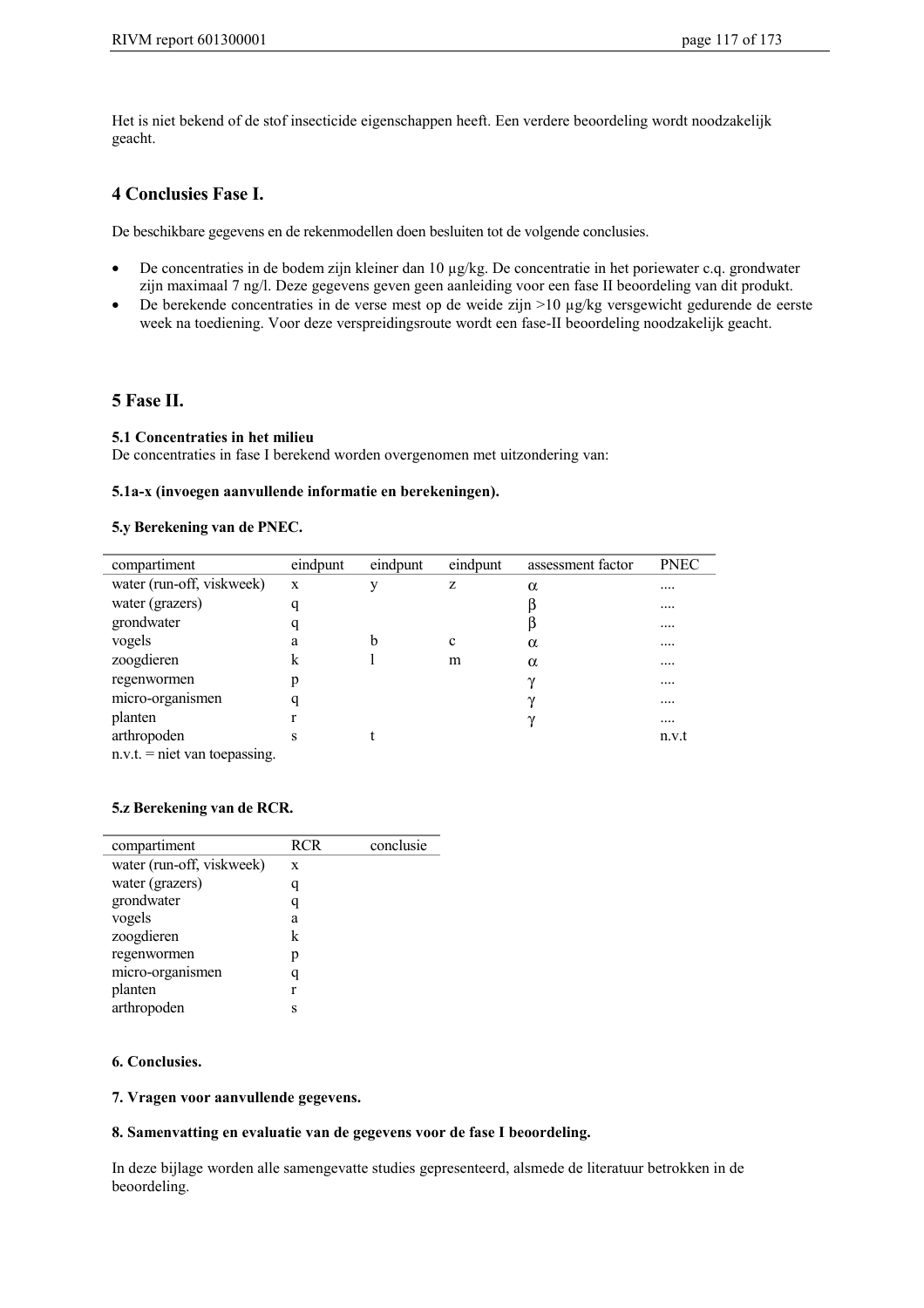Het is niet bekend of de stof insecticide eigenschappen heeft. Een verdere beoordeling wordt noodzakelijk geacht.

## 4 Conclusies Fase I.

De beschikbare gegevens en de rekenmodellen doen besluiten tot de volgende conclusies.

- De concentraties in de bodem zijn kleiner dan 10 µg/kg. De concentratie in het poriewater c.q. grondwater zijn maximaal 7 ng/l. Deze gegevens geven geen aanleiding voor een fase II beoordeling van dit produkt.
- De berekende concentraties in de verse mest op de weide zijn >10 µg/kg versgewicht gedurende de eerste week na toediening. Voor deze verspreidingsroute wordt een fase-II beoordeling noodzakelijk geacht.

## 5 Fase II.

### 5.1 Concentraties in het milieu

De concentraties in fase I berekend worden overgenomen met uitzondering van:

**5.1a-x (invoegen aanvullende informatie en berekeningen).**

**5.y Berekening van de PNEC.**

| compartiment | eindpunt | eindpunt | eindpunt | assessment factor | PNEC |
|---|---|---|---|---|---|
| water (run-off, viskweek) | x | y | z | $\alpha$ | .... |
| water (grazers) | q | | | $\beta$ | .... |
| grondwater | q | | | $\beta$ | .... |
| vogels | a | b | c | $\alpha$ | .... |
| zoogdieren | k | l | m | $\alpha$ | .... |
| regenwormen | p | | | $\gamma$ | .... |
| micro-organismen | q | | | $\gamma$ | .... |
| planten | r | | | $\gamma$ | .... |
| arthropoden | s | t | | | n.v.t |

n.v.t. = niet van toepassing.

**5.z Berekening van de RCR.**

| compartiment | RCR | conclusie |
|---|---|---|
| water (run-off, viskweek) | x | |
| water (grazers) | q | |
| grondwater | q | |
| vogels | a | |
| zoogdieren | k | |
| regenwormen | p | |
| micro-organismen | q | |
| planten | r | |
| arthropoden | s | |

**6. Conclusies.**

**7. Vragen voor aanvullende gegevens.**

**8. Samenvatting en evaluatie van de gegevens voor de fase I beoordeling.**

In deze bijlage worden alle samengevatte studies gepresenteerd, alsmede de literatuur betrokken in de beoordeling.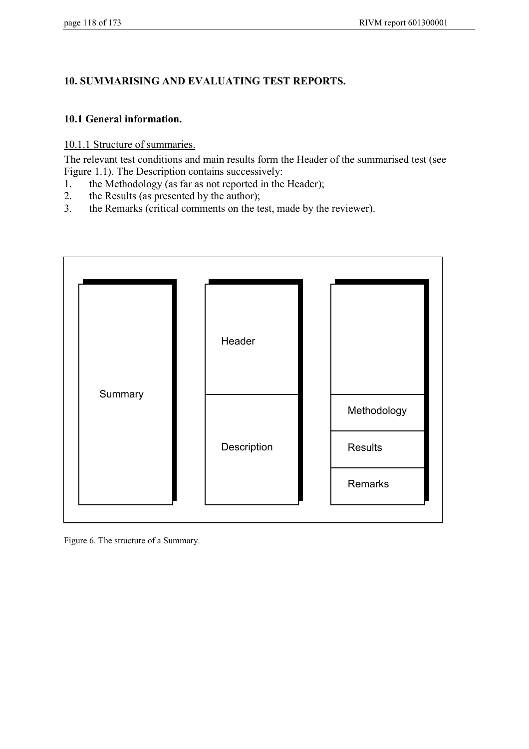# 10. SUMMARISING AND EVALUATING TEST REPORTS.

## 10.1 General information.

### 10.1.1 Structure of summaries.

The relevant test conditions and main results form the Header of the summarised test (see Figure 1.1). The Description contains successively:

1. the Methodology (as far as not reported in the Header);
2. the Results (as presented by the author);
3. the Remarks (critical comments on the test, made by the reviewer).

| Summary | Header / Description | Methodology / Results / Remarks |
|---|---|---|
| Summary | Header | |
| | Description | Methodology |
| | | Results |
| | | Remarks |

Figure 6. The structure of a Summary.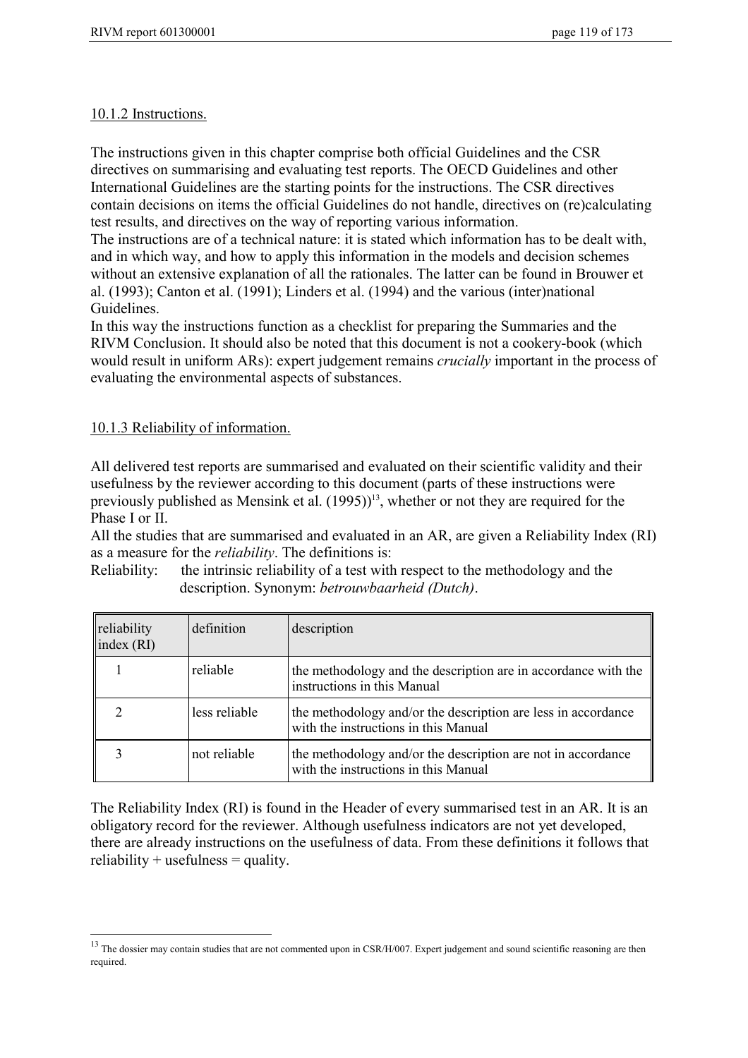### 10.1.2 Instructions.

The instructions given in this chapter comprise both official Guidelines and the CSR directives on summarising and evaluating test reports. The OECD Guidelines and other International Guidelines are the starting points for the instructions. The CSR directives contain decisions on items the official Guidelines do not handle, directives on (re)calculating test results, and directives on the way of reporting various information.
The instructions are of a technical nature: it is stated which information has to be dealt with, and in which way, and how to apply this information in the models and decision schemes without an extensive explanation of all the rationales. The latter can be found in Brouwer et al. (1993); Canton et al. (1991); Linders et al. (1994) and the various (inter)national Guidelines.
In this way the instructions function as a checklist for preparing the Summaries and the RIVM Conclusion. It should also be noted that this document is not a cookery-book (which would result in uniform ARs): expert judgement remains *crucially* important in the process of evaluating the environmental aspects of substances.

### 10.1.3 Reliability of information.

All delivered test reports are summarised and evaluated on their scientific validity and their usefulness by the reviewer according to this document (parts of these instructions were previously published as Mensink et al. (1995))[13], whether or not they are required for the Phase I or II.
All the studies that are summarised and evaluated in an AR, are given a Reliability Index (RI) as a measure for the *reliability*. The definitions is:
Reliability: the intrinsic reliability of a test with respect to the methodology and the description. Synonym: *betrouwbaarheid (Dutch)*.

| reliability index (RI) | definition | description |
|---|---|---|
| 1 | reliable | the methodology and the description are in accordance with the instructions in this Manual |
| 2 | less reliable | the methodology and/or the description are less in accordance with the instructions in this Manual |
| 3 | not reliable | the methodology and/or the description are not in accordance with the instructions in this Manual |

The Reliability Index (RI) is found in the Header of every summarised test in an AR. It is an obligatory record for the reviewer. Although usefulness indicators are not yet developed, there are already instructions on the usefulness of data. From these definitions it follows that reliability + usefulness = quality.

[13] The dossier may contain studies that are not commented upon in CSR/H/007. Expert judgement and sound scientific reasoning are then required.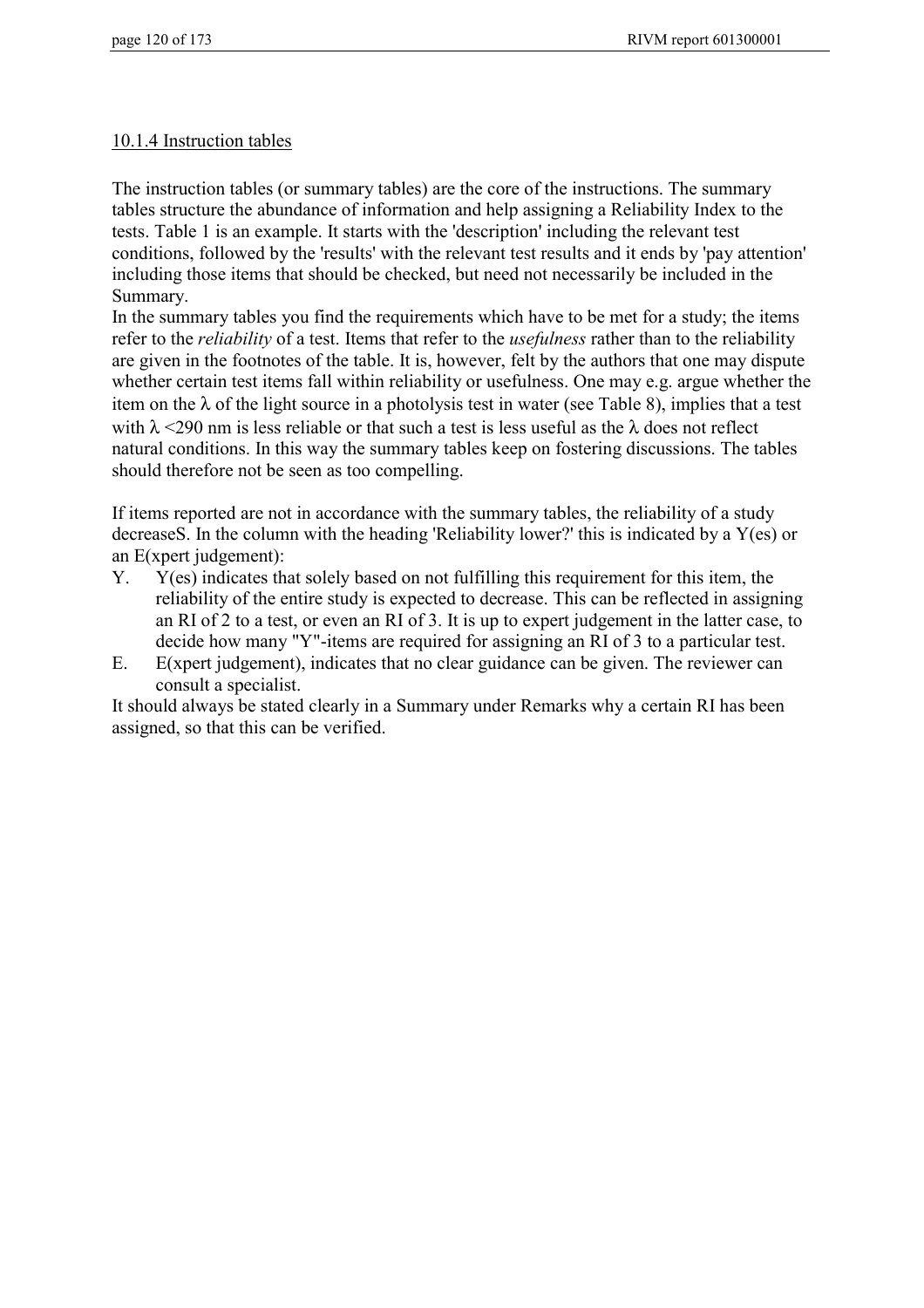## 10.1.4 Instruction tables

The instruction tables (or summary tables) are the core of the instructions. The summary tables structure the abundance of information and help assigning a Reliability Index to the tests. Table 1 is an example. It starts with the 'description' including the relevant test conditions, followed by the 'results' with the relevant test results and it ends by 'pay attention' including those items that should be checked, but need not necessarily be included in the Summary.

In the summary tables you find the requirements which have to be met for a study; the items refer to the *reliability* of a test. Items that refer to the *usefulness* rather than to the reliability are given in the footnotes of the table. It is, however, felt by the authors that one may dispute whether certain test items fall within reliability or usefulness. One may e.g. argue whether the item on the $\lambda$ of the light source in a photolysis test in water (see Table 8), implies that a test with $\lambda$ <290 nm is less reliable or that such a test is less useful as the $\lambda$ does not reflect natural conditions. In this way the summary tables keep on fostering discussions. The tables should therefore not be seen as too compelling.

If items reported are not in accordance with the summary tables, the reliability of a study decreaseS. In the column with the heading 'Reliability lower?' this is indicated by a Y(es) or an E(xpert judgement):

Y. Y(es) indicates that solely based on not fulfilling this requirement for this item, the reliability of the entire study is expected to decrease. This can be reflected in assigning an RI of 2 to a test, or even an RI of 3. It is up to expert judgement in the latter case, to decide how many "Y"-items are required for assigning an RI of 3 to a particular test.

E. E(xpert judgement), indicates that no clear guidance can be given. The reviewer can consult a specialist.

It should always be stated clearly in a Summary under Remarks why a certain RI has been assigned, so that this can be verified.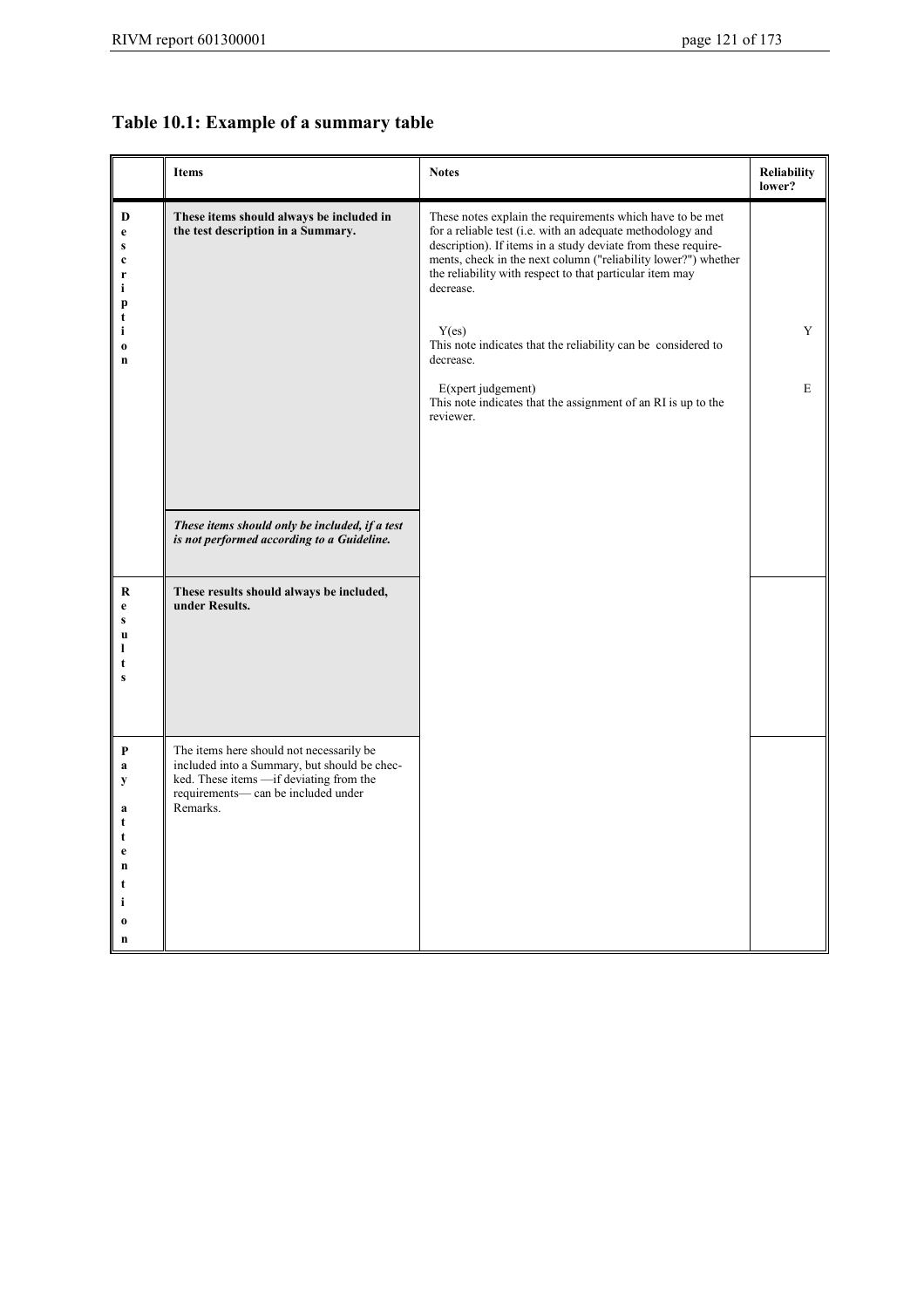## Table 10.1: Example of a summary table

| | Items | Notes | Reliability lower? |
|---|---|---|---|
| Description | **These items should always be included in the test description in a Summary.** | These notes explain the requirements which have to be met for a reliable test (i.e. with an adequate methodology and description). If items in a study deviate from these requirements, check in the next column ("reliability lower?") whether the reliability with respect to that particular item may decrease. | |
| | | Y(es) This note indicates that the reliability can be considered to decrease. | Y |
| | | E(xpert judgement) This note indicates that the assignment of an RI is up to the reviewer. | E |
| | ***These items should only be included, if a test is not performed according to a Guideline.*** | | |
| Results | **These results should always be included, under Results.** | | |
| Pay attention | The items here should not necessarily be included into a Summary, but should be checked. These items —if deviating from the requirements— can be included under Remarks. | | |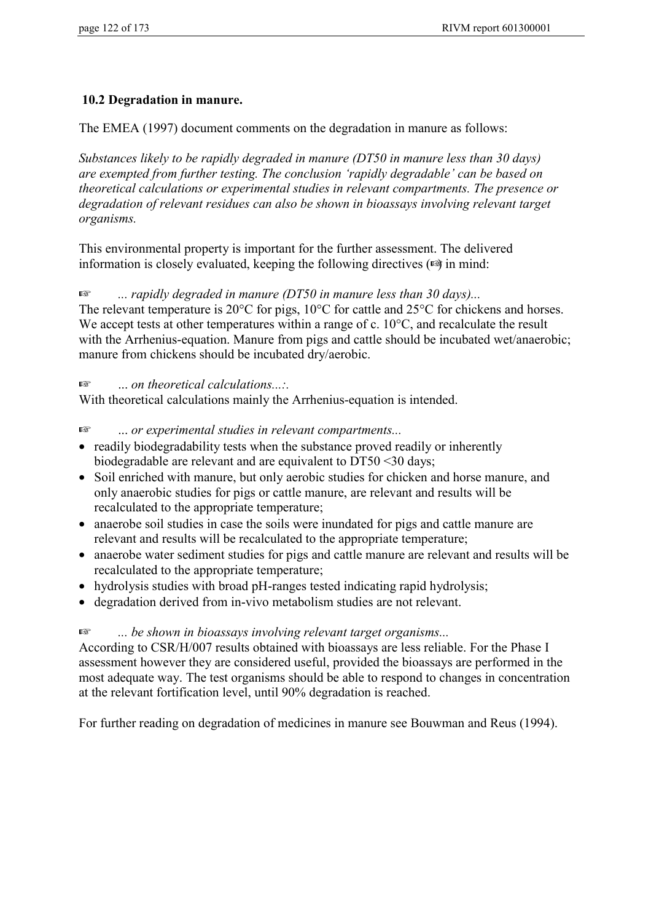## 10.2 Degradation in manure.

The EMEA (1997) document comments on the degradation in manure as follows:

*Substances likely to be rapidly degraded in manure (DT50 in manure less than 30 days) are exempted from further testing. The conclusion 'rapidly degradable' can be based on theoretical calculations or experimental studies in relevant compartments. The presence or degradation of relevant residues can also be shown in bioassays involving relevant target organisms.*

This environmental property is important for the further assessment. The delivered information is closely evaluated, keeping the following directives (☞) in mind:

☞ *... rapidly degraded in manure (DT50 in manure less than 30 days)...*
The relevant temperature is 20°C for pigs, 10°C for cattle and 25°C for chickens and horses. We accept tests at other temperatures within a range of c. 10°C, and recalculate the result with the Arrhenius-equation. Manure from pigs and cattle should be incubated wet/anaerobic; manure from chickens should be incubated dry/aerobic.

☞ *... on theoretical calculations...:.*
With theoretical calculations mainly the Arrhenius-equation is intended.

☞ *... or experimental studies in relevant compartments...*

- readily biodegradability tests when the substance proved readily or inherently biodegradable are relevant and are equivalent to DT50 <30 days;
- Soil enriched with manure, but only aerobic studies for chicken and horse manure, and only anaerobic studies for pigs or cattle manure, are relevant and results will be recalculated to the appropriate temperature;
- anaerobe soil studies in case the soils were inundated for pigs and cattle manure are relevant and results will be recalculated to the appropriate temperature;
- anaerobe water sediment studies for pigs and cattle manure are relevant and results will be recalculated to the appropriate temperature;
- hydrolysis studies with broad pH-ranges tested indicating rapid hydrolysis;
- degradation derived from in-vivo metabolism studies are not relevant.

☞ *... be shown in bioassays involving relevant target organisms...*
According to CSR/H/007 results obtained with bioassays are less reliable. For the Phase I assessment however they are considered useful, provided the bioassays are performed in the most adequate way. The test organisms should be able to respond to changes in concentration at the relevant fortification level, until 90% degradation is reached.

For further reading on degradation of medicines in manure see Bouwman and Reus (1994).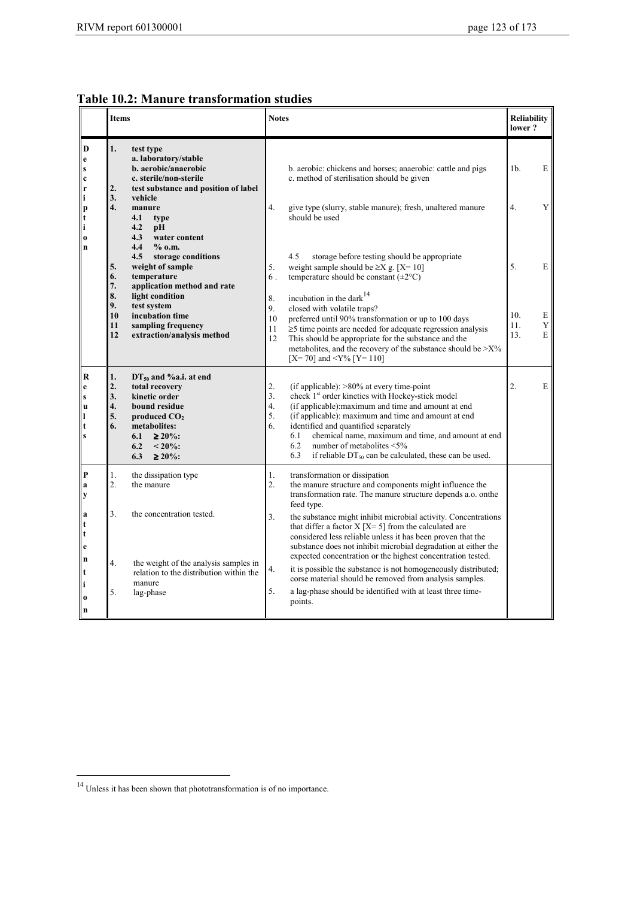## Table 10.2: Manure transformation studies

| | Items | Notes | Reliability lower ? | |
|---|---|---|---|---|
| Description | **1. test type** | | | |
| | **a. laboratory/stable** | | | |
| | **b. aerobic/anaerobic** | b. aerobic: chickens and horses; anaerobic: cattle and pigs | 1b. | E |
| | **c. sterile/non-sterile** | c. method of sterilisation should be given | | |
| | **2. test substance and position of label** | | | |
| | **3. vehicle** | | | |
| | **4. manure** | 4. give type (slurry, stable manure); fresh, unaltered manure should be used | 4. | Y |
| | **4.1 type** | | | |
| | **4.2 pH** | | | |
| | **4.3 water content** | | | |
| | **4.4 % o.m.** | | | |
| | **4.5 storage conditions** | 4.5 storage before testing should be appropriate | | |
| | **5. weight of sample** | 5. weight sample should be ≥X g. [X= 10] | 5. | E |
| | **6. temperature** | 6. temperature should be constant (±2°C) | | |
| | **7. application method and rate** | | | |
| | **8. light condition** | 8. incubation in the dark[14] | | |
| | **9. test system** | 9. closed with volatile traps? | | |
| | **10 incubation time** | 10 preferred until 90% transformation or up to 100 days | 10. | E |
| | **11 sampling frequency** | 11 ≥5 time points are needed for adequate regression analysis | 11. | Y |
| | **12 extraction/analysis method** | 12 This should be appropriate for the substance and the metabolites, and the recovery of the substance should be >X% [X= 70] and <Y% [Y= 110] | 13. | E |
| Results | **1. $DT_{50}$ and %a.i. at end** | | | |
| | **2. total recovery** | 2. (if applicable): >80% at every time-point | 2. | E |
| | **3. kinetic order** | 3. check 1[st] order kinetics with Hockey-stick model | | |
| | **4. bound residue** | 4. (if applicable):maximum and time and amount at end | | |
| | **5. produced $CO_2$** | 5. (if applicable): maximum and time and amount at end | | |
| | **6. metabolites:** | 6. identified and quantified separately | | |
| | **6.1 ≥ 20%:** | 6.1 chemical name, maximum and time, and amount at end | | |
| | **6.2 < 20%:** | 6.2 number of metabolites <5% | | |
| | **6.3 ≥ 20%:** | 6.3 if reliable $DT_{50}$ can be calculated, these can be used. | | |
| Pay attention | 1. the dissipation type | 1. transformation or dissipation | | |
| | 2. the manure | 2. the manure structure and components might influence the transformation rate. The manure structure depends a.o. onthe feed type. | | |
| | 3. the concentration tested. | 3. the substance might inhibit microbial activity. Concentrations that differ a factor X [X= 5] from the calculated are considered less reliable unless it has been proven that the substance does not inhibit microbial degradation at either the expected concentration or the highest concentration tested. | | |
| | 4. the weight of the analysis samples in relation to the distribution within the manure | 4. it is possible the substance is not homogeneously distributed; corse material should be removed from analysis samples. | | |
| | 5. lag-phase | 5. a lag-phase should be identified with at least three time-points. | | |

[14] Unless it has been shown that phototransformation is of no importance.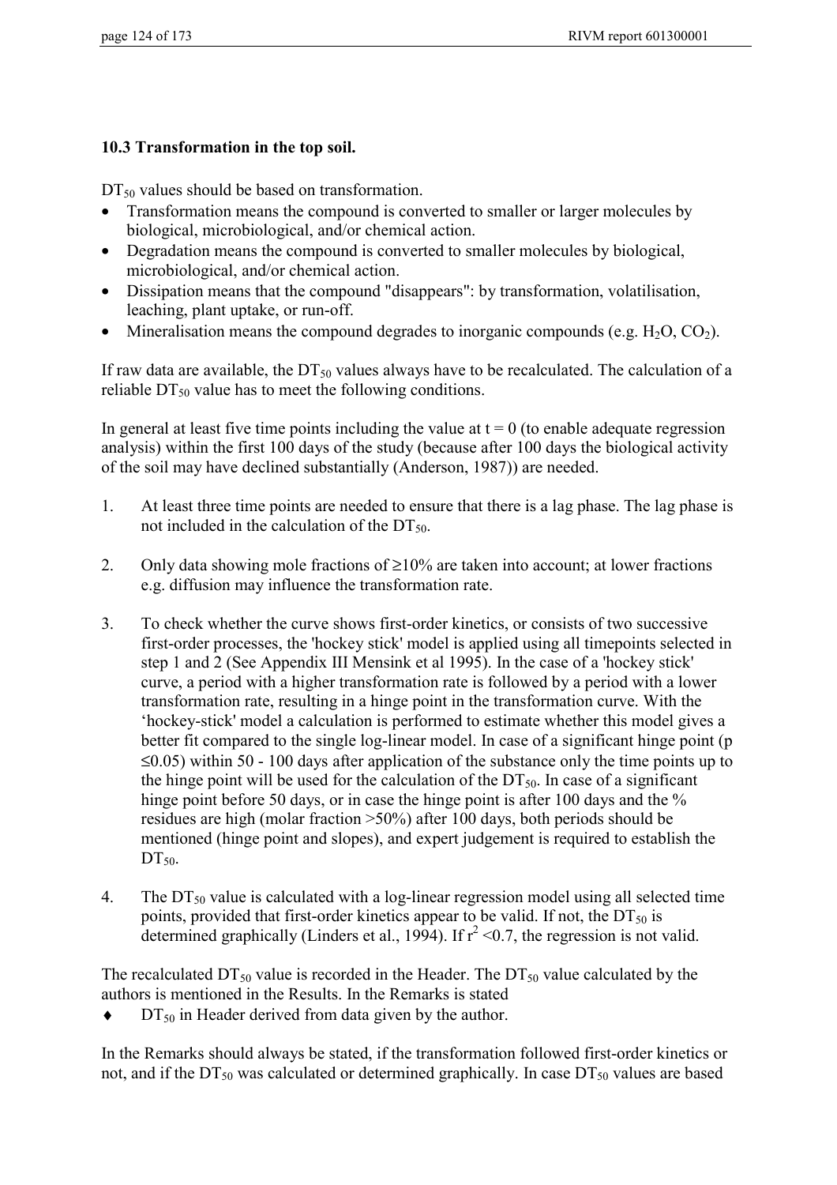### 10.3 Transformation in the top soil.

$DT_{50}$ values should be based on transformation.

- Transformation means the compound is converted to smaller or larger molecules by biological, microbiological, and/or chemical action.
- Degradation means the compound is converted to smaller molecules by biological, microbiological, and/or chemical action.
- Dissipation means that the compound "disappears": by transformation, volatilisation, leaching, plant uptake, or run-off.
- Mineralisation means the compound degrades to inorganic compounds (e.g. $H_2O$, $CO_2$).

If raw data are available, the $DT_{50}$ values always have to be recalculated. The calculation of a reliable $DT_{50}$ value has to meet the following conditions.

In general at least five time points including the value at $t = 0$ (to enable adequate regression analysis) within the first 100 days of the study (because after 100 days the biological activity of the soil may have declined substantially (Anderson, 1987)) are needed.

1. At least three time points are needed to ensure that there is a lag phase. The lag phase is not included in the calculation of the $DT_{50}$.

2. Only data showing mole fractions of ≥10% are taken into account; at lower fractions e.g. diffusion may influence the transformation rate.

3. To check whether the curve shows first-order kinetics, or consists of two successive first-order processes, the 'hockey stick' model is applied using all timepoints selected in step 1 and 2 (See Appendix III Mensink et al 1995). In the case of a 'hockey stick' curve, a period with a higher transformation rate is followed by a period with a lower transformation rate, resulting in a hinge point in the transformation curve. With the 'hockey-stick' model a calculation is performed to estimate whether this model gives a better fit compared to the single log-linear model. In case of a significant hinge point ($p \leq 0.05$) within 50 - 100 days after application of the substance only the time points up to the hinge point will be used for the calculation of the $DT_{50}$. In case of a significant hinge point before 50 days, or in case the hinge point is after 100 days and the % residues are high (molar fraction >50%) after 100 days, both periods should be mentioned (hinge point and slopes), and expert judgement is required to establish the $DT_{50}$.

4. The $DT_{50}$ value is calculated with a log-linear regression model using all selected time points, provided that first-order kinetics appear to be valid. If not, the $DT_{50}$ is determined graphically (Linders et al., 1994). If $r^2 < 0.7$, the regression is not valid.

The recalculated $DT_{50}$ value is recorded in the Header. The $DT_{50}$ value calculated by the authors is mentioned in the Results. In the Remarks is stated

- ♦ $DT_{50}$ in Header derived from data given by the author.

In the Remarks should always be stated, if the transformation followed first-order kinetics or not, and if the $DT_{50}$ was calculated or determined graphically. In case $DT_{50}$ values are based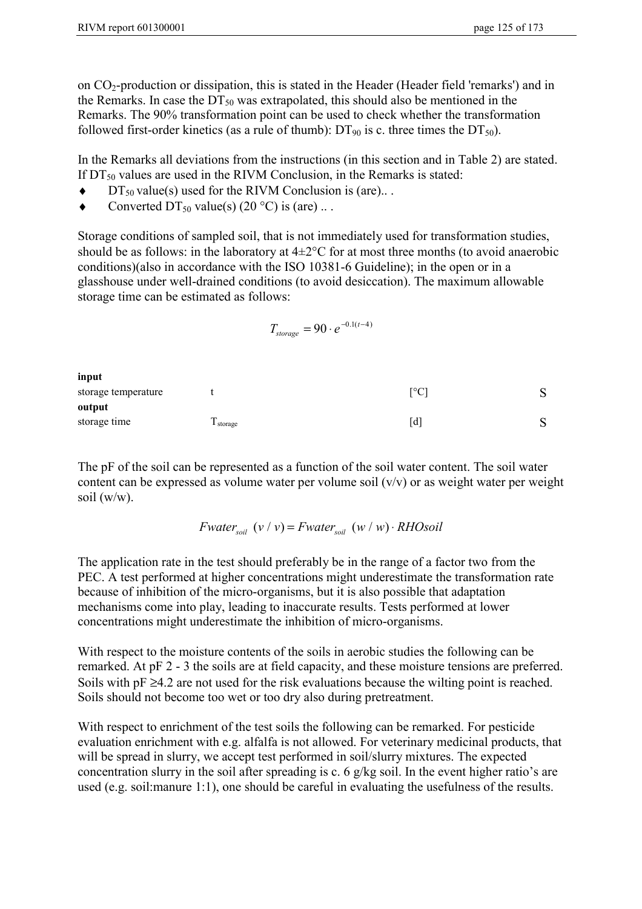on $CO_2$-production or dissipation, this is stated in the Header (Header field 'remarks') and in the Remarks. In case the $DT_{50}$ was extrapolated, this should also be mentioned in the Remarks. The 90% transformation point can be used to check whether the transformation followed first-order kinetics (as a rule of thumb): $DT_{90}$ is c. three times the $DT_{50}$).

In the Remarks all deviations from the instructions (in this section and in Table 2) are stated. If $DT_{50}$ values are used in the RIVM Conclusion, in the Remarks is stated:

- $DT_{50}$ value(s) used for the RIVM Conclusion is (are).. .
- Converted $DT_{50}$ value(s) (20 °C) is (are) .. .

Storage conditions of sampled soil, that is not immediately used for transformation studies, should be as follows: in the laboratory at 4±2°C for at most three months (to avoid anaerobic conditions)(also in accordance with the ISO 10381-6 Guideline); in the open or in a glasshouse under well-drained conditions (to avoid desiccation). The maximum allowable storage time can be estimated as follows:

$$T_{storage} = 90 \cdot e^{-0.1(t-4)}$$

| | | | |
|---|---|---|---|
| **input** | | | |
| storage temperature | t | [°C] | S |
| **output** | | | |
| storage time | $T_{storage}$ | [d] | S |

The pF of the soil can be represented as a function of the soil water content. The soil water content can be expressed as volume water per volume soil (v/v) or as weight water per weight soil (w/w).

$$Fwater_{soil} \ (v/v) = Fwater_{soil} \ (w/w) \cdot RHOsoil$$

The application rate in the test should preferably be in the range of a factor two from the PEC. A test performed at higher concentrations might underestimate the transformation rate because of inhibition of the micro-organisms, but it is also possible that adaptation mechanisms come into play, leading to inaccurate results. Tests performed at lower concentrations might underestimate the inhibition of micro-organisms.

With respect to the moisture contents of the soils in aerobic studies the following can be remarked. At pF 2 - 3 the soils are at field capacity, and these moisture tensions are preferred. Soils with pF ≥4.2 are not used for the risk evaluations because the wilting point is reached. Soils should not become too wet or too dry also during pretreatment.

With respect to enrichment of the test soils the following can be remarked. For pesticide evaluation enrichment with e.g. alfalfa is not allowed. For veterinary medicinal products, that will be spread in slurry, we accept test performed in soil/slurry mixtures. The expected concentration slurry in the soil after spreading is c. 6 g/kg soil. In the event higher ratio's are used (e.g. soil:manure 1:1), one should be careful in evaluating the usefulness of the results.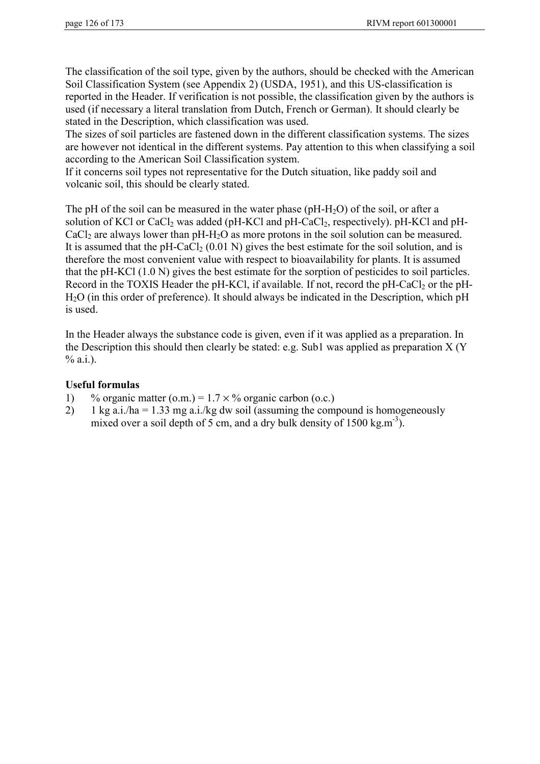The classification of the soil type, given by the authors, should be checked with the American Soil Classification System (see Appendix 2) (USDA, 1951), and this US-classification is reported in the Header. If verification is not possible, the classification given by the authors is used (if necessary a literal translation from Dutch, French or German). It should clearly be stated in the Description, which classification was used.
The sizes of soil particles are fastened down in the different classification systems. The sizes are however not identical in the different systems. Pay attention to this when classifying a soil according to the American Soil Classification system.
If it concerns soil types not representative for the Dutch situation, like paddy soil and volcanic soil, this should be clearly stated.

The pH of the soil can be measured in the water phase (pH-$H_2O$) of the soil, or after a solution of KCl or $CaCl_2$ was added (pH-KCl and pH-$CaCl_2$, respectively). pH-KCl and pH-$CaCl_2$ are always lower than pH-$H_2O$ as more protons in the soil solution can be measured. It is assumed that the pH-$CaCl_2$ (0.01 N) gives the best estimate for the soil solution, and is therefore the most convenient value with respect to bioavailability for plants. It is assumed that the pH-KCl (1.0 N) gives the best estimate for the sorption of pesticides to soil particles. Record in the TOXIS Header the pH-KCl, if available. If not, record the pH-$CaCl_2$ or the pH-$H_2O$ (in this order of preference). It should always be indicated in the Description, which pH is used.

In the Header always the substance code is given, even if it was applied as a preparation. In the Description this should then clearly be stated: e.g. Sub1 was applied as preparation X (Y % a.i.).

**Useful formulas**

1) % organic matter (o.m.) = $1.7 \times$ % organic carbon (o.c.)
2) 1 kg a.i./ha = 1.33 mg a.i./kg dw soil (assuming the compound is homogeneously mixed over a soil depth of 5 cm, and a dry bulk density of 1500 kg.$m^{-3}$).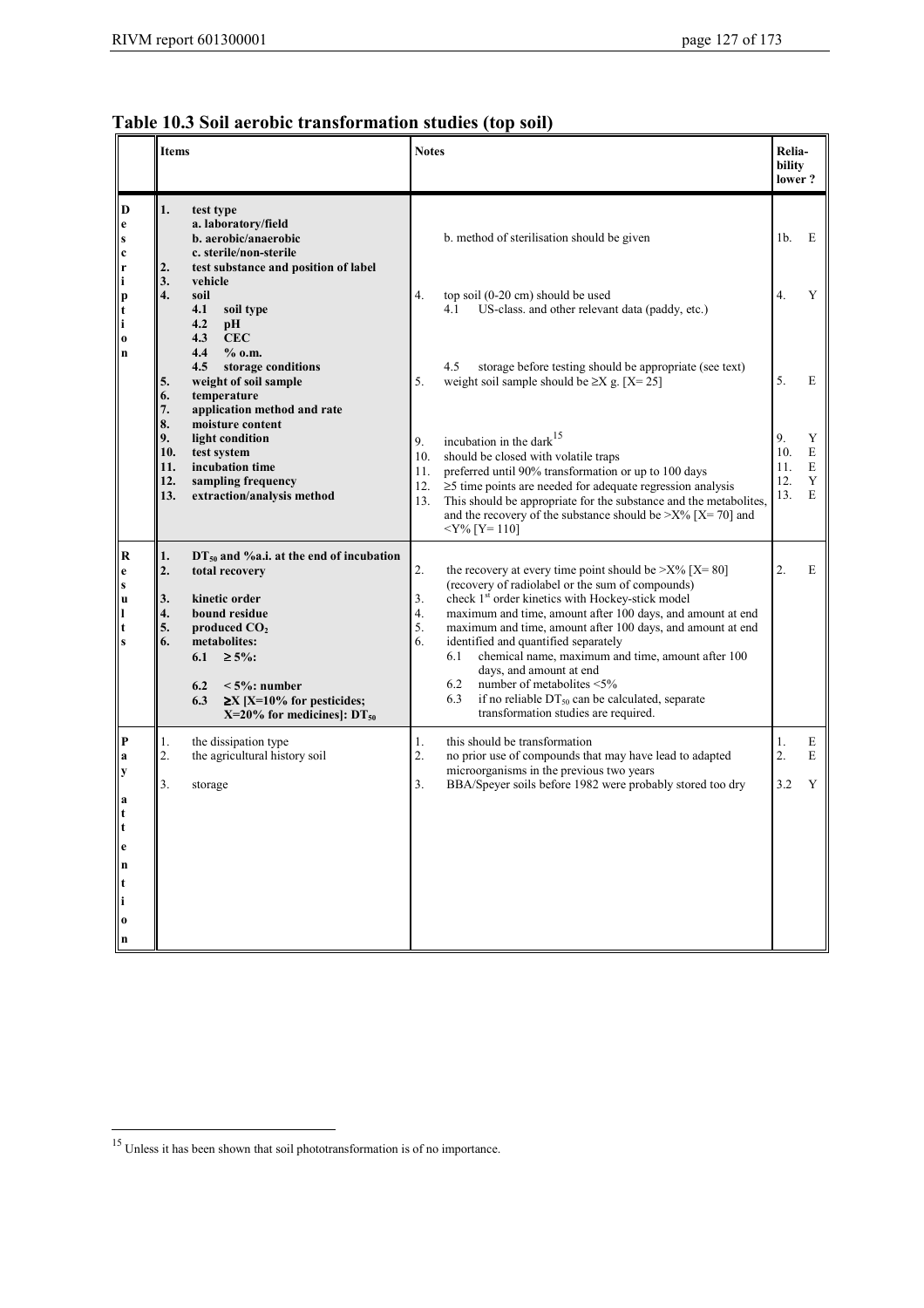## Table 10.3 Soil aerobic transformation studies (top soil)

| | Items | Notes | Reliability lower ? |
|---|---|---|---|
| **Description** | **1. test type** | | |
| | **a. laboratory/field** | | |
| | **b. aerobic/anaerobic** | b. method of sterilisation should be given | 1b. E |
| | **c. sterile/non-sterile** | | |
| | **2. test substance and position of label** | | |
| | **3. vehicle** | | |
| | **4. soil** | 4. top soil (0-20 cm) should be used | 4. Y |
| | **4.1 soil type** | 4.1 US-class. and other relevant data (paddy, etc.) | |
| | **4.2 pH** | | |
| | **4.3 CEC** | | |
| | **4.4 % o.m.** | | |
| | **4.5 storage conditions** | 4.5 storage before testing should be appropriate (see text) | |
| | **5. weight of soil sample** | 5. weight soil sample should be ≥X g. [X= 25] | 5. E |
| | **6. temperature** | | |
| | **7. application method and rate** | | |
| | **8. moisture content** | | |
| | **9. light condition** | 9. incubation in the dark[15] | 9. Y |
| | **10. test system** | 10. should be closed with volatile traps | 10. E |
| | **11. incubation time** | 11. preferred until 90% transformation or up to 100 days | 11. E |
| | **12. sampling frequency** | 12. ≥5 time points are needed for adequate regression analysis | 12. Y |
| | **13. extraction/analysis method** | 13. This should be appropriate for the substance and the metabolites, and the recovery of the substance should be >X% [X= 70] and <Y% [Y= 110] | 13. E |
| **Results** | **1. $DT_{50}$ and %a.i. at the end of incubation** | | |
| | **2. total recovery** | 2. the recovery at every time point should be >X% [X= 80] (recovery of radiolabel or the sum of compounds) | 2. E |
| | **3. kinetic order** | 3. check 1[st] order kinetics with Hockey-stick model | |
| | **4. bound residue** | 4. maximum and time, amount after 100 days, and amount at end | |
| | **5. produced $CO_2$** | 5. maximum and time, amount after 100 days, and amount at end | |
| | **6. metabolites:** | 6. identified and quantified separately | |
| | **6.1 ≥ 5%:** | 6.1 chemical name, maximum and time, amount after 100 days, and amount at end | |
| | **6.2 < 5%: number** | 6.2 number of metabolites <5% | |
| | **6.3 ≥X [X=10% for pesticides; X=20% for medicines]: $DT_{50}$** | 6.3 if no reliable $DT_{50}$ can be calculated, separate transformation studies are required. | |
| **Pay attention** | 1. the dissipation type | 1. this should be transformation | 1. E |
| | 2. the agricultural history soil | 2. no prior use of compounds that may have lead to adapted microorganisms in the previous two years | 2. E |
| | 3. storage | 3. BBA/Speyer soils before 1982 were probably stored too dry | 3.2 Y |

[15] Unless it has been shown that soil phototransformation is of no importance.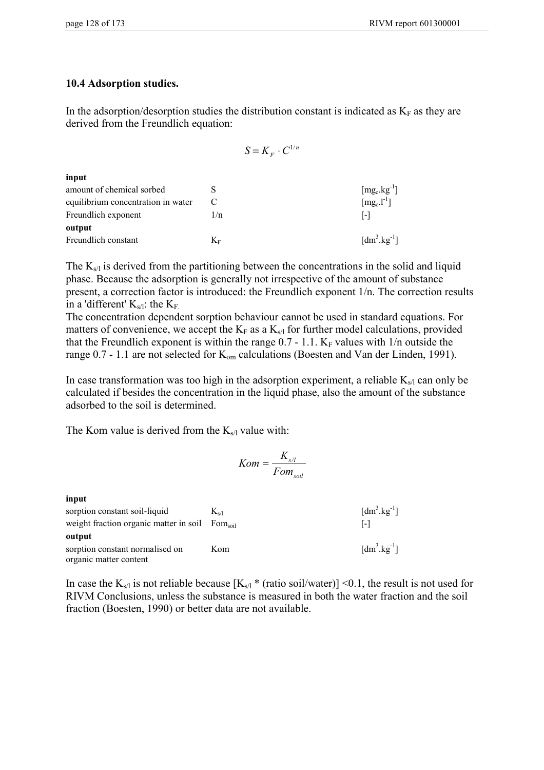### 10.4 Adsorption studies.

In the adsorption/desorption studies the distribution constant is indicated as $K_F$ as they are derived from the Freundlich equation:

$$S = K_F \cdot C^{1/n}$$

| | | |
|---|---|---|
| **input** | | |
| amount of chemical sorbed | S | $[mg_c.kg^{-1}]$ |
| equilibrium concentration in water | C | $[mg_c.l^{-1}]$ |
| Freundlich exponent | 1/n | [-] |
| **output** | | |
| Freundlich constant | $K_F$ | $[dm^3.kg^{-1}]$ |

The $K_{s/l}$ is derived from the partitioning between the concentrations in the solid and liquid phase. Because the adsorption is generally not irrespective of the amount of substance present, a correction factor is introduced: the Freundlich exponent 1/n. The correction results in a 'different' $K_{s/l}$: the $K_F$.
The concentration dependent sorption behaviour cannot be used in standard equations. For matters of convenience, we accept the $K_F$ as a $K_{s/l}$ for further model calculations, provided that the Freundlich exponent is within the range 0.7 - 1.1. $K_F$ values with 1/n outside the range 0.7 - 1.1 are not selected for $K_{om}$ calculations (Boesten and Van der Linden, 1991).

In case transformation was too high in the adsorption experiment, a reliable $K_{s/l}$ can only be calculated if besides the concentration in the liquid phase, also the amount of the substance adsorbed to the soil is determined.

The Kom value is derived from the $K_{s/l}$ value with:

$$Kom = \frac{K_{s/l}}{Fom_{soil}}$$

| | | |
|---|---|---|
| **input** | | |
| sorption constant soil-liquid | $K_{s/l}$ | $[dm^3.kg^{-1}]$ |
| weight fraction organic matter in soil | $Fom_{soil}$ | [-] |
| **output** | | |
| sorption constant normalised on organic matter content | Kom | $[dm^3.kg^{-1}]$ |

In case the $K_{s/l}$ is not reliable because $[K_{s/l}$ * (ratio soil/water)$] < 0.1$, the result is not used for RIVM Conclusions, unless the substance is measured in both the water fraction and the soil fraction (Boesten, 1990) or better data are not available.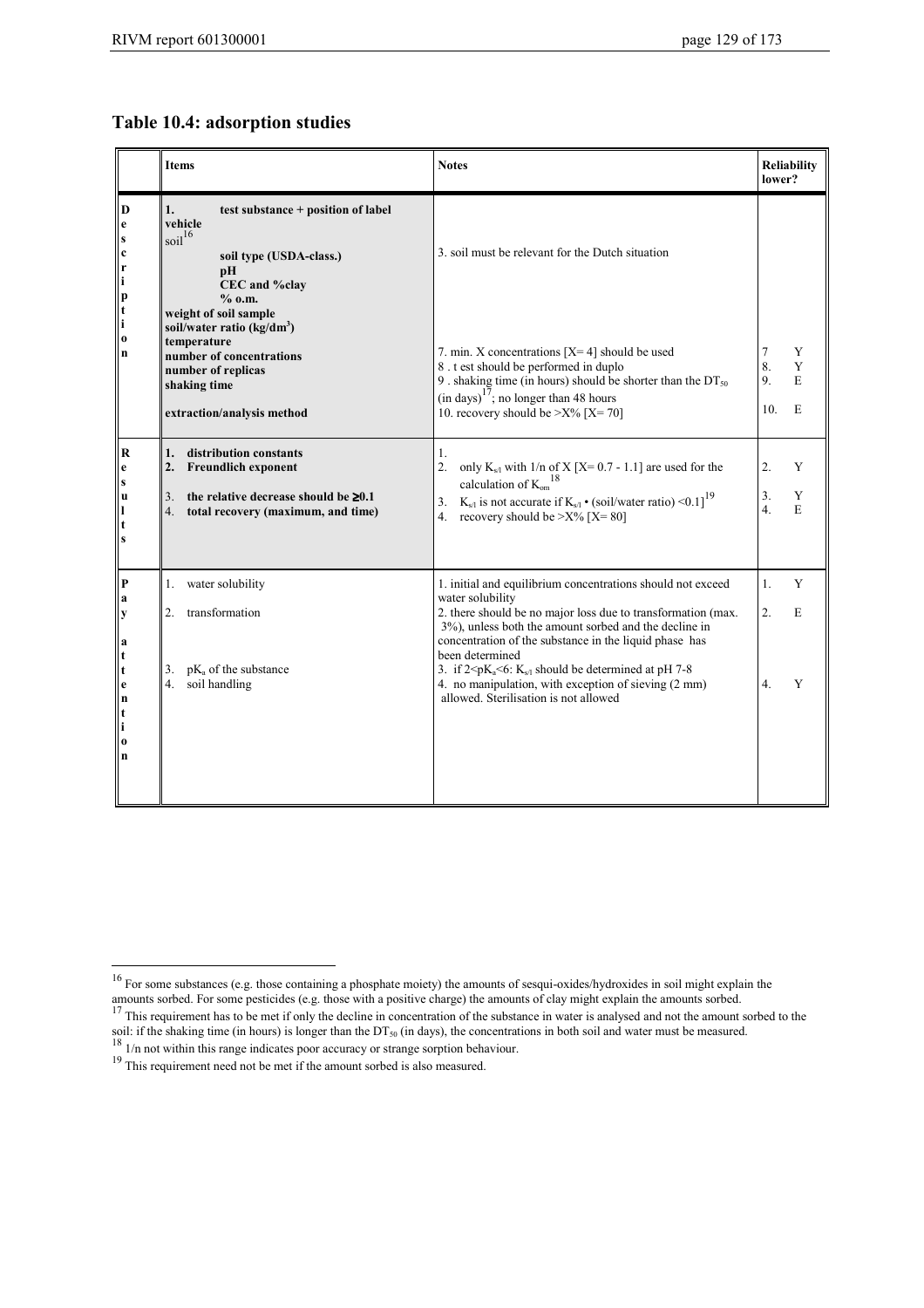## Table 10.4: adsorption studies

| | Items | Notes | Reliability lower? |
|---|---|---|---|
| Description | **1. test substance + position of label**<br>**vehicle**<br>soil[16]<br>**soil type (USDA-class.)**<br>**pH**<br>**CEC and %clay**<br>**% o.m.**<br>**weight of soil sample**<br>**soil/water ratio (kg/dm$^3$)**<br>**temperature**<br>**number of concentrations**<br>**number of replicas**<br>**shaking time**<br>**extraction/analysis method** | 3. soil must be relevant for the Dutch situation<br><br>7. min. X concentrations [X= 4] should be used<br>8 . t est should be performed in duplo<br>9 . shaking time (in hours) should be shorter than the $DT_{50}$ (in days)[17]; no longer than 48 hours<br>10. recovery should be >X% [X= 70] | 7 Y<br>8. Y<br>9. E<br>10. E |
| Results | **1. distribution constants**<br>**2. Freundlich exponent**<br>3. **the relative decrease should be ≥0.1**<br>4. **total recovery (maximum, and time)** | 1.<br>2. only $K_{s/l}$ with 1/n of X [X= 0.7 - 1.1] are used for the calculation of $K_{om}$[18]<br>3. $K_{s/l}$ is not accurate if $K_{s/l}$ • (soil/water ratio) <0.1][19]<br>4. recovery should be >X% [X= 80] | 2. Y<br>3. Y<br>4. E |
| Pay attention | 1. water solubility<br>2. transformation<br>3. $pK_a$ of the substance<br>4. soil handling | 1. initial and equilibrium concentrations should not exceed water solubility<br>2. there should be no major loss due to transformation (max. 3%), unless both the amount sorbed and the decline in concentration of the substance in the liquid phase has been determined<br>3. if 2<$pK_a$<6: $K_{s/l}$ should be determined at pH 7-8<br>4. no manipulation, with exception of sieving (2 mm) allowed. Sterilisation is not allowed | 1. Y<br>2. E<br><br>4. Y |

[16] For some substances (e.g. those containing a phosphate moiety) the amounts of sesqui-oxides/hydroxides in soil might explain the amounts sorbed. For some pesticides (e.g. those with a positive charge) the amounts of clay might explain the amounts sorbed.

[17] This requirement has to be met if only the decline in concentration of the substance in water is analysed and not the amount sorbed to the soil: if the shaking time (in hours) is longer than the $DT_{50}$ (in days), the concentrations in both soil and water must be measured.

[18] 1/n not within this range indicates poor accuracy or strange sorption behaviour.

[19] This requirement need not be met if the amount sorbed is also measured.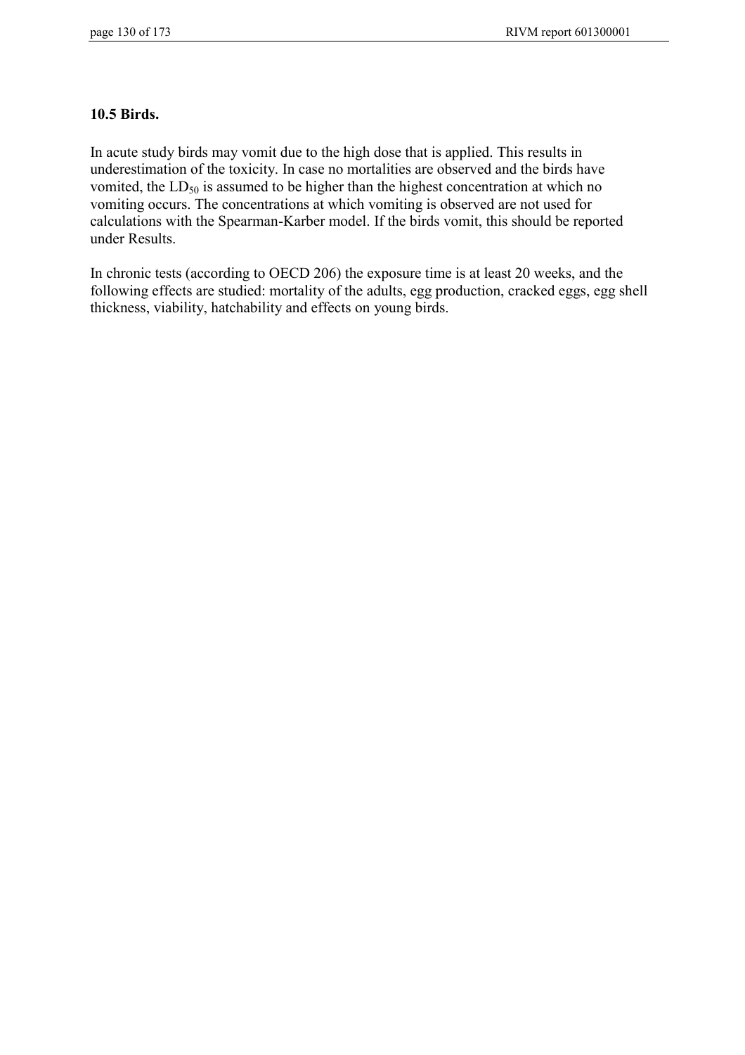## 10.5 Birds.

In acute study birds may vomit due to the high dose that is applied. This results in underestimation of the toxicity. In case no mortalities are observed and the birds have vomited, the $LD_{50}$ is assumed to be higher than the highest concentration at which no vomiting occurs. The concentrations at which vomiting is observed are not used for calculations with the Spearman-Karber model. If the birds vomit, this should be reported under Results.

In chronic tests (according to OECD 206) the exposure time is at least 20 weeks, and the following effects are studied: mortality of the adults, egg production, cracked eggs, egg shell thickness, viability, hatchability and effects on young birds.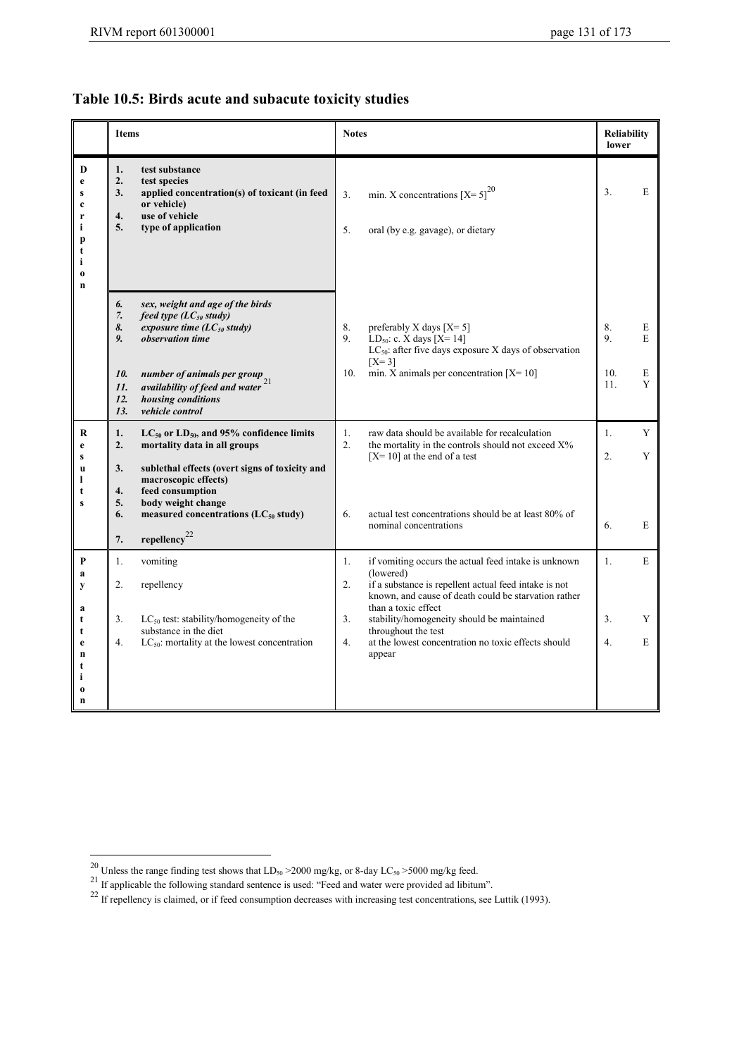## Table 10.5: Birds acute and subacute toxicity studies

| | Items | Notes | Reliability lower | |
|---|---|---|---|---|
| Description | **1. test substance**<br>**2. test species**<br>**3. applied concentration(s) of toxicant (in feed or vehicle)**<br>**4. use of vehicle**<br>**5. type of application** | 3. min. X concentrations [X= 5][20]<br><br>5. oral (by e.g. gavage), or dietary | 3. | E |
| | ***6. sex, weight and age of the birds***<br>***7. feed type ($LC_{50}$ study)***<br>***8. exposure time ($LC_{50}$ study)***<br>***9. observation time***<br><br>***10. number of animals per group***<br>***11. availability of feed and water***[21]<br>***12. housing conditions***<br>***13. vehicle control*** | 8. preferably X days [X= 5]<br>9. $LD_{50}$: c. X days [X= 14]<br>$LC_{50}$: after five days exposure X days of observation [X= 3]<br>10. min. X animals per concentration [X= 10] | 8.<br>9.<br><br>10.<br>11. | E<br>E<br><br>E<br>Y |
| Results | **1. $LC_{50}$ or $LD_{50}$, and 95% confidence limits**<br>**2. mortality data in all groups**<br><br>**3. sublethal effects (overt signs of toxicity and macroscopic effects)**<br>**4. feed consumption**<br>**5. body weight change**<br>**6. measured concentrations ($LC_{50}$ study)**<br><br>**7. repellency**[22] | 1. raw data should be available for recalculation<br>2. the mortality in the controls should not exceed X% [X= 10] at the end of a test<br><br>6. actual test concentrations should be at least 80% of nominal concentrations | 1.<br>2.<br><br>6. | Y<br>Y<br><br>E |
| Pay attention | 1. vomiting<br><br>2. repellency<br><br>3. $LC_{50}$ test: stability/homogeneity of the substance in the diet<br>4. $LC_{50}$: mortality at the lowest concentration | 1. if vomiting occurs the actual feed intake is unknown (lowered)<br>2. if a substance is repellent actual feed intake is not known, and cause of death could be starvation rather than a toxic effect<br>3. stability/homogeneity should be maintained throughout the test<br>4. at the lowest concentration no toxic effects should appear | 1.<br><br><br>3.<br>4. | E<br><br><br>Y<br>E |

[20] Unless the range finding test shows that $LD_{50}$ >2000 mg/kg, or 8-day $LC_{50}$ >5000 mg/kg feed.

[21] If applicable the following standard sentence is used: "Feed and water were provided ad libitum".

[22] If repellency is claimed, or if feed consumption decreases with increasing test concentrations, see Luttik (1993).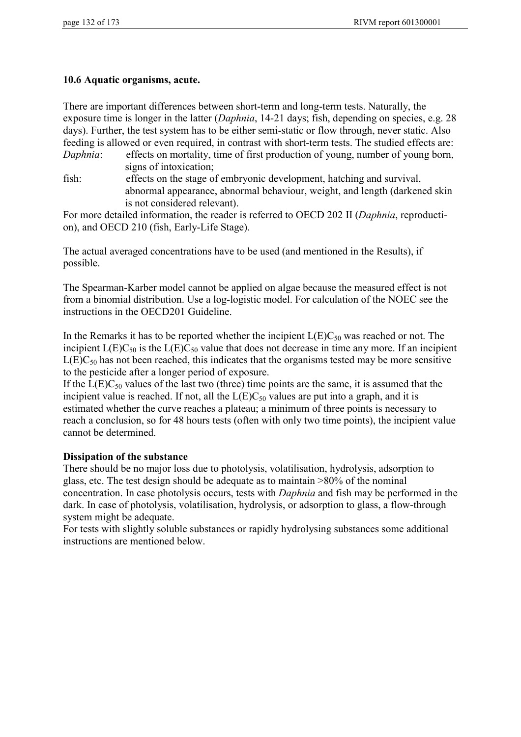## 10.6 Aquatic organisms, acute.

There are important differences between short-term and long-term tests. Naturally, the exposure time is longer in the latter (*Daphnia*, 14-21 days; fish, depending on species, e.g. 28 days). Further, the test system has to be either semi-static or flow through, never static. Also feeding is allowed or even required, in contrast with short-term tests. The studied effects are:

*Daphnia*: effects on mortality, time of first production of young, number of young born, signs of intoxication;

fish: effects on the stage of embryonic development, hatching and survival, abnormal appearance, abnormal behaviour, weight, and length (darkened skin is not considered relevant).

For more detailed information, the reader is referred to OECD 202 II (*Daphnia*, reproducti-on), and OECD 210 (fish, Early-Life Stage).

The actual averaged concentrations have to be used (and mentioned in the Results), if possible.

The Spearman-Karber model cannot be applied on algae because the measured effect is not from a binomial distribution. Use a log-logistic model. For calculation of the NOEC see the instructions in the OECD201 Guideline.

In the Remarks it has to be reported whether the incipient $L(E)C_{50}$ was reached or not. The incipient $L(E)C_{50}$ is the $L(E)C_{50}$ value that does not decrease in time any more. If an incipient $L(E)C_{50}$ has not been reached, this indicates that the organisms tested may be more sensitive to the pesticide after a longer period of exposure.

If the $L(E)C_{50}$ values of the last two (three) time points are the same, it is assumed that the incipient value is reached. If not, all the $L(E)C_{50}$ values are put into a graph, and it is estimated whether the curve reaches a plateau; a minimum of three points is necessary to reach a conclusion, so for 48 hours tests (often with only two time points), the incipient value cannot be determined.

**Dissipation of the substance**

There should be no major loss due to photolysis, volatilisation, hydrolysis, adsorption to glass, etc. The test design should be adequate as to maintain >80% of the nominal concentration. In case photolysis occurs, tests with *Daphnia* and fish may be performed in the dark. In case of photolysis, volatilisation, hydrolysis, or adsorption to glass, a flow-through system might be adequate.

For tests with slightly soluble substances or rapidly hydrolysing substances some additional instructions are mentioned below.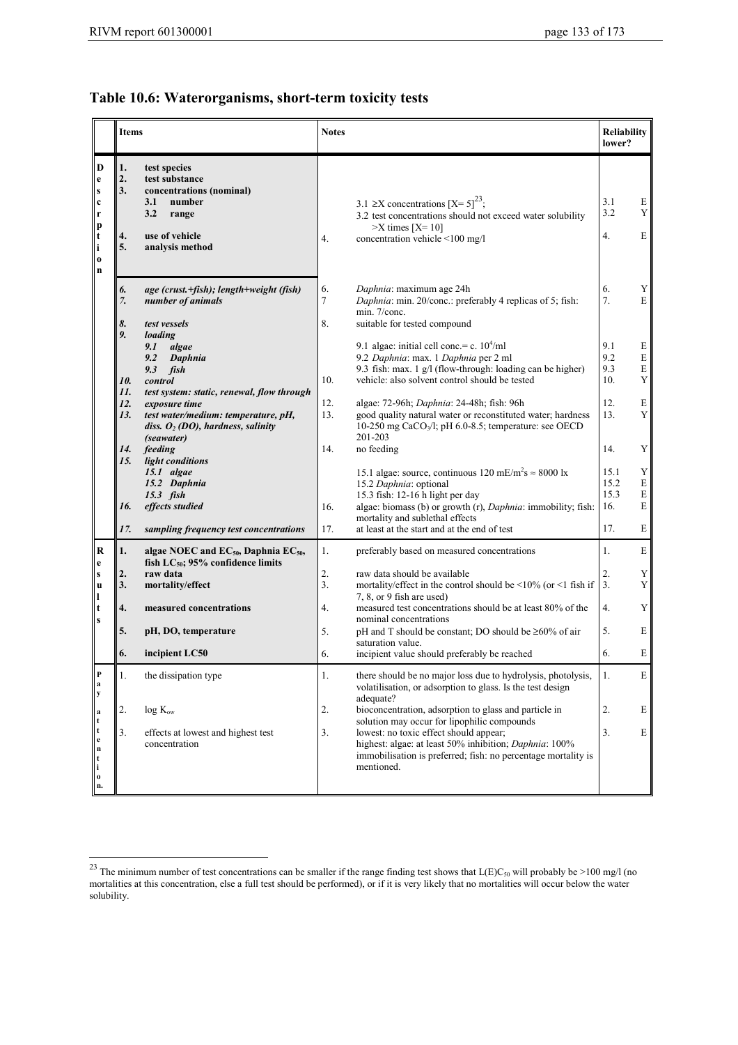## Table 10.6: Waterorganisms, short-term toxicity tests

| | Items | Notes | Reliability lower? |
|---|---|---|---|
| **Description** | **1. test species** | | |
| | **2. test substance** | | |
| | **3. concentrations (nominal)** | | |
| | **3.1 number** | 3.1 ≥X concentrations [X= 5][23]; | 3.1 E |
| | **3.2 range** | 3.2 test concentrations should not exceed water solubility >X times [X= 10] | 3.2 Y |
| | **4. use of vehicle** | 4. concentration vehicle <100 mg/l | 4. E |
| | **5. analysis method** | | |
| | ***6. age (crust.+fish); length+weight (fish)*** | 6. *Daphnia*: maximum age 24h | 6. Y |
| | ***7. number of animals*** | 7 *Daphnia*: min. 20/conc.: preferably 4 replicas of 5; fish: min. 7/conc. | 7. E |
| | ***8. test vessels*** | 8. suitable for tested compound | |
| | ***9. loading*** | | |
| | ***9.1 algae*** | 9.1 algae: initial cell conc.= c. $10^4$/ml | 9.1 E |
| | ***9.2 Daphnia*** | 9.2 *Daphnia*: max. 1 *Daphnia* per 2 ml | 9.2 E |
| | ***9.3 fish*** | 9.3 fish: max. 1 g/l (flow-through: loading can be higher) | 9.3 E |
| | ***10. control*** | 10. vehicle: also solvent control should be tested | 10. Y |
| | ***11. test system: static, renewal, flow through*** | | |
| | ***12. exposure time*** | 12. algae: 72-96h; *Daphnia*: 24-48h; fish: 96h | 12. E |
| | ***13. test water/medium: temperature, pH, diss. $O_2$ (DO), hardness, salinity (seawater)*** | 13. good quality natural water or reconstituted water; hardness 10-250 mg $CaCO_3$/l; pH 6.0-8.5; temperature: see OECD 201-203 | 13. Y |
| | ***14. feeding*** | 14. no feeding | 14. Y |
| | ***15. light conditions*** | | |
| | ***15.1 algae*** | 15.1 algae: source, continuous 120 mE/m$^2$s ≈ 8000 lx | 15.1 Y |
| | ***15.2 Daphnia*** | 15.2 *Daphnia*: optional | 15.2 E |
| | ***15.3 fish*** | 15.3 fish: 12-16 h light per day | 15.3 E |
| | ***16. effects studied*** | 16. algae: biomass (b) or growth (r), *Daphnia*: immobility; fish: mortality and sublethal effects | 16. E |
| | ***17. sampling frequency test concentrations*** | 17. at least at the start and at the end of test | 17. E |
| **Results** | **1. algae NOEC and $EC_{50}$, Daphnia $EC_{50}$, fish $LC_{50}$; 95% confidence limits** | 1. preferably based on measured concentrations | 1. E |
| | **2. raw data** | 2. raw data should be available | 2. Y |
| | **3. mortality/effect** | 3. mortality/effect in the control should be <10% (or <1 fish if 7, 8, or 9 fish are used) | 3. Y |
| | **4. measured concentrations** | 4. measured test concentrations should be at least 80% of the nominal concentrations | 4. Y |
| | **5. pH, DO, temperature** | 5. pH and T should be constant; DO should be ≥60% of air saturation value. | 5. E |
| | **6. incipient LC50** | 6. incipient value should preferably be reached | 6. E |
| **Pay attention** | 1. the dissipation type | 1. there should be no major loss due to hydrolysis, photolysis, volatilisation, or adsorption to glass. Is the test design adequate? | 1. E |
| | 2. log $K_{ow}$ | 2. bioconcentration, adsorption to glass and particle in solution may occur for lipophilic compounds | 2. E |
| | 3. effects at lowest and highest test concentration | 3. lowest: no toxic effect should appear; highest: algae: at least 50% inhibition; *Daphnia*: 100% immobilisation is preferred; fish: no percentage mortality is mentioned. | 3. E |

[23] The minimum number of test concentrations can be smaller if the range finding test shows that $L(E)C_{50}$ will probably be >100 mg/l (no mortalities at this concentration, else a full test should be performed), or if it is very likely that no mortalities will occur below the water solubility.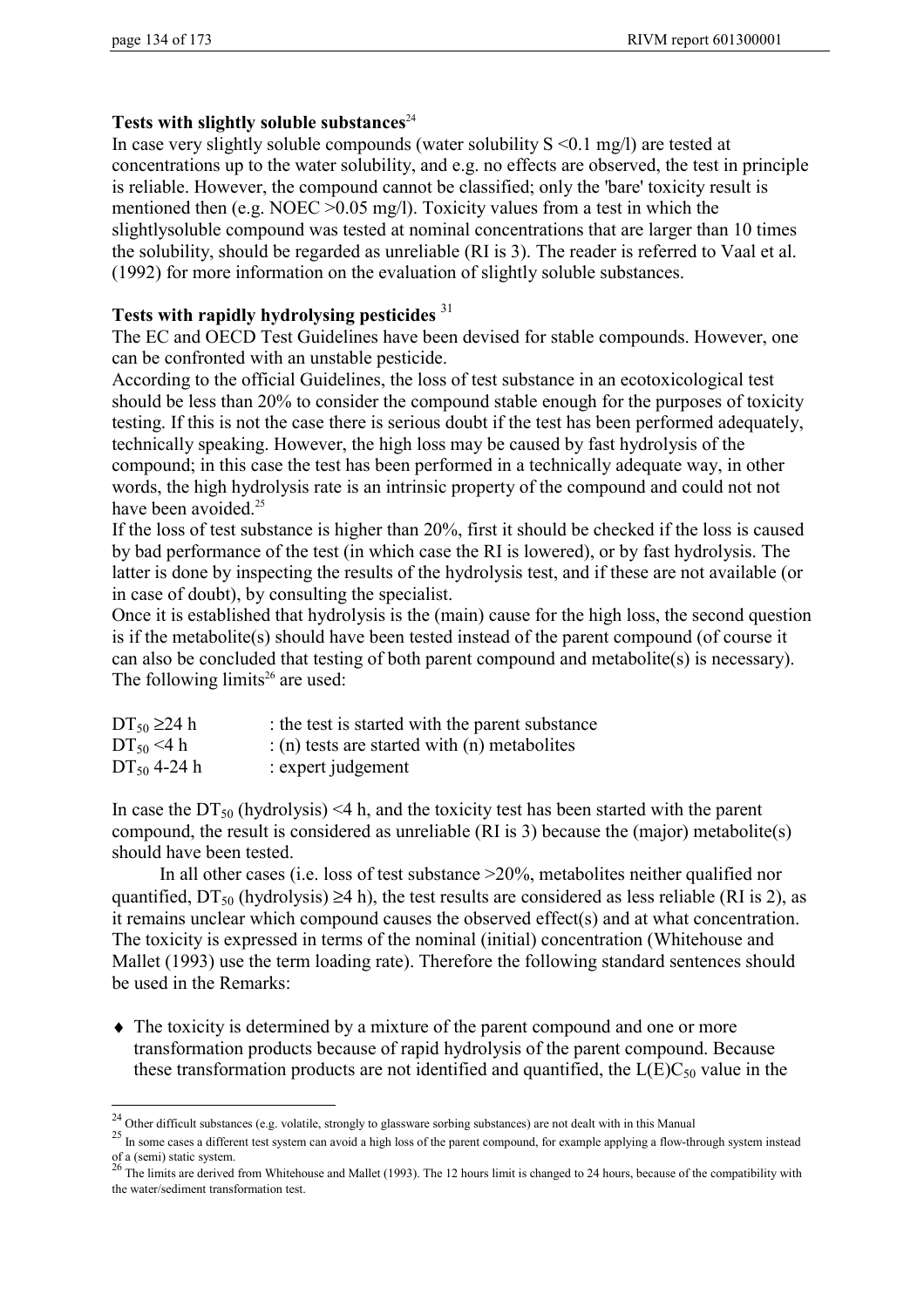**Tests with slightly soluble substances**[24]

In case very slightly soluble compounds (water solubility S <0.1 mg/l) are tested at concentrations up to the water solubility, and e.g. no effects are observed, the test in principle is reliable. However, the compound cannot be classified; only the 'bare' toxicity result is mentioned then (e.g. NOEC >0.05 mg/l). Toxicity values from a test in which the slightlysoluble compound was tested at nominal concentrations that are larger than 10 times the solubility, should be regarded as unreliable (RI is 3). The reader is referred to Vaal et al. (1992) for more information on the evaluation of slightly soluble substances.

**Tests with rapidly hydrolysing pesticides** [31]

The EC and OECD Test Guidelines have been devised for stable compounds. However, one can be confronted with an unstable pesticide.

According to the official Guidelines, the loss of test substance in an ecotoxicological test should be less than 20% to consider the compound stable enough for the purposes of toxicity testing. If this is not the case there is serious doubt if the test has been performed adequately, technically speaking. However, the high loss may be caused by fast hydrolysis of the compound; in this case the test has been performed in a technically adequate way, in other words, the high hydrolysis rate is an intrinsic property of the compound and could not not have been avoided.[25]

If the loss of test substance is higher than 20%, first it should be checked if the loss is caused by bad performance of the test (in which case the RI is lowered), or by fast hydrolysis. The latter is done by inspecting the results of the hydrolysis test, and if these are not available (or in case of doubt), by consulting the specialist.

Once it is established that hydrolysis is the (main) cause for the high loss, the second question is if the metabolite(s) should have been tested instead of the parent compound (of course it can also be concluded that testing of both parent compound and metabolite(s) is necessary). The following limits[26] are used:

| | |
|---|---|
| $DT_{50} \geq 24$ h | : the test is started with the parent substance |
| $DT_{50} < 4$ h | : (n) tests are started with (n) metabolites |
| $DT_{50}$ 4-24 h | : expert judgement |

In case the $DT_{50}$ (hydrolysis) <4 h, and the toxicity test has been started with the parent compound, the result is considered as unreliable (RI is 3) because the (major) metabolite(s) should have been tested.

In all other cases (i.e. loss of test substance >20%, metabolites neither qualified nor quantified, $DT_{50}$ (hydrolysis) ≥4 h), the test results are considered as less reliable (RI is 2), as it remains unclear which compound causes the observed effect(s) and at what concentration. The toxicity is expressed in terms of the nominal (initial) concentration (Whitehouse and Mallet (1993) use the term loading rate). Therefore the following standard sentences should be used in the Remarks:

- The toxicity is determined by a mixture of the parent compound and one or more transformation products because of rapid hydrolysis of the parent compound. Because these transformation products are not identified and quantified, the $L(E)C_{50}$ value in the

---

[24] Other difficult substances (e.g. volatile, strongly to glassware sorbing substances) are not dealt with in this Manual

[25] In some cases a different test system can avoid a high loss of the parent compound, for example applying a flow-through system instead of a (semi) static system.

[26] The limits are derived from Whitehouse and Mallet (1993). The 12 hours limit is changed to 24 hours, because of the compatibility with the water/sediment transformation test.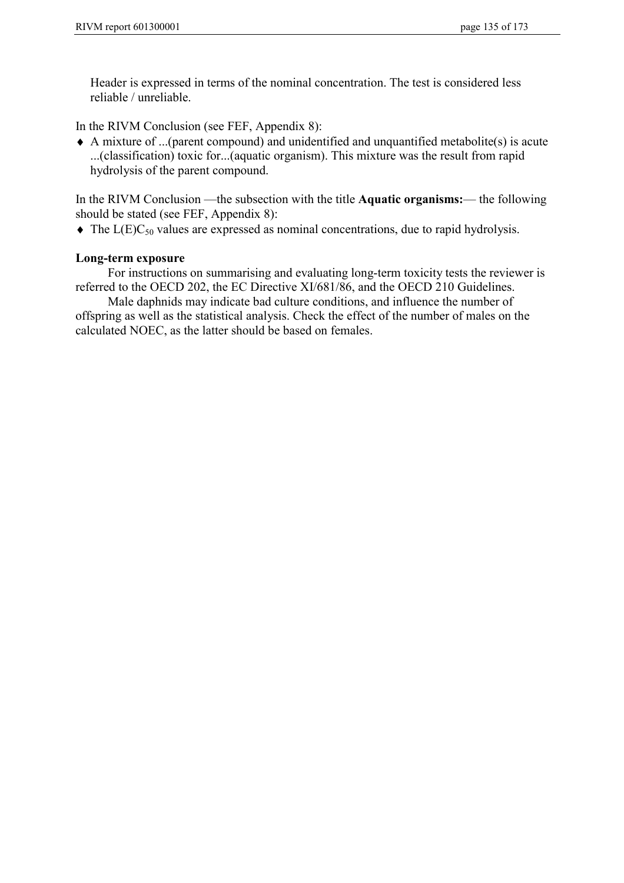Header is expressed in terms of the nominal concentration. The test is considered less reliable / unreliable.

In the RIVM Conclusion (see FEF, Appendix 8):

- A mixture of ...(parent compound) and unidentified and unquantified metabolite(s) is acute ...(classification) toxic for...(aquatic organism). This mixture was the result from rapid hydrolysis of the parent compound.

In the RIVM Conclusion —the subsection with the title **Aquatic organisms:**— the following should be stated (see FEF, Appendix 8):

- The $L(E)C_{50}$ values are expressed as nominal concentrations, due to rapid hydrolysis.

**Long-term exposure**

For instructions on summarising and evaluating long-term toxicity tests the reviewer is referred to the OECD 202, the EC Directive XI/681/86, and the OECD 210 Guidelines.

Male daphnids may indicate bad culture conditions, and influence the number of offspring as well as the statistical analysis. Check the effect of the number of males on the calculated NOEC, as the latter should be based on females.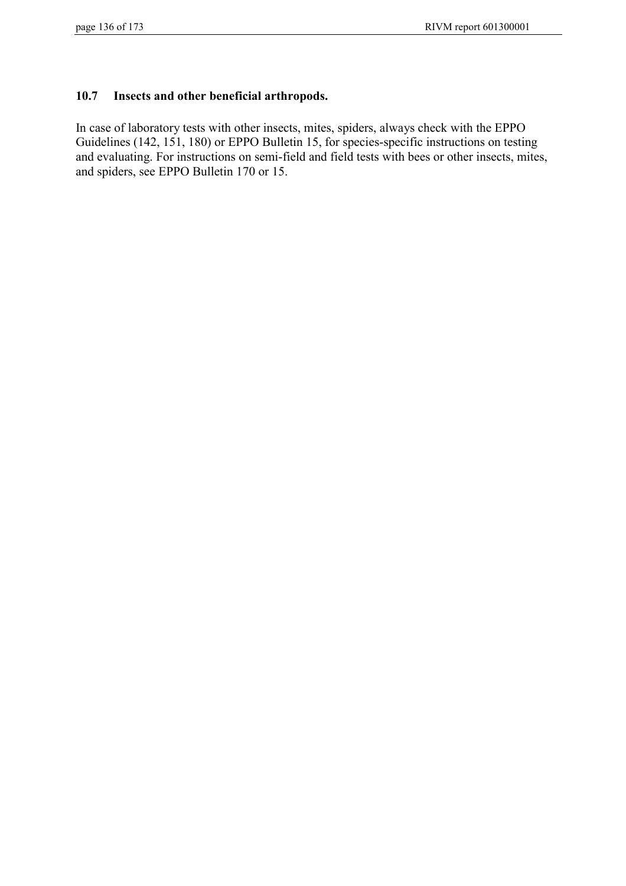## 10.7 Insects and other beneficial arthropods.

In case of laboratory tests with other insects, mites, spiders, always check with the EPPO Guidelines (142, 151, 180) or EPPO Bulletin 15, for species-specific instructions on testing and evaluating. For instructions on semi-field and field tests with bees or other insects, mites, and spiders, see EPPO Bulletin 170 or 15.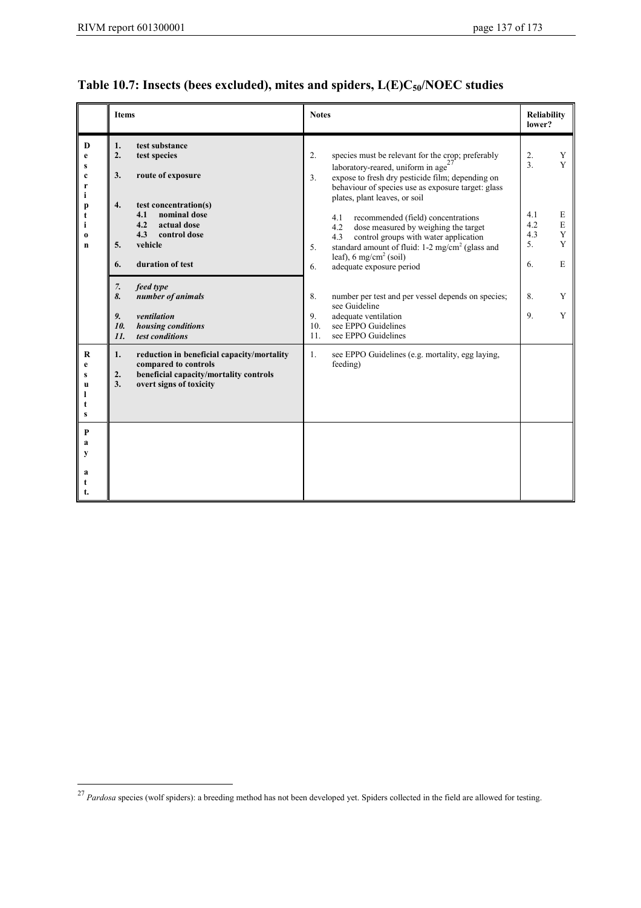## Table 10.7: Insects (bees excluded), mites and spiders, $L(E)C_{50}$/NOEC studies

| | Items | Notes | Reliability lower? |
|---|---|---|---|
| **Description** | **1. test substance** | | |
| | **2. test species** | 2. species must be relevant for the crop; preferably laboratory-reared, uniform in age[27] | 2. Y |
| | **3. route of exposure** | 3. expose to fresh dry pesticide film; depending on behaviour of species use as exposure target: glass plates, plant leaves, or soil | 3. Y |
| | **4. test concentration(s)** | | |
| | **4.1 nominal dose** | 4.1 recommended (field) concentrations | 4.1 E |
| | **4.2 actual dose** | 4.2 dose measured by weighing the target | 4.2 E |
| | **4.3 control dose** | 4.3 control groups with water application | 4.3 Y |
| | **5. vehicle** | 5. standard amount of fluid: 1-2 mg/cm² (glass and leaf), 6 mg/cm² (soil) | 5. Y |
| | **6. duration of test** | 6. adequate exposure period | 6. E |
| | ***7. feed type*** | | |
| | ***8. number of animals*** | 8. number per test and per vessel depends on species; see Guideline | 8. Y |
| | ***9. ventilation*** | 9. adequate ventilation | 9. Y |
| | ***10. housing conditions*** | 10. see EPPO Guidelines | |
| | ***11. test conditions*** | 11. see EPPO Guidelines | |
| **Results** | **1. reduction in beneficial capacity/mortality compared to controls** | 1. see EPPO Guidelines (e.g. mortality, egg laying, feeding) | |
| | **2. beneficial capacity/mortality controls** | | |
| | **3. overt signs of toxicity** | | |
| **Pay att.** | | | |

[27] *Pardosa* species (wolf spiders): a breeding method has not been developed yet. Spiders collected in the field are allowed for testing.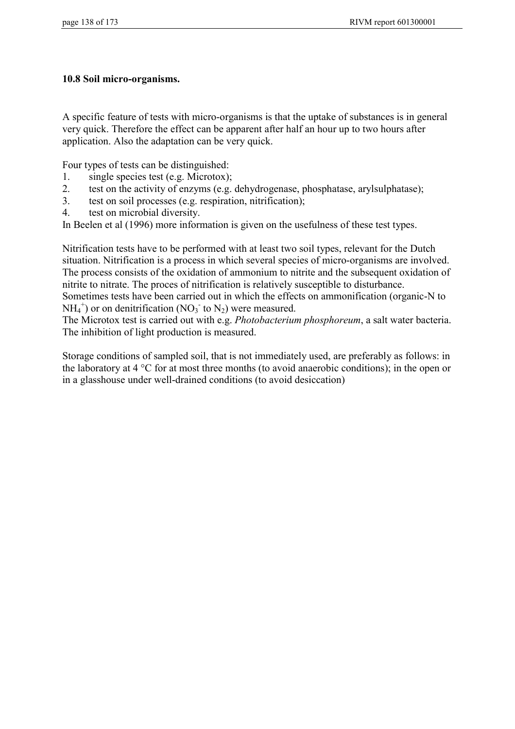## 10.8 Soil micro-organisms.

A specific feature of tests with micro-organisms is that the uptake of substances is in general very quick. Therefore the effect can be apparent after half an hour up to two hours after application. Also the adaptation can be very quick.

Four types of tests can be distinguished:

1. single species test (e.g. Microtox);
2. test on the activity of enzyms (e.g. dehydrogenase, phosphatase, arylsulphatase);
3. test on soil processes (e.g. respiration, nitrification);
4. test on microbial diversity.

In Beelen et al (1996) more information is given on the usefulness of these test types.

Nitrification tests have to be performed with at least two soil types, relevant for the Dutch situation. Nitrification is a process in which several species of micro-organisms are involved. The process consists of the oxidation of ammonium to nitrite and the subsequent oxidation of nitrite to nitrate. The proces of nitrification is relatively susceptible to disturbance.
Sometimes tests have been carried out in which the effects on ammonification (organic-N to $NH_4^+$) or on denitrification ($NO_3^-$ to $N_2$) were measured.
The Microtox test is carried out with e.g. *Photobacterium phosphoreum*, a salt water bacteria. The inhibition of light production is measured.

Storage conditions of sampled soil, that is not immediately used, are preferably as follows: in the laboratory at 4 °C for at most three months (to avoid anaerobic conditions); in the open or in a glasshouse under well-drained conditions (to avoid desiccation)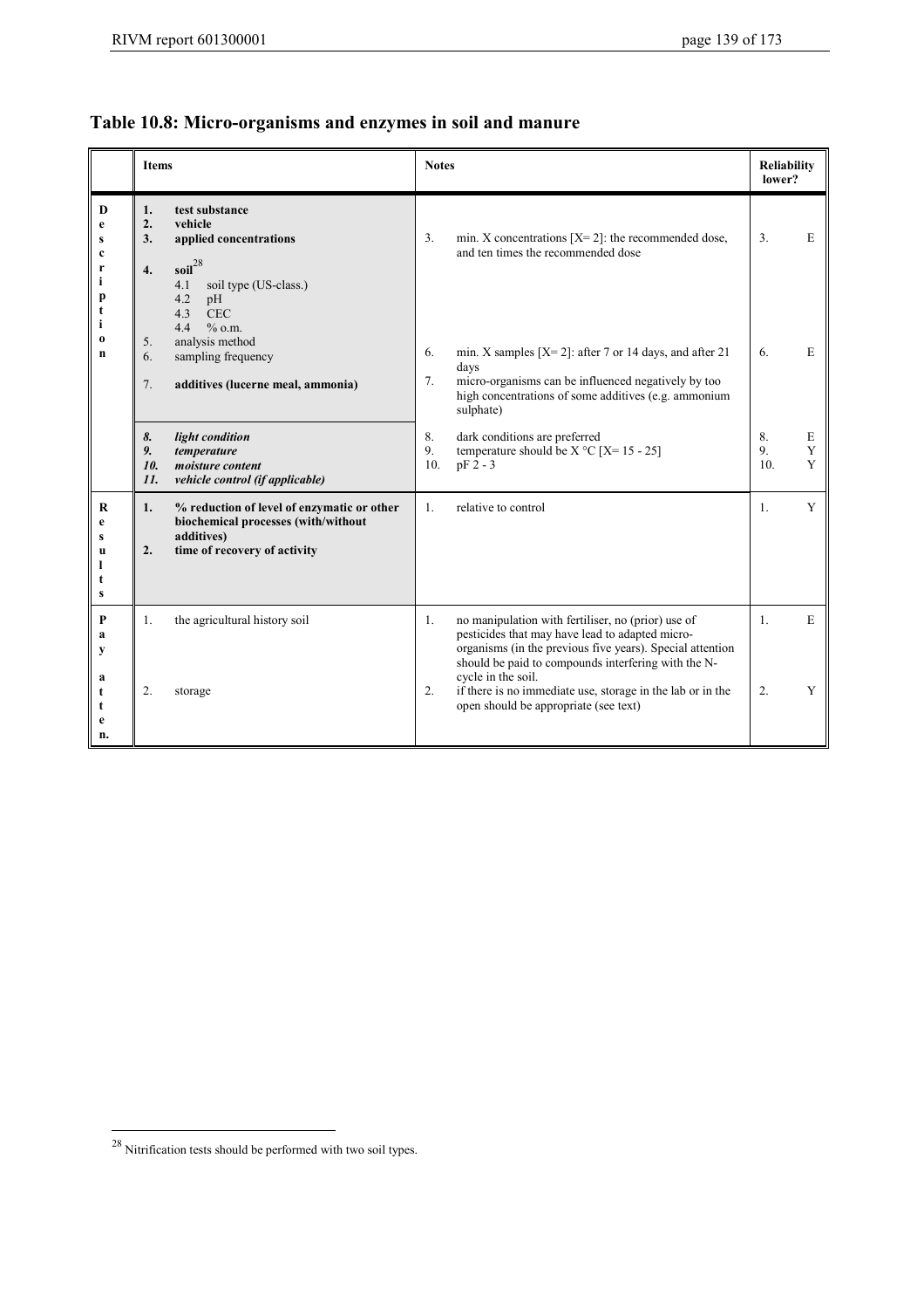## Table 10.8: Micro-organisms and enzymes in soil and manure

| | Items | Notes | Reliability lower? |
|---|---|---|---|
| **Description** | **1. test substance**<br>**2. vehicle**<br>**3. applied concentrations**<br>**4. soil**[28]<br>4.1 soil type (US-class.)<br>4.2 pH<br>4.3 CEC<br>4.4 % o.m.<br>5. analysis method<br>6. sampling frequency<br>7. **additives (lucerne meal, ammonia)** | 3. min. X concentrations [X= 2]: the recommended dose, and ten times the recommended dose<br>6. min. X samples [X= 2]: after 7 or 14 days, and after 21 days<br>7. micro-organisms can be influenced negatively by too high concentrations of some additives (e.g. ammonium sulphate) | 3. E<br>6. E |
| | ***8. light condition***<br>***9. temperature***<br>***10. moisture content***<br>***11. vehicle control (if applicable)*** | 8. dark conditions are preferred<br>9. temperature should be X °C [X= 15 - 25]<br>10. pF 2 - 3 | 8. E<br>9. Y<br>10. Y |
| **Results** | **1. % reduction of level of enzymatic or other biochemical processes (with/without additives)**<br>**2. time of recovery of activity** | 1. relative to control | 1. Y |
| **Pay attention.** | 1. the agricultural history soil<br>2. storage | 1. no manipulation with fertiliser, no (prior) use of pesticides that may have lead to adapted micro-organisms (in the previous five years). Special attention should be paid to compounds interfering with the N-cycle in the soil.<br>2. if there is no immediate use, storage in the lab or in the open should be appropriate (see text) | 1. E<br>2. Y |

[28] Nitrification tests should be performed with two soil types.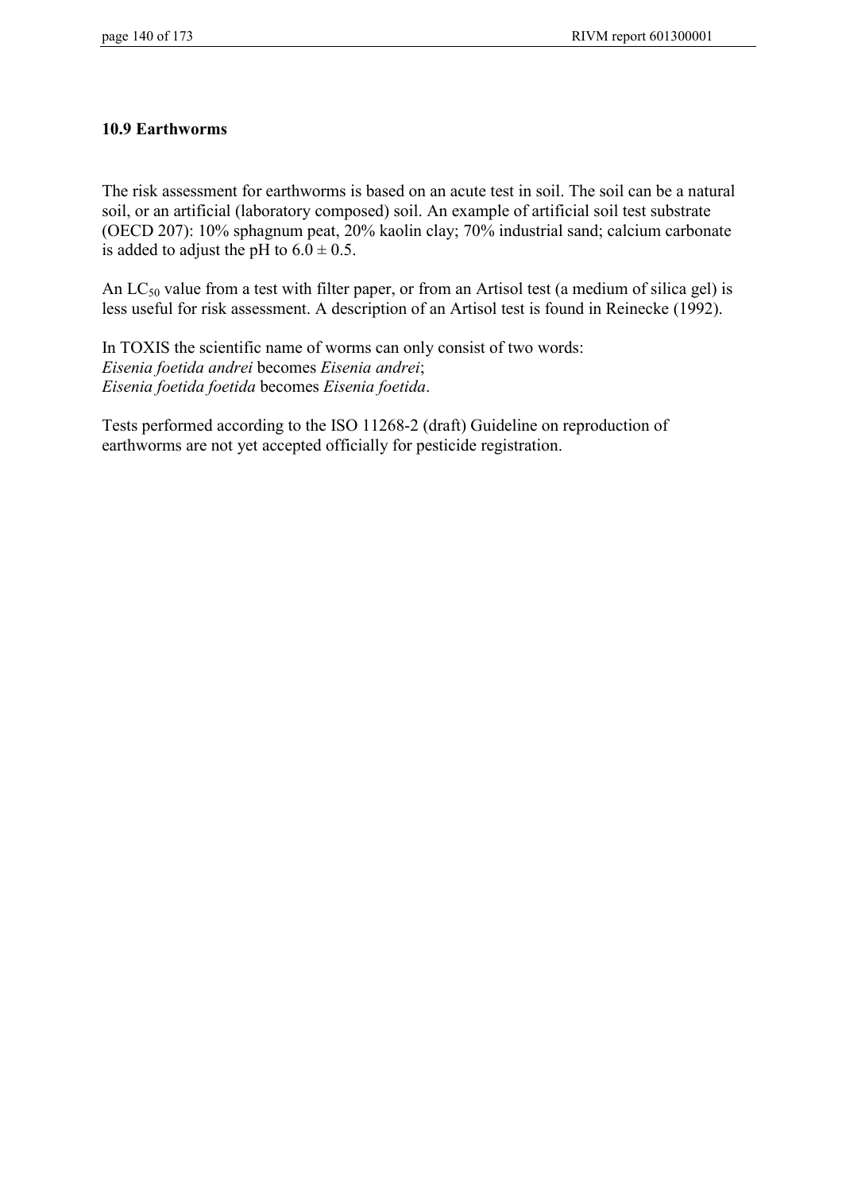## 10.9 Earthworms

The risk assessment for earthworms is based on an acute test in soil. The soil can be a natural soil, or an artificial (laboratory composed) soil. An example of artificial soil test substrate (OECD 207): 10% sphagnum peat, 20% kaolin clay; 70% industrial sand; calcium carbonate is added to adjust the pH to $6.0 \pm 0.5$.

An $LC_{50}$ value from a test with filter paper, or from an Artisol test (a medium of silica gel) is less useful for risk assessment. A description of an Artisol test is found in Reinecke (1992).

In TOXIS the scientific name of worms can only consist of two words:
*Eisenia foetida andrei* becomes *Eisenia andrei*;
*Eisenia foetida foetida* becomes *Eisenia foetida*.

Tests performed according to the ISO 11268-2 (draft) Guideline on reproduction of earthworms are not yet accepted officially for pesticide registration.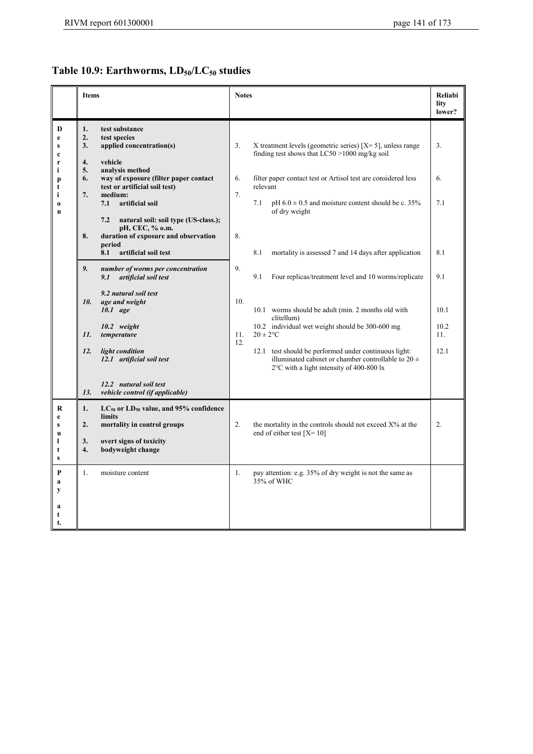# Table 10.9: Earthworms, $LD_{50}$/$LC_{50}$ studies

| | Items | Notes | Reliability lower? |
|---|---|---|---|
| Description | **1. test substance** | | |
| | **2. test species** | | |
| | **3. applied concentration(s)** | 3. X treatment levels (geometric series) [X= 5], unless range finding test shows that LC50 >1000 mg/kg soil | 3. |
| | **4. vehicle** | | |
| | **5. analysis method** | | |
| | **6. way of exposure (filter paper contact test or artificial soil test)** | 6. filter paper contact test or Artisol test are considered less relevant | 6. |
| | **7. medium:** | 7. | |
| | **7.1 artificial soil** | 7.1 pH 6.0 ± 0.5 and moisture content should be c. 35% of dry weight | 7.1 |
| | **7.2 natural soil: soil type (US-class.); pH, CEC, % o.m.** | | |
| | **8. duration of exposure and observation period** | 8. | |
| | **8.1 artificial soil test** | 8.1 mortality is assessed 7 and 14 days after application | 8.1 |
| | ***9. number of worms per concentration*** | 9. | |
| | ***9.1 artificial soil test*** | 9.1 Four replicas/treatment level and 10 worms/replicate | 9.1 |
| | ***9.2 natural soil test*** | | |
| | ***10. age and weight*** | 10. | |
| | ***10.1 age*** | 10.1 worms should be adult (min. 2 months old with clitellum) | 10.1 |
| | ***10.2 weight*** | 10.2 individual wet weight should be 300-600 mg | 10.2 |
| | ***11. temperature*** | 11. 20 ± 2°C | 11. |
| | ***12. light condition*** | 12. | |
| | ***12.1 artificial soil test*** | 12.1 test should be performed under continuous light: illuminated cabinet or chamber controllable to 20 ± 2°C with a light intensity of 400-800 lx | 12.1 |
| | ***12.2 natural soil test*** | | |
| | ***13. vehicle control (if applicable)*** | | |
| Results | **1. $LC_{50}$ or $LD_{50}$ value, and 95% confidence limits** | | |
| | **2. mortality in control groups** | 2. the mortality in the controls should not exceed X% at the end of either test [X= 10] | 2. |
| | **3. overt signs of toxicity** | | |
| | **4. bodyweight change** | | |
| Pay att. | 1. moisture content | 1. pay attention: e.g. 35% of dry weight is not the same as 35% of WHC | |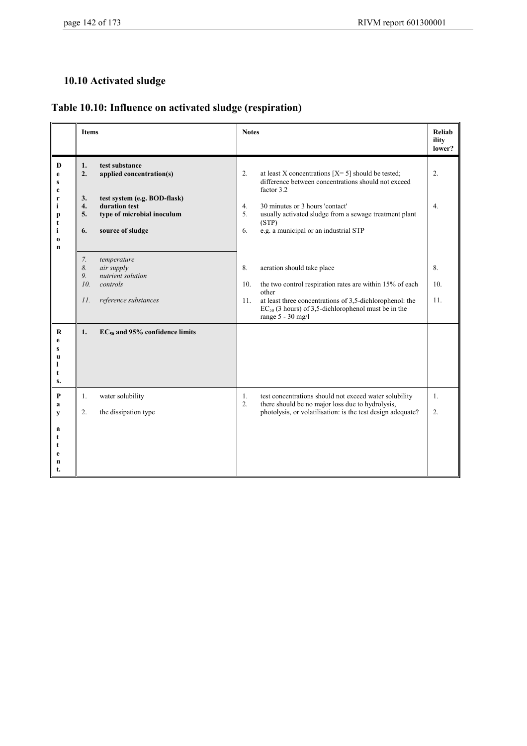## 10.10 Activated sludge

### Table 10.10: Influence on activated sludge (respiration)

| | Items | Notes | Reliability lower? |
|---|---|---|---|
| Description | **1. test substance** | | |
| | **2. applied concentration(s)** | 2. at least X concentrations [X= 5] should be tested; difference between concentrations should not exceed factor 3.2 | 2. |
| | **3. test system (e.g. BOD-flask)** | | |
| | **4. duration test** | 4. 30 minutes or 3 hours 'contact' | 4. |
| | **5. type of microbial inoculum** | 5. usually activated sludge from a sewage treatment plant (STP) | |
| | **6. source of sludge** | 6. e.g. a municipal or an industrial STP | |
| | *7. temperature* | | |
| | *8. air supply* | 8. aeration should take place | 8. |
| | *9. nutrient solution* | | |
| | *10. controls* | 10. the two control respiration rates are within 15% of each other | 10. |
| | *11. reference substances* | 11. at least three concentrations of 3,5-dichlorophenol: the $EC_{50}$ (3 hours) of 3,5-dichlorophenol must be in the range 5 - 30 mg/l | 11. |
| Results. | **1. $EC_{50}$ and 95% confidence limits** | | |
| Pay attent. | 1. water solubility | 1. test concentrations should not exceed water solubility | 1. |
| | 2. the dissipation type | 2. there should be no major loss due to hydrolysis, photolysis, or volatilisation: is the test design adequate? | 2. |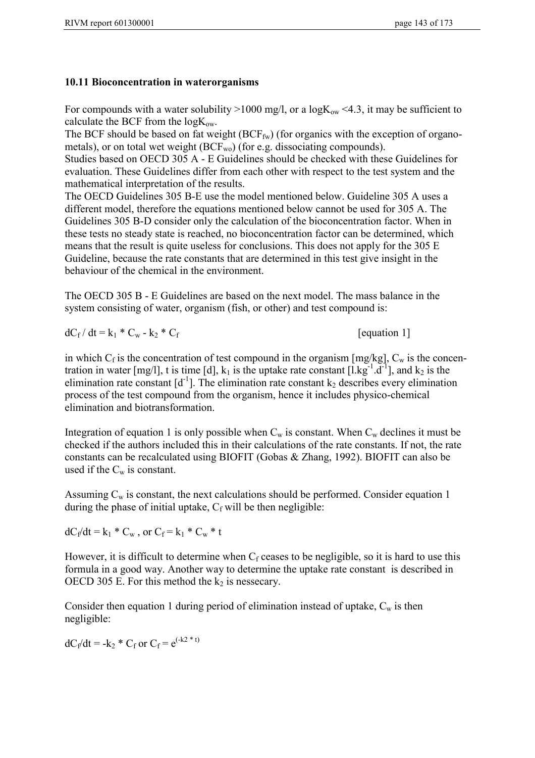### 10.11 Bioconcentration in waterorganisms

For compounds with a water solubility >1000 mg/l, or a $\log K_{ow}$ <4.3, it may be sufficient to calculate the BCF from the $\log K_{ow}$.
The BCF should be based on fat weight ($BCF_{fw}$) (for organics with the exception of organo-metals), or on total wet weight ($BCF_{wo}$) (for e.g. dissociating compounds).
Studies based on OECD 305 A - E Guidelines should be checked with these Guidelines for evaluation. These Guidelines differ from each other with respect to the test system and the mathematical interpretation of the results.
The OECD Guidelines 305 B-E use the model mentioned below. Guideline 305 A uses a different model, therefore the equations mentioned below cannot be used for 305 A. The Guidelines 305 B-D consider only the calculation of the bioconcentration factor. When in these tests no steady state is reached, no bioconcentration factor can be determined, which means that the result is quite useless for conclusions. This does not apply for the 305 E Guideline, because the rate constants that are determined in this test give insight in the behaviour of the chemical in the environment.

The OECD 305 B - E Guidelines are based on the next model. The mass balance in the system consisting of water, organism (fish, or other) and test compound is:

$$dC_f / dt = k_1 * C_w - k_2 * C_f \qquad \text{[equation 1]}$$

in which $C_f$ is the concentration of test compound in the organism [mg/kg], $C_w$ is the concentration in water [mg/l], t is time [d], $k_1$ is the uptake rate constant [$l.kg^{-1}.d^{-1}$], and $k_2$ is the elimination rate constant [$d^{-1}$]. The elimination rate constant $k_2$ describes every elimination process of the test compound from the organism, hence it includes physico-chemical elimination and biotransformation.

Integration of equation 1 is only possible when $C_w$ is constant. When $C_w$ declines it must be checked if the authors included this in their calculations of the rate constants. If not, the rate constants can be recalculated using BIOFIT (Gobas & Zhang, 1992). BIOFIT can also be used if the $C_w$ is constant.

Assuming $C_w$ is constant, the next calculations should be performed. Consider equation 1 during the phase of initial uptake, $C_f$ will be then negligible:

$dC_f/dt = k_1 * C_w$ , or $C_f = k_1 * C_w * t$

However, it is difficult to determine when $C_f$ ceases to be negligible, so it is hard to use this formula in a good way. Another way to determine the uptake rate constant is described in OECD 305 E. For this method the $k_2$ is nessecary.

Consider then equation 1 during period of elimination instead of uptake, $C_w$ is then negligible:

$dC_f/dt = -k_2 * C_f$ or $C_f = e^{(-k2 * t)}$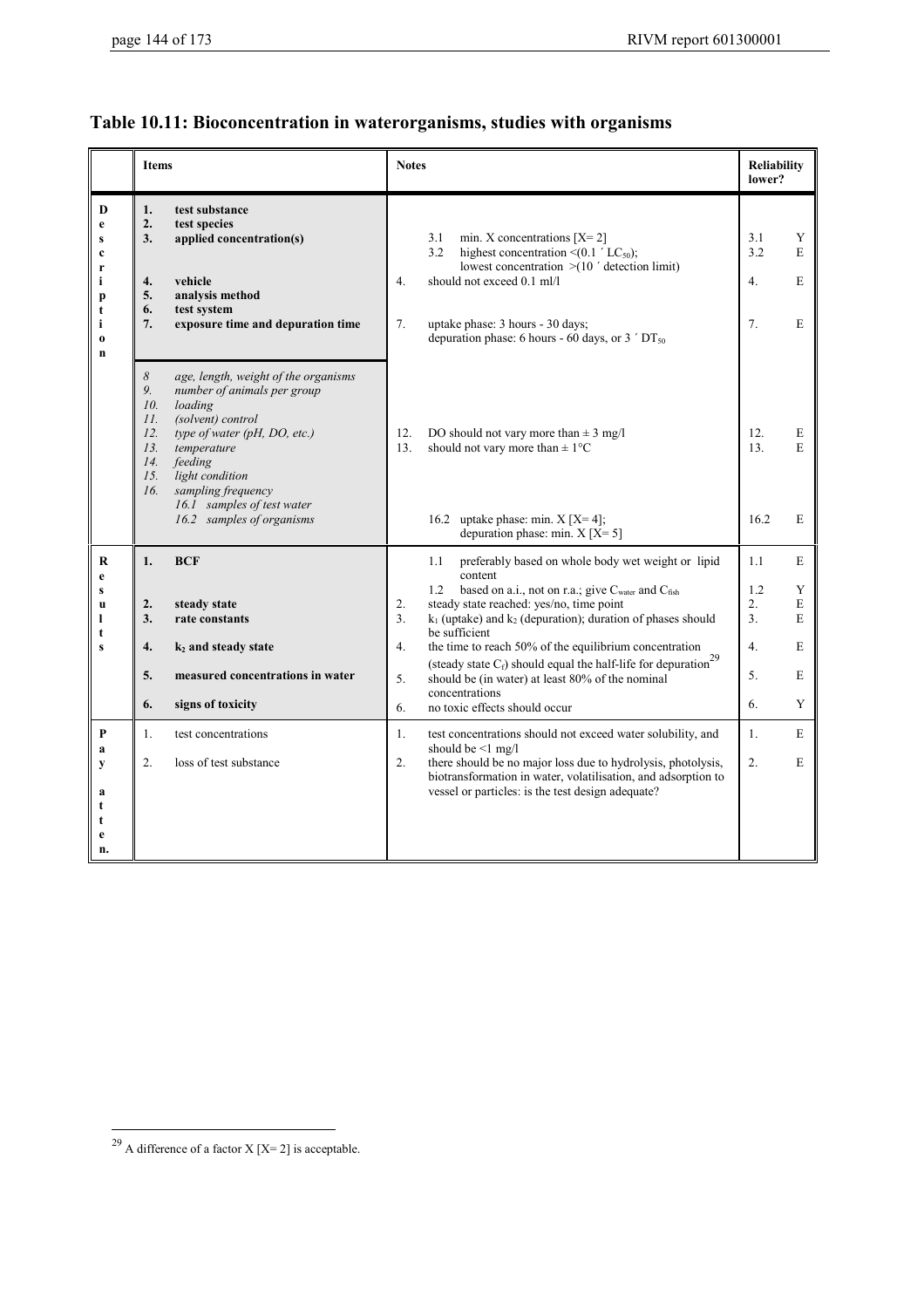## Table 10.11: Bioconcentration in waterorganisms, studies with organisms

| | Items | Notes | Reliability lower? | |
|---|---|---|---|---|
| **Description** | **1. test substance** | | | |
| | **2. test species** | | | |
| | **3. applied concentration(s)** | 3.1 min. X concentrations [X= 2] | 3.1 | Y |
| | | 3.2 highest concentration <(0.1 ´ $LC_{50}$); lowest concentration >(10 ´ detection limit) | 3.2 | E |
| | **4. vehicle** | 4. should not exceed 0.1 ml/l | 4. | E |
| | **5. analysis method** | | | |
| | **6. test system** | | | |
| | **7. exposure time and depuration time** | 7. uptake phase: 3 hours - 30 days; depuration phase: 6 hours - 60 days, or 3 ´ $DT_{50}$ | 7. | E |
| | *8. age, length, weight of the organisms* | | | |
| | *9. number of animals per group* | | | |
| | *10. loading* | | | |
| | *11. (solvent) control* | | | |
| | *12. type of water (pH, DO, etc.)* | 12. DO should not vary more than ± 3 mg/l | 12. | E |
| | *13. temperature* | 13. should not vary more than ± 1°C | 13. | E |
| | *14. feeding* | | | |
| | *15. light condition* | | | |
| | *16. sampling frequency* | | | |
| | *16.1 samples of test water* | | | |
| | *16.2 samples of organisms* | 16.2 uptake phase: min. X [X= 4]; depuration phase: min. X [X= 5] | 16.2 | E |
| **Results** | **1. BCF** | 1.1 preferably based on whole body wet weight or lipid content | 1.1 | E |
| | | 1.2 based on a.i., not on r.a.; give $C_{water}$ and $C_{fish}$ | 1.2 | Y |
| | **2. steady state** | 2. steady state reached: yes/no, time point | 2. | E |
| | **3. rate constants** | 3. $k_1$ (uptake) and $k_2$ (depuration); duration of phases should be sufficient | 3. | E |
| | **4. $k_2$ and steady state** | 4. the time to reach 50% of the equilibrium concentration (steady state $C_f$) should equal the half-life for depuration[29] | 4. | E |
| | **5. measured concentrations in water** | 5. should be (in water) at least 80% of the nominal concentrations | 5. | E |
| | **6. signs of toxicity** | 6. no toxic effects should occur | 6. | Y |
| **Pay attention** | 1. test concentrations | 1. test concentrations should not exceed water solubility, and should be <1 mg/l | 1. | E |
| | 2. loss of test substance | 2. there should be no major loss due to hydrolysis, photolysis, biotransformation in water, volatilisation, and adsorption to vessel or particles: is the test design adequate? | 2. | E |

[29] A difference of a factor X [X= 2] is acceptable.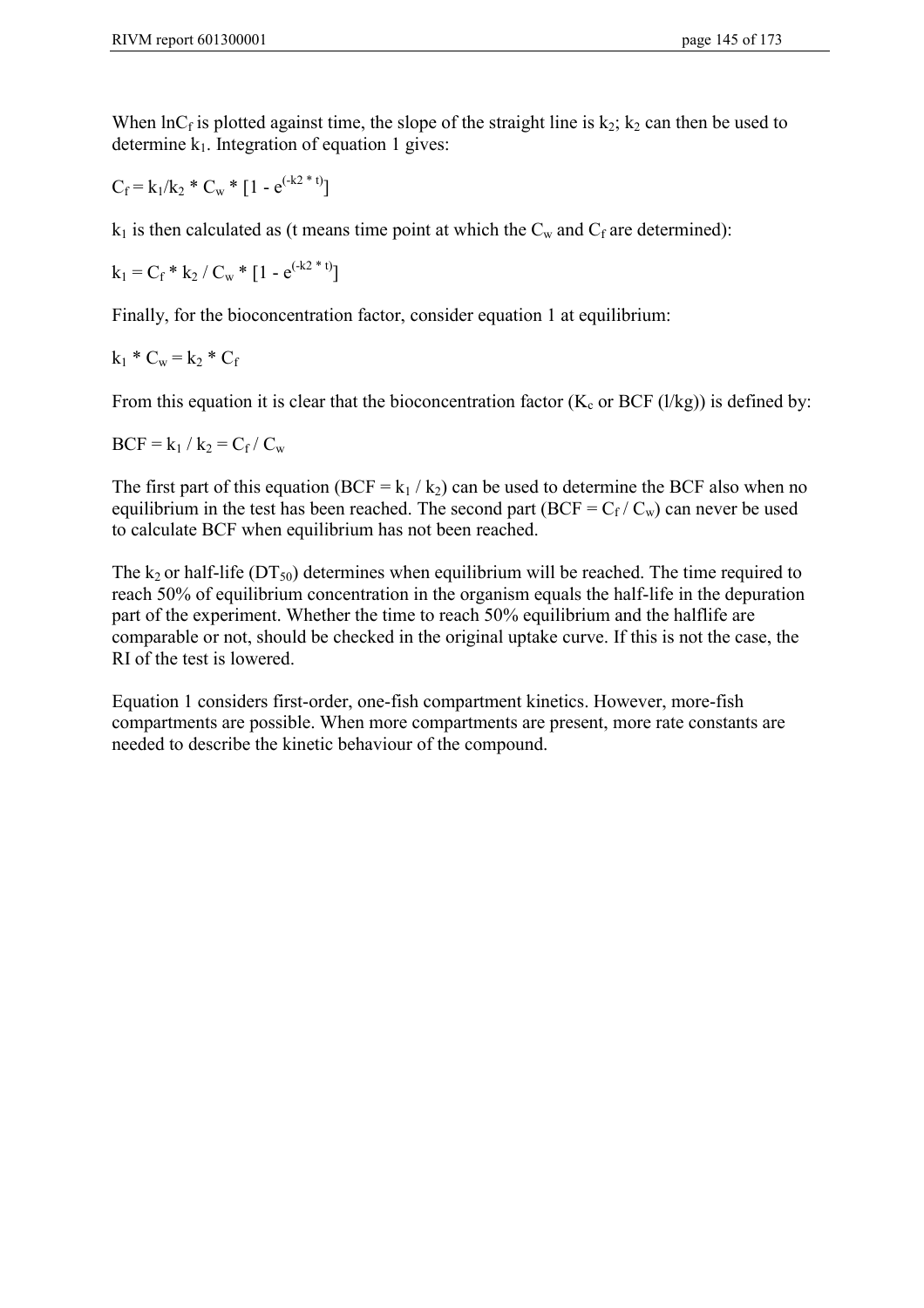When $\ln C_f$ is plotted against time, the slope of the straight line is $k_2$; $k_2$ can then be used to determine $k_1$. Integration of equation 1 gives:

$$C_f = k_1/k_2 * C_w * [1 - e^{(-k2 * t)}]$$

$k_1$ is then calculated as (t means time point at which the $C_w$ and $C_f$ are determined):

$$k_1 = C_f * k_2 / C_w * [1 - e^{(-k2 * t)}]$$

Finally, for the bioconcentration factor, consider equation 1 at equilibrium:

$$k_1 * C_w = k_2 * C_f$$

From this equation it is clear that the bioconcentration factor ($K_c$ or BCF (l/kg)) is defined by:

$$BCF = k_1 / k_2 = C_f / C_w$$

The first part of this equation ($BCF = k_1 / k_2$) can be used to determine the BCF also when no equilibrium in the test has been reached. The second part ($BCF = C_f / C_w$) can never be used to calculate BCF when equilibrium has not been reached.

The $k_2$ or half-life ($DT_{50}$) determines when equilibrium will be reached. The time required to reach 50% of equilibrium concentration in the organism equals the half-life in the depuration part of the experiment. Whether the time to reach 50% equilibrium and the halflife are comparable or not, should be checked in the original uptake curve. If this is not the case, the RI of the test is lowered.

Equation 1 considers first-order, one-fish compartment kinetics. However, more-fish compartments are possible. When more compartments are present, more rate constants are needed to describe the kinetic behaviour of the compound.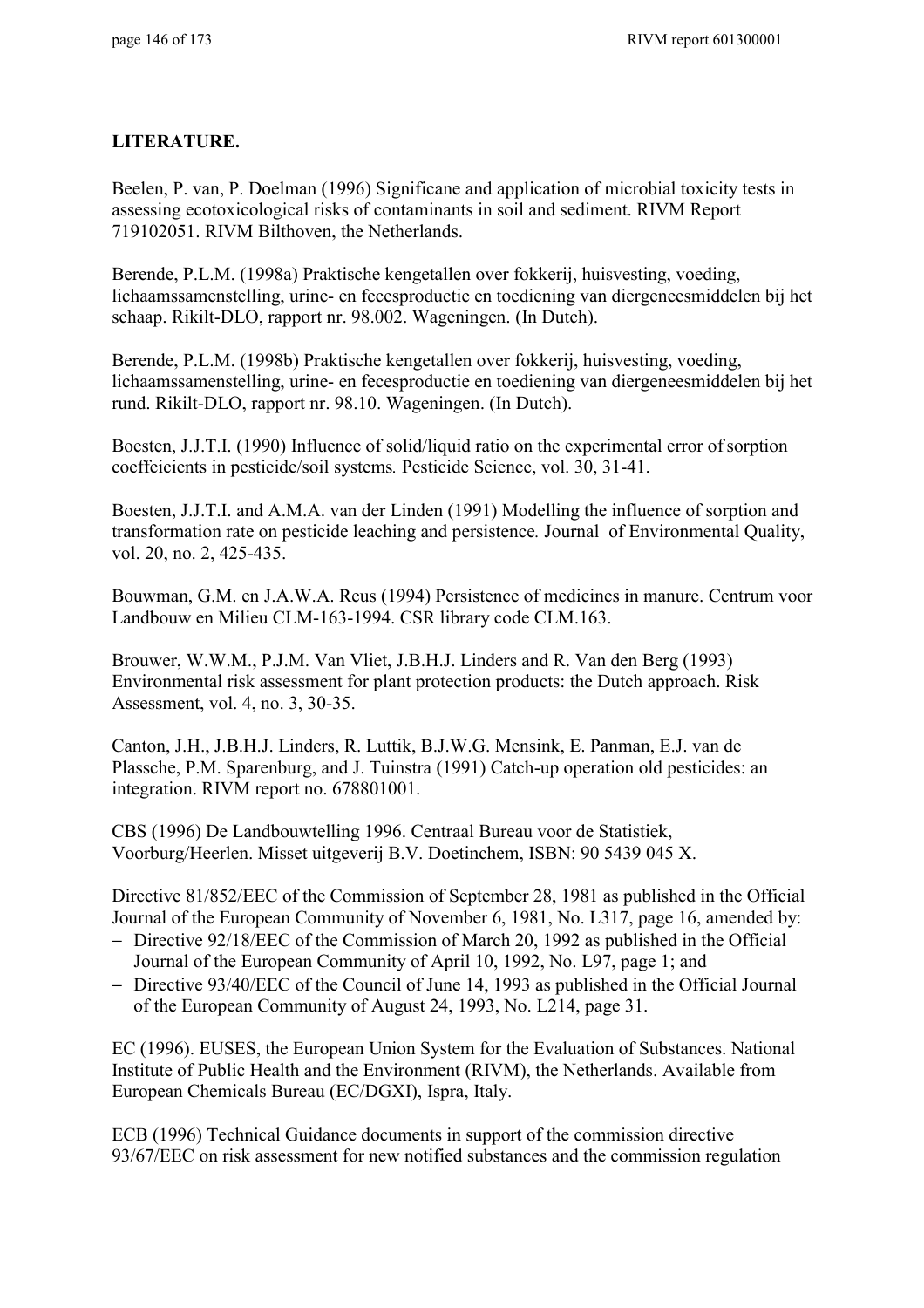**LITERATURE.**

Beelen, P. van, P. Doelman (1996) Significane and application of microbial toxicity tests in assessing ecotoxicological risks of contaminants in soil and sediment. RIVM Report 719102051. RIVM Bilthoven, the Netherlands.

Berende, P.L.M. (1998a) Praktische kengetallen over fokkerij, huisvesting, voeding, lichaamssamenstelling, urine- en fecesproductie en toediening van diergeneesmiddelen bij het schaap. Rikilt-DLO, rapport nr. 98.002. Wageningen. (In Dutch).

Berende, P.L.M. (1998b) Praktische kengetallen over fokkerij, huisvesting, voeding, lichaamssamenstelling, urine- en fecesproductie en toediening van diergeneesmiddelen bij het rund. Rikilt-DLO, rapport nr. 98.10. Wageningen. (In Dutch).

Boesten, J.J.T.I. (1990) Influence of solid/liquid ratio on the experimental error of sorption coeffeicients in pesticide/soil systems*.* Pesticide Science, vol. 30, 31-41.

Boesten, J.J.T.I. and A.M.A. van der Linden (1991) Modelling the influence of sorption and transformation rate on pesticide leaching and persistence*.* Journal of Environmental Quality, vol. 20, no. 2, 425-435.

Bouwman, G.M. en J.A.W.A. Reus (1994) Persistence of medicines in manure. Centrum voor Landbouw en Milieu CLM-163-1994. CSR library code CLM.163.

Brouwer, W.W.M., P.J.M. Van Vliet, J.B.H.J. Linders and R. Van den Berg (1993) Environmental risk assessment for plant protection products: the Dutch approach. Risk Assessment, vol. 4, no. 3, 30-35.

Canton, J.H., J.B.H.J. Linders, R. Luttik, B.J.W.G. Mensink, E. Panman, E.J. van de Plassche, P.M. Sparenburg, and J. Tuinstra (1991) Catch-up operation old pesticides: an integration. RIVM report no. 678801001.

CBS (1996) De Landbouwtelling 1996. Centraal Bureau voor de Statistiek, Voorburg/Heerlen. Misset uitgeverij B.V. Doetinchem, ISBN: 90 5439 045 X.

Directive 81/852/EEC of the Commission of September 28, 1981 as published in the Official Journal of the European Community of November 6, 1981, No. L317, page 16, amended by:

- Directive 92/18/EEC of the Commission of March 20, 1992 as published in the Official Journal of the European Community of April 10, 1992, No. L97, page 1; and
- Directive 93/40/EEC of the Council of June 14, 1993 as published in the Official Journal of the European Community of August 24, 1993, No. L214, page 31.

EC (1996). EUSES, the European Union System for the Evaluation of Substances. National Institute of Public Health and the Environment (RIVM), the Netherlands. Available from European Chemicals Bureau (EC/DGXI), Ispra, Italy.

ECB (1996) Technical Guidance documents in support of the commission directive 93/67/EEC on risk assessment for new notified substances and the commission regulation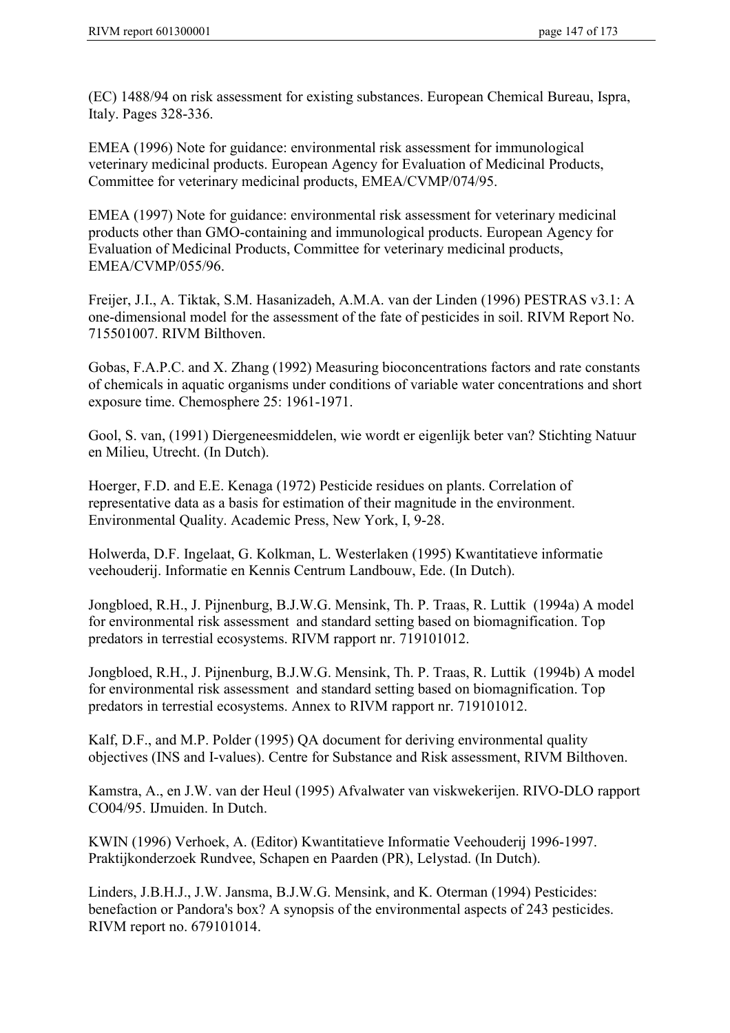(EC) 1488/94 on risk assessment for existing substances. European Chemical Bureau, Ispra, Italy. Pages 328-336.

EMEA (1996) Note for guidance: environmental risk assessment for immunological veterinary medicinal products. European Agency for Evaluation of Medicinal Products, Committee for veterinary medicinal products, EMEA/CVMP/074/95.

EMEA (1997) Note for guidance: environmental risk assessment for veterinary medicinal products other than GMO-containing and immunological products. European Agency for Evaluation of Medicinal Products, Committee for veterinary medicinal products, EMEA/CVMP/055/96.

Freijer, J.I., A. Tiktak, S.M. Hasanizadeh, A.M.A. van der Linden (1996) PESTRAS v3.1: A one-dimensional model for the assessment of the fate of pesticides in soil. RIVM Report No. 715501007. RIVM Bilthoven.

Gobas, F.A.P.C. and X. Zhang (1992) Measuring bioconcentrations factors and rate constants of chemicals in aquatic organisms under conditions of variable water concentrations and short exposure time. Chemosphere 25: 1961-1971.

Gool, S. van, (1991) Diergeneesmiddelen, wie wordt er eigenlijk beter van? Stichting Natuur en Milieu, Utrecht. (In Dutch).

Hoerger, F.D. and E.E. Kenaga (1972) Pesticide residues on plants. Correlation of representative data as a basis for estimation of their magnitude in the environment. Environmental Quality. Academic Press, New York, I, 9-28.

Holwerda, D.F. Ingelaat, G. Kolkman, L. Westerlaken (1995) Kwantitatieve informatie veehouderij. Informatie en Kennis Centrum Landbouw, Ede. (In Dutch).

Jongbloed, R.H., J. Pijnenburg, B.J.W.G. Mensink, Th. P. Traas, R. Luttik (1994a) A model for environmental risk assessment and standard setting based on biomagnification. Top predators in terrestial ecosystems. RIVM rapport nr. 719101012.

Jongbloed, R.H., J. Pijnenburg, B.J.W.G. Mensink, Th. P. Traas, R. Luttik (1994b) A model for environmental risk assessment and standard setting based on biomagnification. Top predators in terrestial ecosystems. Annex to RIVM rapport nr. 719101012.

Kalf, D.F., and M.P. Polder (1995) QA document for deriving environmental quality objectives (INS and I-values). Centre for Substance and Risk assessment, RIVM Bilthoven.

Kamstra, A., en J.W. van der Heul (1995) Afvalwater van viskwekerijen. RIVO-DLO rapport CO04/95. IJmuiden. In Dutch.

KWIN (1996) Verhoek, A. (Editor) Kwantitatieve Informatie Veehouderij 1996-1997. Praktijkonderzoek Rundvee, Schapen en Paarden (PR), Lelystad. (In Dutch).

Linders, J.B.H.J., J.W. Jansma, B.J.W.G. Mensink, and K. Oterman (1994) Pesticides: benefaction or Pandora's box? A synopsis of the environmental aspects of 243 pesticides. RIVM report no. 679101014.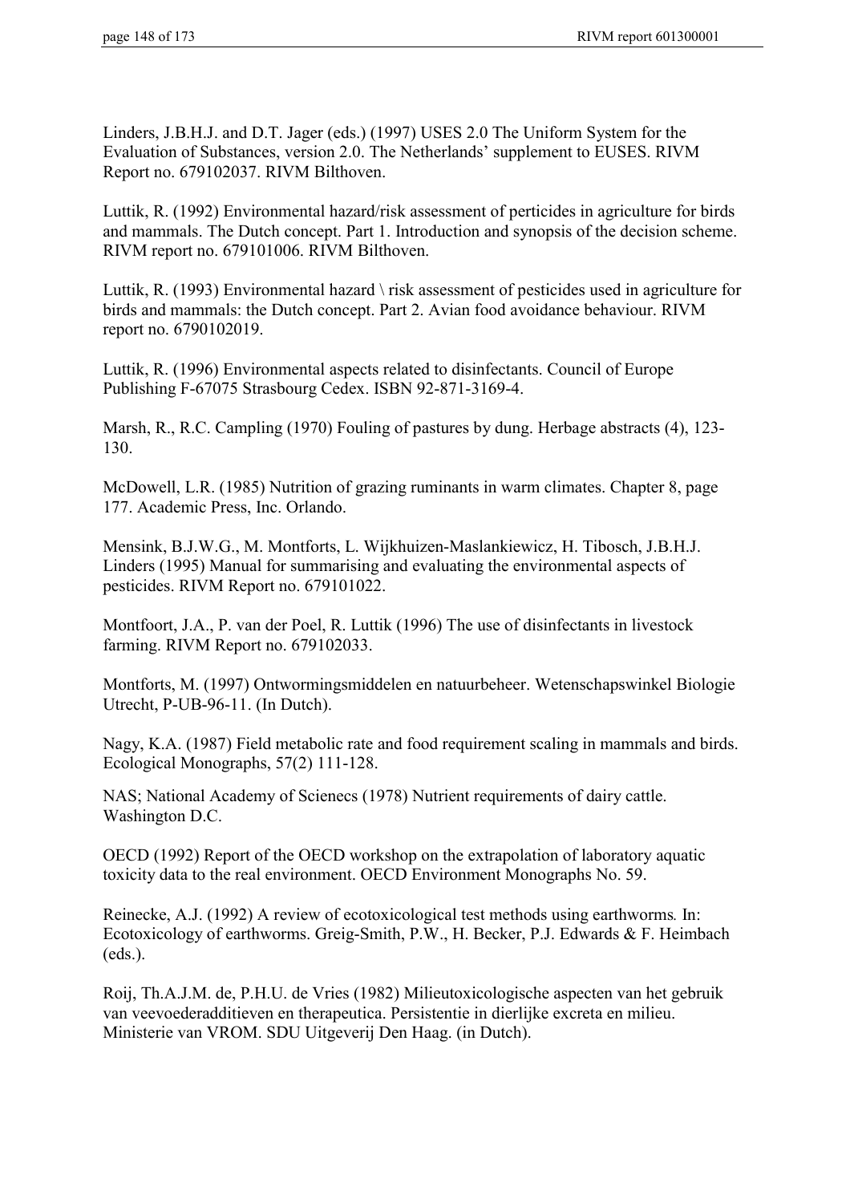Linders, J.B.H.J. and D.T. Jager (eds.) (1997) USES 2.0 The Uniform System for the Evaluation of Substances, version 2.0. The Netherlands' supplement to EUSES. RIVM Report no. 679102037. RIVM Bilthoven.

Luttik, R. (1992) Environmental hazard/risk assessment of perticides in agriculture for birds and mammals. The Dutch concept. Part 1. Introduction and synopsis of the decision scheme. RIVM report no. 679101006. RIVM Bilthoven.

Luttik, R. (1993) Environmental hazard \ risk assessment of pesticides used in agriculture for birds and mammals: the Dutch concept. Part 2. Avian food avoidance behaviour. RIVM report no. 6790102019.

Luttik, R. (1996) Environmental aspects related to disinfectants. Council of Europe Publishing F-67075 Strasbourg Cedex. ISBN 92-871-3169-4.

Marsh, R., R.C. Campling (1970) Fouling of pastures by dung. Herbage abstracts (4), 123-130.

McDowell, L.R. (1985) Nutrition of grazing ruminants in warm climates. Chapter 8, page 177. Academic Press, Inc. Orlando.

Mensink, B.J.W.G., M. Montforts, L. Wijkhuizen-Maslankiewicz, H. Tibosch, J.B.H.J. Linders (1995) Manual for summarising and evaluating the environmental aspects of pesticides. RIVM Report no. 679101022.

Montfoort, J.A., P. van der Poel, R. Luttik (1996) The use of disinfectants in livestock farming. RIVM Report no. 679102033.

Montforts, M. (1997) Ontwormingsmiddelen en natuurbeheer. Wetenschapswinkel Biologie Utrecht, P-UB-96-11. (In Dutch).

Nagy, K.A. (1987) Field metabolic rate and food requirement scaling in mammals and birds. Ecological Monographs, 57(2) 111-128.

NAS; National Academy of Scienecs (1978) Nutrient requirements of dairy cattle. Washington D.C.

OECD (1992) Report of the OECD workshop on the extrapolation of laboratory aquatic toxicity data to the real environment. OECD Environment Monographs No. 59.

Reinecke, A.J. (1992) A review of ecotoxicological test methods using earthworms*.* In: Ecotoxicology of earthworms. Greig-Smith, P.W., H. Becker, P.J. Edwards & F. Heimbach (eds.).

Roij, Th.A.J.M. de, P.H.U. de Vries (1982) Milieutoxicologische aspecten van het gebruik van veevoederadditieven en therapeutica. Persistentie in dierlijke excreta en milieu. Ministerie van VROM. SDU Uitgeverij Den Haag. (in Dutch).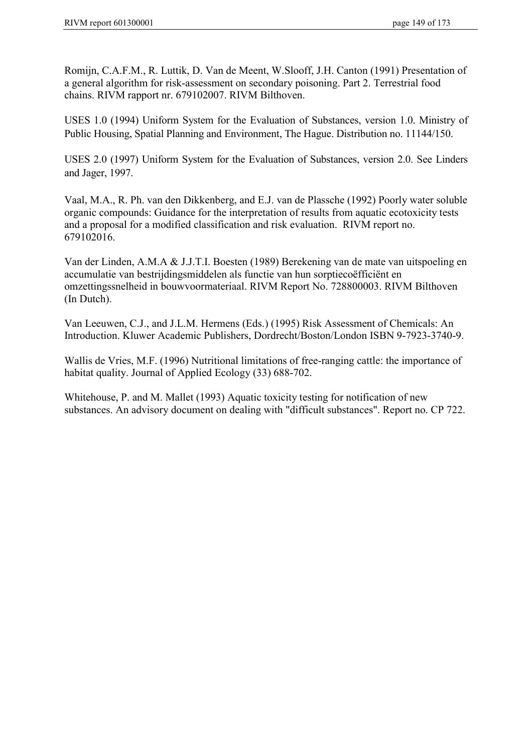Romijn, C.A.F.M., R. Luttik, D. Van de Meent, W.Slooff, J.H. Canton (1991) Presentation of a general algorithm for risk-assessment on secondary poisoning. Part 2. Terrestrial food chains. RIVM rapport nr. 679102007. RIVM Bilthoven.

USES 1.0 (1994) Uniform System for the Evaluation of Substances, version 1.0. Ministry of Public Housing, Spatial Planning and Environment, The Hague. Distribution no. 11144/150.

USES 2.0 (1997) Uniform System for the Evaluation of Substances, version 2.0. See Linders and Jager, 1997.

Vaal, M.A., R. Ph. van den Dikkenberg, and E.J. van de Plassche (1992) Poorly water soluble organic compounds: Guidance for the interpretation of results from aquatic ecotoxicity tests and a proposal for a modified classification and risk evaluation. RIVM report no. 679102016.

Van der Linden, A.M.A & J.J.T.I. Boesten (1989) Berekening van de mate van uitspoeling en accumulatie van bestrijdingsmiddelen als functie van hun sorptiecoëfficiënt en omzettingssnelheid in bouwvoormateriaal. RIVM Report No. 728800003. RIVM Bilthoven (In Dutch).

Van Leeuwen, C.J., and J.L.M. Hermens (Eds.) (1995) Risk Assessment of Chemicals: An Introduction. Kluwer Academic Publishers, Dordrecht/Boston/London ISBN 9-7923-3740-9.

Wallis de Vries, M.F. (1996) Nutritional limitations of free-ranging cattle: the importance of habitat quality. Journal of Applied Ecology (33) 688-702.

Whitehouse, P. and M. Mallet (1993) Aquatic toxicity testing for notification of new substances. An advisory document on dealing with "difficult substances". Report no. CP 722.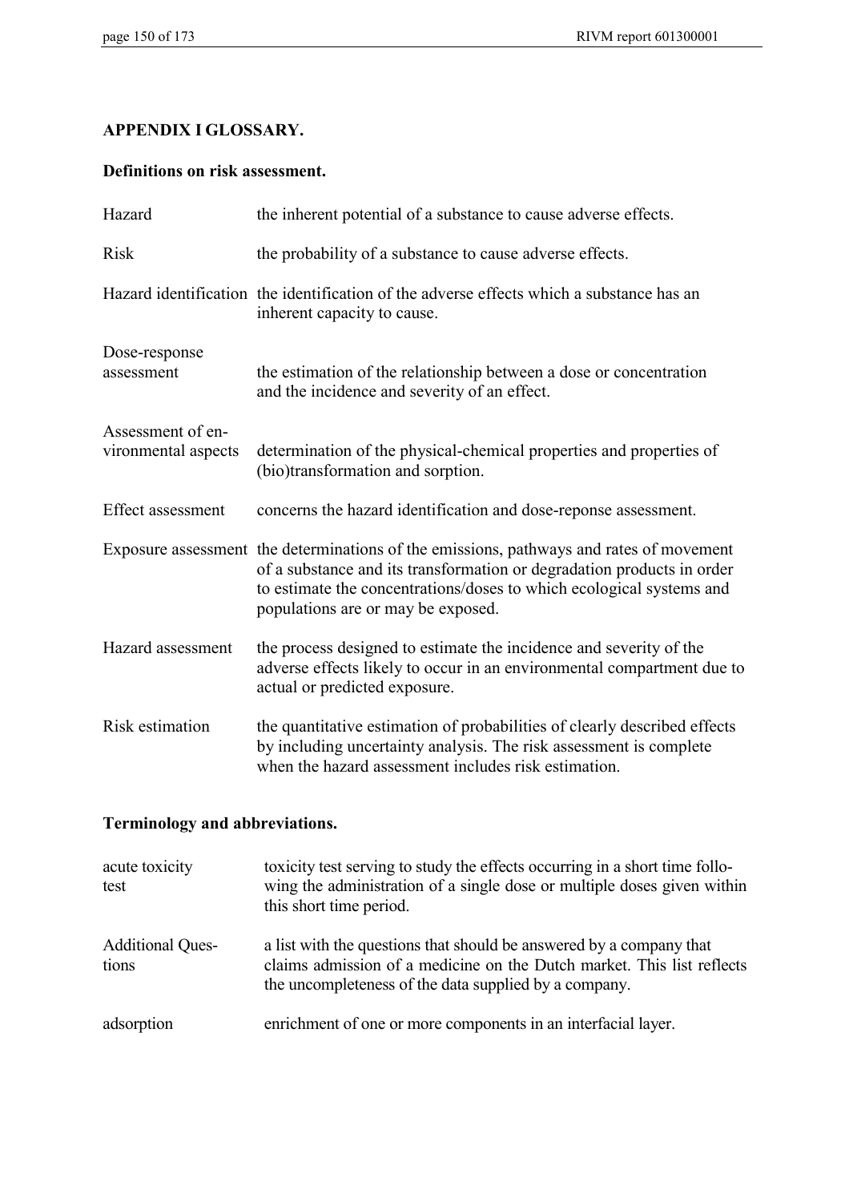## APPENDIX I GLOSSARY.

### Definitions on risk assessment.

| | |
|---|---|
| Hazard | the inherent potential of a substance to cause adverse effects. |
| Risk | the probability of a substance to cause adverse effects. |
| Hazard identification | the identification of the adverse effects which a substance has an inherent capacity to cause. |
| Dose-response assessment | the estimation of the relationship between a dose or concentration and the incidence and severity of an effect. |
| Assessment of environmental aspects | determination of the physical-chemical properties and properties of (bio)transformation and sorption. |
| Effect assessment | concerns the hazard identification and dose-reponse assessment. |
| Exposure assessment | the determinations of the emissions, pathways and rates of movement of a substance and its transformation or degradation products in order to estimate the concentrations/doses to which ecological systems and populations are or may be exposed. |
| Hazard assessment | the process designed to estimate the incidence and severity of the adverse effects likely to occur in an environmental compartment due to actual or predicted exposure. |
| Risk estimation | the quantitative estimation of probabilities of clearly described effects by including uncertainty analysis. The risk assessment is complete when the hazard assessment includes risk estimation. |

### Terminology and abbreviations.

| | |
|---|---|
| acute toxicity test | toxicity test serving to study the effects occurring in a short time following the administration of a single dose or multiple doses given within this short time period. |
| Additional Questions | a list with the questions that should be answered by a company that claims admission of a medicine on the Dutch market. This list reflects the uncompleteness of the data supplied by a company. |
| adsorption | enrichment of one or more components in an interfacial layer. |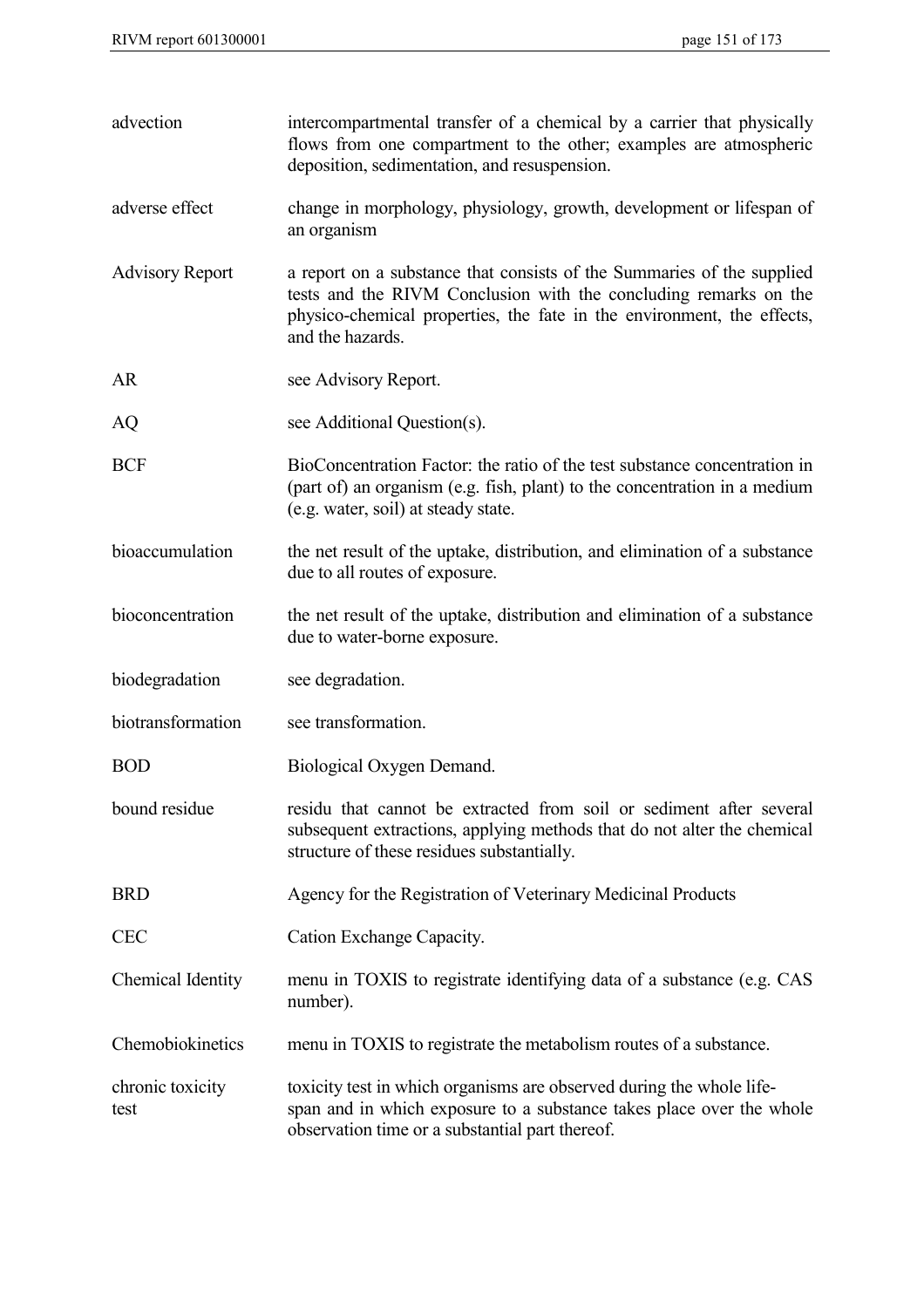| | |
|---|---|
| advection | intercompartmental transfer of a chemical by a carrier that physically flows from one compartment to the other; examples are atmospheric deposition, sedimentation, and resuspension. |
| adverse effect | change in morphology, physiology, growth, development or lifespan of an organism |
| Advisory Report | a report on a substance that consists of the Summaries of the supplied tests and the RIVM Conclusion with the concluding remarks on the physico-chemical properties, the fate in the environment, the effects, and the hazards. |
| AR | see Advisory Report. |
| AQ | see Additional Question(s). |
| BCF | BioConcentration Factor: the ratio of the test substance concentration in (part of) an organism (e.g. fish, plant) to the concentration in a medium (e.g. water, soil) at steady state. |
| bioaccumulation | the net result of the uptake, distribution, and elimination of a substance due to all routes of exposure. |
| bioconcentration | the net result of the uptake, distribution and elimination of a substance due to water-borne exposure. |
| biodegradation | see degradation. |
| biotransformation | see transformation. |
| BOD | Biological Oxygen Demand. |
| bound residue | residu that cannot be extracted from soil or sediment after several subsequent extractions, applying methods that do not alter the chemical structure of these residues substantially. |
| BRD | Agency for the Registration of Veterinary Medicinal Products |
| CEC | Cation Exchange Capacity. |
| Chemical Identity | menu in TOXIS to registrate identifying data of a substance (e.g. CAS number). |
| Chemobiokinetics | menu in TOXIS to registrate the metabolism routes of a substance. |
| chronic toxicity test | toxicity test in which organisms are observed during the whole life-span and in which exposure to a substance takes place over the whole observation time or a substantial part thereof. |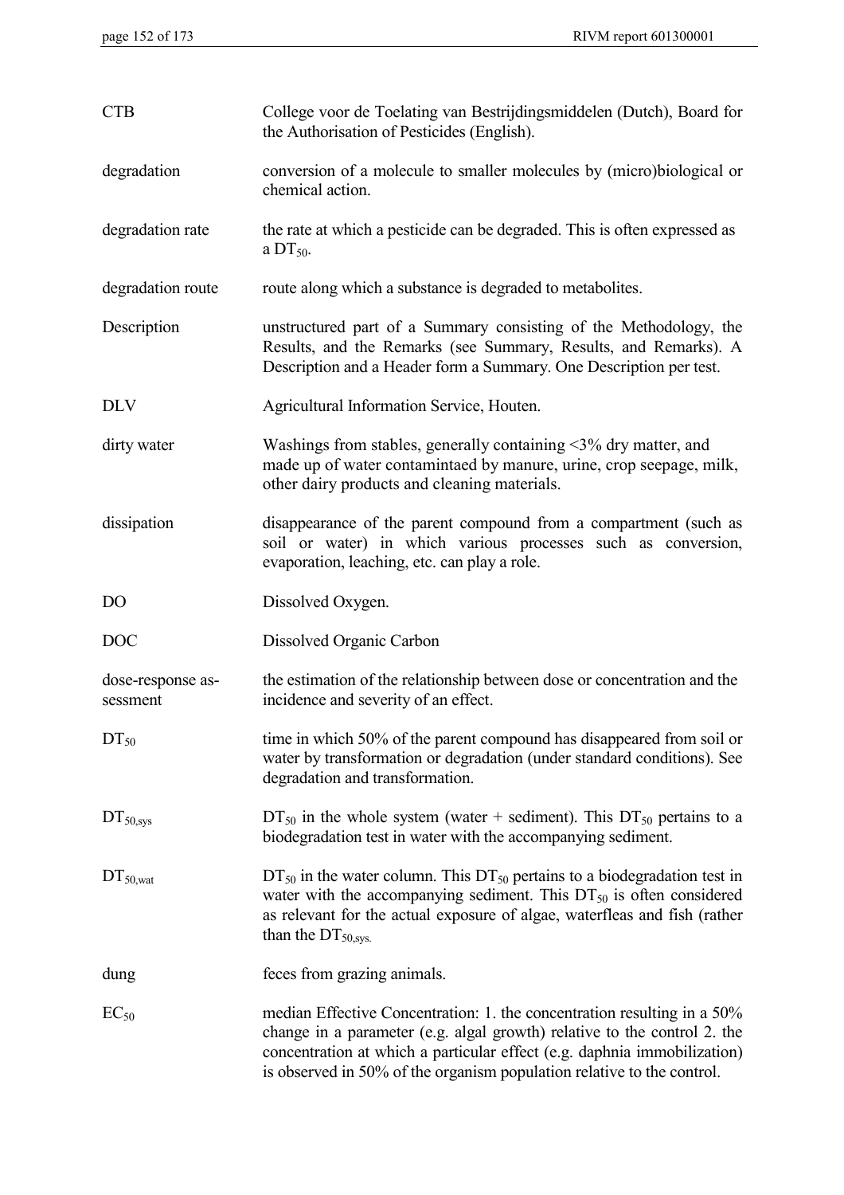| | |
|---|---|
| CTB | College voor de Toelating van Bestrijdingsmiddelen (Dutch), Board for the Authorisation of Pesticides (English). |
| degradation | conversion of a molecule to smaller molecules by (micro)biological or chemical action. |
| degradation rate | the rate at which a pesticide can be degraded. This is often expressed as a $DT_{50}$. |
| degradation route | route along which a substance is degraded to metabolites. |
| Description | unstructured part of a Summary consisting of the Methodology, the Results, and the Remarks (see Summary, Results, and Remarks). A Description and a Header form a Summary. One Description per test. |
| DLV | Agricultural Information Service, Houten. |
| dirty water | Washings from stables, generally containing <3% dry matter, and made up of water contamintaed by manure, urine, crop seepage, milk, other dairy products and cleaning materials. |
| dissipation | disappearance of the parent compound from a compartment (such as soil or water) in which various processes such as conversion, evaporation, leaching, etc. can play a role. |
| DO | Dissolved Oxygen. |
| DOC | Dissolved Organic Carbon |
| dose-response assessment | the estimation of the relationship between dose or concentration and the incidence and severity of an effect. |
| $DT_{50}$ | time in which 50% of the parent compound has disappeared from soil or water by transformation or degradation (under standard conditions). See degradation and transformation. |
| $DT_{50,sys}$ | $DT_{50}$ in the whole system (water + sediment). This $DT_{50}$ pertains to a biodegradation test in water with the accompanying sediment. |
| $DT_{50,wat}$ | $DT_{50}$ in the water column. This $DT_{50}$ pertains to a biodegradation test in water with the accompanying sediment. This $DT_{50}$ is often considered as relevant for the actual exposure of algae, waterfleas and fish (rather than the $DT_{50,sys.}$ |
| dung | feces from grazing animals. |
| $EC_{50}$ | median Effective Concentration: 1. the concentration resulting in a 50% change in a parameter (e.g. algal growth) relative to the control 2. the concentration at which a particular effect (e.g. daphnia immobilization) is observed in 50% of the organism population relative to the control. |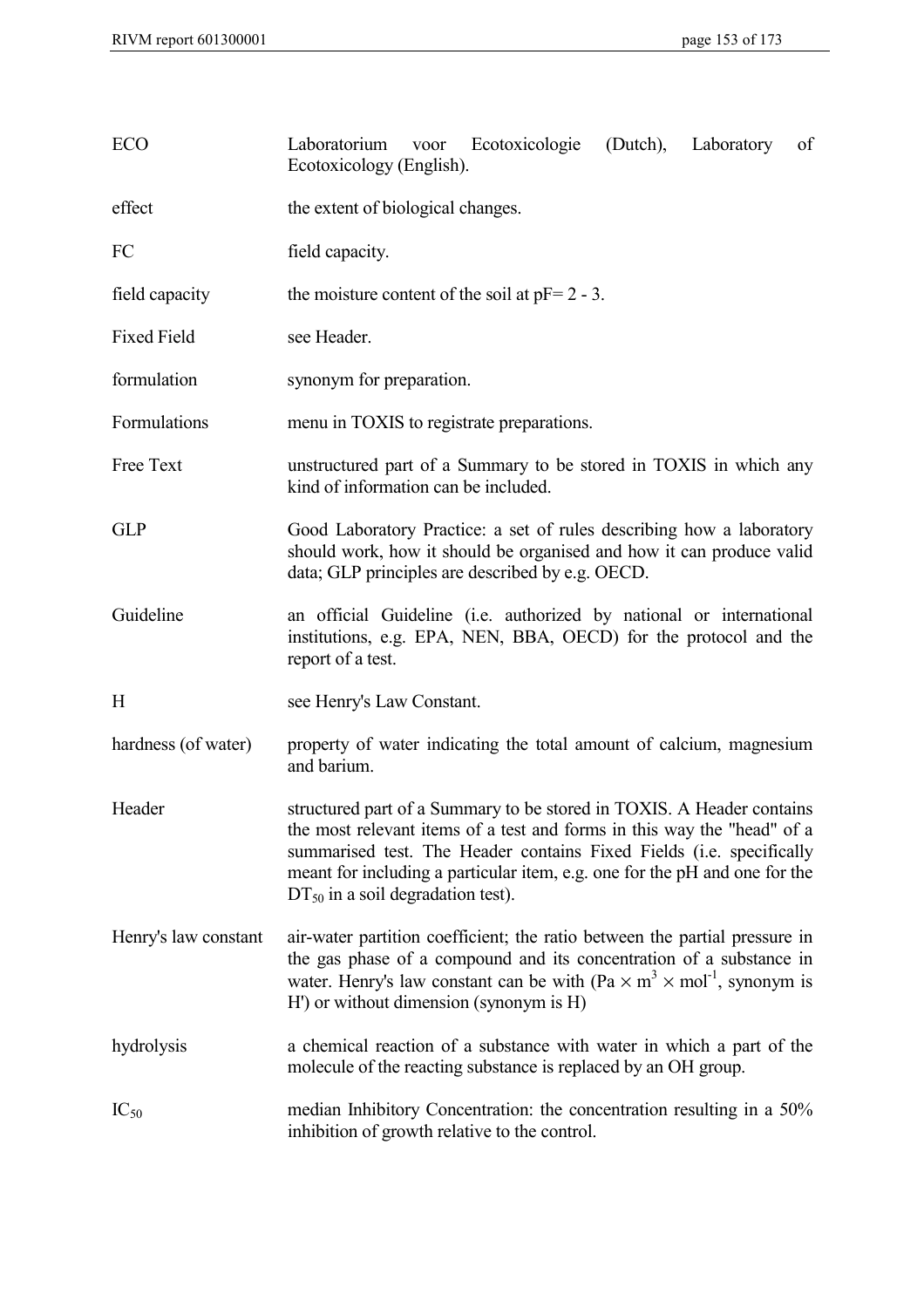| | |
|---|---|
| ECO | Laboratorium voor Ecotoxicologie (Dutch), Laboratory of Ecotoxicology (English). |
| effect | the extent of biological changes. |
| FC | field capacity. |
| field capacity | the moisture content of the soil at pF= 2 - 3. |
| Fixed Field | see Header. |
| formulation | synonym for preparation. |
| Formulations | menu in TOXIS to registrate preparations. |
| Free Text | unstructured part of a Summary to be stored in TOXIS in which any kind of information can be included. |
| GLP | Good Laboratory Practice: a set of rules describing how a laboratory should work, how it should be organised and how it can produce valid data; GLP principles are described by e.g. OECD. |
| Guideline | an official Guideline (i.e. authorized by national or international institutions, e.g. EPA, NEN, BBA, OECD) for the protocol and the report of a test. |
| H | see Henry's Law Constant. |
| hardness (of water) | property of water indicating the total amount of calcium, magnesium and barium. |
| Header | structured part of a Summary to be stored in TOXIS. A Header contains the most relevant items of a test and forms in this way the "head" of a summarised test. The Header contains Fixed Fields (i.e. specifically meant for including a particular item, e.g. one for the pH and one for the $DT_{50}$ in a soil degradation test). |
| Henry's law constant | air-water partition coefficient; the ratio between the partial pressure in the gas phase of a compound and its concentration of a substance in water. Henry's law constant can be with ($Pa \times m^3 \times mol^{-1}$, synonym is H') or without dimension (synonym is H) |
| hydrolysis | a chemical reaction of a substance with water in which a part of the molecule of the reacting substance is replaced by an OH group. |
| $IC_{50}$ | median Inhibitory Concentration: the concentration resulting in a 50% inhibition of growth relative to the control. |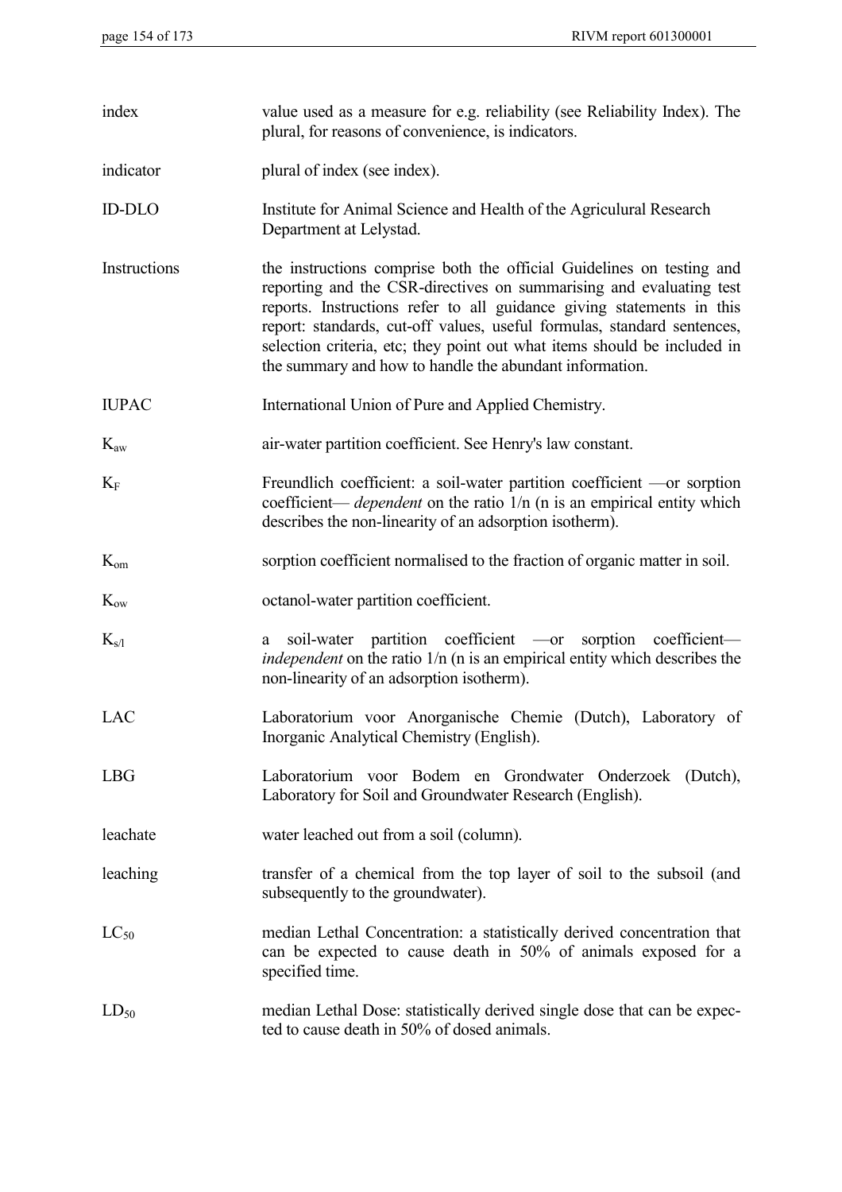index — value used as a measure for e.g. reliability (see Reliability Index). The plural, for reasons of convenience, is indicators.

indicator — plural of index (see index).

ID-DLO — Institute for Animal Science and Health of the Agriculural Research Department at Lelystad.

Instructions — the instructions comprise both the official Guidelines on testing and reporting and the CSR-directives on summarising and evaluating test reports. Instructions refer to all guidance giving statements in this report: standards, cut-off values, useful formulas, standard sentences, selection criteria, etc; they point out what items should be included in the summary and how to handle the abundant information.

IUPAC — International Union of Pure and Applied Chemistry.

$K_{aw}$ — air-water partition coefficient. See Henry's law constant.

$K_F$ — Freundlich coefficient: a soil-water partition coefficient —or sorption coefficient— *dependent* on the ratio 1/n (n is an empirical entity which describes the non-linearity of an adsorption isotherm).

$K_{om}$ — sorption coefficient normalised to the fraction of organic matter in soil.

$K_{ow}$ — octanol-water partition coefficient.

$K_{s/l}$ — a soil-water partition coefficient —or sorption coefficient— *independent* on the ratio 1/n (n is an empirical entity which describes the non-linearity of an adsorption isotherm).

LAC — Laboratorium voor Anorganische Chemie (Dutch), Laboratory of Inorganic Analytical Chemistry (English).

LBG — Laboratorium voor Bodem en Grondwater Onderzoek (Dutch), Laboratory for Soil and Groundwater Research (English).

leachate — water leached out from a soil (column).

leaching — transfer of a chemical from the top layer of soil to the subsoil (and subsequently to the groundwater).

$LC_{50}$ — median Lethal Concentration: a statistically derived concentration that can be expected to cause death in 50% of animals exposed for a specified time.

$LD_{50}$ — median Lethal Dose: statistically derived single dose that can be expected to cause death in 50% of dosed animals.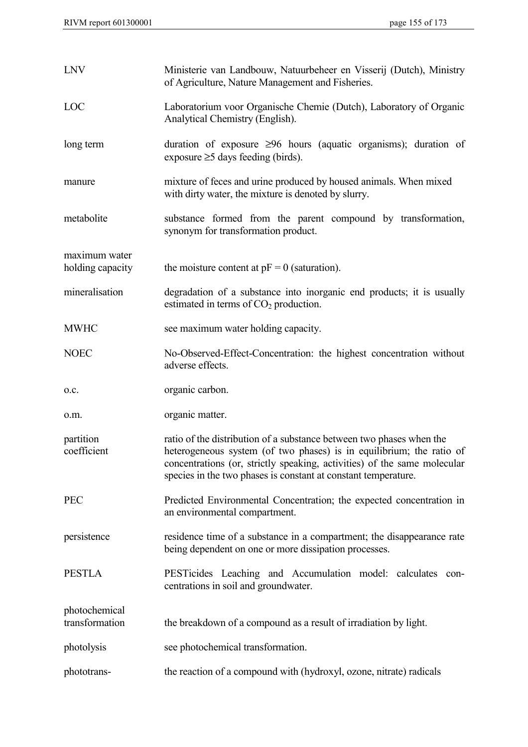| | |
|---|---|
| LNV | Ministerie van Landbouw, Natuurbeheer en Visserij (Dutch), Ministry of Agriculture, Nature Management and Fisheries. |
| LOC | Laboratorium voor Organische Chemie (Dutch), Laboratory of Organic Analytical Chemistry (English). |
| long term | duration of exposure ≥96 hours (aquatic organisms); duration of exposure ≥5 days feeding (birds). |
| manure | mixture of feces and urine produced by housed animals. When mixed with dirty water, the mixture is denoted by slurry. |
| metabolite | substance formed from the parent compound by transformation, synonym for transformation product. |
| maximum water holding capacity | the moisture content at pF = 0 (saturation). |
| mineralisation | degradation of a substance into inorganic end products; it is usually estimated in terms of $CO_2$ production. |
| MWHC | see maximum water holding capacity. |
| NOEC | No-Observed-Effect-Concentration: the highest concentration without adverse effects. |
| o.c. | organic carbon. |
| o.m. | organic matter. |
| partition coefficient | ratio of the distribution of a substance between two phases when the heterogeneous system (of two phases) is in equilibrium; the ratio of concentrations (or, strictly speaking, activities) of the same molecular species in the two phases is constant at constant temperature. |
| PEC | Predicted Environmental Concentration; the expected concentration in an environmental compartment. |
| persistence | residence time of a substance in a compartment; the disappearance rate being dependent on one or more dissipation processes. |
| PESTLA | PESTicides Leaching and Accumulation model: calculates concentrations in soil and groundwater. |
| photochemical transformation | the breakdown of a compound as a result of irradiation by light. |
| photolysis | see photochemical transformation. |
| phototrans- | the reaction of a compound with (hydroxyl, ozone, nitrate) radicals |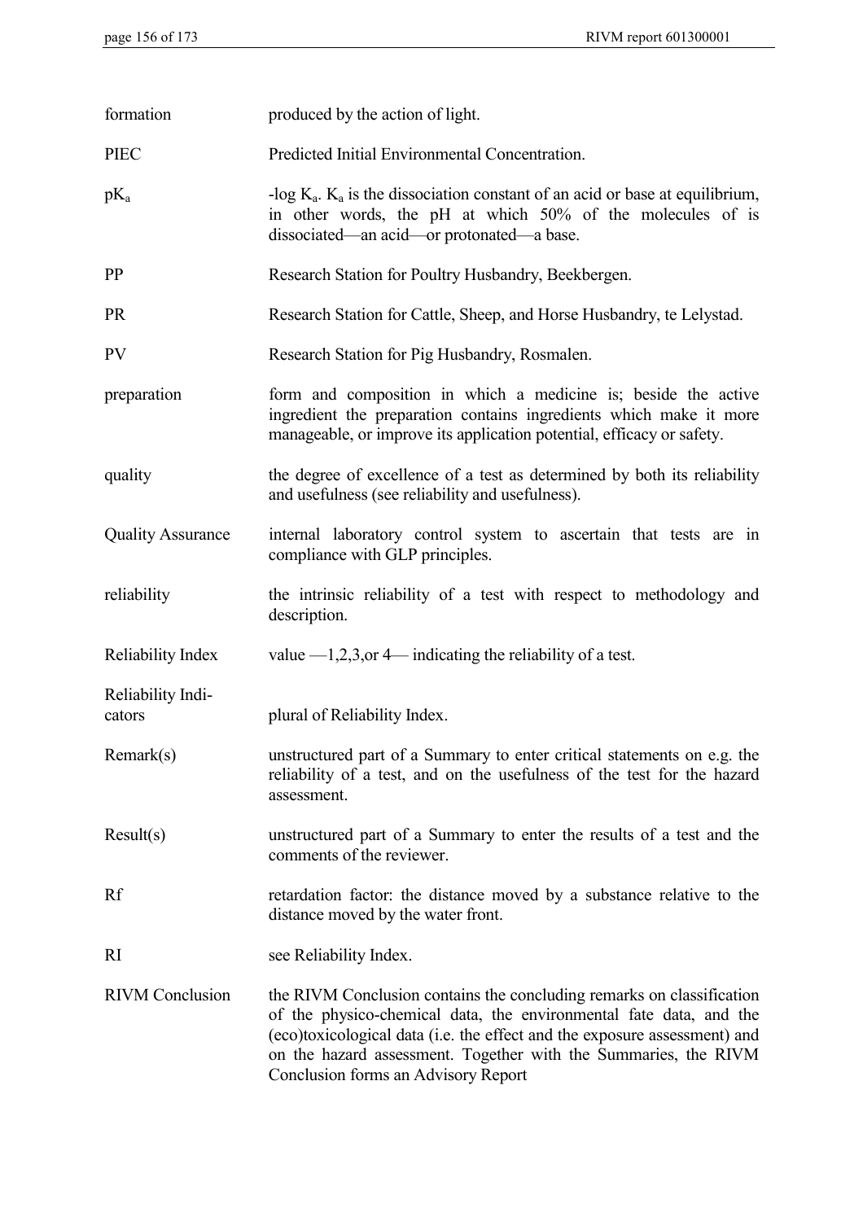| | |
|---|---|
| formation | produced by the action of light. |
| PIEC | Predicted Initial Environmental Concentration. |
| $pK_a$ | -log $K_a$. $K_a$ is the dissociation constant of an acid or base at equilibrium, in other words, the pH at which 50% of the molecules of is dissociated—an acid—or protonated—a base. |
| PP | Research Station for Poultry Husbandry, Beekbergen. |
| PR | Research Station for Cattle, Sheep, and Horse Husbandry, te Lelystad. |
| PV | Research Station for Pig Husbandry, Rosmalen. |
| preparation | form and composition in which a medicine is; beside the active ingredient the preparation contains ingredients which make it more manageable, or improve its application potential, efficacy or safety. |
| quality | the degree of excellence of a test as determined by both its reliability and usefulness (see reliability and usefulness). |
| Quality Assurance | internal laboratory control system to ascertain that tests are in compliance with GLP principles. |
| reliability | the intrinsic reliability of a test with respect to methodology and description. |
| Reliability Index | value —1,2,3,or 4— indicating the reliability of a test. |
| Reliability Indi-cators | plural of Reliability Index. |
| Remark(s) | unstructured part of a Summary to enter critical statements on e.g. the reliability of a test, and on the usefulness of the test for the hazard assessment. |
| Result(s) | unstructured part of a Summary to enter the results of a test and the comments of the reviewer. |
| Rf | retardation factor: the distance moved by a substance relative to the distance moved by the water front. |
| RI | see Reliability Index. |
| RIVM Conclusion | the RIVM Conclusion contains the concluding remarks on classification of the physico-chemical data, the environmental fate data, and the (eco)toxicological data (i.e. the effect and the exposure assessment) and on the hazard assessment. Together with the Summaries, the RIVM Conclusion forms an Advisory Report |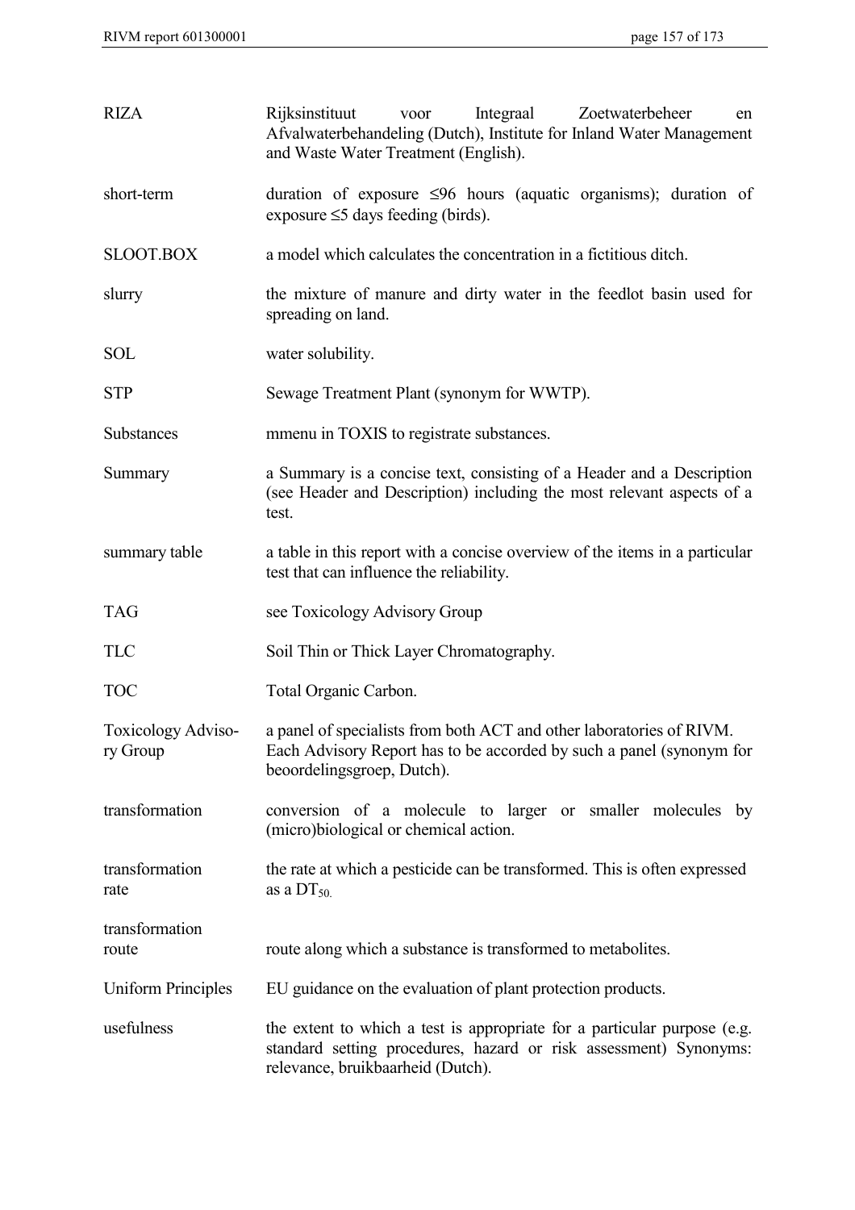| | |
|---|---|
| RIZA | Rijksinstituut voor Integraal Zoetwaterbeheer en Afvalwaterbehandeling (Dutch), Institute for Inland Water Management and Waste Water Treatment (English). |
| short-term | duration of exposure ≤96 hours (aquatic organisms); duration of exposure ≤5 days feeding (birds). |
| SLOOT.BOX | a model which calculates the concentration in a fictitious ditch. |
| slurry | the mixture of manure and dirty water in the feedlot basin used for spreading on land. |
| SOL | water solubility. |
| STP | Sewage Treatment Plant (synonym for WWTP). |
| Substances | mmenu in TOXIS to registrate substances. |
| Summary | a Summary is a concise text, consisting of a Header and a Description (see Header and Description) including the most relevant aspects of a test. |
| summary table | a table in this report with a concise overview of the items in a particular test that can influence the reliability. |
| TAG | see Toxicology Advisory Group |
| TLC | Soil Thin or Thick Layer Chromatography. |
| TOC | Total Organic Carbon. |
| Toxicology Advisory Group | a panel of specialists from both ACT and other laboratories of RIVM. Each Advisory Report has to be accorded by such a panel (synonym for beoordelingsgroep, Dutch). |
| transformation | conversion of a molecule to larger or smaller molecules by (micro)biological or chemical action. |
| transformation rate | the rate at which a pesticide can be transformed. This is often expressed as a $DT_{50.}$ |
| transformation route | route along which a substance is transformed to metabolites. |
| Uniform Principles | EU guidance on the evaluation of plant protection products. |
| usefulness | the extent to which a test is appropriate for a particular purpose (e.g. standard setting procedures, hazard or risk assessment) Synonyms: relevance, bruikbaarheid (Dutch). |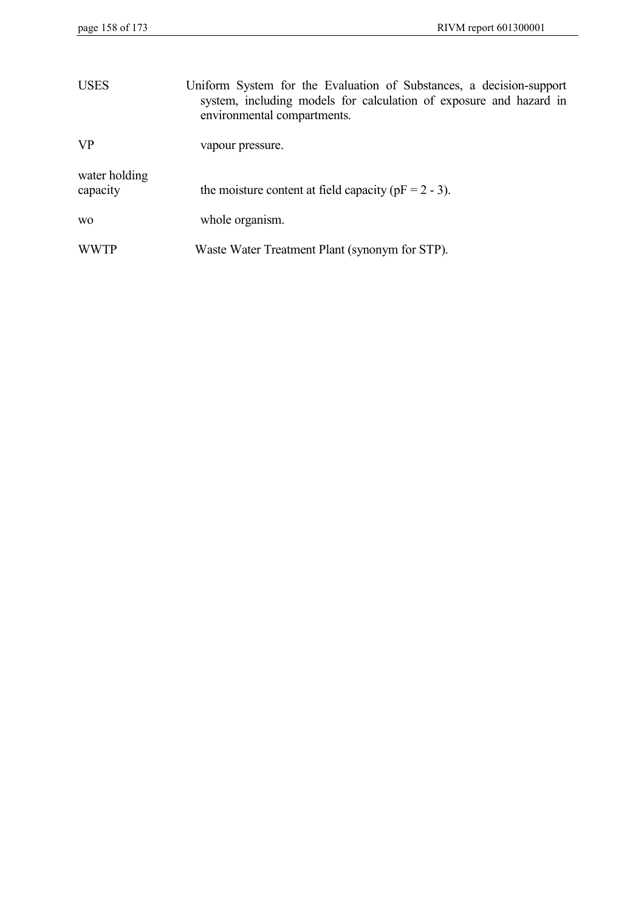| | |
|---|---|
| USES | Uniform System for the Evaluation of Substances, a decision-support system, including models for calculation of exposure and hazard in environmental compartments. |
| VP | vapour pressure. |
| water holding capacity | the moisture content at field capacity (pF = 2 - 3). |
| wo | whole organism. |
| WWTP | Waste Water Treatment Plant (synonym for STP). |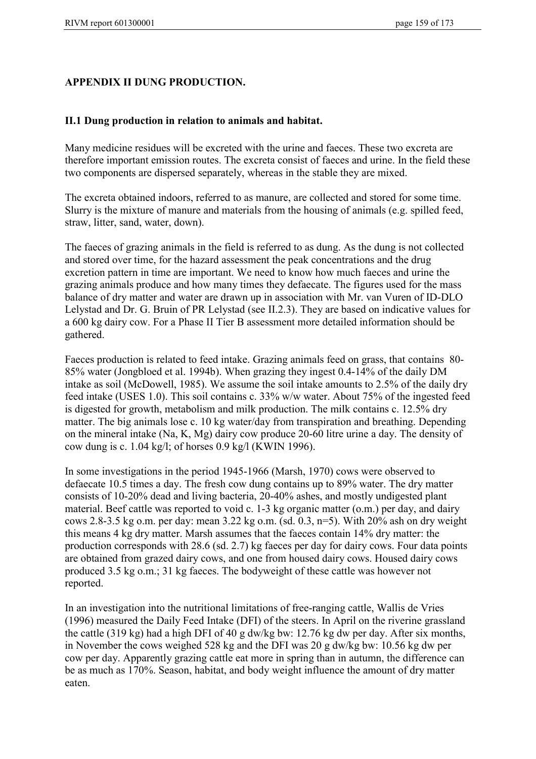## APPENDIX II DUNG PRODUCTION.

### II.1 Dung production in relation to animals and habitat.

Many medicine residues will be excreted with the urine and faeces. These two excreta are therefore important emission routes. The excreta consist of faeces and urine. In the field these two components are dispersed separately, whereas in the stable they are mixed.

The excreta obtained indoors, referred to as manure, are collected and stored for some time. Slurry is the mixture of manure and materials from the housing of animals (e.g. spilled feed, straw, litter, sand, water, down).

The faeces of grazing animals in the field is referred to as dung. As the dung is not collected and stored over time, for the hazard assessment the peak concentrations and the drug excretion pattern in time are important. We need to know how much faeces and urine the grazing animals produce and how many times they defaecate. The figures used for the mass balance of dry matter and water are drawn up in association with Mr. van Vuren of ID-DLO Lelystad and Dr. G. Bruin of PR Lelystad (see II.2.3). They are based on indicative values for a 600 kg dairy cow. For a Phase II Tier B assessment more detailed information should be gathered.

Faeces production is related to feed intake. Grazing animals feed on grass, that contains 80-85% water (Jongbloed et al. 1994b). When grazing they ingest 0.4-14% of the daily DM intake as soil (McDowell, 1985). We assume the soil intake amounts to 2.5% of the daily dry feed intake (USES 1.0). This soil contains c. 33% w/w water. About 75% of the ingested feed is digested for growth, metabolism and milk production. The milk contains c. 12.5% dry matter. The big animals lose c. 10 kg water/day from transpiration and breathing. Depending on the mineral intake (Na, K, Mg) dairy cow produce 20-60 litre urine a day. The density of cow dung is c. 1.04 kg/l; of horses 0.9 kg/l (KWIN 1996).

In some investigations in the period 1945-1966 (Marsh, 1970) cows were observed to defaecate 10.5 times a day. The fresh cow dung contains up to 89% water. The dry matter consists of 10-20% dead and living bacteria, 20-40% ashes, and mostly undigested plant material. Beef cattle was reported to void c. 1-3 kg organic matter (o.m.) per day, and dairy cows 2.8-3.5 kg o.m. per day: mean 3.22 kg o.m. (sd. 0.3, n=5). With 20% ash on dry weight this means 4 kg dry matter. Marsh assumes that the faeces contain 14% dry matter: the production corresponds with 28.6 (sd. 2.7) kg faeces per day for dairy cows. Four data points are obtained from grazed dairy cows, and one from housed dairy cows. Housed dairy cows produced 3.5 kg o.m.; 31 kg faeces. The bodyweight of these cattle was however not reported.

In an investigation into the nutritional limitations of free-ranging cattle, Wallis de Vries (1996) measured the Daily Feed Intake (DFI) of the steers. In April on the riverine grassland the cattle (319 kg) had a high DFI of 40 g dw/kg bw: 12.76 kg dw per day. After six months, in November the cows weighed 528 kg and the DFI was 20 g dw/kg bw: 10.56 kg dw per cow per day. Apparently grazing cattle eat more in spring than in autumn, the difference can be as much as 170%. Season, habitat, and body weight influence the amount of dry matter eaten.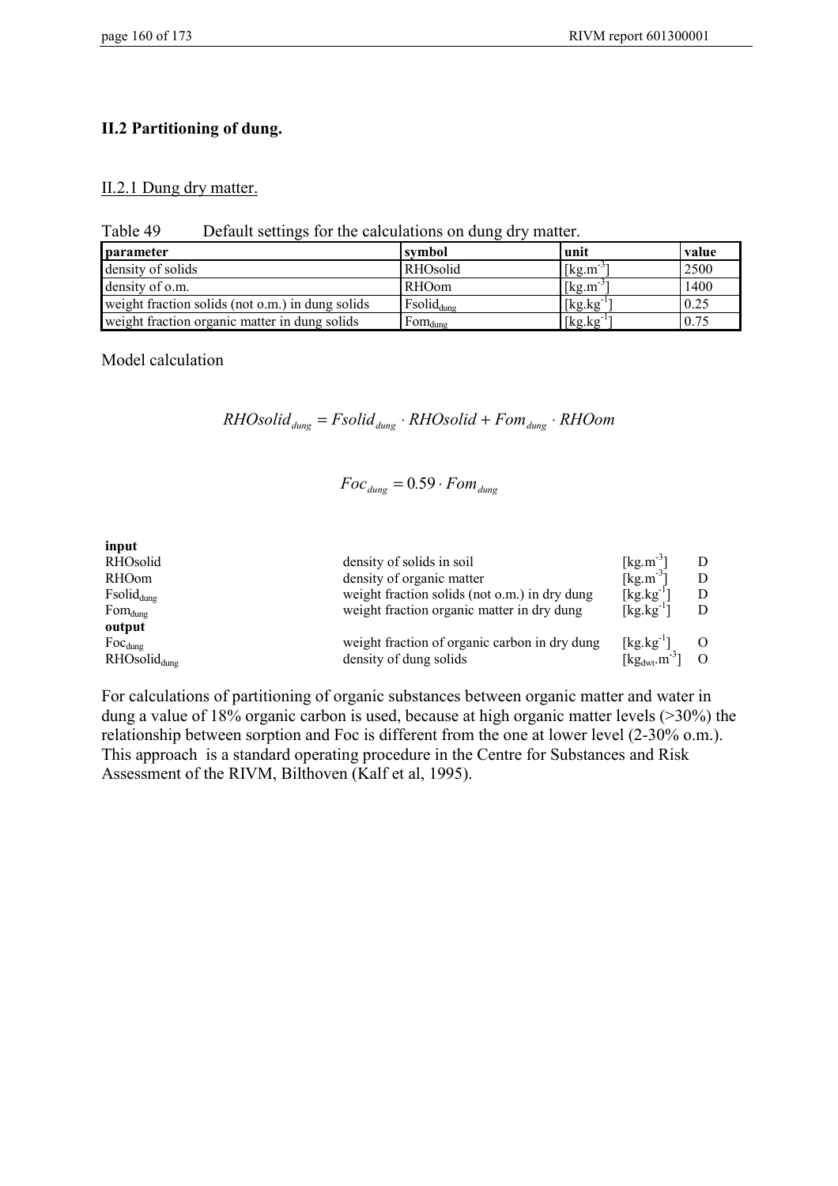## II.2 Partitioning of dung.

### II.2.1 Dung dry matter.

Table 49 Default settings for the calculations on dung dry matter.

| parameter | symbol | unit | value |
|---|---|---|---|
| density of solids | RHOsolid | $[kg.m^{-3}]$ | 2500 |
| density of o.m. | RHOom | $[kg.m^{-3}]$ | 1400 |
| weight fraction solids (not o.m.) in dung solids | $Fsolid_{dung}$ | $[kg.kg^{-1}]$ | 0.25 |
| weight fraction organic matter in dung solids | $Fom_{dung}$ | $[kg.kg^{-1}]$ | 0.75 |

Model calculation

$$RHOsolid_{dung} = Fsolid_{dung} \cdot RHOsolid + Fom_{dung} \cdot RHOom$$

$$Foc_{dung} = 0.59 \cdot Fom_{dung}$$

| | | | |
|---|---|---|---|
| **input** | | | |
| RHOsolid | density of solids in soil | $[kg.m^{-3}]$ | D |
| RHOom | density of organic matter | $[kg.m^{-3}]$ | D |
| $Fsolid_{dung}$ | weight fraction solids (not o.m.) in dry dung | $[kg.kg^{-1}]$ | D |
| $Fom_{dung}$ | weight fraction organic matter in dry dung | $[kg.kg^{-1}]$ | D |
| **output** | | | |
| $Foc_{dung}$ | weight fraction of organic carbon in dry dung | $[kg.kg^{-1}]$ | O |
| $RHOsolid_{dung}$ | density of dung solids | $[kg_{dwt}.m^{-3}]$ | O |

For calculations of partitioning of organic substances between organic matter and water in dung a value of 18% organic carbon is used, because at high organic matter levels (>30%) the relationship between sorption and Foc is different from the one at lower level (2-30% o.m.). This approach is a standard operating procedure in the Centre for Substances and Risk Assessment of the RIVM, Bilthoven (Kalf et al, 1995).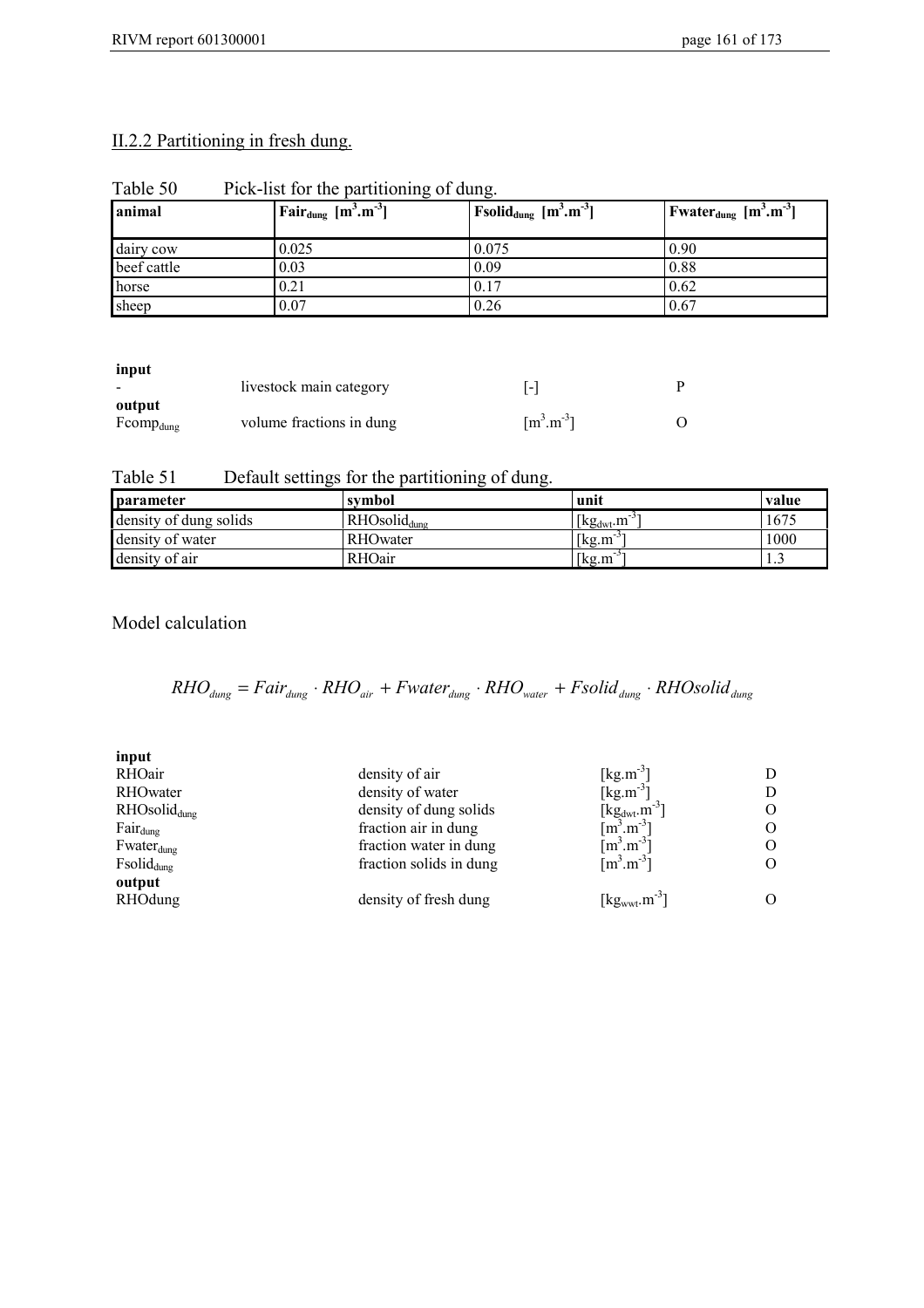## II.2.2 Partitioning in fresh dung.

Table 50 Pick-list for the partitioning of dung.

| animal | $Fair_{dung}$ [$m^3.m^{-3}$] | $Fsolid_{dung}$ [$m^3.m^{-3}$] | $Fwater_{dung}$ [$m^3.m^{-3}$] |
|---|---|---|---|
| dairy cow | 0.025 | 0.075 | 0.90 |
| beef cattle | 0.03 | 0.09 | 0.88 |
| horse | 0.21 | 0.17 | 0.62 |
| sheep | 0.07 | 0.26 | 0.67 |

**input**

| | | | |
|---|---|---|---|
| - | livestock main category | [-] | P |

**output**

| | | | |
|---|---|---|---|
| $Fcomp_{dung}$ | volume fractions in dung | [$m^3.m^{-3}$] | O |

Table 51 Default settings for the partitioning of dung.

| parameter | symbol | unit | value |
|---|---|---|---|
| density of dung solids | $RHOsolid_{dung}$ | [$kg_{dwt}.m^{-3}$] | 1675 |
| density of water | RHOwater | [$kg.m^{-3}$] | 1000 |
| density of air | RHOair | [$kg.m^{-3}$] | 1.3 |

Model calculation

$$RHO_{dung} = Fair_{dung} \cdot RHO_{air} + Fwater_{dung} \cdot RHO_{water} + Fsolid_{dung} \cdot RHOsolid_{dung}$$

**input**

| | | | |
|---|---|---|---|
| RHOair | density of air | [$kg.m^{-3}$] | D |
| RHOwater | density of water | [$kg.m^{-3}$] | D |
| $RHOsolid_{dung}$ | density of dung solids | [$kg_{dwt}.m^{-3}$] | O |
| $Fair_{dung}$ | fraction air in dung | [$m^3.m^{-3}$] | O |
| $Fwater_{dung}$ | fraction water in dung | [$m^3.m^{-3}$] | O |
| $Fsolid_{dung}$ | fraction solids in dung | [$m^3.m^{-3}$] | O |

**output**

| | | | |
|---|---|---|---|
| RHOdung | density of fresh dung | [$kg_{wwt}.m^{-3}$] | O |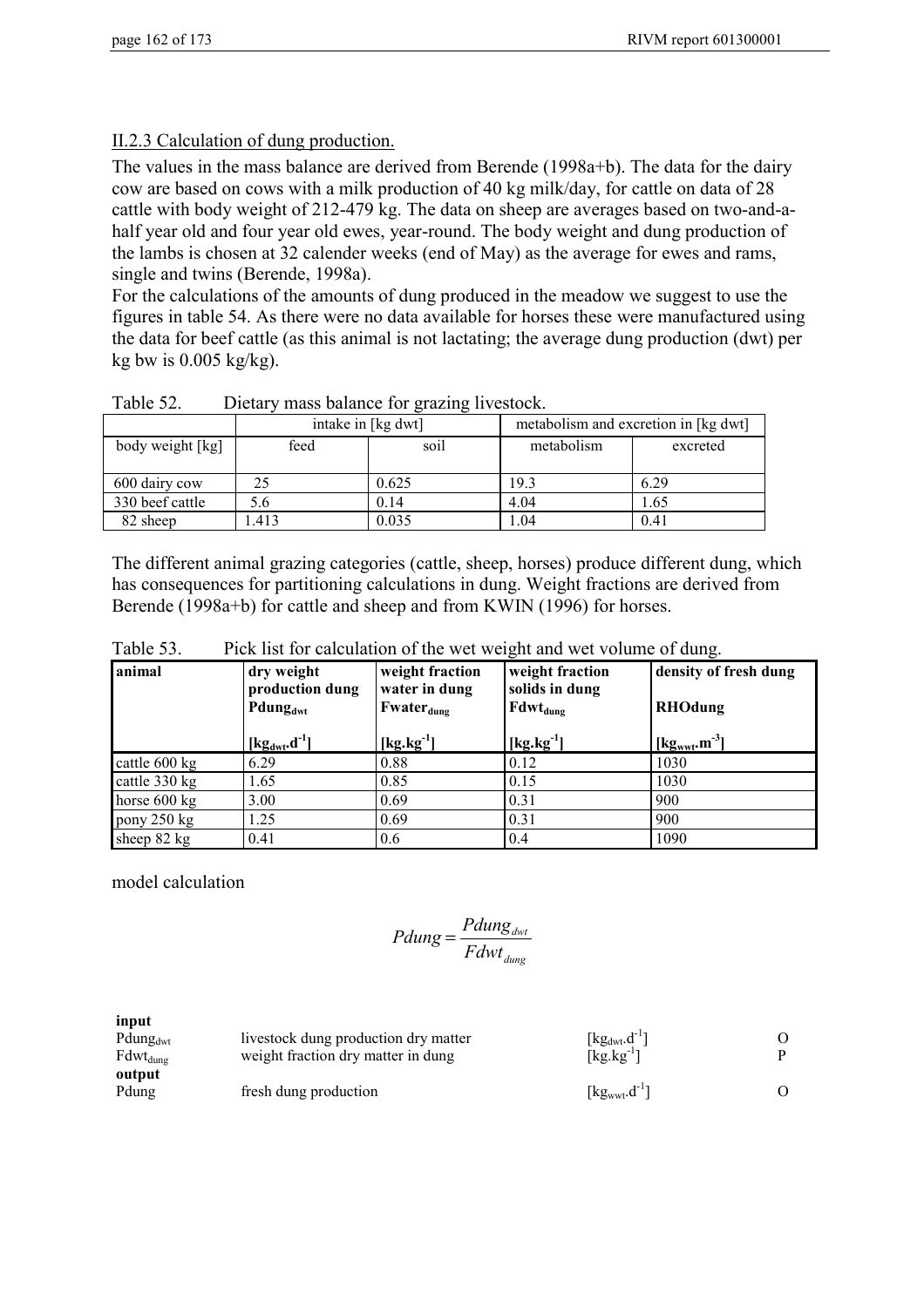## II.2.3 Calculation of dung production.

The values in the mass balance are derived from Berende (1998a+b). The data for the dairy cow are based on cows with a milk production of 40 kg milk/day, for cattle on data of 28 cattle with body weight of 212-479 kg. The data on sheep are averages based on two-and-a-half year old and four year old ewes, year-round. The body weight and dung production of the lambs is chosen at 32 calender weeks (end of May) as the average for ewes and rams, single and twins (Berende, 1998a).

For the calculations of the amounts of dung produced in the meadow we suggest to use the figures in table 54. As there were no data available for horses these were manufactured using the data for beef cattle (as this animal is not lactating; the average dung production (dwt) per kg bw is 0.005 kg/kg).

Table 52. Dietary mass balance for grazing livestock.

| | intake in [kg dwt] | | metabolism and excretion in [kg dwt] | |
|---|---|---|---|---|
| body weight [kg] | feed | soil | metabolism | excreted |
| 600 dairy cow | 25 | 0.625 | 19.3 | 6.29 |
| 330 beef cattle | 5.6 | 0.14 | 4.04 | 1.65 |
| 82 sheep | 1.413 | 0.035 | 1.04 | 0.41 |

The different animal grazing categories (cattle, sheep, horses) produce different dung, which has consequences for partitioning calculations in dung. Weight fractions are derived from Berende (1998a+b) for cattle and sheep and from KWIN (1996) for horses.

Table 53. Pick list for calculation of the wet weight and wet volume of dung.

| animal | dry weight production dung $Pdung_{dwt}$ $[kg_{dwt}.d^{-1}]$ | weight fraction water in dung $Fwater_{dung}$ $[kg.kg^{-1}]$ | weight fraction solids in dung $Fdwt_{dung}$ $[kg.kg^{-1}]$ | density of fresh dung RHOdung $[kg_{wwt}.m^{-3}]$ |
|---|---|---|---|---|
| cattle 600 kg | 6.29 | 0.88 | 0.12 | 1030 |
| cattle 330 kg | 1.65 | 0.85 | 0.15 | 1030 |
| horse 600 kg | 3.00 | 0.69 | 0.31 | 900 |
| pony 250 kg | 1.25 | 0.69 | 0.31 | 900 |
| sheep 82 kg | 0.41 | 0.6 | 0.4 | 1090 |

model calculation

$$Pdung = \frac{Pdung_{dwt}}{Fdwt_{dung}}$$

| | | | |
|---|---|---|---|
| **input** | | | |
| $Pdung_{dwt}$ | livestock dung production dry matter | $[kg_{dwt}.d^{-1}]$ | O |
| $Fdwt_{dung}$ | weight fraction dry matter in dung | $[kg.kg^{-1}]$ | P |
| **output** | | | |
| Pdung | fresh dung production | $[kg_{wwt}.d^{-1}]$ | O |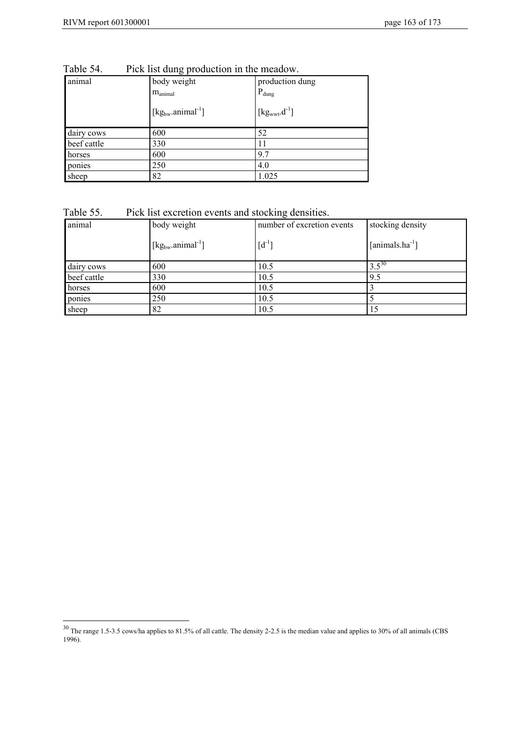Table 54. Pick list dung production in the meadow.

| animal | body weight $m_{animal}$ [$kg_{bw}.animal^{-1}$] | production dung $P_{dung}$ [$kg_{wwt}.d^{-1}$] |
|---|---|---|
| dairy cows | 600 | 52 |
| beef cattle | 330 | 11 |
| horses | 600 | 9.7 |
| ponies | 250 | 4.0 |
| sheep | 82 | 1.025 |

Table 55. Pick list excretion events and stocking densities.

| animal | body weight [$kg_{bw}.animal^{-1}$] | number of excretion events [$d^{-1}$] | stocking density [$animals.ha^{-1}$] |
|---|---|---|---|
| dairy cows | 600 | 10.5 | 3.5[30] |
| beef cattle | 330 | 10.5 | 9.5 |
| horses | 600 | 10.5 | 3 |
| ponies | 250 | 10.5 | 5 |
| sheep | 82 | 10.5 | 15 |

[30] The range 1.5-3.5 cows/ha applies to 81.5% of all cattle. The density 2-2.5 is the median value and applies to 30% of all animals (CBS 1996).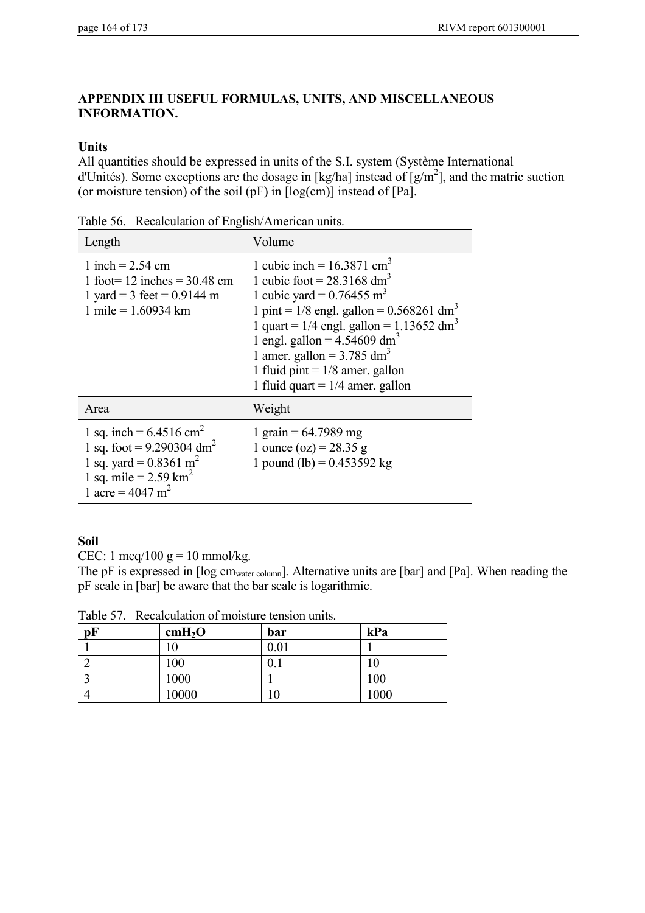## APPENDIX III USEFUL FORMULAS, UNITS, AND MISCELLANEOUS INFORMATION.

### Units

All quantities should be expressed in units of the S.I. system (Système International d'Unités). Some exceptions are the dosage in [kg/ha] instead of [g/m$^2$], and the matric suction (or moisture tension) of the soil (pF) in [log(cm)] instead of [Pa].

Table 56. Recalculation of English/American units.

| Length | Volume |
|---|---|
| 1 inch = 2.54 cm<br>1 foot= 12 inches = 30.48 cm<br>1 yard = 3 feet = 0.9144 m<br>1 mile = 1.60934 km | 1 cubic inch = 16.3871 cm$^3$<br>1 cubic foot = 28.3168 dm$^3$<br>1 cubic yard = 0.76455 m$^3$<br>1 pint = 1/8 engl. gallon = 0.568261 dm$^3$<br>1 quart = 1/4 engl. gallon = 1.13652 dm$^3$<br>1 engl. gallon = 4.54609 dm$^3$<br>1 amer. gallon = 3.785 dm$^3$<br>1 fluid pint = 1/8 amer. gallon<br>1 fluid quart = 1/4 amer. gallon |
| **Area** | **Weight** |
| 1 sq. inch = 6.4516 cm$^2$<br>1 sq. foot = 9.290304 dm$^2$<br>1 sq. yard = 0.8361 m$^2$<br>1 sq. mile = 2.59 km$^2$<br>1 acre = 4047 m$^2$ | 1 grain = 64.7989 mg<br>1 ounce (oz) = 28.35 g<br>1 pound (lb) = 0.453592 kg |

### Soil

CEC: 1 meq/100 g = 10 mmol/kg.
The pF is expressed in [log cm$_{\text{water column}}$]. Alternative units are [bar] and [Pa]. When reading the pF scale in [bar] be aware that the bar scale is logarithmic.

Table 57. Recalculation of moisture tension units.

| pF | cm$H_2O$ | bar | kPa |
|---|---|---|---|
| 1 | 10 | 0.01 | 1 |
| 2 | 100 | 0.1 | 10 |
| 3 | 1000 | 1 | 100 |
| 4 | 10000 | 10 | 1000 |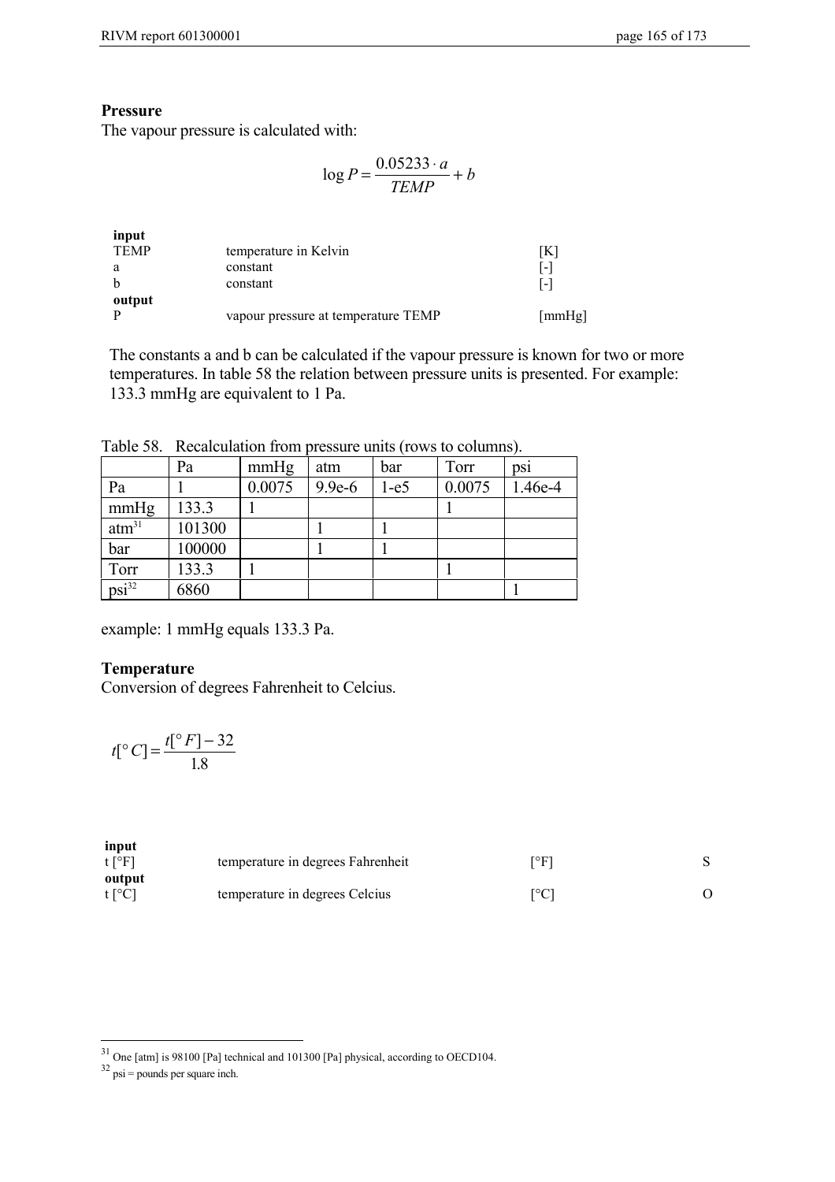**Pressure**

The vapour pressure is calculated with:

$$\log P = \frac{0.05233 \cdot a}{TEMP} + b$$

| | | |
|---|---|---|
| **input** | | |
| TEMP | temperature in Kelvin | [K] |
| a | constant | [-] |
| b | constant | [-] |
| **output** | | |
| P | vapour pressure at temperature TEMP | [mmHg] |

The constants a and b can be calculated if the vapour pressure is known for two or more temperatures. In table 58 the relation between pressure units is presented. For example: 133.3 mmHg are equivalent to 1 Pa.

Table 58. Recalculation from pressure units (rows to columns).

| | Pa | mmHg | atm | bar | Torr | psi |
|---|---|---|---|---|---|---|
| Pa | 1 | 0.0075 | 9.9e-6 | 1-e5 | 0.0075 | 1.46e-4 |
| mmHg | 133.3 | 1 | | | 1 | |
| atm[31] | 101300 | | 1 | 1 | | |
| bar | 100000 | | 1 | 1 | | |
| Torr | 133.3 | 1 | | | 1 | |
| psi[32] | 6860 | | | | | 1 |

example: 1 mmHg equals 133.3 Pa.

**Temperature**

Conversion of degrees Fahrenheit to Celcius.

$$t[^\circ C] = \frac{t[^\circ F] - 32}{1.8}$$

| | | | |
|---|---|---|---|
| **input** | | | |
| t [°F] | temperature in degrees Fahrenheit | [°F] | S |
| **output** | | | |
| t [°C] | temperature in degrees Celcius | [°C] | O |

[31] One [atm] is 98100 [Pa] technical and 101300 [Pa] physical, according to OECD104.

[32] psi = pounds per square inch.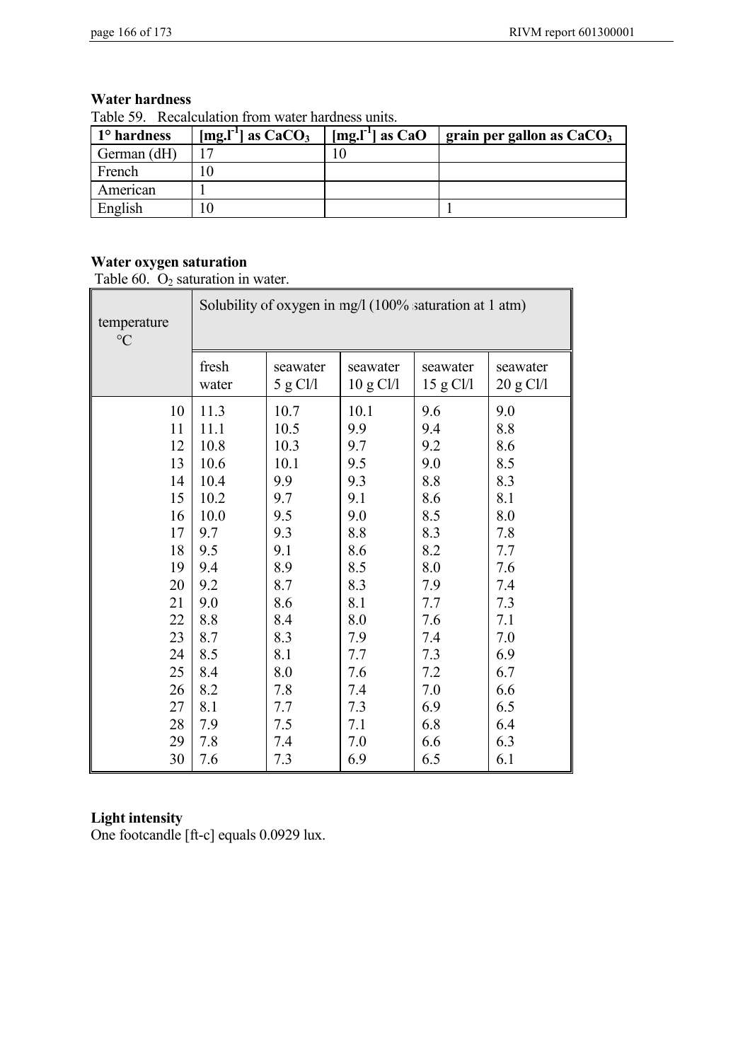**Water hardness**

Table 59. Recalculation from water hardness units.

| 1° hardness | [mg.l$^{-1}$] as $CaCO_3$ | [mg.l$^{-1}$] as CaO | grain per gallon as $CaCO_3$ |
|---|---|---|---|
| German (dH) | 17 | 10 | |
| French | 10 | | |
| American | 1 | | |
| English | 10 | | 1 |

**Water oxygen saturation**

Table 60. $O_2$ saturation in water.

| temperature °C | Solubility of oxygen in mg/l (100% saturation at 1 atm) | | | | |
|---|---|---|---|---|---|
| | fresh water | seawater 5 g Cl/l | seawater 10 g Cl/l | seawater 15 g Cl/l | seawater 20 g Cl/l |
| 10 | 11.3 | 10.7 | 10.1 | 9.6 | 9.0 |
| 11 | 11.1 | 10.5 | 9.9 | 9.4 | 8.8 |
| 12 | 10.8 | 10.3 | 9.7 | 9.2 | 8.6 |
| 13 | 10.6 | 10.1 | 9.5 | 9.0 | 8.5 |
| 14 | 10.4 | 9.9 | 9.3 | 8.8 | 8.3 |
| 15 | 10.2 | 9.7 | 9.1 | 8.6 | 8.1 |
| 16 | 10.0 | 9.5 | 9.0 | 8.5 | 8.0 |
| 17 | 9.7 | 9.3 | 8.8 | 8.3 | 7.8 |
| 18 | 9.5 | 9.1 | 8.6 | 8.2 | 7.7 |
| 19 | 9.4 | 8.9 | 8.5 | 8.0 | 7.6 |
| 20 | 9.2 | 8.7 | 8.3 | 7.9 | 7.4 |
| 21 | 9.0 | 8.6 | 8.1 | 7.7 | 7.3 |
| 22 | 8.8 | 8.4 | 8.0 | 7.6 | 7.1 |
| 23 | 8.7 | 8.3 | 7.9 | 7.4 | 7.0 |
| 24 | 8.5 | 8.1 | 7.7 | 7.3 | 6.9 |
| 25 | 8.4 | 8.0 | 7.6 | 7.2 | 6.7 |
| 26 | 8.2 | 7.8 | 7.4 | 7.0 | 6.6 |
| 27 | 8.1 | 7.7 | 7.3 | 6.9 | 6.5 |
| 28 | 7.9 | 7.5 | 7.1 | 6.8 | 6.4 |
| 29 | 7.8 | 7.4 | 7.0 | 6.6 | 6.3 |
| 30 | 7.6 | 7.3 | 6.9 | 6.5 | 6.1 |

**Light intensity**

One footcandle [ft-c] equals 0.0929 lux.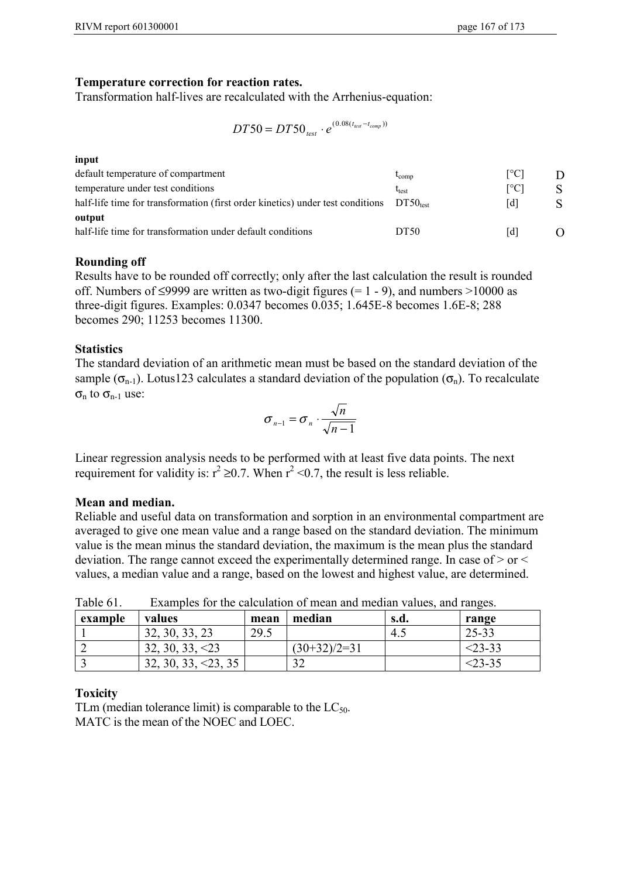**Temperature correction for reaction rates.**

Transformation half-lives are recalculated with the Arrhenius-equation:

$$DT50 = DT50_{test} \cdot e^{(0.08(t_{test} - t_{comp}))}$$

| **input** | | | |
|---|---|---|---|
| default temperature of compartment | $t_{comp}$ | [°C] | D |
| temperature under test conditions | $t_{test}$ | [°C] | S |
| half-life time for transformation (first order kinetics) under test conditions | $DT50_{test}$ | [d] | S |
| **output** | | | |
| half-life time for transformation under default conditions | DT50 | [d] | O |

**Rounding off**

Results have to be rounded off correctly; only after the last calculation the result is rounded off. Numbers of ≤9999 are written as two-digit figures (= 1 - 9), and numbers >10000 as three-digit figures. Examples: 0.0347 becomes 0.035; 1.645E-8 becomes 1.6E-8; 288 becomes 290; 11253 becomes 11300.

**Statistics**

The standard deviation of an arithmetic mean must be based on the standard deviation of the sample ($\sigma_{n-1}$). Lotus123 calculates a standard deviation of the population ($\sigma_n$). To recalculate $\sigma_n$ to $\sigma_{n-1}$ use:

$$\sigma_{n-1} = \sigma_n \cdot \frac{\sqrt{n}}{\sqrt{n-1}}$$

Linear regression analysis needs to be performed with at least five data points. The next requirement for validity is: $r^2 \geq 0.7$. When $r^2 < 0.7$, the result is less reliable.

**Mean and median.**

Reliable and useful data on transformation and sorption in an environmental compartment are averaged to give one mean value and a range based on the standard deviation. The minimum value is the mean minus the standard deviation, the maximum is the mean plus the standard deviation. The range cannot exceed the experimentally determined range. In case of > or < values, a median value and a range, based on the lowest and highest value, are determined.

Table 61. Examples for the calculation of mean and median values, and ranges.

| example | values | mean | median | s.d. | range |
|---|---|---|---|---|---|
| 1 | 32, 30, 33, 23 | 29.5 | | 4.5 | 25-33 |
| 2 | 32, 30, 33, <23 | | (30+32)/2=31 | | <23-33 |
| 3 | 32, 30, 33, <23, 35 | | 32 | | <23-35 |

**Toxicity**

TLm (median tolerance limit) is comparable to the $LC_{50}$.
MATC is the mean of the NOEC and LOEC.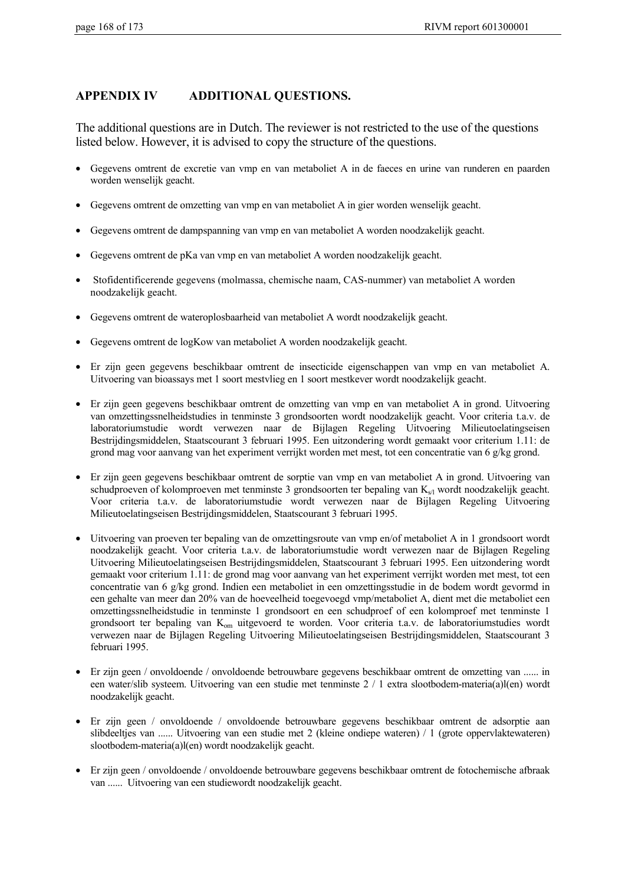## APPENDIX IV ADDITIONAL QUESTIONS.

The additional questions are in Dutch. The reviewer is not restricted to the use of the questions listed below. However, it is advised to copy the structure of the questions.

- Gegevens omtrent de excretie van vmp en van metaboliet A in de faeces en urine van runderen en paarden worden wenselijk geacht.
- Gegevens omtrent de omzetting van vmp en van metaboliet A in gier worden wenselijk geacht.
- Gegevens omtrent de dampspanning van vmp en van metaboliet A worden noodzakelijk geacht.
- Gegevens omtrent de pKa van vmp en van metaboliet A worden noodzakelijk geacht.
- Stofidentificerende gegevens (molmassa, chemische naam, CAS-nummer) van metaboliet A worden noodzakelijk geacht.
- Gegevens omtrent de wateroplosbaarheid van metaboliet A wordt noodzakelijk geacht.
- Gegevens omtrent de logKow van metaboliet A worden noodzakelijk geacht.
- Er zijn geen gegevens beschikbaar omtrent de insecticide eigenschappen van vmp en van metaboliet A. Uitvoering van bioassays met 1 soort mestvlieg en 1 soort mestkever wordt noodzakelijk geacht.
- Er zijn geen gegevens beschikbaar omtrent de omzetting van vmp en van metaboliet A in grond. Uitvoering van omzettingssnelheidstudies in tenminste 3 grondsoorten wordt noodzakelijk geacht. Voor criteria t.a.v. de laboratoriumstudie wordt verwezen naar de Bijlagen Regeling Uitvoering Milieutoelatingseisen Bestrijdingsmiddelen, Staatscourant 3 februari 1995. Een uitzondering wordt gemaakt voor criterium 1.11: de grond mag voor aanvang van het experiment verrijkt worden met mest, tot een concentratie van 6 g/kg grond.
- Er zijn geen gegevens beschikbaar omtrent de sorptie van vmp en van metaboliet A in grond. Uitvoering van schudproeven of kolomproeven met tenminste 3 grondsoorten ter bepaling van $K_{s/l}$ wordt noodzakelijk geacht. Voor criteria t.a.v. de laboratoriumstudie wordt verwezen naar de Bijlagen Regeling Uitvoering Milieutoelatingseisen Bestrijdingsmiddelen, Staatscourant 3 februari 1995.
- Uitvoering van proeven ter bepaling van de omzettingsroute van vmp en/of metaboliet A in 1 grondsoort wordt noodzakelijk geacht. Voor criteria t.a.v. de laboratoriumstudie wordt verwezen naar de Bijlagen Regeling Uitvoering Milieutoelatingseisen Bestrijdingsmiddelen, Staatscourant 3 februari 1995. Een uitzondering wordt gemaakt voor criterium 1.11: de grond mag voor aanvang van het experiment verrijkt worden met mest, tot een concentratie van 6 g/kg grond. Indien een metaboliet in een omzettingsstudie in de bodem wordt gevormd in een gehalte van meer dan 20% van de hoeveelheid toegevoegd vmp/metaboliet A, dient met die metaboliet een omzettingssnelheidstudie in tenminste 1 grondsoort en een schudproef of een kolomproef met tenminste 1 grondsoort ter bepaling van $K_{om}$ uitgevoerd te worden. Voor criteria t.a.v. de laboratoriumstudies wordt verwezen naar de Bijlagen Regeling Uitvoering Milieutoelatingseisen Bestrijdingsmiddelen, Staatscourant 3 februari 1995.
- Er zijn geen / onvoldoende / onvoldoende betrouwbare gegevens beschikbaar omtrent de omzetting van ...... in een water/slib systeem. Uitvoering van een studie met tenminste 2 / 1 extra slootbodem-materia(a)l(en) wordt noodzakelijk geacht.
- Er zijn geen / onvoldoende / onvoldoende betrouwbare gegevens beschikbaar omtrent de adsorptie aan slibdeeltjes van ...... Uitvoering van een studie met 2 (kleine ondiepe wateren) / 1 (grote oppervlaktewateren) slootbodem-materia(a)l(en) wordt noodzakelijk geacht.
- Er zijn geen / onvoldoende / onvoldoende betrouwbare gegevens beschikbaar omtrent de fotochemische afbraak van ...... Uitvoering van een studiewordt noodzakelijk geacht.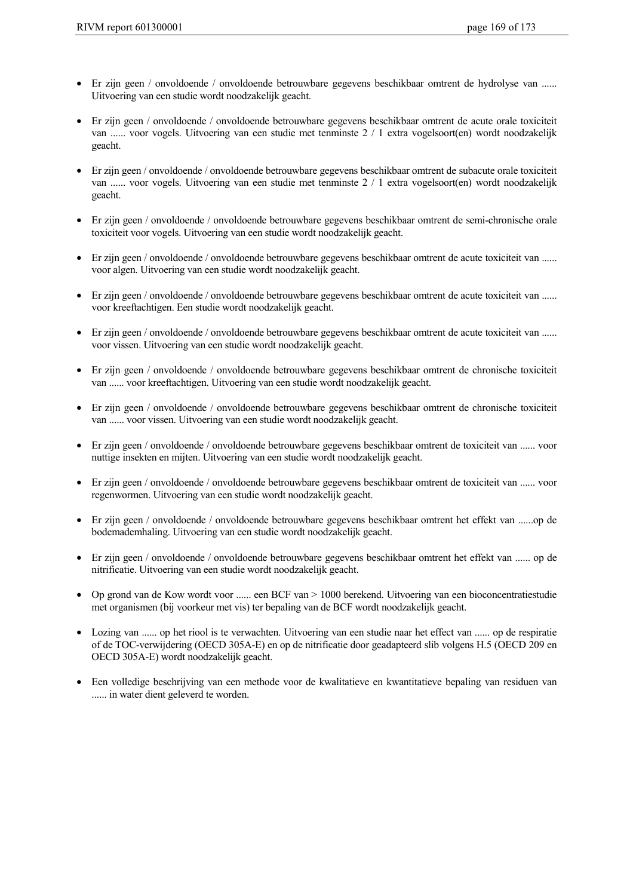- Er zijn geen / onvoldoende / onvoldoende betrouwbare gegevens beschikbaar omtrent de hydrolyse van ...... Uitvoering van een studie wordt noodzakelijk geacht.

- Er zijn geen / onvoldoende / onvoldoende betrouwbare gegevens beschikbaar omtrent de acute orale toxiciteit van ...... voor vogels. Uitvoering van een studie met tenminste 2 / 1 extra vogelsoort(en) wordt noodzakelijk geacht.

- Er zijn geen / onvoldoende / onvoldoende betrouwbare gegevens beschikbaar omtrent de subacute orale toxiciteit van ...... voor vogels. Uitvoering van een studie met tenminste 2 / 1 extra vogelsoort(en) wordt noodzakelijk geacht.

- Er zijn geen / onvoldoende / onvoldoende betrouwbare gegevens beschikbaar omtrent de semi-chronische orale toxiciteit voor vogels. Uitvoering van een studie wordt noodzakelijk geacht.

- Er zijn geen / onvoldoende / onvoldoende betrouwbare gegevens beschikbaar omtrent de acute toxiciteit van ...... voor algen. Uitvoering van een studie wordt noodzakelijk geacht.

- Er zijn geen / onvoldoende / onvoldoende betrouwbare gegevens beschikbaar omtrent de acute toxiciteit van ...... voor kreeftachtigen. Een studie wordt noodzakelijk geacht.

- Er zijn geen / onvoldoende / onvoldoende betrouwbare gegevens beschikbaar omtrent de acute toxiciteit van ...... voor vissen. Uitvoering van een studie wordt noodzakelijk geacht.

- Er zijn geen / onvoldoende / onvoldoende betrouwbare gegevens beschikbaar omtrent de chronische toxiciteit van ...... voor kreeftachtigen. Uitvoering van een studie wordt noodzakelijk geacht.

- Er zijn geen / onvoldoende / onvoldoende betrouwbare gegevens beschikbaar omtrent de chronische toxiciteit van ...... voor vissen. Uitvoering van een studie wordt noodzakelijk geacht.

- Er zijn geen / onvoldoende / onvoldoende betrouwbare gegevens beschikbaar omtrent de toxiciteit van ...... voor nuttige insekten en mijten. Uitvoering van een studie wordt noodzakelijk geacht.

- Er zijn geen / onvoldoende / onvoldoende betrouwbare gegevens beschikbaar omtrent de toxiciteit van ...... voor regenwormen. Uitvoering van een studie wordt noodzakelijk geacht.

- Er zijn geen / onvoldoende / onvoldoende betrouwbare gegevens beschikbaar omtrent het effekt van ......op de bodemademhaling. Uitvoering van een studie wordt noodzakelijk geacht.

- Er zijn geen / onvoldoende / onvoldoende betrouwbare gegevens beschikbaar omtrent het effekt van ...... op de nitrificatie. Uitvoering van een studie wordt noodzakelijk geacht.

- Op grond van de Kow wordt voor ...... een BCF van > 1000 berekend. Uitvoering van een bioconcentratiestudie met organismen (bij voorkeur met vis) ter bepaling van de BCF wordt noodzakelijk geacht.

- Lozing van ...... op het riool is te verwachten. Uitvoering van een studie naar het effect van ...... op de respiratie of de TOC-verwijdering (OECD 305A-E) en op de nitrificatie door geadapteerd slib volgens H.5 (OECD 209 en OECD 305A-E) wordt noodzakelijk geacht.

- Een volledige beschrijving van een methode voor de kwalitatieve en kwantitatieve bepaling van residuen van ...... in water dient geleverd te worden.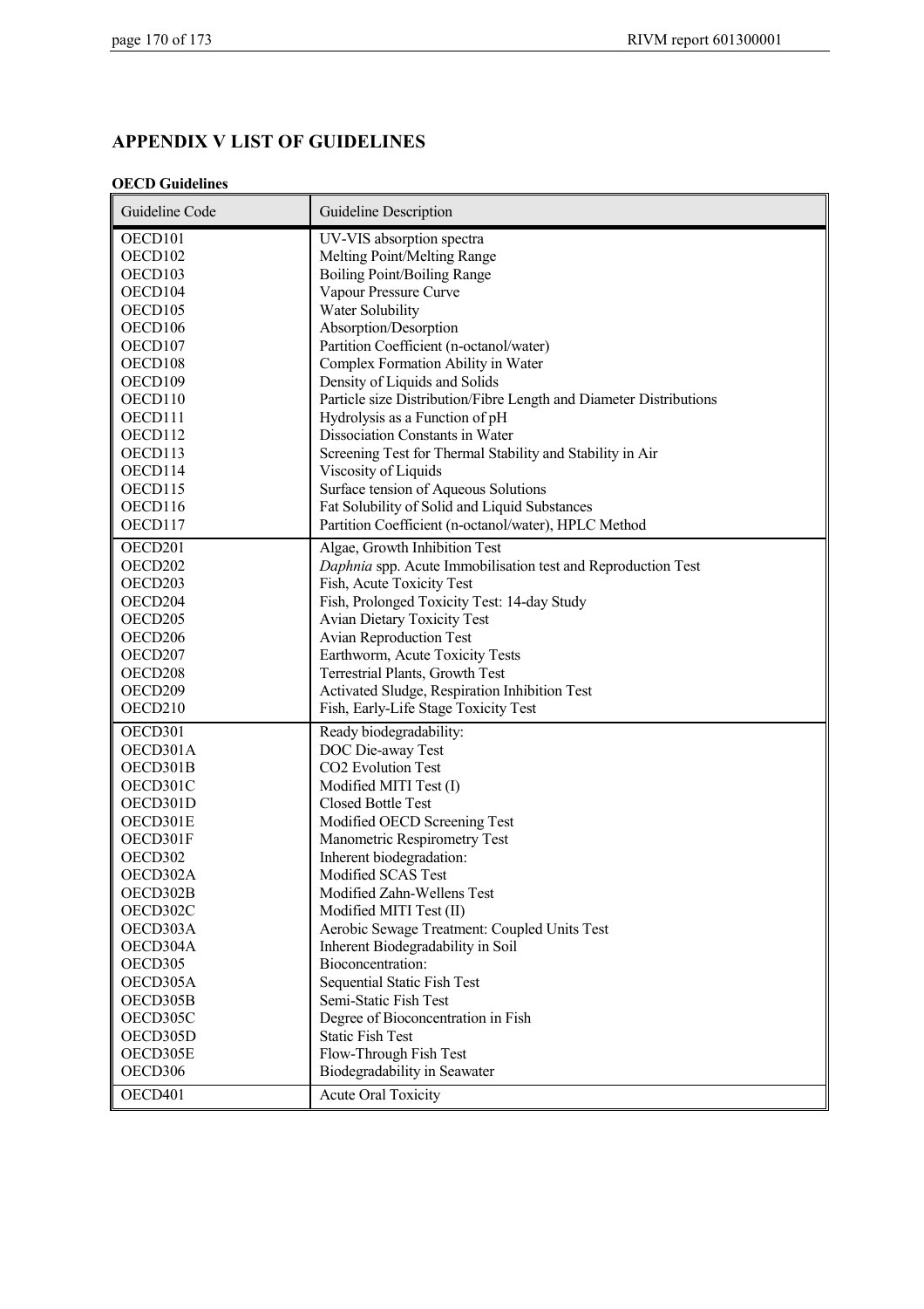## APPENDIX V LIST OF GUIDELINES

**OECD Guidelines**

| Guideline Code | Guideline Description |
|---|---|
| OECD101 | UV-VIS absorption spectra |
| OECD102 | Melting Point/Melting Range |
| OECD103 | Boiling Point/Boiling Range |
| OECD104 | Vapour Pressure Curve |
| OECD105 | Water Solubility |
| OECD106 | Absorption/Desorption |
| OECD107 | Partition Coefficient (n-octanol/water) |
| OECD108 | Complex Formation Ability in Water |
| OECD109 | Density of Liquids and Solids |
| OECD110 | Particle size Distribution/Fibre Length and Diameter Distributions |
| OECD111 | Hydrolysis as a Function of pH |
| OECD112 | Dissociation Constants in Water |
| OECD113 | Screening Test for Thermal Stability and Stability in Air |
| OECD114 | Viscosity of Liquids |
| OECD115 | Surface tension of Aqueous Solutions |
| OECD116 | Fat Solubility of Solid and Liquid Substances |
| OECD117 | Partition Coefficient (n-octanol/water), HPLC Method |
| OECD201 | Algae, Growth Inhibition Test |
| OECD202 | *Daphnia* spp. Acute Immobilisation test and Reproduction Test |
| OECD203 | Fish, Acute Toxicity Test |
| OECD204 | Fish, Prolonged Toxicity Test: 14-day Study |
| OECD205 | Avian Dietary Toxicity Test |
| OECD206 | Avian Reproduction Test |
| OECD207 | Earthworm, Acute Toxicity Tests |
| OECD208 | Terrestrial Plants, Growth Test |
| OECD209 | Activated Sludge, Respiration Inhibition Test |
| OECD210 | Fish, Early-Life Stage Toxicity Test |
| OECD301 | Ready biodegradability: |
| OECD301A | DOC Die-away Test |
| OECD301B | CO2 Evolution Test |
| OECD301C | Modified MITI Test (I) |
| OECD301D | Closed Bottle Test |
| OECD301E | Modified OECD Screening Test |
| OECD301F | Manometric Respirometry Test |
| OECD302 | Inherent biodegradation: |
| OECD302A | Modified SCAS Test |
| OECD302B | Modified Zahn-Wellens Test |
| OECD302C | Modified MITI Test (II) |
| OECD303A | Aerobic Sewage Treatment: Coupled Units Test |
| OECD304A | Inherent Biodegradability in Soil |
| OECD305 | Bioconcentration: |
| OECD305A | Sequential Static Fish Test |
| OECD305B | Semi-Static Fish Test |
| OECD305C | Degree of Bioconcentration in Fish |
| OECD305D | Static Fish Test |
| OECD305E | Flow-Through Fish Test |
| OECD306 | Biodegradability in Seawater |
| OECD401 | Acute Oral Toxicity |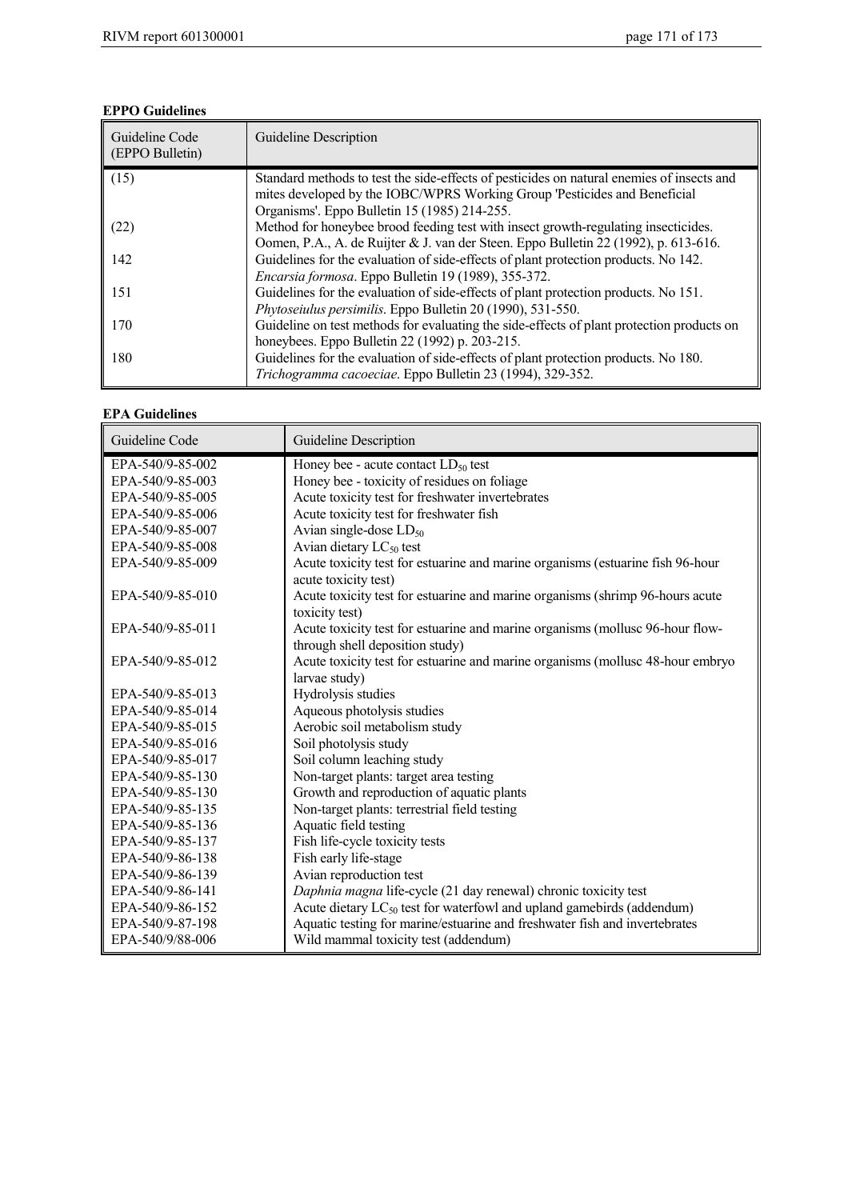**EPPO Guidelines**

| Guideline Code (EPPO Bulletin) | Guideline Description |
|---|---|
| (15) | Standard methods to test the side-effects of pesticides on natural enemies of insects and mites developed by the IOBC/WPRS Working Group 'Pesticides and Beneficial Organisms'. Eppo Bulletin 15 (1985) 214-255. |
| (22) | Method for honeybee brood feeding test with insect growth-regulating insecticides. Oomen, P.A., A. de Ruijter & J. van der Steen. Eppo Bulletin 22 (1992), p. 613-616. |
| 142 | Guidelines for the evaluation of side-effects of plant protection products. No 142. *Encarsia formosa*. Eppo Bulletin 19 (1989), 355-372. |
| 151 | Guidelines for the evaluation of side-effects of plant protection products. No 151. *Phytoseiulus persimilis*. Eppo Bulletin 20 (1990), 531-550. |
| 170 | Guideline on test methods for evaluating the side-effects of plant protection products on honeybees. Eppo Bulletin 22 (1992) p. 203-215. |
| 180 | Guidelines for the evaluation of side-effects of plant protection products. No 180. *Trichogramma cacoeciae*. Eppo Bulletin 23 (1994), 329-352. |

**EPA Guidelines**

| Guideline Code | Guideline Description |
|---|---|
| EPA-540/9-85-002 | Honey bee - acute contact $LD_{50}$ test |
| EPA-540/9-85-003 | Honey bee - toxicity of residues on foliage |
| EPA-540/9-85-005 | Acute toxicity test for freshwater invertebrates |
| EPA-540/9-85-006 | Acute toxicity test for freshwater fish |
| EPA-540/9-85-007 | Avian single-dose $LD_{50}$ |
| EPA-540/9-85-008 | Avian dietary $LC_{50}$ test |
| EPA-540/9-85-009 | Acute toxicity test for estuarine and marine organisms (estuarine fish 96-hour acute toxicity test) |
| EPA-540/9-85-010 | Acute toxicity test for estuarine and marine organisms (shrimp 96-hours acute toxicity test) |
| EPA-540/9-85-011 | Acute toxicity test for estuarine and marine organisms (mollusc 96-hour flow-through shell deposition study) |
| EPA-540/9-85-012 | Acute toxicity test for estuarine and marine organisms (mollusc 48-hour embryo larvae study) |
| EPA-540/9-85-013 | Hydrolysis studies |
| EPA-540/9-85-014 | Aqueous photolysis studies |
| EPA-540/9-85-015 | Aerobic soil metabolism study |
| EPA-540/9-85-016 | Soil photolysis study |
| EPA-540/9-85-017 | Soil column leaching study |
| EPA-540/9-85-130 | Non-target plants: target area testing |
| EPA-540/9-85-130 | Growth and reproduction of aquatic plants |
| EPA-540/9-85-135 | Non-target plants: terrestrial field testing |
| EPA-540/9-85-136 | Aquatic field testing |
| EPA-540/9-85-137 | Fish life-cycle toxicity tests |
| EPA-540/9-86-138 | Fish early life-stage |
| EPA-540/9-86-139 | Avian reproduction test |
| EPA-540/9-86-141 | *Daphnia magna* life-cycle (21 day renewal) chronic toxicity test |
| EPA-540/9-86-152 | Acute dietary $LC_{50}$ test for waterfowl and upland gamebirds (addendum) |
| EPA-540/9-87-198 | Aquatic testing for marine/estuarine and freshwater fish and invertebrates |
| EPA-540/9/88-006 | Wild mammal toxicity test (addendum) |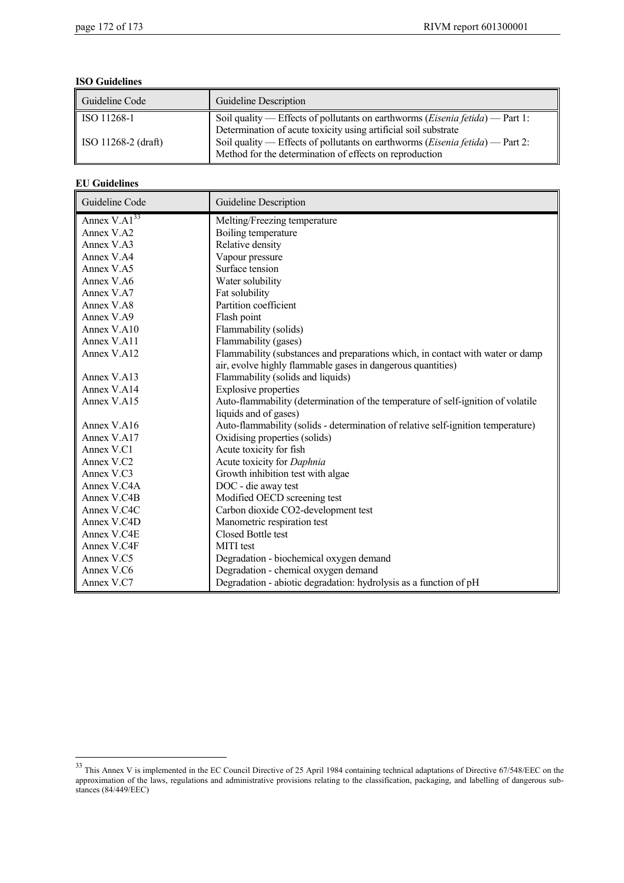**ISO Guidelines**

| Guideline Code | Guideline Description |
|---|---|
| ISO 11268-1 | Soil quality — Effects of pollutants on earthworms (*Eisenia fetida*) — Part 1: Determination of acute toxicity using artificial soil substrate |
| ISO 11268-2 (draft) | Soil quality — Effects of pollutants on earthworms (*Eisenia fetida*) — Part 2: Method for the determination of effects on reproduction |

**EU Guidelines**

| Guideline Code | Guideline Description |
|---|---|
| Annex V.A1[33] | Melting/Freezing temperature |
| Annex V.A2 | Boiling temperature |
| Annex V.A3 | Relative density |
| Annex V.A4 | Vapour pressure |
| Annex V.A5 | Surface tension |
| Annex V.A6 | Water solubility |
| Annex V.A7 | Fat solubility |
| Annex V.A8 | Partition coefficient |
| Annex V.A9 | Flash point |
| Annex V.A10 | Flammability (solids) |
| Annex V.A11 | Flammability (gases) |
| Annex V.A12 | Flammability (substances and preparations which, in contact with water or damp air, evolve highly flammable gases in dangerous quantities) |
| Annex V.A13 | Flammability (solids and liquids) |
| Annex V.A14 | Explosive properties |
| Annex V.A15 | Auto-flammability (determination of the temperature of self-ignition of volatile liquids and of gases) |
| Annex V.A16 | Auto-flammability (solids - determination of relative self-ignition temperature) |
| Annex V.A17 | Oxidising properties (solids) |
| Annex V.C1 | Acute toxicity for fish |
| Annex V.C2 | Acute toxicity for *Daphnia* |
| Annex V.C3 | Growth inhibition test with algae |
| Annex V.C4A | DOC - die away test |
| Annex V.C4B | Modified OECD screening test |
| Annex V.C4C | Carbon dioxide CO2-development test |
| Annex V.C4D | Manometric respiration test |
| Annex V.C4E | Closed Bottle test |
| Annex V.C4F | MITI test |
| Annex V.C5 | Degradation - biochemical oxygen demand |
| Annex V.C6 | Degradation - chemical oxygen demand |
| Annex V.C7 | Degradation - abiotic degradation: hydrolysis as a function of pH |

[33] This Annex V is implemented in the EC Council Directive of 25 April 1984 containing technical adaptations of Directive 67/548/EEC on the approximation of the laws, regulations and administrative provisions relating to the classification, packaging, and labelling of dangerous substances (84/449/EEC)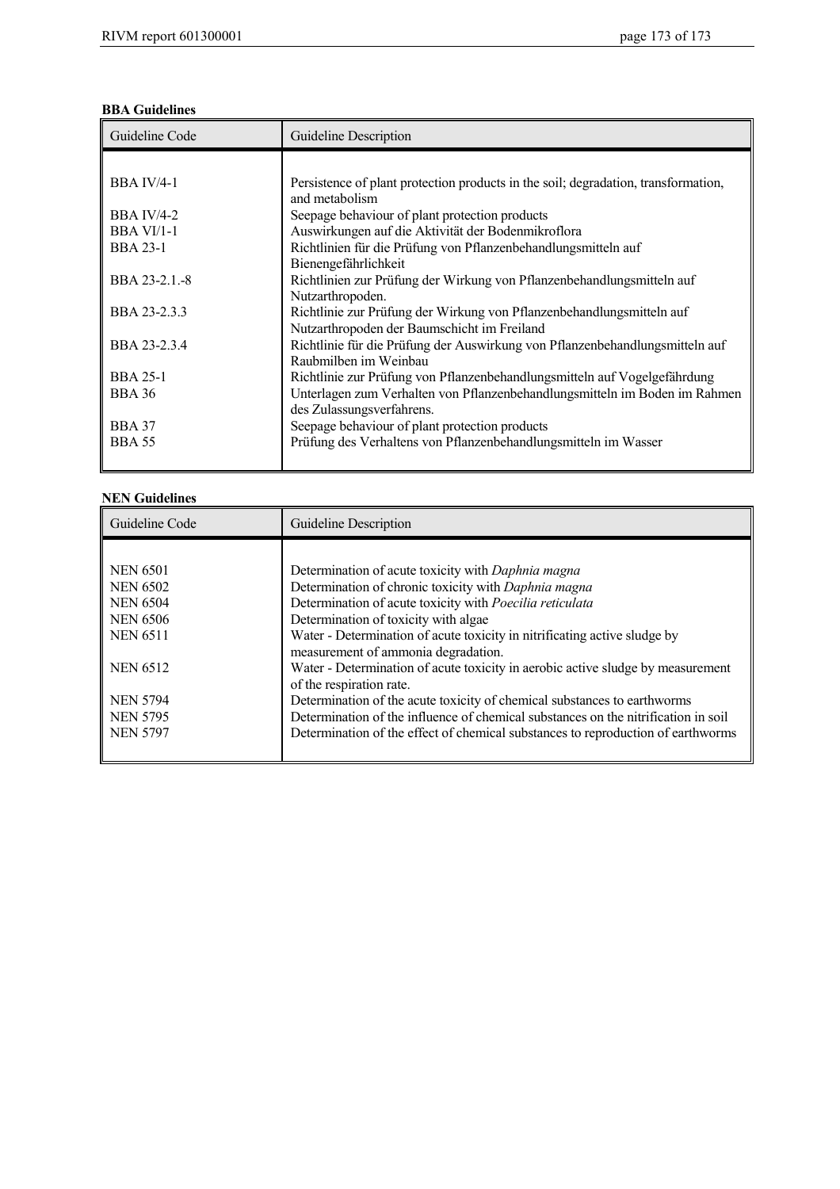**BBA Guidelines**

| Guideline Code | Guideline Description |
|---|---|
| BBA IV/4-1 | Persistence of plant protection products in the soil; degradation, transformation, and metabolism |
| BBA IV/4-2 | Seepage behaviour of plant protection products |
| BBA VI/1-1 | Auswirkungen auf die Aktivität der Bodenmikroflora |
| BBA 23-1 | Richtlinien für die Prüfung von Pflanzenbehandlungsmitteln auf Bienengefährlichkeit |
| BBA 23-2.1.-8 | Richtlinien zur Prüfung der Wirkung von Pflanzenbehandlungsmitteln auf Nutzarthropoden. |
| BBA 23-2.3.3 | Richtlinie zur Prüfung der Wirkung von Pflanzenbehandlungsmitteln auf Nutzarthropoden der Baumschicht im Freiland |
| BBA 23-2.3.4 | Richtlinie für die Prüfung der Auswirkung von Pflanzenbehandlungsmitteln auf Raubmilben im Weinbau |
| BBA 25-1 | Richtlinie zur Prüfung von Pflanzenbehandlungsmitteln auf Vogelgefährdung |
| BBA 36 | Unterlagen zum Verhalten von Pflanzenbehandlungsmitteln im Boden im Rahmen des Zulassungsverfahrens. |
| BBA 37 | Seepage behaviour of plant protection products |
| BBA 55 | Prüfung des Verhaltens von Pflanzenbehandlungsmitteln im Wasser |

**NEN Guidelines**

| Guideline Code | Guideline Description |
|---|---|
| NEN 6501 | Determination of acute toxicity with *Daphnia magna* |
| NEN 6502 | Determination of chronic toxicity with *Daphnia magna* |
| NEN 6504 | Determination of acute toxicity with *Poecilia reticulata* |
| NEN 6506 | Determination of toxicity with algae |
| NEN 6511 | Water - Determination of acute toxicity in nitrificating active sludge by measurement of ammonia degradation. |
| NEN 6512 | Water - Determination of acute toxicity in aerobic active sludge by measurement of the respiration rate. |
| NEN 5794 | Determination of the acute toxicity of chemical substances to earthworms |
| NEN 5795 | Determination of the influence of chemical substances on the nitrification in soil |
| NEN 5797 | Determination of the effect of chemical substances to reproduction of earthworms |